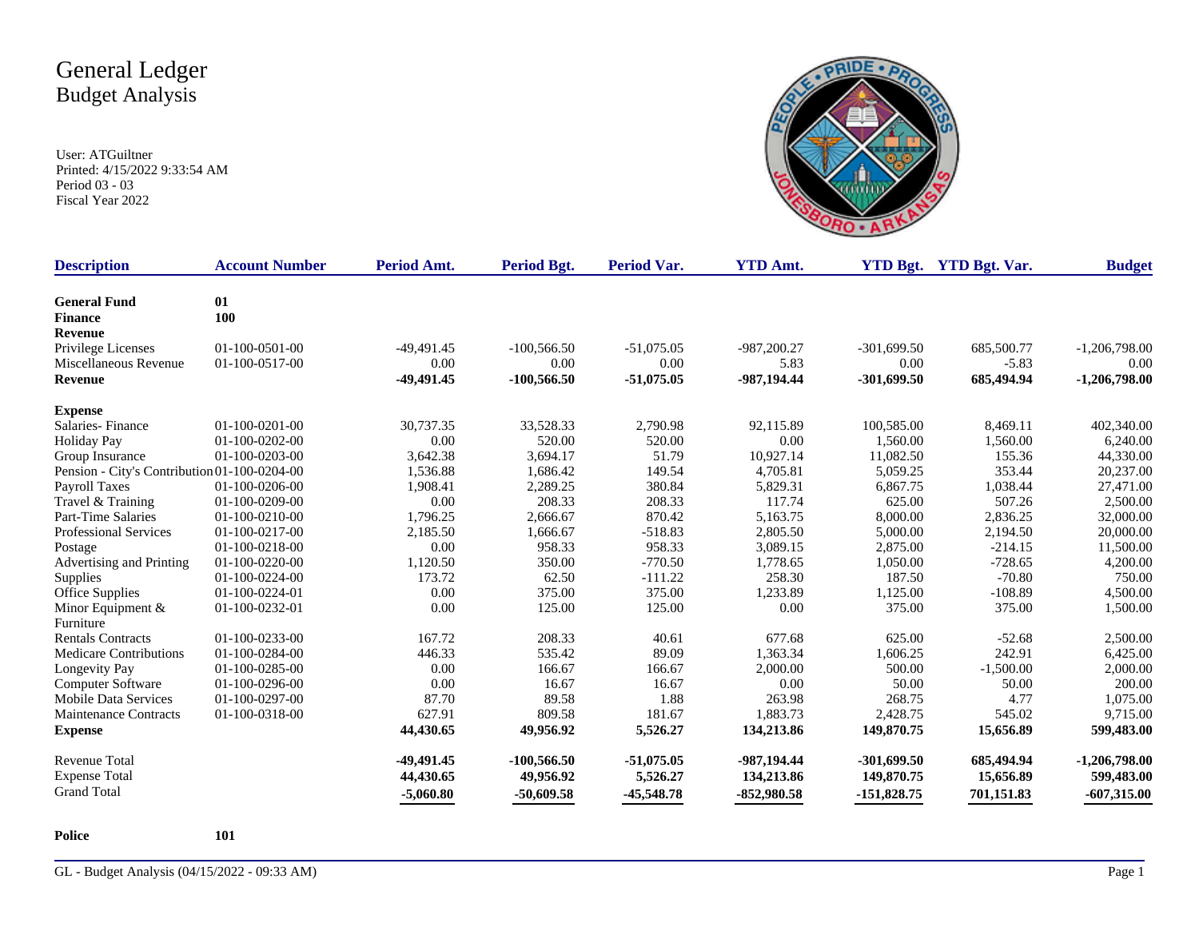# General Ledger
## Budget Analysis

User: ATGuiltner
Printed: 4/15/2022 9:33:54 AM
Period 03 - 03
Fiscal Year 2022

| Description | Account Number | Period Amt. | Period Bgt. | Period Var. | YTD Amt. | YTD Bgt. | YTD Bgt. Var. | Budget |
|---|---|---|---|---|---|---|---|---|
| **General Fund** | **01** | | | | | | | |
| **Finance** | **100** | | | | | | | |
| **Revenue** | | | | | | | | |
| Privilege Licenses | 01-100-0501-00 | -49,491.45 | -100,566.50 | -51,075.05 | -987,200.27 | -301,699.50 | 685,500.77 | -1,206,798.00 |
| Miscellaneous Revenue | 01-100-0517-00 | 0.00 | 0.00 | 0.00 | 5.83 | 0.00 | -5.83 | 0.00 |
| **Revenue** | | **-49,491.45** | **-100,566.50** | **-51,075.05** | **-987,194.44** | **-301,699.50** | **685,494.94** | **-1,206,798.00** |
| **Expense** | | | | | | | | |
| Salaries- Finance | 01-100-0201-00 | 30,737.35 | 33,528.33 | 2,790.98 | 92,115.89 | 100,585.00 | 8,469.11 | 402,340.00 |
| Holiday Pay | 01-100-0202-00 | 0.00 | 520.00 | 520.00 | 0.00 | 1,560.00 | 1,560.00 | 6,240.00 |
| Group Insurance | 01-100-0203-00 | 3,642.38 | 3,694.17 | 51.79 | 10,927.14 | 11,082.50 | 155.36 | 44,330.00 |
| Pension - City's Contribution | 01-100-0204-00 | 1,536.88 | 1,686.42 | 149.54 | 4,705.81 | 5,059.25 | 353.44 | 20,237.00 |
| Payroll Taxes | 01-100-0206-00 | 1,908.41 | 2,289.25 | 380.84 | 5,829.31 | 6,867.75 | 1,038.44 | 27,471.00 |
| Travel & Training | 01-100-0209-00 | 0.00 | 208.33 | 208.33 | 117.74 | 625.00 | 507.26 | 2,500.00 |
| Part-Time Salaries | 01-100-0210-00 | 1,796.25 | 2,666.67 | 870.42 | 5,163.75 | 8,000.00 | 2,836.25 | 32,000.00 |
| Professional Services | 01-100-0217-00 | 2,185.50 | 1,666.67 | -518.83 | 2,805.50 | 5,000.00 | 2,194.50 | 20,000.00 |
| Postage | 01-100-0218-00 | 0.00 | 958.33 | 958.33 | 3,089.15 | 2,875.00 | -214.15 | 11,500.00 |
| Advertising and Printing | 01-100-0220-00 | 1,120.50 | 350.00 | -770.50 | 1,778.65 | 1,050.00 | -728.65 | 4,200.00 |
| Supplies | 01-100-0224-00 | 173.72 | 62.50 | -111.22 | 258.30 | 187.50 | -70.80 | 750.00 |
| Office Supplies | 01-100-0224-01 | 0.00 | 375.00 | 375.00 | 1,233.89 | 1,125.00 | -108.89 | 4,500.00 |
| Minor Equipment & Furniture | 01-100-0232-01 | 0.00 | 125.00 | 125.00 | 0.00 | 375.00 | 375.00 | 1,500.00 |
| Rentals Contracts | 01-100-0233-00 | 167.72 | 208.33 | 40.61 | 677.68 | 625.00 | -52.68 | 2,500.00 |
| Medicare Contributions | 01-100-0284-00 | 446.33 | 535.42 | 89.09 | 1,363.34 | 1,606.25 | 242.91 | 6,425.00 |
| Longevity Pay | 01-100-0285-00 | 0.00 | 166.67 | 166.67 | 2,000.00 | 500.00 | -1,500.00 | 2,000.00 |
| Computer Software | 01-100-0296-00 | 0.00 | 16.67 | 16.67 | 0.00 | 50.00 | 50.00 | 200.00 |
| Mobile Data Services | 01-100-0297-00 | 87.70 | 89.58 | 1.88 | 263.98 | 268.75 | 4.77 | 1,075.00 |
| Maintenance Contracts | 01-100-0318-00 | 627.91 | 809.58 | 181.67 | 1,883.73 | 2,428.75 | 545.02 | 9,715.00 |
| **Expense** | | **44,430.65** | **49,956.92** | **5,526.27** | **134,213.86** | **149,870.75** | **15,656.89** | **599,483.00** |
| Revenue Total | | **-49,491.45** | **-100,566.50** | **-51,075.05** | **-987,194.44** | **-301,699.50** | **685,494.94** | **-1,206,798.00** |
| Expense Total | | **44,430.65** | **49,956.92** | **5,526.27** | **134,213.86** | **149,870.75** | **15,656.89** | **599,483.00** |
| Grand Total | | **-5,060.80** | **-50,609.58** | **-45,548.78** | **-852,980.58** | **-151,828.75** | **701,151.83** | **-607,315.00** |

**Police** **101**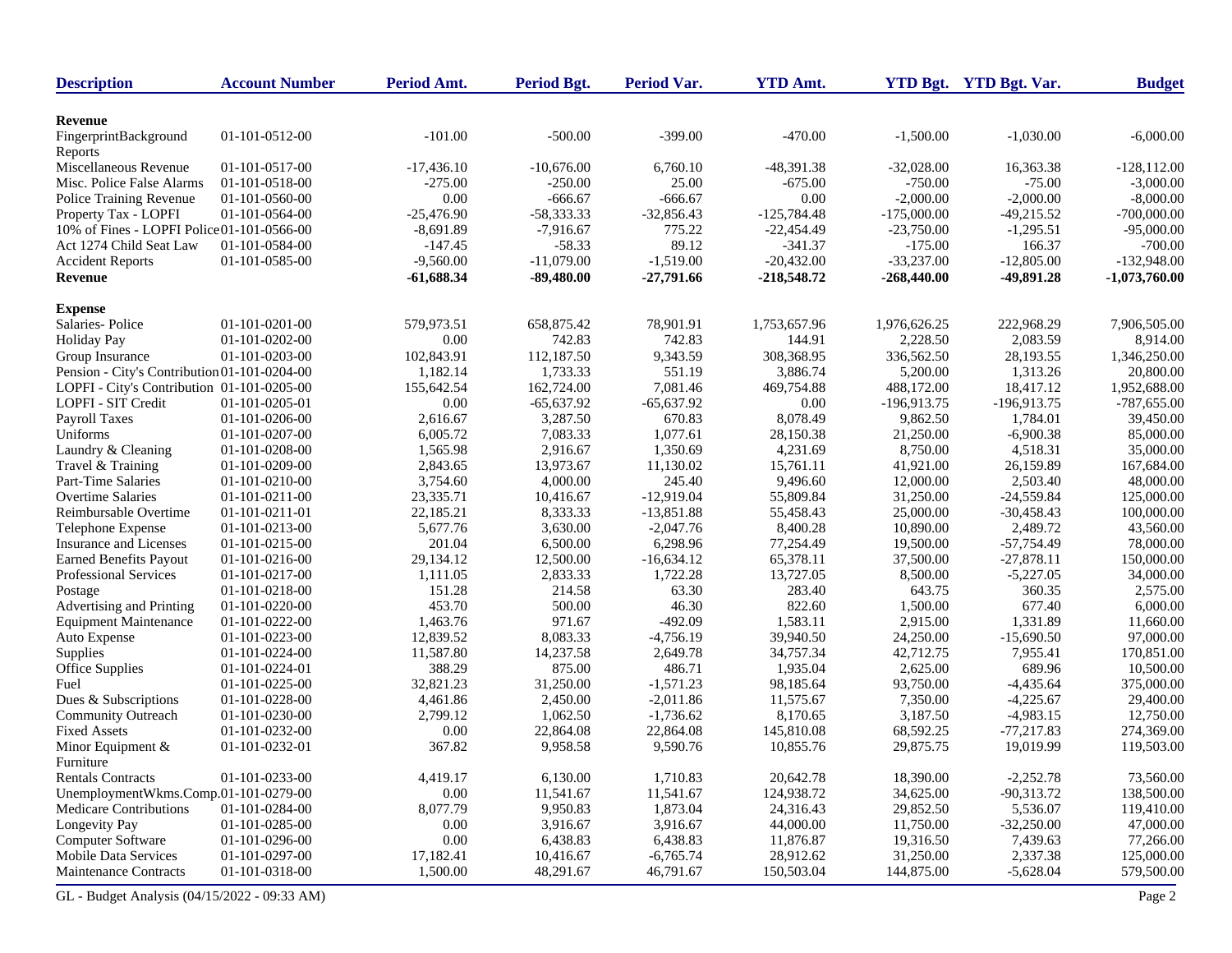| Description | Account Number | Period Amt. | Period Bgt. | Period Var. | YTD Amt. | YTD Bgt. | YTD Bgt. Var. | Budget |
|---|---|---|---|---|---|---|---|---|
| **Revenue** | | | | | | | | |
| FingerprintBackground Reports | 01-101-0512-00 | -101.00 | -500.00 | -399.00 | -470.00 | -1,500.00 | -1,030.00 | -6,000.00 |
| Miscellaneous Revenue | 01-101-0517-00 | -17,436.10 | -10,676.00 | 6,760.10 | -48,391.38 | -32,028.00 | 16,363.38 | -128,112.00 |
| Misc. Police False Alarms | 01-101-0518-00 | -275.00 | -250.00 | 25.00 | -675.00 | -750.00 | -75.00 | -3,000.00 |
| Police Training Revenue | 01-101-0560-00 | 0.00 | -666.67 | -666.67 | 0.00 | -2,000.00 | -2,000.00 | -8,000.00 |
| Property Tax - LOPFI | 01-101-0564-00 | -25,476.90 | -58,333.33 | -32,856.43 | -125,784.48 | -175,000.00 | -49,215.52 | -700,000.00 |
| 10% of Fines - LOPFI Police | 01-101-0566-00 | -8,691.89 | -7,916.67 | 775.22 | -22,454.49 | -23,750.00 | -1,295.51 | -95,000.00 |
| Act 1274 Child Seat Law | 01-101-0584-00 | -147.45 | -58.33 | 89.12 | -341.37 | -175.00 | 166.37 | -700.00 |
| Accident Reports | 01-101-0585-00 | -9,560.00 | -11,079.00 | -1,519.00 | -20,432.00 | -33,237.00 | -12,805.00 | -132,948.00 |
| **Revenue** | | **-61,688.34** | **-89,480.00** | **-27,791.66** | **-218,548.72** | **-268,440.00** | **-49,891.28** | **-1,073,760.00** |
| **Expense** | | | | | | | | |
| Salaries- Police | 01-101-0201-00 | 579,973.51 | 658,875.42 | 78,901.91 | 1,753,657.96 | 1,976,626.25 | 222,968.29 | 7,906,505.00 |
| Holiday Pay | 01-101-0202-00 | 0.00 | 742.83 | 742.83 | 144.91 | 2,228.50 | 2,083.59 | 8,914.00 |
| Group Insurance | 01-101-0203-00 | 102,843.91 | 112,187.50 | 9,343.59 | 308,368.95 | 336,562.50 | 28,193.55 | 1,346,250.00 |
| Pension - City's Contribution | 01-101-0204-00 | 1,182.14 | 1,733.33 | 551.19 | 3,886.74 | 5,200.00 | 1,313.26 | 20,800.00 |
| LOPFI - City's Contribution | 01-101-0205-00 | 155,642.54 | 162,724.00 | 7,081.46 | 469,754.88 | 488,172.00 | 18,417.12 | 1,952,688.00 |
| LOPFI - SIT Credit | 01-101-0205-01 | 0.00 | -65,637.92 | -65,637.92 | 0.00 | -196,913.75 | -196,913.75 | -787,655.00 |
| Payroll Taxes | 01-101-0206-00 | 2,616.67 | 3,287.50 | 670.83 | 8,078.49 | 9,862.50 | 1,784.01 | 39,450.00 |
| Uniforms | 01-101-0207-00 | 6,005.72 | 7,083.33 | 1,077.61 | 28,150.38 | 21,250.00 | -6,900.38 | 85,000.00 |
| Laundry & Cleaning | 01-101-0208-00 | 1,565.98 | 2,916.67 | 1,350.69 | 4,231.69 | 8,750.00 | 4,518.31 | 35,000.00 |
| Travel & Training | 01-101-0209-00 | 2,843.65 | 13,973.67 | 11,130.02 | 15,761.11 | 41,921.00 | 26,159.89 | 167,684.00 |
| Part-Time Salaries | 01-101-0210-00 | 3,754.60 | 4,000.00 | 245.40 | 9,496.60 | 12,000.00 | 2,503.40 | 48,000.00 |
| Overtime Salaries | 01-101-0211-00 | 23,335.71 | 10,416.67 | -12,919.04 | 55,809.84 | 31,250.00 | -24,559.84 | 125,000.00 |
| Reimbursable Overtime | 01-101-0211-01 | 22,185.21 | 8,333.33 | -13,851.88 | 55,458.43 | 25,000.00 | -30,458.43 | 100,000.00 |
| Telephone Expense | 01-101-0213-00 | 5,677.76 | 3,630.00 | -2,047.76 | 8,400.28 | 10,890.00 | 2,489.72 | 43,560.00 |
| Insurance and Licenses | 01-101-0215-00 | 201.04 | 6,500.00 | 6,298.96 | 77,254.49 | 19,500.00 | -57,754.49 | 78,000.00 |
| Earned Benefits Payout | 01-101-0216-00 | 29,134.12 | 12,500.00 | -16,634.12 | 65,378.11 | 37,500.00 | -27,878.11 | 150,000.00 |
| Professional Services | 01-101-0217-00 | 1,111.05 | 2,833.33 | 1,722.28 | 13,727.05 | 8,500.00 | -5,227.05 | 34,000.00 |
| Postage | 01-101-0218-00 | 151.28 | 214.58 | 63.30 | 283.40 | 643.75 | 360.35 | 2,575.00 |
| Advertising and Printing | 01-101-0220-00 | 453.70 | 500.00 | 46.30 | 822.60 | 1,500.00 | 677.40 | 6,000.00 |
| Equipment Maintenance | 01-101-0222-00 | 1,463.76 | 971.67 | -492.09 | 1,583.11 | 2,915.00 | 1,331.89 | 11,660.00 |
| Auto Expense | 01-101-0223-00 | 12,839.52 | 8,083.33 | -4,756.19 | 39,940.50 | 24,250.00 | -15,690.50 | 97,000.00 |
| Supplies | 01-101-0224-00 | 11,587.80 | 14,237.58 | 2,649.78 | 34,757.34 | 42,712.75 | 7,955.41 | 170,851.00 |
| Office Supplies | 01-101-0224-01 | 388.29 | 875.00 | 486.71 | 1,935.04 | 2,625.00 | 689.96 | 10,500.00 |
| Fuel | 01-101-0225-00 | 32,821.23 | 31,250.00 | -1,571.23 | 98,185.64 | 93,750.00 | -4,435.64 | 375,000.00 |
| Dues & Subscriptions | 01-101-0228-00 | 4,461.86 | 2,450.00 | -2,011.86 | 11,575.67 | 7,350.00 | -4,225.67 | 29,400.00 |
| Community Outreach | 01-101-0230-00 | 2,799.12 | 1,062.50 | -1,736.62 | 8,170.65 | 3,187.50 | -4,983.15 | 12,750.00 |
| Fixed Assets | 01-101-0232-00 | 0.00 | 22,864.08 | 22,864.08 | 145,810.08 | 68,592.25 | -77,217.83 | 274,369.00 |
| Minor Equipment & Furniture | 01-101-0232-01 | 367.82 | 9,958.58 | 9,590.76 | 10,855.76 | 29,875.75 | 19,019.99 | 119,503.00 |
| Rentals Contracts | 01-101-0233-00 | 4,419.17 | 6,130.00 | 1,710.83 | 20,642.78 | 18,390.00 | -2,252.78 | 73,560.00 |
| UnemploymentWkms.Comp. | 01-101-0279-00 | 0.00 | 11,541.67 | 11,541.67 | 124,938.72 | 34,625.00 | -90,313.72 | 138,500.00 |
| Medicare Contributions | 01-101-0284-00 | 8,077.79 | 9,950.83 | 1,873.04 | 24,316.43 | 29,852.50 | 5,536.07 | 119,410.00 |
| Longevity Pay | 01-101-0285-00 | 0.00 | 3,916.67 | 3,916.67 | 44,000.00 | 11,750.00 | -32,250.00 | 47,000.00 |
| Computer Software | 01-101-0296-00 | 0.00 | 6,438.83 | 6,438.83 | 11,876.87 | 19,316.50 | 7,439.63 | 77,266.00 |
| Mobile Data Services | 01-101-0297-00 | 17,182.41 | 10,416.67 | -6,765.74 | 28,912.62 | 31,250.00 | 2,337.38 | 125,000.00 |
| Maintenance Contracts | 01-101-0318-00 | 1,500.00 | 48,291.67 | 46,791.67 | 150,503.04 | 144,875.00 | -5,628.04 | 579,500.00 |

GL - Budget Analysis (04/15/2022 - 09:33 AM)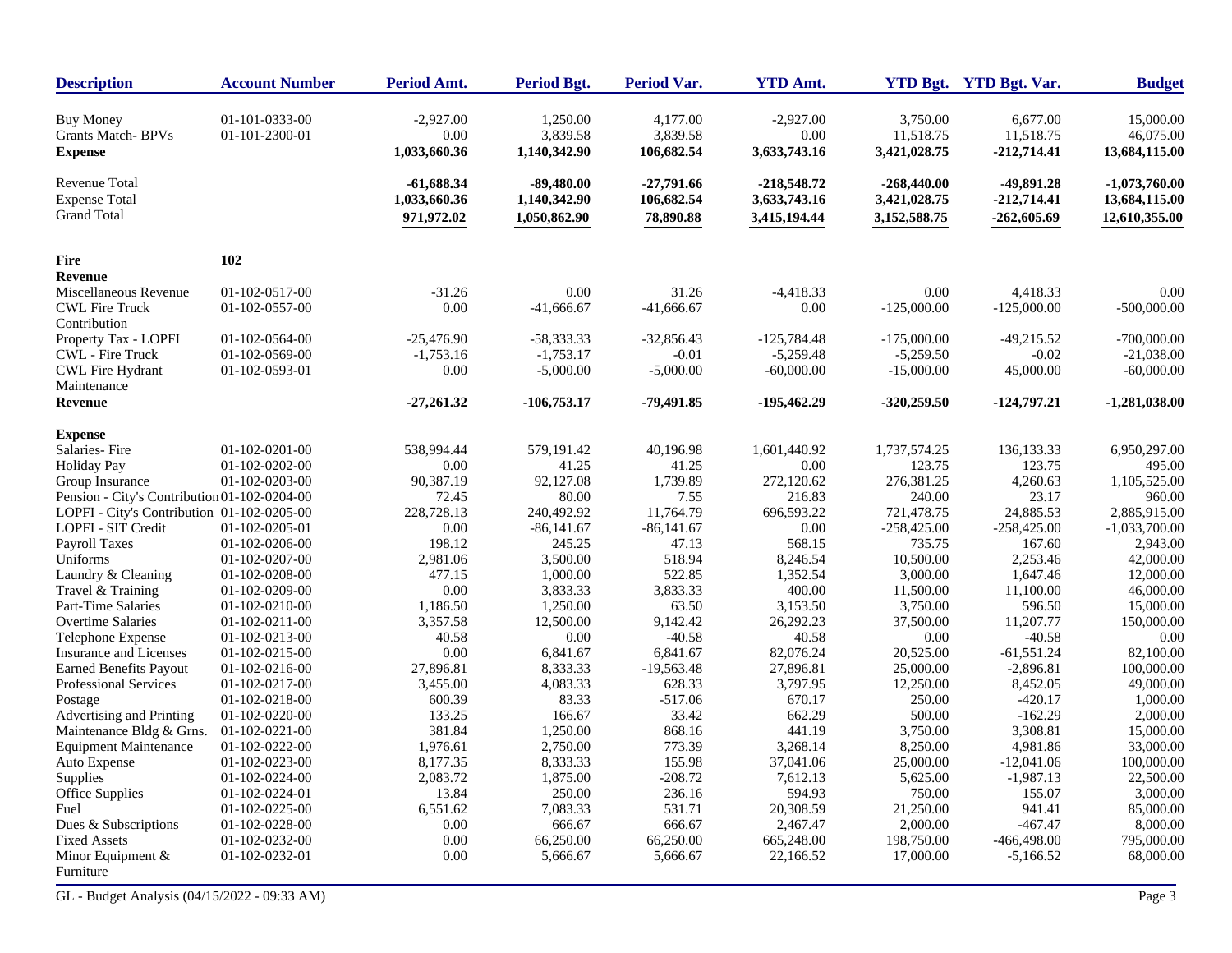| Description | Account Number | Period Amt. | Period Bgt. | Period Var. | YTD Amt. | YTD Bgt. | YTD Bgt. Var. | Budget |
|---|---|---|---|---|---|---|---|---|
| Buy Money | 01-101-0333-00 | -2,927.00 | 1,250.00 | 4,177.00 | -2,927.00 | 3,750.00 | 6,677.00 | 15,000.00 |
| Grants Match- BPVs | 01-101-2300-01 | 0.00 | 3,839.58 | 3,839.58 | 0.00 | 11,518.75 | 11,518.75 | 46,075.00 |
| **Expense** | | **1,033,660.36** | **1,140,342.90** | **106,682.54** | **3,633,743.16** | **3,421,028.75** | **-212,714.41** | **13,684,115.00** |
| Revenue Total | | **-61,688.34** | **-89,480.00** | **-27,791.66** | **-218,548.72** | **-268,440.00** | **-49,891.28** | **-1,073,760.00** |
| Expense Total | | **1,033,660.36** | **1,140,342.90** | **106,682.54** | **3,633,743.16** | **3,421,028.75** | **-212,714.41** | **13,684,115.00** |
| Grand Total | | **971,972.02** | **1,050,862.90** | **78,890.88** | **3,415,194.44** | **3,152,588.75** | **-262,605.69** | **12,610,355.00** |
| **Fire** | **102** | | | | | | | |
| **Revenue** | | | | | | | | |
| Miscellaneous Revenue | 01-102-0517-00 | -31.26 | 0.00 | 31.26 | -4,418.33 | 0.00 | 4,418.33 | 0.00 |
| CWL Fire Truck Contribution | 01-102-0557-00 | 0.00 | -41,666.67 | -41,666.67 | 0.00 | -125,000.00 | -125,000.00 | -500,000.00 |
| Property Tax - LOPFI | 01-102-0564-00 | -25,476.90 | -58,333.33 | -32,856.43 | -125,784.48 | -175,000.00 | -49,215.52 | -700,000.00 |
| CWL - Fire Truck | 01-102-0569-00 | -1,753.16 | -1,753.17 | -0.01 | -5,259.48 | -5,259.50 | -0.02 | -21,038.00 |
| CWL Fire Hydrant Maintenance | 01-102-0593-01 | 0.00 | -5,000.00 | -5,000.00 | -60,000.00 | -15,000.00 | 45,000.00 | -60,000.00 |
| **Revenue** | | **-27,261.32** | **-106,753.17** | **-79,491.85** | **-195,462.29** | **-320,259.50** | **-124,797.21** | **-1,281,038.00** |
| **Expense** | | | | | | | | |
| Salaries- Fire | 01-102-0201-00 | 538,994.44 | 579,191.42 | 40,196.98 | 1,601,440.92 | 1,737,574.25 | 136,133.33 | 6,950,297.00 |
| Holiday Pay | 01-102-0202-00 | 0.00 | 41.25 | 41.25 | 0.00 | 123.75 | 123.75 | 495.00 |
| Group Insurance | 01-102-0203-00 | 90,387.19 | 92,127.08 | 1,739.89 | 272,120.62 | 276,381.25 | 4,260.63 | 1,105,525.00 |
| Pension - City's Contribution | 01-102-0204-00 | 72.45 | 80.00 | 7.55 | 216.83 | 240.00 | 23.17 | 960.00 |
| LOPFI - City's Contribution | 01-102-0205-00 | 228,728.13 | 240,492.92 | 11,764.79 | 696,593.22 | 721,478.75 | 24,885.53 | 2,885,915.00 |
| LOPFI - SIT Credit | 01-102-0205-01 | 0.00 | -86,141.67 | -86,141.67 | 0.00 | -258,425.00 | -258,425.00 | -1,033,700.00 |
| Payroll Taxes | 01-102-0206-00 | 198.12 | 245.25 | 47.13 | 568.15 | 735.75 | 167.60 | 2,943.00 |
| Uniforms | 01-102-0207-00 | 2,981.06 | 3,500.00 | 518.94 | 8,246.54 | 10,500.00 | 2,253.46 | 42,000.00 |
| Laundry & Cleaning | 01-102-0208-00 | 477.15 | 1,000.00 | 522.85 | 1,352.54 | 3,000.00 | 1,647.46 | 12,000.00 |
| Travel & Training | 01-102-0209-00 | 0.00 | 3,833.33 | 3,833.33 | 400.00 | 11,500.00 | 11,100.00 | 46,000.00 |
| Part-Time Salaries | 01-102-0210-00 | 1,186.50 | 1,250.00 | 63.50 | 3,153.50 | 3,750.00 | 596.50 | 15,000.00 |
| Overtime Salaries | 01-102-0211-00 | 3,357.58 | 12,500.00 | 9,142.42 | 26,292.23 | 37,500.00 | 11,207.77 | 150,000.00 |
| Telephone Expense | 01-102-0213-00 | 40.58 | 0.00 | -40.58 | 40.58 | 0.00 | -40.58 | 0.00 |
| Insurance and Licenses | 01-102-0215-00 | 0.00 | 6,841.67 | 6,841.67 | 82,076.24 | 20,525.00 | -61,551.24 | 82,100.00 |
| Earned Benefits Payout | 01-102-0216-00 | 27,896.81 | 8,333.33 | -19,563.48 | 27,896.81 | 25,000.00 | -2,896.81 | 100,000.00 |
| Professional Services | 01-102-0217-00 | 3,455.00 | 4,083.33 | 628.33 | 3,797.95 | 12,250.00 | 8,452.05 | 49,000.00 |
| Postage | 01-102-0218-00 | 600.39 | 83.33 | -517.06 | 670.17 | 250.00 | -420.17 | 1,000.00 |
| Advertising and Printing | 01-102-0220-00 | 133.25 | 166.67 | 33.42 | 662.29 | 500.00 | -162.29 | 2,000.00 |
| Maintenance Bldg & Grns. | 01-102-0221-00 | 381.84 | 1,250.00 | 868.16 | 441.19 | 3,750.00 | 3,308.81 | 15,000.00 |
| Equipment Maintenance | 01-102-0222-00 | 1,976.61 | 2,750.00 | 773.39 | 3,268.14 | 8,250.00 | 4,981.86 | 33,000.00 |
| Auto Expense | 01-102-0223-00 | 8,177.35 | 8,333.33 | 155.98 | 37,041.06 | 25,000.00 | -12,041.06 | 100,000.00 |
| Supplies | 01-102-0224-00 | 2,083.72 | 1,875.00 | -208.72 | 7,612.13 | 5,625.00 | -1,987.13 | 22,500.00 |
| Office Supplies | 01-102-0224-01 | 13.84 | 250.00 | 236.16 | 594.93 | 750.00 | 155.07 | 3,000.00 |
| Fuel | 01-102-0225-00 | 6,551.62 | 7,083.33 | 531.71 | 20,308.59 | 21,250.00 | 941.41 | 85,000.00 |
| Dues & Subscriptions | 01-102-0228-00 | 0.00 | 666.67 | 666.67 | 2,467.47 | 2,000.00 | -467.47 | 8,000.00 |
| Fixed Assets | 01-102-0232-00 | 0.00 | 66,250.00 | 66,250.00 | 665,248.00 | 198,750.00 | -466,498.00 | 795,000.00 |
| Minor Equipment & Furniture | 01-102-0232-01 | 0.00 | 5,666.67 | 5,666.67 | 22,166.52 | 17,000.00 | -5,166.52 | 68,000.00 |

GL - Budget Analysis (04/15/2022 - 09:33 AM)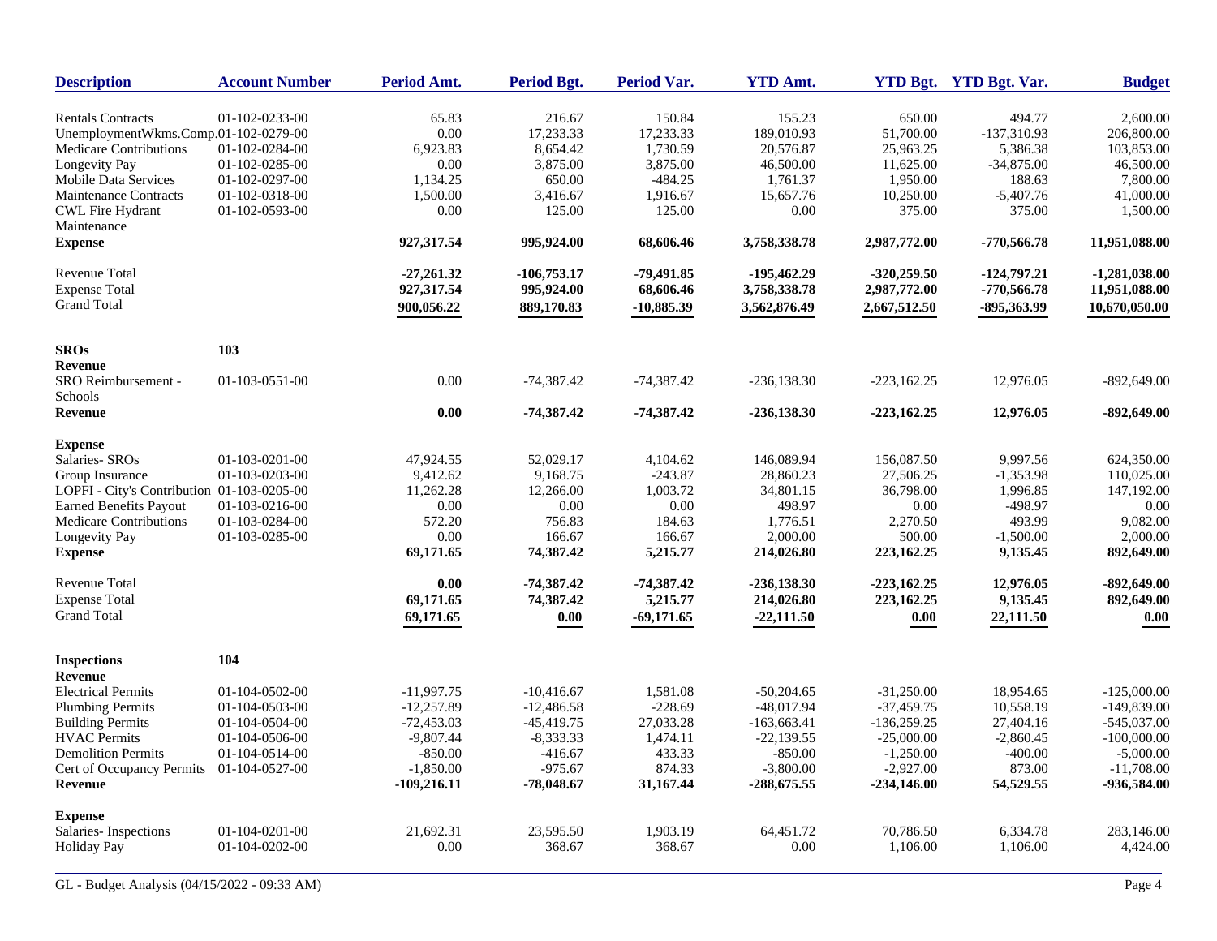| Description | Account Number | Period Amt. | Period Bgt. | Period Var. | YTD Amt. | YTD Bgt. | YTD Bgt. Var. | Budget |
|---|---|---|---|---|---|---|---|---|
| Rentals Contracts | 01-102-0233-00 | 65.83 | 216.67 | 150.84 | 155.23 | 650.00 | 494.77 | 2,600.00 |
| UnemploymentWkms.Comp. | 01-102-0279-00 | 0.00 | 17,233.33 | 17,233.33 | 189,010.93 | 51,700.00 | -137,310.93 | 206,800.00 |
| Medicare Contributions | 01-102-0284-00 | 6,923.83 | 8,654.42 | 1,730.59 | 20,576.87 | 25,963.25 | 5,386.38 | 103,853.00 |
| Longevity Pay | 01-102-0285-00 | 0.00 | 3,875.00 | 3,875.00 | 46,500.00 | 11,625.00 | -34,875.00 | 46,500.00 |
| Mobile Data Services | 01-102-0297-00 | 1,134.25 | 650.00 | -484.25 | 1,761.37 | 1,950.00 | 188.63 | 7,800.00 |
| Maintenance Contracts | 01-102-0318-00 | 1,500.00 | 3,416.67 | 1,916.67 | 15,657.76 | 10,250.00 | -5,407.76 | 41,000.00 |
| CWL Fire Hydrant Maintenance | 01-102-0593-00 | 0.00 | 125.00 | 125.00 | 0.00 | 375.00 | 375.00 | 1,500.00 |
| **Expense** | | **927,317.54** | **995,924.00** | **68,606.46** | **3,758,338.78** | **2,987,772.00** | **-770,566.78** | **11,951,088.00** |
| Revenue Total | | **-27,261.32** | **-106,753.17** | **-79,491.85** | **-195,462.29** | **-320,259.50** | **-124,797.21** | **-1,281,038.00** |
| Expense Total | | **927,317.54** | **995,924.00** | **68,606.46** | **3,758,338.78** | **2,987,772.00** | **-770,566.78** | **11,951,088.00** |
| Grand Total | | **900,056.22** | **889,170.83** | **-10,885.39** | **3,562,876.49** | **2,667,512.50** | **-895,363.99** | **10,670,050.00** |
| **SROs** | **103** | | | | | | | |
| **Revenue** | | | | | | | | |
| SRO Reimbursement - Schools | 01-103-0551-00 | 0.00 | -74,387.42 | -74,387.42 | -236,138.30 | -223,162.25 | 12,976.05 | -892,649.00 |
| **Revenue** | | **0.00** | **-74,387.42** | **-74,387.42** | **-236,138.30** | **-223,162.25** | **12,976.05** | **-892,649.00** |
| **Expense** | | | | | | | | |
| Salaries- SROs | 01-103-0201-00 | 47,924.55 | 52,029.17 | 4,104.62 | 146,089.94 | 156,087.50 | 9,997.56 | 624,350.00 |
| Group Insurance | 01-103-0203-00 | 9,412.62 | 9,168.75 | -243.87 | 28,860.23 | 27,506.25 | -1,353.98 | 110,025.00 |
| LOPFI - City's Contribution | 01-103-0205-00 | 11,262.28 | 12,266.00 | 1,003.72 | 34,801.15 | 36,798.00 | 1,996.85 | 147,192.00 |
| Earned Benefits Payout | 01-103-0216-00 | 0.00 | 0.00 | 0.00 | 498.97 | 0.00 | -498.97 | 0.00 |
| Medicare Contributions | 01-103-0284-00 | 572.20 | 756.83 | 184.63 | 1,776.51 | 2,270.50 | 493.99 | 9,082.00 |
| Longevity Pay | 01-103-0285-00 | 0.00 | 166.67 | 166.67 | 2,000.00 | 500.00 | -1,500.00 | 2,000.00 |
| **Expense** | | **69,171.65** | **74,387.42** | **5,215.77** | **214,026.80** | **223,162.25** | **9,135.45** | **892,649.00** |
| Revenue Total | | **0.00** | **-74,387.42** | **-74,387.42** | **-236,138.30** | **-223,162.25** | **12,976.05** | **-892,649.00** |
| Expense Total | | **69,171.65** | **74,387.42** | **5,215.77** | **214,026.80** | **223,162.25** | **9,135.45** | **892,649.00** |
| Grand Total | | **69,171.65** | **0.00** | **-69,171.65** | **-22,111.50** | **0.00** | **22,111.50** | **0.00** |
| **Inspections** | **104** | | | | | | | |
| **Revenue** | | | | | | | | |
| Electrical Permits | 01-104-0502-00 | -11,997.75 | -10,416.67 | 1,581.08 | -50,204.65 | -31,250.00 | 18,954.65 | -125,000.00 |
| Plumbing Permits | 01-104-0503-00 | -12,257.89 | -12,486.58 | -228.69 | -48,017.94 | -37,459.75 | 10,558.19 | -149,839.00 |
| Building Permits | 01-104-0504-00 | -72,453.03 | -45,419.75 | 27,033.28 | -163,663.41 | -136,259.25 | 27,404.16 | -545,037.00 |
| HVAC Permits | 01-104-0506-00 | -9,807.44 | -8,333.33 | 1,474.11 | -22,139.55 | -25,000.00 | -2,860.45 | -100,000.00 |
| Demolition Permits | 01-104-0514-00 | -850.00 | -416.67 | 433.33 | -850.00 | -1,250.00 | -400.00 | -5,000.00 |
| Cert of Occupancy Permits | 01-104-0527-00 | -1,850.00 | -975.67 | 874.33 | -3,800.00 | -2,927.00 | 873.00 | -11,708.00 |
| **Revenue** | | **-109,216.11** | **-78,048.67** | **31,167.44** | **-288,675.55** | **-234,146.00** | **54,529.55** | **-936,584.00** |
| **Expense** | | | | | | | | |
| Salaries- Inspections | 01-104-0201-00 | 21,692.31 | 23,595.50 | 1,903.19 | 64,451.72 | 70,786.50 | 6,334.78 | 283,146.00 |
| Holiday Pay | 01-104-0202-00 | 0.00 | 368.67 | 368.67 | 0.00 | 1,106.00 | 1,106.00 | 4,424.00 |

GL - Budget Analysis (04/15/2022 - 09:33 AM)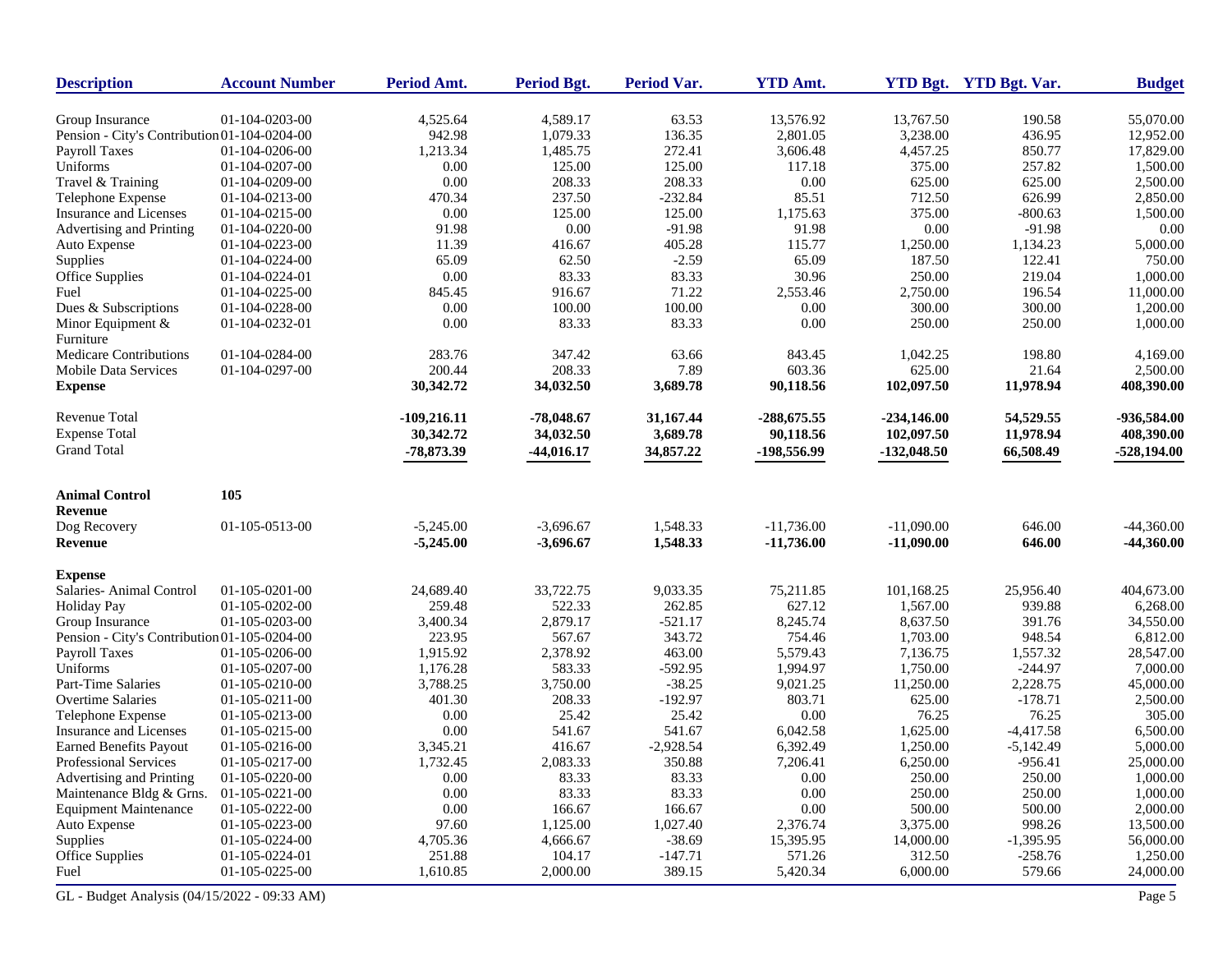| Description | Account Number | Period Amt. | Period Bgt. | Period Var. | YTD Amt. | YTD Bgt. | YTD Bgt. Var. | Budget |
|---|---|---|---|---|---|---|---|---|
| Group Insurance | 01-104-0203-00 | 4,525.64 | 4,589.17 | 63.53 | 13,576.92 | 13,767.50 | 190.58 | 55,070.00 |
| Pension - City's Contribution | 01-104-0204-00 | 942.98 | 1,079.33 | 136.35 | 2,801.05 | 3,238.00 | 436.95 | 12,952.00 |
| Payroll Taxes | 01-104-0206-00 | 1,213.34 | 1,485.75 | 272.41 | 3,606.48 | 4,457.25 | 850.77 | 17,829.00 |
| Uniforms | 01-104-0207-00 | 0.00 | 125.00 | 125.00 | 117.18 | 375.00 | 257.82 | 1,500.00 |
| Travel & Training | 01-104-0209-00 | 0.00 | 208.33 | 208.33 | 0.00 | 625.00 | 625.00 | 2,500.00 |
| Telephone Expense | 01-104-0213-00 | 470.34 | 237.50 | -232.84 | 85.51 | 712.50 | 626.99 | 2,850.00 |
| Insurance and Licenses | 01-104-0215-00 | 0.00 | 125.00 | 125.00 | 1,175.63 | 375.00 | -800.63 | 1,500.00 |
| Advertising and Printing | 01-104-0220-00 | 91.98 | 0.00 | -91.98 | 91.98 | 0.00 | -91.98 | 0.00 |
| Auto Expense | 01-104-0223-00 | 11.39 | 416.67 | 405.28 | 115.77 | 1,250.00 | 1,134.23 | 5,000.00 |
| Supplies | 01-104-0224-00 | 65.09 | 62.50 | -2.59 | 65.09 | 187.50 | 122.41 | 750.00 |
| Office Supplies | 01-104-0224-01 | 0.00 | 83.33 | 83.33 | 30.96 | 250.00 | 219.04 | 1,000.00 |
| Fuel | 01-104-0225-00 | 845.45 | 916.67 | 71.22 | 2,553.46 | 2,750.00 | 196.54 | 11,000.00 |
| Dues & Subscriptions | 01-104-0228-00 | 0.00 | 100.00 | 100.00 | 0.00 | 300.00 | 300.00 | 1,200.00 |
| Minor Equipment & Furniture | 01-104-0232-01 | 0.00 | 83.33 | 83.33 | 0.00 | 250.00 | 250.00 | 1,000.00 |
| Medicare Contributions | 01-104-0284-00 | 283.76 | 347.42 | 63.66 | 843.45 | 1,042.25 | 198.80 | 4,169.00 |
| Mobile Data Services | 01-104-0297-00 | 200.44 | 208.33 | 7.89 | 603.36 | 625.00 | 21.64 | 2,500.00 |
| **Expense** | | **30,342.72** | **34,032.50** | **3,689.78** | **90,118.56** | **102,097.50** | **11,978.94** | **408,390.00** |
| Revenue Total | | **-109,216.11** | **-78,048.67** | **31,167.44** | **-288,675.55** | **-234,146.00** | **54,529.55** | **-936,584.00** |
| Expense Total | | **30,342.72** | **34,032.50** | **3,689.78** | **90,118.56** | **102,097.50** | **11,978.94** | **408,390.00** |
| Grand Total | | **-78,873.39** | **-44,016.17** | **34,857.22** | **-198,556.99** | **-132,048.50** | **66,508.49** | **-528,194.00** |
| **Animal Control** | **105** | | | | | | | |
| **Revenue** | | | | | | | | |
| Dog Recovery | 01-105-0513-00 | -5,245.00 | -3,696.67 | 1,548.33 | -11,736.00 | -11,090.00 | 646.00 | -44,360.00 |
| **Revenue** | | **-5,245.00** | **-3,696.67** | **1,548.33** | **-11,736.00** | **-11,090.00** | **646.00** | **-44,360.00** |
| **Expense** | | | | | | | | |
| Salaries- Animal Control | 01-105-0201-00 | 24,689.40 | 33,722.75 | 9,033.35 | 75,211.85 | 101,168.25 | 25,956.40 | 404,673.00 |
| Holiday Pay | 01-105-0202-00 | 259.48 | 522.33 | 262.85 | 627.12 | 1,567.00 | 939.88 | 6,268.00 |
| Group Insurance | 01-105-0203-00 | 3,400.34 | 2,879.17 | -521.17 | 8,245.74 | 8,637.50 | 391.76 | 34,550.00 |
| Pension - City's Contribution | 01-105-0204-00 | 223.95 | 567.67 | 343.72 | 754.46 | 1,703.00 | 948.54 | 6,812.00 |
| Payroll Taxes | 01-105-0206-00 | 1,915.92 | 2,378.92 | 463.00 | 5,579.43 | 7,136.75 | 1,557.32 | 28,547.00 |
| Uniforms | 01-105-0207-00 | 1,176.28 | 583.33 | -592.95 | 1,994.97 | 1,750.00 | -244.97 | 7,000.00 |
| Part-Time Salaries | 01-105-0210-00 | 3,788.25 | 3,750.00 | -38.25 | 9,021.25 | 11,250.00 | 2,228.75 | 45,000.00 |
| Overtime Salaries | 01-105-0211-00 | 401.30 | 208.33 | -192.97 | 803.71 | 625.00 | -178.71 | 2,500.00 |
| Telephone Expense | 01-105-0213-00 | 0.00 | 25.42 | 25.42 | 0.00 | 76.25 | 76.25 | 305.00 |
| Insurance and Licenses | 01-105-0215-00 | 0.00 | 541.67 | 541.67 | 6,042.58 | 1,625.00 | -4,417.58 | 6,500.00 |
| Earned Benefits Payout | 01-105-0216-00 | 3,345.21 | 416.67 | -2,928.54 | 6,392.49 | 1,250.00 | -5,142.49 | 5,000.00 |
| Professional Services | 01-105-0217-00 | 1,732.45 | 2,083.33 | 350.88 | 7,206.41 | 6,250.00 | -956.41 | 25,000.00 |
| Advertising and Printing | 01-105-0220-00 | 0.00 | 83.33 | 83.33 | 0.00 | 250.00 | 250.00 | 1,000.00 |
| Maintenance Bldg & Grns. | 01-105-0221-00 | 0.00 | 83.33 | 83.33 | 0.00 | 250.00 | 250.00 | 1,000.00 |
| Equipment Maintenance | 01-105-0222-00 | 0.00 | 166.67 | 166.67 | 0.00 | 500.00 | 500.00 | 2,000.00 |
| Auto Expense | 01-105-0223-00 | 97.60 | 1,125.00 | 1,027.40 | 2,376.74 | 3,375.00 | 998.26 | 13,500.00 |
| Supplies | 01-105-0224-00 | 4,705.36 | 4,666.67 | -38.69 | 15,395.95 | 14,000.00 | -1,395.95 | 56,000.00 |
| Office Supplies | 01-105-0224-01 | 251.88 | 104.17 | -147.71 | 571.26 | 312.50 | -258.76 | 1,250.00 |
| Fuel | 01-105-0225-00 | 1,610.85 | 2,000.00 | 389.15 | 5,420.34 | 6,000.00 | 579.66 | 24,000.00 |

GL - Budget Analysis (04/15/2022 - 09:33 AM)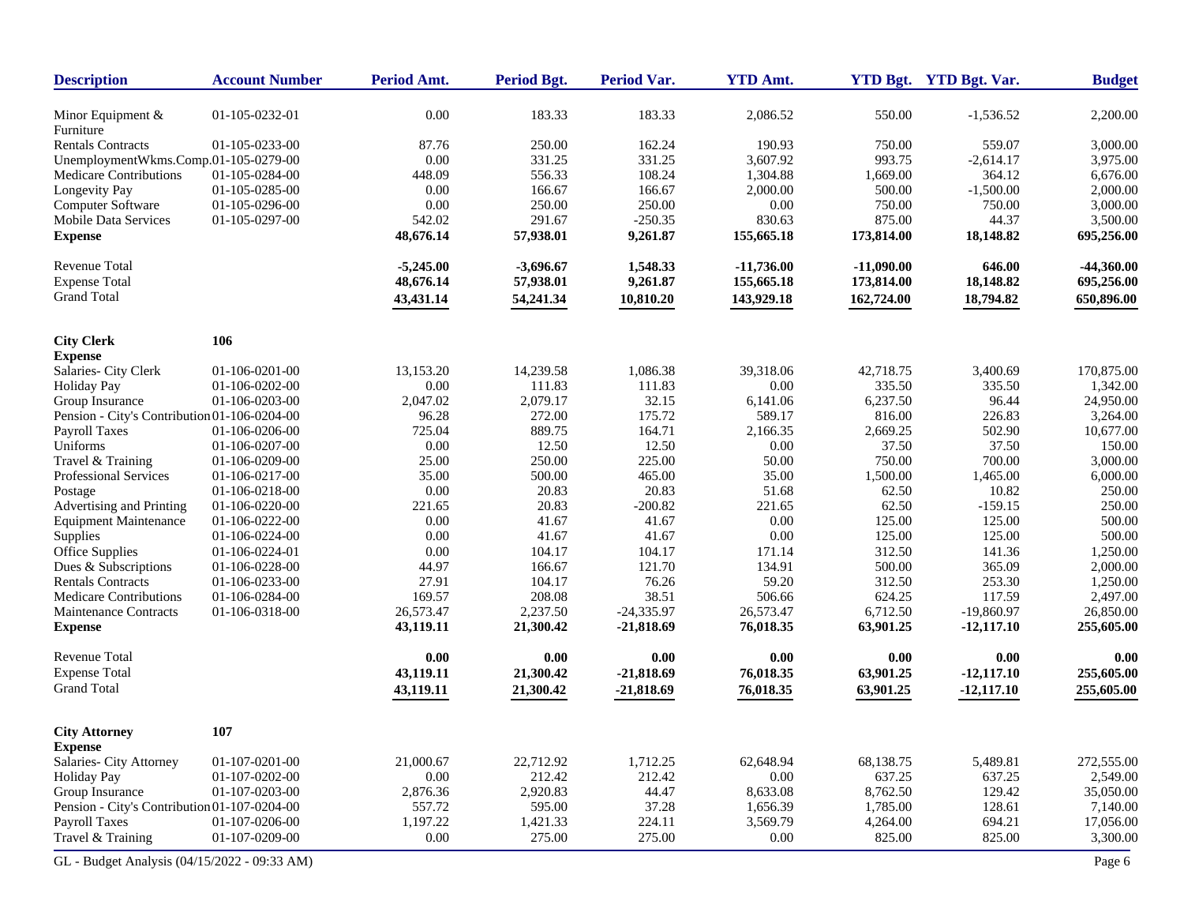| Description | Account Number | Period Amt. | Period Bgt. | Period Var. | YTD Amt. | YTD Bgt. | YTD Bgt. Var. | Budget |
|---|---|---|---|---|---|---|---|---|
| Minor Equipment & Furniture | 01-105-0232-01 | 0.00 | 183.33 | 183.33 | 2,086.52 | 550.00 | -1,536.52 | 2,200.00 |
| Rentals Contracts | 01-105-0233-00 | 87.76 | 250.00 | 162.24 | 190.93 | 750.00 | 559.07 | 3,000.00 |
| UnemploymentWkms.Comp. | 01-105-0279-00 | 0.00 | 331.25 | 331.25 | 3,607.92 | 993.75 | -2,614.17 | 3,975.00 |
| Medicare Contributions | 01-105-0284-00 | 448.09 | 556.33 | 108.24 | 1,304.88 | 1,669.00 | 364.12 | 6,676.00 |
| Longevity Pay | 01-105-0285-00 | 0.00 | 166.67 | 166.67 | 2,000.00 | 500.00 | -1,500.00 | 2,000.00 |
| Computer Software | 01-105-0296-00 | 0.00 | 250.00 | 250.00 | 0.00 | 750.00 | 750.00 | 3,000.00 |
| Mobile Data Services | 01-105-0297-00 | 542.02 | 291.67 | -250.35 | 830.63 | 875.00 | 44.37 | 3,500.00 |
| **Expense** | | **48,676.14** | **57,938.01** | **9,261.87** | **155,665.18** | **173,814.00** | **18,148.82** | **695,256.00** |
| Revenue Total | | **-5,245.00** | **-3,696.67** | **1,548.33** | **-11,736.00** | **-11,090.00** | **646.00** | **-44,360.00** |
| Expense Total | | **48,676.14** | **57,938.01** | **9,261.87** | **155,665.18** | **173,814.00** | **18,148.82** | **695,256.00** |
| Grand Total | | **43,431.14** | **54,241.34** | **10,810.20** | **143,929.18** | **162,724.00** | **18,794.82** | **650,896.00** |
| **City Clerk** | **106** | | | | | | | |
| **Expense** | | | | | | | | |
| Salaries- City Clerk | 01-106-0201-00 | 13,153.20 | 14,239.58 | 1,086.38 | 39,318.06 | 42,718.75 | 3,400.69 | 170,875.00 |
| Holiday Pay | 01-106-0202-00 | 0.00 | 111.83 | 111.83 | 0.00 | 335.50 | 335.50 | 1,342.00 |
| Group Insurance | 01-106-0203-00 | 2,047.02 | 2,079.17 | 32.15 | 6,141.06 | 6,237.50 | 96.44 | 24,950.00 |
| Pension - City's Contribution | 01-106-0204-00 | 96.28 | 272.00 | 175.72 | 589.17 | 816.00 | 226.83 | 3,264.00 |
| Payroll Taxes | 01-106-0206-00 | 725.04 | 889.75 | 164.71 | 2,166.35 | 2,669.25 | 502.90 | 10,677.00 |
| Uniforms | 01-106-0207-00 | 0.00 | 12.50 | 12.50 | 0.00 | 37.50 | 37.50 | 150.00 |
| Travel & Training | 01-106-0209-00 | 25.00 | 250.00 | 225.00 | 50.00 | 750.00 | 700.00 | 3,000.00 |
| Professional Services | 01-106-0217-00 | 35.00 | 500.00 | 465.00 | 35.00 | 1,500.00 | 1,465.00 | 6,000.00 |
| Postage | 01-106-0218-00 | 0.00 | 20.83 | 20.83 | 51.68 | 62.50 | 10.82 | 250.00 |
| Advertising and Printing | 01-106-0220-00 | 221.65 | 20.83 | -200.82 | 221.65 | 62.50 | -159.15 | 250.00 |
| Equipment Maintenance | 01-106-0222-00 | 0.00 | 41.67 | 41.67 | 0.00 | 125.00 | 125.00 | 500.00 |
| Supplies | 01-106-0224-00 | 0.00 | 41.67 | 41.67 | 0.00 | 125.00 | 125.00 | 500.00 |
| Office Supplies | 01-106-0224-01 | 0.00 | 104.17 | 104.17 | 171.14 | 312.50 | 141.36 | 1,250.00 |
| Dues & Subscriptions | 01-106-0228-00 | 44.97 | 166.67 | 121.70 | 134.91 | 500.00 | 365.09 | 2,000.00 |
| Rentals Contracts | 01-106-0233-00 | 27.91 | 104.17 | 76.26 | 59.20 | 312.50 | 253.30 | 1,250.00 |
| Medicare Contributions | 01-106-0284-00 | 169.57 | 208.08 | 38.51 | 506.66 | 624.25 | 117.59 | 2,497.00 |
| Maintenance Contracts | 01-106-0318-00 | 26,573.47 | 2,237.50 | -24,335.97 | 26,573.47 | 6,712.50 | -19,860.97 | 26,850.00 |
| **Expense** | | **43,119.11** | **21,300.42** | **-21,818.69** | **76,018.35** | **63,901.25** | **-12,117.10** | **255,605.00** |
| Revenue Total | | **0.00** | **0.00** | **0.00** | **0.00** | **0.00** | **0.00** | **0.00** |
| Expense Total | | **43,119.11** | **21,300.42** | **-21,818.69** | **76,018.35** | **63,901.25** | **-12,117.10** | **255,605.00** |
| Grand Total | | **43,119.11** | **21,300.42** | **-21,818.69** | **76,018.35** | **63,901.25** | **-12,117.10** | **255,605.00** |
| **City Attorney** | **107** | | | | | | | |
| **Expense** | | | | | | | | |
| Salaries- City Attorney | 01-107-0201-00 | 21,000.67 | 22,712.92 | 1,712.25 | 62,648.94 | 68,138.75 | 5,489.81 | 272,555.00 |
| Holiday Pay | 01-107-0202-00 | 0.00 | 212.42 | 212.42 | 0.00 | 637.25 | 637.25 | 2,549.00 |
| Group Insurance | 01-107-0203-00 | 2,876.36 | 2,920.83 | 44.47 | 8,633.08 | 8,762.50 | 129.42 | 35,050.00 |
| Pension - City's Contribution | 01-107-0204-00 | 557.72 | 595.00 | 37.28 | 1,656.39 | 1,785.00 | 128.61 | 7,140.00 |
| Payroll Taxes | 01-107-0206-00 | 1,197.22 | 1,421.33 | 224.11 | 3,569.79 | 4,264.00 | 694.21 | 17,056.00 |
| Travel & Training | 01-107-0209-00 | 0.00 | 275.00 | 275.00 | 0.00 | 825.00 | 825.00 | 3,300.00 |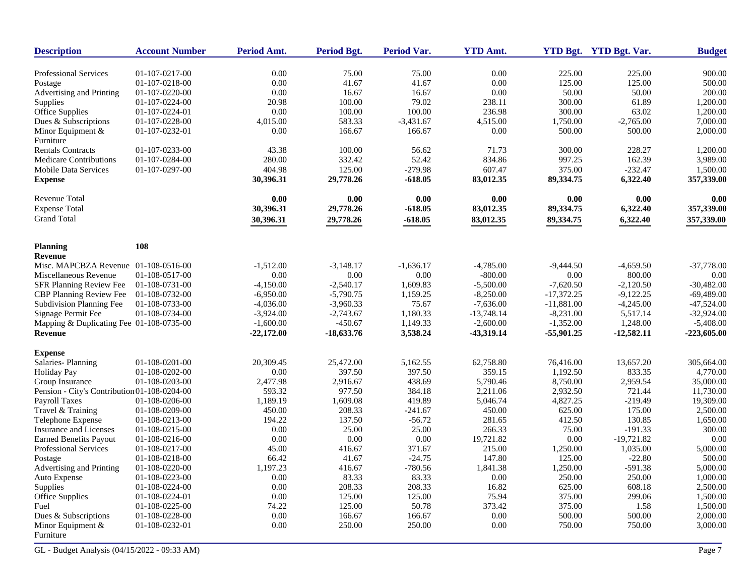| Description | Account Number | Period Amt. | Period Bgt. | Period Var. | YTD Amt. | YTD Bgt. | YTD Bgt. Var. | Budget |
|---|---|---|---|---|---|---|---|---|
| Professional Services | 01-107-0217-00 | 0.00 | 75.00 | 75.00 | 0.00 | 225.00 | 225.00 | 900.00 |
| Postage | 01-107-0218-00 | 0.00 | 41.67 | 41.67 | 0.00 | 125.00 | 125.00 | 500.00 |
| Advertising and Printing | 01-107-0220-00 | 0.00 | 16.67 | 16.67 | 0.00 | 50.00 | 50.00 | 200.00 |
| Supplies | 01-107-0224-00 | 20.98 | 100.00 | 79.02 | 238.11 | 300.00 | 61.89 | 1,200.00 |
| Office Supplies | 01-107-0224-01 | 0.00 | 100.00 | 100.00 | 236.98 | 300.00 | 63.02 | 1,200.00 |
| Dues & Subscriptions | 01-107-0228-00 | 4,015.00 | 583.33 | -3,431.67 | 4,515.00 | 1,750.00 | -2,765.00 | 7,000.00 |
| Minor Equipment & Furniture | 01-107-0232-01 | 0.00 | 166.67 | 166.67 | 0.00 | 500.00 | 500.00 | 2,000.00 |
| Rentals Contracts | 01-107-0233-00 | 43.38 | 100.00 | 56.62 | 71.73 | 300.00 | 228.27 | 1,200.00 |
| Medicare Contributions | 01-107-0284-00 | 280.00 | 332.42 | 52.42 | 834.86 | 997.25 | 162.39 | 3,989.00 |
| Mobile Data Services | 01-107-0297-00 | 404.98 | 125.00 | -279.98 | 607.47 | 375.00 | -232.47 | 1,500.00 |
| **Expense** | | **30,396.31** | **29,778.26** | **-618.05** | **83,012.35** | **89,334.75** | **6,322.40** | **357,339.00** |
| Revenue Total | | **0.00** | **0.00** | **0.00** | **0.00** | **0.00** | **0.00** | **0.00** |
| Expense Total | | **30,396.31** | **29,778.26** | **-618.05** | **83,012.35** | **89,334.75** | **6,322.40** | **357,339.00** |
| Grand Total | | **30,396.31** | **29,778.26** | **-618.05** | **83,012.35** | **89,334.75** | **6,322.40** | **357,339.00** |
| **Planning** | **108** | | | | | | | |
| **Revenue** | | | | | | | | |
| Misc. MAPCBZA Revenue | 01-108-0516-00 | -1,512.00 | -3,148.17 | -1,636.17 | -4,785.00 | -9,444.50 | -4,659.50 | -37,778.00 |
| Miscellaneous Revenue | 01-108-0517-00 | 0.00 | 0.00 | 0.00 | -800.00 | 0.00 | 800.00 | 0.00 |
| SFR Planning Review Fee | 01-108-0731-00 | -4,150.00 | -2,540.17 | 1,609.83 | -5,500.00 | -7,620.50 | -2,120.50 | -30,482.00 |
| CBP Planning Review Fee | 01-108-0732-00 | -6,950.00 | -5,790.75 | 1,159.25 | -8,250.00 | -17,372.25 | -9,122.25 | -69,489.00 |
| Subdivision Planning Fee | 01-108-0733-00 | -4,036.00 | -3,960.33 | 75.67 | -7,636.00 | -11,881.00 | -4,245.00 | -47,524.00 |
| Signage Permit Fee | 01-108-0734-00 | -3,924.00 | -2,743.67 | 1,180.33 | -13,748.14 | -8,231.00 | 5,517.14 | -32,924.00 |
| Mapping & Duplicating Fee | 01-108-0735-00 | -1,600.00 | -450.67 | 1,149.33 | -2,600.00 | -1,352.00 | 1,248.00 | -5,408.00 |
| **Revenue** | | **-22,172.00** | **-18,633.76** | **3,538.24** | **-43,319.14** | **-55,901.25** | **-12,582.11** | **-223,605.00** |
| **Expense** | | | | | | | | |
| Salaries- Planning | 01-108-0201-00 | 20,309.45 | 25,472.00 | 5,162.55 | 62,758.80 | 76,416.00 | 13,657.20 | 305,664.00 |
| Holiday Pay | 01-108-0202-00 | 0.00 | 397.50 | 397.50 | 359.15 | 1,192.50 | 833.35 | 4,770.00 |
| Group Insurance | 01-108-0203-00 | 2,477.98 | 2,916.67 | 438.69 | 5,790.46 | 8,750.00 | 2,959.54 | 35,000.00 |
| Pension - City's Contribution | 01-108-0204-00 | 593.32 | 977.50 | 384.18 | 2,211.06 | 2,932.50 | 721.44 | 11,730.00 |
| Payroll Taxes | 01-108-0206-00 | 1,189.19 | 1,609.08 | 419.89 | 5,046.74 | 4,827.25 | -219.49 | 19,309.00 |
| Travel & Training | 01-108-0209-00 | 450.00 | 208.33 | -241.67 | 450.00 | 625.00 | 175.00 | 2,500.00 |
| Telephone Expense | 01-108-0213-00 | 194.22 | 137.50 | -56.72 | 281.65 | 412.50 | 130.85 | 1,650.00 |
| Insurance and Licenses | 01-108-0215-00 | 0.00 | 25.00 | 25.00 | 266.33 | 75.00 | -191.33 | 300.00 |
| Earned Benefits Payout | 01-108-0216-00 | 0.00 | 0.00 | 0.00 | 19,721.82 | 0.00 | -19,721.82 | 0.00 |
| Professional Services | 01-108-0217-00 | 45.00 | 416.67 | 371.67 | 215.00 | 1,250.00 | 1,035.00 | 5,000.00 |
| Postage | 01-108-0218-00 | 66.42 | 41.67 | -24.75 | 147.80 | 125.00 | -22.80 | 500.00 |
| Advertising and Printing | 01-108-0220-00 | 1,197.23 | 416.67 | -780.56 | 1,841.38 | 1,250.00 | -591.38 | 5,000.00 |
| Auto Expense | 01-108-0223-00 | 0.00 | 83.33 | 83.33 | 0.00 | 250.00 | 250.00 | 1,000.00 |
| Supplies | 01-108-0224-00 | 0.00 | 208.33 | 208.33 | 16.82 | 625.00 | 608.18 | 2,500.00 |
| Office Supplies | 01-108-0224-01 | 0.00 | 125.00 | 125.00 | 75.94 | 375.00 | 299.06 | 1,500.00 |
| Fuel | 01-108-0225-00 | 74.22 | 125.00 | 50.78 | 373.42 | 375.00 | 1.58 | 1,500.00 |
| Dues & Subscriptions | 01-108-0228-00 | 0.00 | 166.67 | 166.67 | 0.00 | 500.00 | 500.00 | 2,000.00 |
| Minor Equipment & Furniture | 01-108-0232-01 | 0.00 | 250.00 | 250.00 | 0.00 | 750.00 | 750.00 | 3,000.00 |

GL - Budget Analysis (04/15/2022 - 09:33 AM)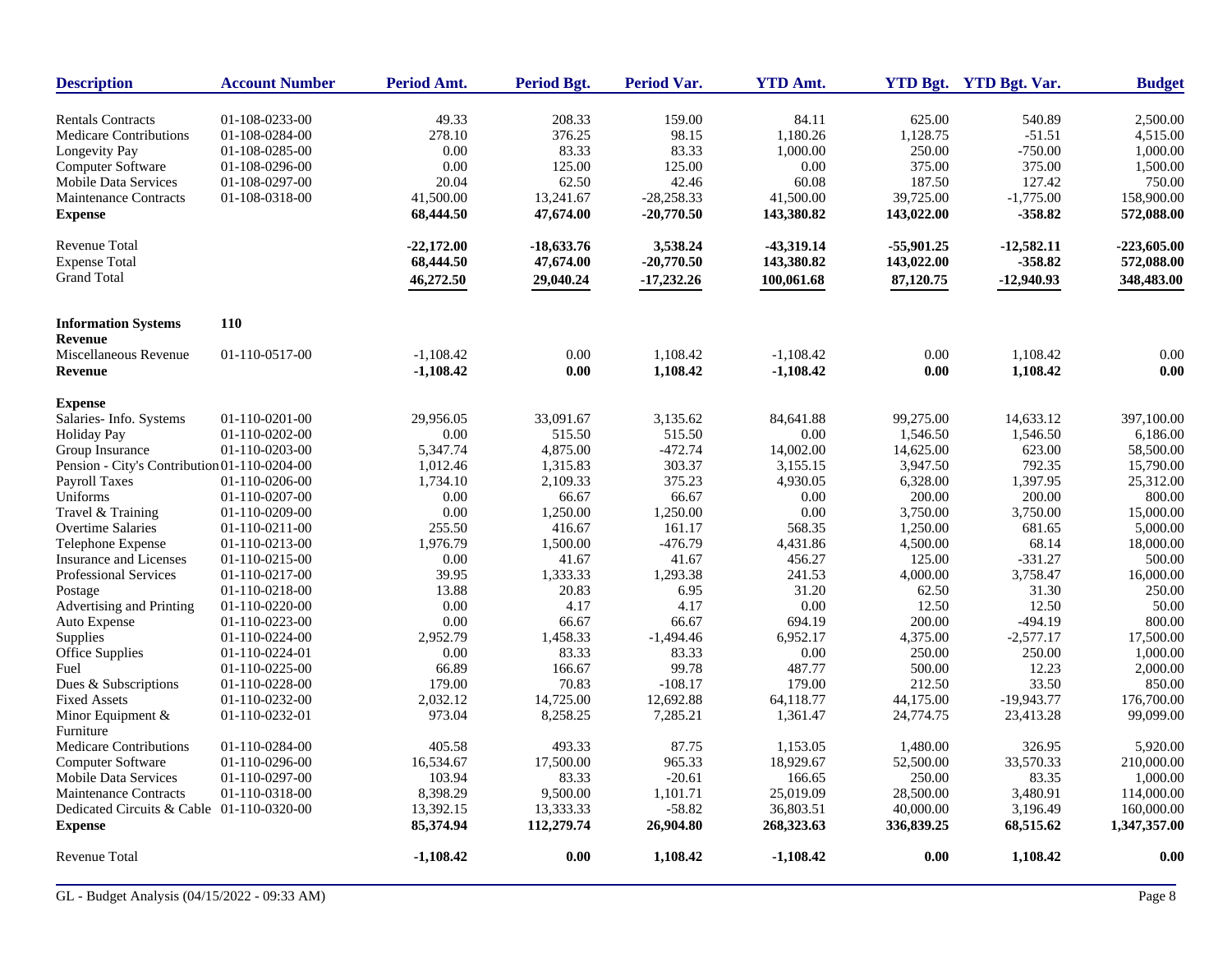| Description | Account Number | Period Amt. | Period Bgt. | Period Var. | YTD Amt. | YTD Bgt. | YTD Bgt. Var. | Budget |
|---|---|---|---|---|---|---|---|---|
| Rentals Contracts | 01-108-0233-00 | 49.33 | 208.33 | 159.00 | 84.11 | 625.00 | 540.89 | 2,500.00 |
| Medicare Contributions | 01-108-0284-00 | 278.10 | 376.25 | 98.15 | 1,180.26 | 1,128.75 | -51.51 | 4,515.00 |
| Longevity Pay | 01-108-0285-00 | 0.00 | 83.33 | 83.33 | 1,000.00 | 250.00 | -750.00 | 1,000.00 |
| Computer Software | 01-108-0296-00 | 0.00 | 125.00 | 125.00 | 0.00 | 375.00 | 375.00 | 1,500.00 |
| Mobile Data Services | 01-108-0297-00 | 20.04 | 62.50 | 42.46 | 60.08 | 187.50 | 127.42 | 750.00 |
| Maintenance Contracts | 01-108-0318-00 | 41,500.00 | 13,241.67 | -28,258.33 | 41,500.00 | 39,725.00 | -1,775.00 | 158,900.00 |
| **Expense** | | **68,444.50** | **47,674.00** | **-20,770.50** | **143,380.82** | **143,022.00** | **-358.82** | **572,088.00** |
| Revenue Total | | **-22,172.00** | **-18,633.76** | **3,538.24** | **-43,319.14** | **-55,901.25** | **-12,582.11** | **-223,605.00** |
| Expense Total | | **68,444.50** | **47,674.00** | **-20,770.50** | **143,380.82** | **143,022.00** | **-358.82** | **572,088.00** |
| Grand Total | | **46,272.50** | **29,040.24** | **-17,232.26** | **100,061.68** | **87,120.75** | **-12,940.93** | **348,483.00** |
| **Information Systems** | **110** | | | | | | | |
| **Revenue** | | | | | | | | |
| Miscellaneous Revenue | 01-110-0517-00 | -1,108.42 | 0.00 | 1,108.42 | -1,108.42 | 0.00 | 1,108.42 | 0.00 |
| **Revenue** | | **-1,108.42** | **0.00** | **1,108.42** | **-1,108.42** | **0.00** | **1,108.42** | **0.00** |
| **Expense** | | | | | | | | |
| Salaries- Info. Systems | 01-110-0201-00 | 29,956.05 | 33,091.67 | 3,135.62 | 84,641.88 | 99,275.00 | 14,633.12 | 397,100.00 |
| Holiday Pay | 01-110-0202-00 | 0.00 | 515.50 | 515.50 | 0.00 | 1,546.50 | 1,546.50 | 6,186.00 |
| Group Insurance | 01-110-0203-00 | 5,347.74 | 4,875.00 | -472.74 | 14,002.00 | 14,625.00 | 623.00 | 58,500.00 |
| Pension - City's Contribution | 01-110-0204-00 | 1,012.46 | 1,315.83 | 303.37 | 3,155.15 | 3,947.50 | 792.35 | 15,790.00 |
| Payroll Taxes | 01-110-0206-00 | 1,734.10 | 2,109.33 | 375.23 | 4,930.05 | 6,328.00 | 1,397.95 | 25,312.00 |
| Uniforms | 01-110-0207-00 | 0.00 | 66.67 | 66.67 | 0.00 | 200.00 | 200.00 | 800.00 |
| Travel & Training | 01-110-0209-00 | 0.00 | 1,250.00 | 1,250.00 | 0.00 | 3,750.00 | 3,750.00 | 15,000.00 |
| Overtime Salaries | 01-110-0211-00 | 255.50 | 416.67 | 161.17 | 568.35 | 1,250.00 | 681.65 | 5,000.00 |
| Telephone Expense | 01-110-0213-00 | 1,976.79 | 1,500.00 | -476.79 | 4,431.86 | 4,500.00 | 68.14 | 18,000.00 |
| Insurance and Licenses | 01-110-0215-00 | 0.00 | 41.67 | 41.67 | 456.27 | 125.00 | -331.27 | 500.00 |
| Professional Services | 01-110-0217-00 | 39.95 | 1,333.33 | 1,293.38 | 241.53 | 4,000.00 | 3,758.47 | 16,000.00 |
| Postage | 01-110-0218-00 | 13.88 | 20.83 | 6.95 | 31.20 | 62.50 | 31.30 | 250.00 |
| Advertising and Printing | 01-110-0220-00 | 0.00 | 4.17 | 4.17 | 0.00 | 12.50 | 12.50 | 50.00 |
| Auto Expense | 01-110-0223-00 | 0.00 | 66.67 | 66.67 | 694.19 | 200.00 | -494.19 | 800.00 |
| Supplies | 01-110-0224-00 | 2,952.79 | 1,458.33 | -1,494.46 | 6,952.17 | 4,375.00 | -2,577.17 | 17,500.00 |
| Office Supplies | 01-110-0224-01 | 0.00 | 83.33 | 83.33 | 0.00 | 250.00 | 250.00 | 1,000.00 |
| Fuel | 01-110-0225-00 | 66.89 | 166.67 | 99.78 | 487.77 | 500.00 | 12.23 | 2,000.00 |
| Dues & Subscriptions | 01-110-0228-00 | 179.00 | 70.83 | -108.17 | 179.00 | 212.50 | 33.50 | 850.00 |
| Fixed Assets | 01-110-0232-00 | 2,032.12 | 14,725.00 | 12,692.88 | 64,118.77 | 44,175.00 | -19,943.77 | 176,700.00 |
| Minor Equipment & Furniture | 01-110-0232-01 | 973.04 | 8,258.25 | 7,285.21 | 1,361.47 | 24,774.75 | 23,413.28 | 99,099.00 |
| Medicare Contributions | 01-110-0284-00 | 405.58 | 493.33 | 87.75 | 1,153.05 | 1,480.00 | 326.95 | 5,920.00 |
| Computer Software | 01-110-0296-00 | 16,534.67 | 17,500.00 | 965.33 | 18,929.67 | 52,500.00 | 33,570.33 | 210,000.00 |
| Mobile Data Services | 01-110-0297-00 | 103.94 | 83.33 | -20.61 | 166.65 | 250.00 | 83.35 | 1,000.00 |
| Maintenance Contracts | 01-110-0318-00 | 8,398.29 | 9,500.00 | 1,101.71 | 25,019.09 | 28,500.00 | 3,480.91 | 114,000.00 |
| Dedicated Circuits & Cable | 01-110-0320-00 | 13,392.15 | 13,333.33 | -58.82 | 36,803.51 | 40,000.00 | 3,196.49 | 160,000.00 |
| **Expense** | | **85,374.94** | **112,279.74** | **26,904.80** | **268,323.63** | **336,839.25** | **68,515.62** | **1,347,357.00** |
| Revenue Total | | **-1,108.42** | **0.00** | **1,108.42** | **-1,108.42** | **0.00** | **1,108.42** | **0.00** |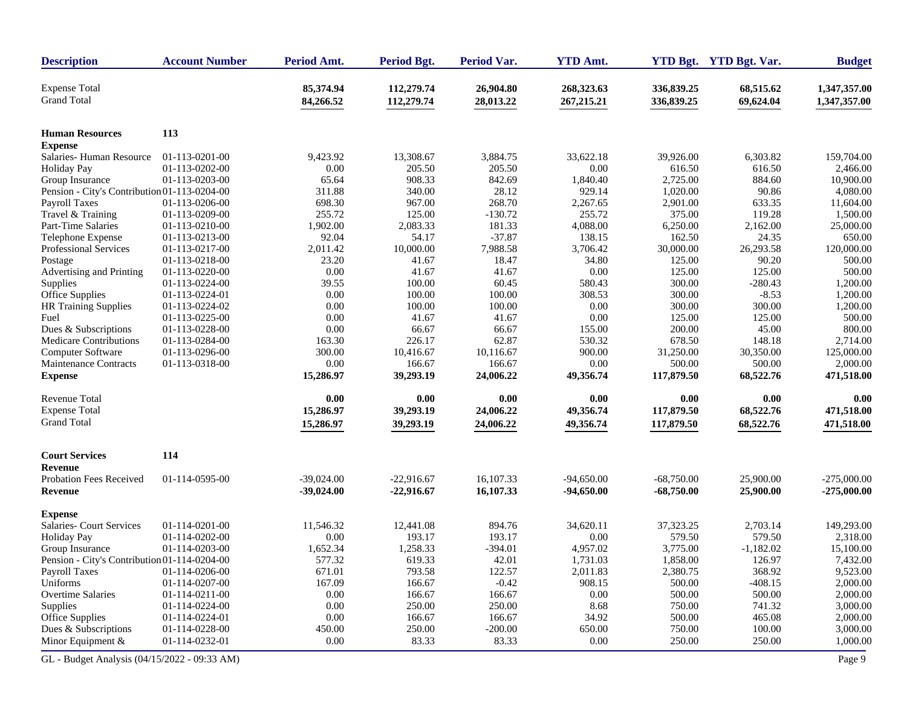| Description | Account Number | Period Amt. | Period Bgt. | Period Var. | YTD Amt. | YTD Bgt. | YTD Bgt. Var. | Budget |
|---|---|---|---|---|---|---|---|---|
| Expense Total | | **85,374.94** | **112,279.74** | **26,904.80** | **268,323.63** | **336,839.25** | **68,515.62** | **1,347,357.00** |
| Grand Total | | **84,266.52** | **112,279.74** | **28,013.22** | **267,215.21** | **336,839.25** | **69,624.04** | **1,347,357.00** |
| | | | | | | | | |
| **Human Resources** | **113** | | | | | | | |
| **Expense** | | | | | | | | |
| Salaries- Human Resource | 01-113-0201-00 | 9,423.92 | 13,308.67 | 3,884.75 | 33,622.18 | 39,926.00 | 6,303.82 | 159,704.00 |
| Holiday Pay | 01-113-0202-00 | 0.00 | 205.50 | 205.50 | 0.00 | 616.50 | 616.50 | 2,466.00 |
| Group Insurance | 01-113-0203-00 | 65.64 | 908.33 | 842.69 | 1,840.40 | 2,725.00 | 884.60 | 10,900.00 |
| Pension - City's Contribution | 01-113-0204-00 | 311.88 | 340.00 | 28.12 | 929.14 | 1,020.00 | 90.86 | 4,080.00 |
| Payroll Taxes | 01-113-0206-00 | 698.30 | 967.00 | 268.70 | 2,267.65 | 2,901.00 | 633.35 | 11,604.00 |
| Travel & Training | 01-113-0209-00 | 255.72 | 125.00 | -130.72 | 255.72 | 375.00 | 119.28 | 1,500.00 |
| Part-Time Salaries | 01-113-0210-00 | 1,902.00 | 2,083.33 | 181.33 | 4,088.00 | 6,250.00 | 2,162.00 | 25,000.00 |
| Telephone Expense | 01-113-0213-00 | 92.04 | 54.17 | -37.87 | 138.15 | 162.50 | 24.35 | 650.00 |
| Professional Services | 01-113-0217-00 | 2,011.42 | 10,000.00 | 7,988.58 | 3,706.42 | 30,000.00 | 26,293.58 | 120,000.00 |
| Postage | 01-113-0218-00 | 23.20 | 41.67 | 18.47 | 34.80 | 125.00 | 90.20 | 500.00 |
| Advertising and Printing | 01-113-0220-00 | 0.00 | 41.67 | 41.67 | 0.00 | 125.00 | 125.00 | 500.00 |
| Supplies | 01-113-0224-00 | 39.55 | 100.00 | 60.45 | 580.43 | 300.00 | -280.43 | 1,200.00 |
| Office Supplies | 01-113-0224-01 | 0.00 | 100.00 | 100.00 | 308.53 | 300.00 | -8.53 | 1,200.00 |
| HR Training Supplies | 01-113-0224-02 | 0.00 | 100.00 | 100.00 | 0.00 | 300.00 | 300.00 | 1,200.00 |
| Fuel | 01-113-0225-00 | 0.00 | 41.67 | 41.67 | 0.00 | 125.00 | 125.00 | 500.00 |
| Dues & Subscriptions | 01-113-0228-00 | 0.00 | 66.67 | 66.67 | 155.00 | 200.00 | 45.00 | 800.00 |
| Medicare Contributions | 01-113-0284-00 | 163.30 | 226.17 | 62.87 | 530.32 | 678.50 | 148.18 | 2,714.00 |
| Computer Software | 01-113-0296-00 | 300.00 | 10,416.67 | 10,116.67 | 900.00 | 31,250.00 | 30,350.00 | 125,000.00 |
| Maintenance Contracts | 01-113-0318-00 | 0.00 | 166.67 | 166.67 | 0.00 | 500.00 | 500.00 | 2,000.00 |
| **Expense** | | **15,286.97** | **39,293.19** | **24,006.22** | **49,356.74** | **117,879.50** | **68,522.76** | **471,518.00** |
| | | | | | | | | |
| Revenue Total | | **0.00** | **0.00** | **0.00** | **0.00** | **0.00** | **0.00** | **0.00** |
| Expense Total | | **15,286.97** | **39,293.19** | **24,006.22** | **49,356.74** | **117,879.50** | **68,522.76** | **471,518.00** |
| Grand Total | | **15,286.97** | **39,293.19** | **24,006.22** | **49,356.74** | **117,879.50** | **68,522.76** | **471,518.00** |
| | | | | | | | | |
| **Court Services** | **114** | | | | | | | |
| **Revenue** | | | | | | | | |
| Probation Fees Received | 01-114-0595-00 | -39,024.00 | -22,916.67 | 16,107.33 | -94,650.00 | -68,750.00 | 25,900.00 | -275,000.00 |
| **Revenue** | | **-39,024.00** | **-22,916.67** | **16,107.33** | **-94,650.00** | **-68,750.00** | **25,900.00** | **-275,000.00** |
| | | | | | | | | |
| **Expense** | | | | | | | | |
| Salaries- Court Services | 01-114-0201-00 | 11,546.32 | 12,441.08 | 894.76 | 34,620.11 | 37,323.25 | 2,703.14 | 149,293.00 |
| Holiday Pay | 01-114-0202-00 | 0.00 | 193.17 | 193.17 | 0.00 | 579.50 | 579.50 | 2,318.00 |
| Group Insurance | 01-114-0203-00 | 1,652.34 | 1,258.33 | -394.01 | 4,957.02 | 3,775.00 | -1,182.02 | 15,100.00 |
| Pension - City's Contribution | 01-114-0204-00 | 577.32 | 619.33 | 42.01 | 1,731.03 | 1,858.00 | 126.97 | 7,432.00 |
| Payroll Taxes | 01-114-0206-00 | 671.01 | 793.58 | 122.57 | 2,011.83 | 2,380.75 | 368.92 | 9,523.00 |
| Uniforms | 01-114-0207-00 | 167.09 | 166.67 | -0.42 | 908.15 | 500.00 | -408.15 | 2,000.00 |
| Overtime Salaries | 01-114-0211-00 | 0.00 | 166.67 | 166.67 | 0.00 | 500.00 | 500.00 | 2,000.00 |
| Supplies | 01-114-0224-00 | 0.00 | 250.00 | 250.00 | 8.68 | 750.00 | 741.32 | 3,000.00 |
| Office Supplies | 01-114-0224-01 | 0.00 | 166.67 | 166.67 | 34.92 | 500.00 | 465.08 | 2,000.00 |
| Dues & Subscriptions | 01-114-0228-00 | 450.00 | 250.00 | -200.00 | 650.00 | 750.00 | 100.00 | 3,000.00 |
| Minor Equipment & | 01-114-0232-01 | 0.00 | 83.33 | 83.33 | 0.00 | 250.00 | 250.00 | 1,000.00 |

GL - Budget Analysis (04/15/2022 - 09:33 AM)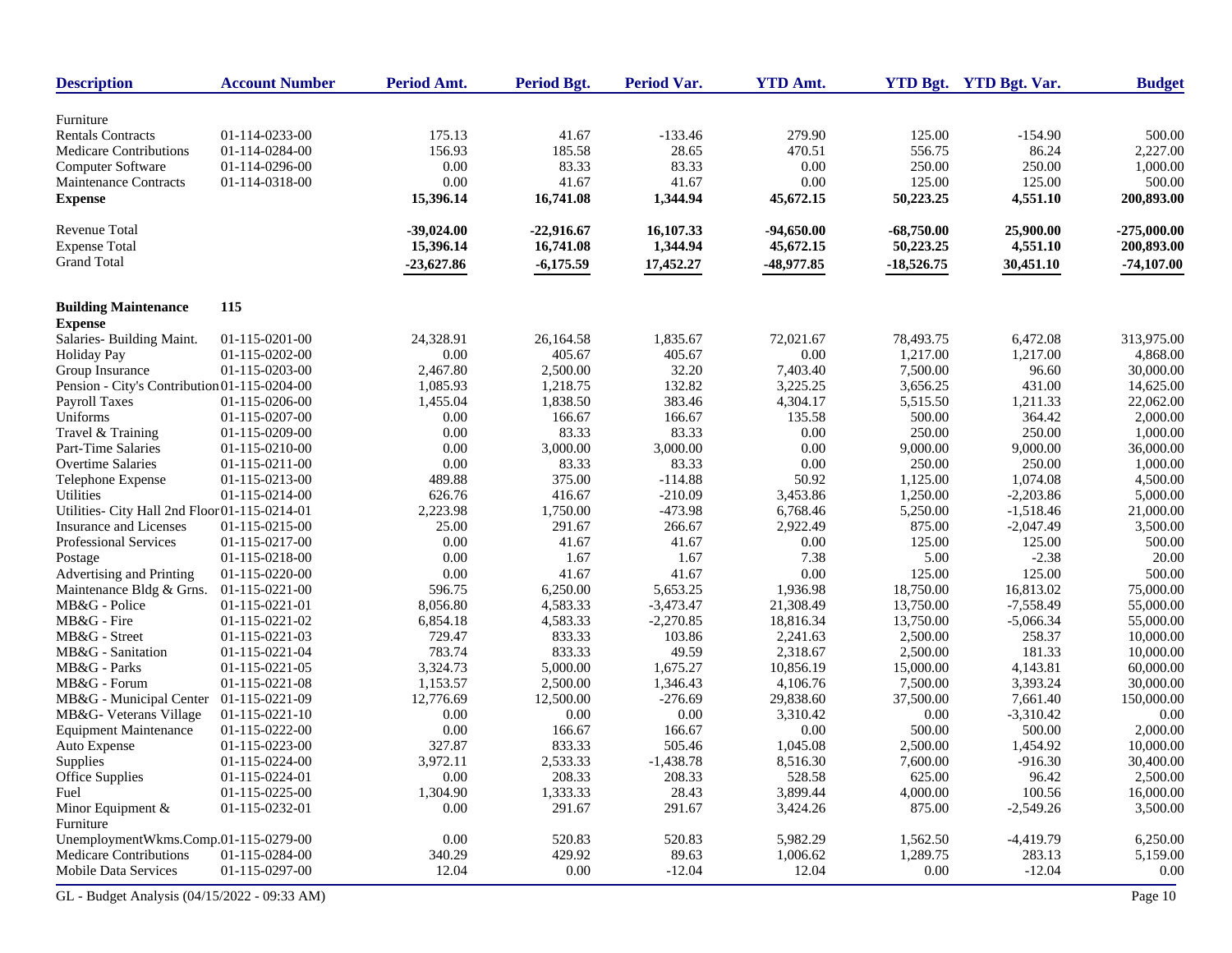| Description | Account Number | Period Amt. | Period Bgt. | Period Var. | YTD Amt. | YTD Bgt. | YTD Bgt. Var. | Budget |
|---|---|---|---|---|---|---|---|---|
| Furniture | | | | | | | | |
| Rentals Contracts | 01-114-0233-00 | 175.13 | 41.67 | -133.46 | 279.90 | 125.00 | -154.90 | 500.00 |
| Medicare Contributions | 01-114-0284-00 | 156.93 | 185.58 | 28.65 | 470.51 | 556.75 | 86.24 | 2,227.00 |
| Computer Software | 01-114-0296-00 | 0.00 | 83.33 | 83.33 | 0.00 | 250.00 | 250.00 | 1,000.00 |
| Maintenance Contracts | 01-114-0318-00 | 0.00 | 41.67 | 41.67 | 0.00 | 125.00 | 125.00 | 500.00 |
| **Expense** | | **15,396.14** | **16,741.08** | **1,344.94** | **45,672.15** | **50,223.25** | **4,551.10** | **200,893.00** |
| Revenue Total | | **-39,024.00** | **-22,916.67** | **16,107.33** | **-94,650.00** | **-68,750.00** | **25,900.00** | **-275,000.00** |
| Expense Total | | **15,396.14** | **16,741.08** | **1,344.94** | **45,672.15** | **50,223.25** | **4,551.10** | **200,893.00** |
| Grand Total | | **-23,627.86** | **-6,175.59** | **17,452.27** | **-48,977.85** | **-18,526.75** | **30,451.10** | **-74,107.00** |
| **Building Maintenance** | **115** | | | | | | | |
| **Expense** | | | | | | | | |
| Salaries- Building Maint. | 01-115-0201-00 | 24,328.91 | 26,164.58 | 1,835.67 | 72,021.67 | 78,493.75 | 6,472.08 | 313,975.00 |
| Holiday Pay | 01-115-0202-00 | 0.00 | 405.67 | 405.67 | 0.00 | 1,217.00 | 1,217.00 | 4,868.00 |
| Group Insurance | 01-115-0203-00 | 2,467.80 | 2,500.00 | 32.20 | 7,403.40 | 7,500.00 | 96.60 | 30,000.00 |
| Pension - City's Contribution | 01-115-0204-00 | 1,085.93 | 1,218.75 | 132.82 | 3,225.25 | 3,656.25 | 431.00 | 14,625.00 |
| Payroll Taxes | 01-115-0206-00 | 1,455.04 | 1,838.50 | 383.46 | 4,304.17 | 5,515.50 | 1,211.33 | 22,062.00 |
| Uniforms | 01-115-0207-00 | 0.00 | 166.67 | 166.67 | 135.58 | 500.00 | 364.42 | 2,000.00 |
| Travel & Training | 01-115-0209-00 | 0.00 | 83.33 | 83.33 | 0.00 | 250.00 | 250.00 | 1,000.00 |
| Part-Time Salaries | 01-115-0210-00 | 0.00 | 3,000.00 | 3,000.00 | 0.00 | 9,000.00 | 9,000.00 | 36,000.00 |
| Overtime Salaries | 01-115-0211-00 | 0.00 | 83.33 | 83.33 | 0.00 | 250.00 | 250.00 | 1,000.00 |
| Telephone Expense | 01-115-0213-00 | 489.88 | 375.00 | -114.88 | 50.92 | 1,125.00 | 1,074.08 | 4,500.00 |
| Utilities | 01-115-0214-00 | 626.76 | 416.67 | -210.09 | 3,453.86 | 1,250.00 | -2,203.86 | 5,000.00 |
| Utilities- City Hall 2nd Floor | 01-115-0214-01 | 2,223.98 | 1,750.00 | -473.98 | 6,768.46 | 5,250.00 | -1,518.46 | 21,000.00 |
| Insurance and Licenses | 01-115-0215-00 | 25.00 | 291.67 | 266.67 | 2,922.49 | 875.00 | -2,047.49 | 3,500.00 |
| Professional Services | 01-115-0217-00 | 0.00 | 41.67 | 41.67 | 0.00 | 125.00 | 125.00 | 500.00 |
| Postage | 01-115-0218-00 | 0.00 | 1.67 | 1.67 | 7.38 | 5.00 | -2.38 | 20.00 |
| Advertising and Printing | 01-115-0220-00 | 0.00 | 41.67 | 41.67 | 0.00 | 125.00 | 125.00 | 500.00 |
| Maintenance Bldg & Grns. | 01-115-0221-00 | 596.75 | 6,250.00 | 5,653.25 | 1,936.98 | 18,750.00 | 16,813.02 | 75,000.00 |
| MB&G - Police | 01-115-0221-01 | 8,056.80 | 4,583.33 | -3,473.47 | 21,308.49 | 13,750.00 | -7,558.49 | 55,000.00 |
| MB&G - Fire | 01-115-0221-02 | 6,854.18 | 4,583.33 | -2,270.85 | 18,816.34 | 13,750.00 | -5,066.34 | 55,000.00 |
| MB&G - Street | 01-115-0221-03 | 729.47 | 833.33 | 103.86 | 2,241.63 | 2,500.00 | 258.37 | 10,000.00 |
| MB&G - Sanitation | 01-115-0221-04 | 783.74 | 833.33 | 49.59 | 2,318.67 | 2,500.00 | 181.33 | 10,000.00 |
| MB&G - Parks | 01-115-0221-05 | 3,324.73 | 5,000.00 | 1,675.27 | 10,856.19 | 15,000.00 | 4,143.81 | 60,000.00 |
| MB&G - Forum | 01-115-0221-08 | 1,153.57 | 2,500.00 | 1,346.43 | 4,106.76 | 7,500.00 | 3,393.24 | 30,000.00 |
| MB&G - Municipal Center | 01-115-0221-09 | 12,776.69 | 12,500.00 | -276.69 | 29,838.60 | 37,500.00 | 7,661.40 | 150,000.00 |
| MB&G- Veterans Village | 01-115-0221-10 | 0.00 | 0.00 | 0.00 | 3,310.42 | 0.00 | -3,310.42 | 0.00 |
| Equipment Maintenance | 01-115-0222-00 | 0.00 | 166.67 | 166.67 | 0.00 | 500.00 | 500.00 | 2,000.00 |
| Auto Expense | 01-115-0223-00 | 327.87 | 833.33 | 505.46 | 1,045.08 | 2,500.00 | 1,454.92 | 10,000.00 |
| Supplies | 01-115-0224-00 | 3,972.11 | 2,533.33 | -1,438.78 | 8,516.30 | 7,600.00 | -916.30 | 30,400.00 |
| Office Supplies | 01-115-0224-01 | 0.00 | 208.33 | 208.33 | 528.58 | 625.00 | 96.42 | 2,500.00 |
| Fuel | 01-115-0225-00 | 1,304.90 | 1,333.33 | 28.43 | 3,899.44 | 4,000.00 | 100.56 | 16,000.00 |
| Minor Equipment & Furniture | 01-115-0232-01 | 0.00 | 291.67 | 291.67 | 3,424.26 | 875.00 | -2,549.26 | 3,500.00 |
| UnemploymentWkms.Comp. | 01-115-0279-00 | 0.00 | 520.83 | 520.83 | 5,982.29 | 1,562.50 | -4,419.79 | 6,250.00 |
| Medicare Contributions | 01-115-0284-00 | 340.29 | 429.92 | 89.63 | 1,006.62 | 1,289.75 | 283.13 | 5,159.00 |
| Mobile Data Services | 01-115-0297-00 | 12.04 | 0.00 | -12.04 | 12.04 | 0.00 | -12.04 | 0.00 |

GL - Budget Analysis (04/15/2022 - 09:33 AM)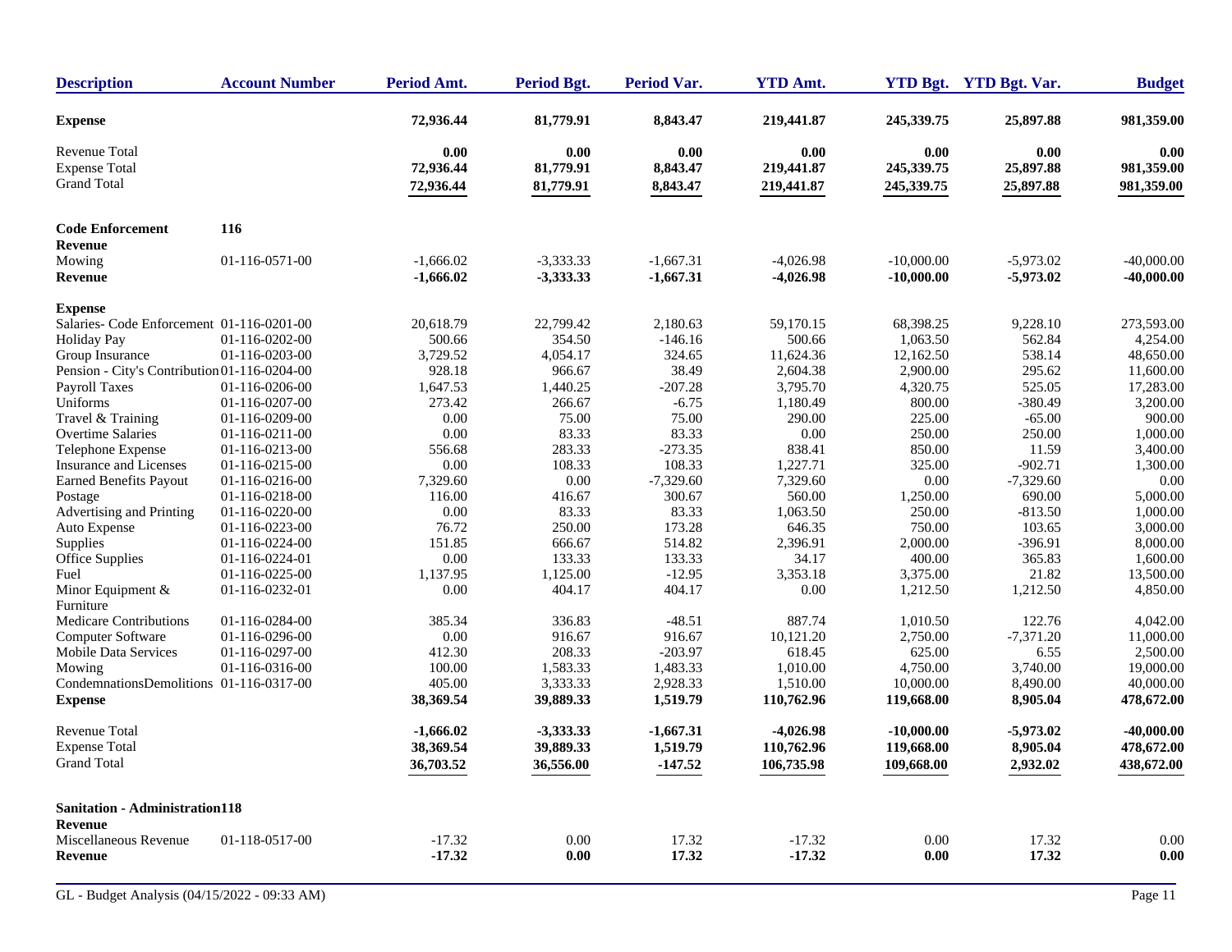| Description | Account Number | Period Amt. | Period Bgt. | Period Var. | YTD Amt. | YTD Bgt. | YTD Bgt. Var. | Budget |
|---|---|---|---|---|---|---|---|---|
| **Expense** | | **72,936.44** | **81,779.91** | **8,843.47** | **219,441.87** | **245,339.75** | **25,897.88** | **981,359.00** |
| Revenue Total | | **0.00** | **0.00** | **0.00** | **0.00** | **0.00** | **0.00** | **0.00** |
| Expense Total | | **72,936.44** | **81,779.91** | **8,843.47** | **219,441.87** | **245,339.75** | **25,897.88** | **981,359.00** |
| Grand Total | | **72,936.44** | **81,779.91** | **8,843.47** | **219,441.87** | **245,339.75** | **25,897.88** | **981,359.00** |
| **Code Enforcement** | **116** | | | | | | | |
| **Revenue** | | | | | | | | |
| Mowing | 01-116-0571-00 | -1,666.02 | -3,333.33 | -1,667.31 | -4,026.98 | -10,000.00 | -5,973.02 | -40,000.00 |
| **Revenue** | | **-1,666.02** | **-3,333.33** | **-1,667.31** | **-4,026.98** | **-10,000.00** | **-5,973.02** | **-40,000.00** |
| **Expense** | | | | | | | | |
| Salaries- Code Enforcement | 01-116-0201-00 | 20,618.79 | 22,799.42 | 2,180.63 | 59,170.15 | 68,398.25 | 9,228.10 | 273,593.00 |
| Holiday Pay | 01-116-0202-00 | 500.66 | 354.50 | -146.16 | 500.66 | 1,063.50 | 562.84 | 4,254.00 |
| Group Insurance | 01-116-0203-00 | 3,729.52 | 4,054.17 | 324.65 | 11,624.36 | 12,162.50 | 538.14 | 48,650.00 |
| Pension - City's Contribution | 01-116-0204-00 | 928.18 | 966.67 | 38.49 | 2,604.38 | 2,900.00 | 295.62 | 11,600.00 |
| Payroll Taxes | 01-116-0206-00 | 1,647.53 | 1,440.25 | -207.28 | 3,795.70 | 4,320.75 | 525.05 | 17,283.00 |
| Uniforms | 01-116-0207-00 | 273.42 | 266.67 | -6.75 | 1,180.49 | 800.00 | -380.49 | 3,200.00 |
| Travel & Training | 01-116-0209-00 | 0.00 | 75.00 | 75.00 | 290.00 | 225.00 | -65.00 | 900.00 |
| Overtime Salaries | 01-116-0211-00 | 0.00 | 83.33 | 83.33 | 0.00 | 250.00 | 250.00 | 1,000.00 |
| Telephone Expense | 01-116-0213-00 | 556.68 | 283.33 | -273.35 | 838.41 | 850.00 | 11.59 | 3,400.00 |
| Insurance and Licenses | 01-116-0215-00 | 0.00 | 108.33 | 108.33 | 1,227.71 | 325.00 | -902.71 | 1,300.00 |
| Earned Benefits Payout | 01-116-0216-00 | 7,329.60 | 0.00 | -7,329.60 | 7,329.60 | 0.00 | -7,329.60 | 0.00 |
| Postage | 01-116-0218-00 | 116.00 | 416.67 | 300.67 | 560.00 | 1,250.00 | 690.00 | 5,000.00 |
| Advertising and Printing | 01-116-0220-00 | 0.00 | 83.33 | 83.33 | 1,063.50 | 250.00 | -813.50 | 1,000.00 |
| Auto Expense | 01-116-0223-00 | 76.72 | 250.00 | 173.28 | 646.35 | 750.00 | 103.65 | 3,000.00 |
| Supplies | 01-116-0224-00 | 151.85 | 666.67 | 514.82 | 2,396.91 | 2,000.00 | -396.91 | 8,000.00 |
| Office Supplies | 01-116-0224-01 | 0.00 | 133.33 | 133.33 | 34.17 | 400.00 | 365.83 | 1,600.00 |
| Fuel | 01-116-0225-00 | 1,137.95 | 1,125.00 | -12.95 | 3,353.18 | 3,375.00 | 21.82 | 13,500.00 |
| Minor Equipment & Furniture | 01-116-0232-01 | 0.00 | 404.17 | 404.17 | 0.00 | 1,212.50 | 1,212.50 | 4,850.00 |
| Medicare Contributions | 01-116-0284-00 | 385.34 | 336.83 | -48.51 | 887.74 | 1,010.50 | 122.76 | 4,042.00 |
| Computer Software | 01-116-0296-00 | 0.00 | 916.67 | 916.67 | 10,121.20 | 2,750.00 | -7,371.20 | 11,000.00 |
| Mobile Data Services | 01-116-0297-00 | 412.30 | 208.33 | -203.97 | 618.45 | 625.00 | 6.55 | 2,500.00 |
| Mowing | 01-116-0316-00 | 100.00 | 1,583.33 | 1,483.33 | 1,010.00 | 4,750.00 | 3,740.00 | 19,000.00 |
| CondemnationsDemolitions | 01-116-0317-00 | 405.00 | 3,333.33 | 2,928.33 | 1,510.00 | 10,000.00 | 8,490.00 | 40,000.00 |
| **Expense** | | **38,369.54** | **39,889.33** | **1,519.79** | **110,762.96** | **119,668.00** | **8,905.04** | **478,672.00** |
| Revenue Total | | **-1,666.02** | **-3,333.33** | **-1,667.31** | **-4,026.98** | **-10,000.00** | **-5,973.02** | **-40,000.00** |
| Expense Total | | **38,369.54** | **39,889.33** | **1,519.79** | **110,762.96** | **119,668.00** | **8,905.04** | **478,672.00** |
| Grand Total | | **36,703.52** | **36,556.00** | **-147.52** | **106,735.98** | **109,668.00** | **2,932.02** | **438,672.00** |
| **Sanitation - Administration** | **118** | | | | | | | |
| **Revenue** | | | | | | | | |
| Miscellaneous Revenue | 01-118-0517-00 | -17.32 | 0.00 | 17.32 | -17.32 | 0.00 | 17.32 | 0.00 |
| **Revenue** | | **-17.32** | **0.00** | **17.32** | **-17.32** | **0.00** | **17.32** | **0.00** |

GL - Budget Analysis (04/15/2022 - 09:33 AM)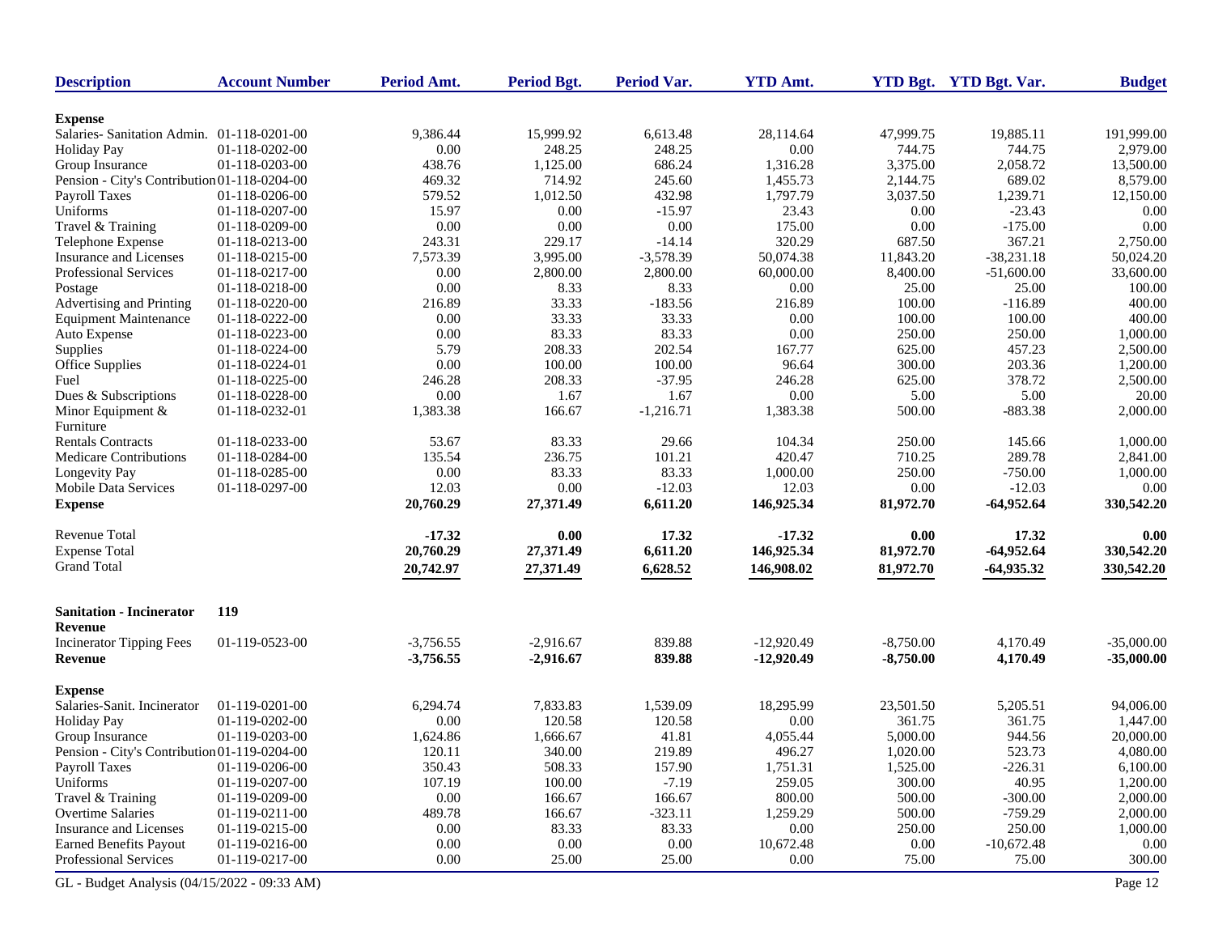| Description | Account Number | Period Amt. | Period Bgt. | Period Var. | YTD Amt. | YTD Bgt. | YTD Bgt. Var. | Budget |
|---|---|---|---|---|---|---|---|---|
| **Expense** | | | | | | | | |
| Salaries- Sanitation Admin. | 01-118-0201-00 | 9,386.44 | 15,999.92 | 6,613.48 | 28,114.64 | 47,999.75 | 19,885.11 | 191,999.00 |
| Holiday Pay | 01-118-0202-00 | 0.00 | 248.25 | 248.25 | 0.00 | 744.75 | 744.75 | 2,979.00 |
| Group Insurance | 01-118-0203-00 | 438.76 | 1,125.00 | 686.24 | 1,316.28 | 3,375.00 | 2,058.72 | 13,500.00 |
| Pension - City's Contribution | 01-118-0204-00 | 469.32 | 714.92 | 245.60 | 1,455.73 | 2,144.75 | 689.02 | 8,579.00 |
| Payroll Taxes | 01-118-0206-00 | 579.52 | 1,012.50 | 432.98 | 1,797.79 | 3,037.50 | 1,239.71 | 12,150.00 |
| Uniforms | 01-118-0207-00 | 15.97 | 0.00 | -15.97 | 23.43 | 0.00 | -23.43 | 0.00 |
| Travel & Training | 01-118-0209-00 | 0.00 | 0.00 | 0.00 | 175.00 | 0.00 | -175.00 | 0.00 |
| Telephone Expense | 01-118-0213-00 | 243.31 | 229.17 | -14.14 | 320.29 | 687.50 | 367.21 | 2,750.00 |
| Insurance and Licenses | 01-118-0215-00 | 7,573.39 | 3,995.00 | -3,578.39 | 50,074.38 | 11,843.20 | -38,231.18 | 50,024.20 |
| Professional Services | 01-118-0217-00 | 0.00 | 2,800.00 | 2,800.00 | 60,000.00 | 8,400.00 | -51,600.00 | 33,600.00 |
| Postage | 01-118-0218-00 | 0.00 | 8.33 | 8.33 | 0.00 | 25.00 | 25.00 | 100.00 |
| Advertising and Printing | 01-118-0220-00 | 216.89 | 33.33 | -183.56 | 216.89 | 100.00 | -116.89 | 400.00 |
| Equipment Maintenance | 01-118-0222-00 | 0.00 | 33.33 | 33.33 | 0.00 | 100.00 | 100.00 | 400.00 |
| Auto Expense | 01-118-0223-00 | 0.00 | 83.33 | 83.33 | 0.00 | 250.00 | 250.00 | 1,000.00 |
| Supplies | 01-118-0224-00 | 5.79 | 208.33 | 202.54 | 167.77 | 625.00 | 457.23 | 2,500.00 |
| Office Supplies | 01-118-0224-01 | 0.00 | 100.00 | 100.00 | 96.64 | 300.00 | 203.36 | 1,200.00 |
| Fuel | 01-118-0225-00 | 246.28 | 208.33 | -37.95 | 246.28 | 625.00 | 378.72 | 2,500.00 |
| Dues & Subscriptions | 01-118-0228-00 | 0.00 | 1.67 | 1.67 | 0.00 | 5.00 | 5.00 | 20.00 |
| Minor Equipment & Furniture | 01-118-0232-01 | 1,383.38 | 166.67 | -1,216.71 | 1,383.38 | 500.00 | -883.38 | 2,000.00 |
| Rentals Contracts | 01-118-0233-00 | 53.67 | 83.33 | 29.66 | 104.34 | 250.00 | 145.66 | 1,000.00 |
| Medicare Contributions | 01-118-0284-00 | 135.54 | 236.75 | 101.21 | 420.47 | 710.25 | 289.78 | 2,841.00 |
| Longevity Pay | 01-118-0285-00 | 0.00 | 83.33 | 83.33 | 1,000.00 | 250.00 | -750.00 | 1,000.00 |
| Mobile Data Services | 01-118-0297-00 | 12.03 | 0.00 | -12.03 | 12.03 | 0.00 | -12.03 | 0.00 |
| **Expense** | | **20,760.29** | **27,371.49** | **6,611.20** | **146,925.34** | **81,972.70** | **-64,952.64** | **330,542.20** |
| Revenue Total | | **-17.32** | **0.00** | **17.32** | **-17.32** | **0.00** | **17.32** | **0.00** |
| Expense Total | | **20,760.29** | **27,371.49** | **6,611.20** | **146,925.34** | **81,972.70** | **-64,952.64** | **330,542.20** |
| Grand Total | | **20,742.97** | **27,371.49** | **6,628.52** | **146,908.02** | **81,972.70** | **-64,935.32** | **330,542.20** |
| **Sanitation - Incinerator** | **119** | | | | | | | |
| **Revenue** | | | | | | | | |
| Incinerator Tipping Fees | 01-119-0523-00 | -3,756.55 | -2,916.67 | 839.88 | -12,920.49 | -8,750.00 | 4,170.49 | -35,000.00 |
| **Revenue** | | **-3,756.55** | **-2,916.67** | **839.88** | **-12,920.49** | **-8,750.00** | **4,170.49** | **-35,000.00** |
| **Expense** | | | | | | | | |
| Salaries-Sanit. Incinerator | 01-119-0201-00 | 6,294.74 | 7,833.83 | 1,539.09 | 18,295.99 | 23,501.50 | 5,205.51 | 94,006.00 |
| Holiday Pay | 01-119-0202-00 | 0.00 | 120.58 | 120.58 | 0.00 | 361.75 | 361.75 | 1,447.00 |
| Group Insurance | 01-119-0203-00 | 1,624.86 | 1,666.67 | 41.81 | 4,055.44 | 5,000.00 | 944.56 | 20,000.00 |
| Pension - City's Contribution | 01-119-0204-00 | 120.11 | 340.00 | 219.89 | 496.27 | 1,020.00 | 523.73 | 4,080.00 |
| Payroll Taxes | 01-119-0206-00 | 350.43 | 508.33 | 157.90 | 1,751.31 | 1,525.00 | -226.31 | 6,100.00 |
| Uniforms | 01-119-0207-00 | 107.19 | 100.00 | -7.19 | 259.05 | 300.00 | 40.95 | 1,200.00 |
| Travel & Training | 01-119-0209-00 | 0.00 | 166.67 | 166.67 | 800.00 | 500.00 | -300.00 | 2,000.00 |
| Overtime Salaries | 01-119-0211-00 | 489.78 | 166.67 | -323.11 | 1,259.29 | 500.00 | -759.29 | 2,000.00 |
| Insurance and Licenses | 01-119-0215-00 | 0.00 | 83.33 | 83.33 | 0.00 | 250.00 | 250.00 | 1,000.00 |
| Earned Benefits Payout | 01-119-0216-00 | 0.00 | 0.00 | 0.00 | 10,672.48 | 0.00 | -10,672.48 | 0.00 |
| Professional Services | 01-119-0217-00 | 0.00 | 25.00 | 25.00 | 0.00 | 75.00 | 75.00 | 300.00 |

GL - Budget Analysis (04/15/2022 - 09:33 AM)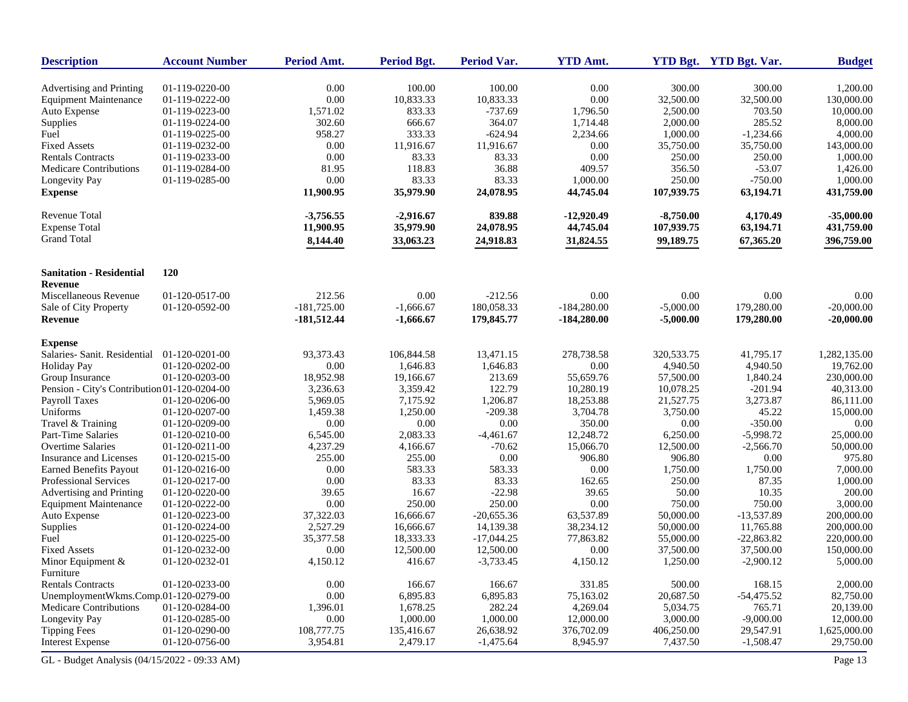| Description | Account Number | Period Amt. | Period Bgt. | Period Var. | YTD Amt. | YTD Bgt. | YTD Bgt. Var. | Budget |
|---|---|---|---|---|---|---|---|---|
| Advertising and Printing | 01-119-0220-00 | 0.00 | 100.00 | 100.00 | 0.00 | 300.00 | 300.00 | 1,200.00 |
| Equipment Maintenance | 01-119-0222-00 | 0.00 | 10,833.33 | 10,833.33 | 0.00 | 32,500.00 | 32,500.00 | 130,000.00 |
| Auto Expense | 01-119-0223-00 | 1,571.02 | 833.33 | -737.69 | 1,796.50 | 2,500.00 | 703.50 | 10,000.00 |
| Supplies | 01-119-0224-00 | 302.60 | 666.67 | 364.07 | 1,714.48 | 2,000.00 | 285.52 | 8,000.00 |
| Fuel | 01-119-0225-00 | 958.27 | 333.33 | -624.94 | 2,234.66 | 1,000.00 | -1,234.66 | 4,000.00 |
| Fixed Assets | 01-119-0232-00 | 0.00 | 11,916.67 | 11,916.67 | 0.00 | 35,750.00 | 35,750.00 | 143,000.00 |
| Rentals Contracts | 01-119-0233-00 | 0.00 | 83.33 | 83.33 | 0.00 | 250.00 | 250.00 | 1,000.00 |
| Medicare Contributions | 01-119-0284-00 | 81.95 | 118.83 | 36.88 | 409.57 | 356.50 | -53.07 | 1,426.00 |
| Longevity Pay | 01-119-0285-00 | 0.00 | 83.33 | 83.33 | 1,000.00 | 250.00 | -750.00 | 1,000.00 |
| **Expense** | | **11,900.95** | **35,979.90** | **24,078.95** | **44,745.04** | **107,939.75** | **63,194.71** | **431,759.00** |
| | | | | | | | | |
| Revenue Total | | **-3,756.55** | **-2,916.67** | **839.88** | **-12,920.49** | **-8,750.00** | **4,170.49** | **-35,000.00** |
| Expense Total | | **11,900.95** | **35,979.90** | **24,078.95** | **44,745.04** | **107,939.75** | **63,194.71** | **431,759.00** |
| Grand Total | | **8,144.40** | **33,063.23** | **24,918.83** | **31,824.55** | **99,189.75** | **67,365.20** | **396,759.00** |
| | | | | | | | | |
| **Sanitation - Residential** | **120** | | | | | | | |
| **Revenue** | | | | | | | | |
| Miscellaneous Revenue | 01-120-0517-00 | 212.56 | 0.00 | -212.56 | 0.00 | 0.00 | 0.00 | 0.00 |
| Sale of City Property | 01-120-0592-00 | -181,725.00 | -1,666.67 | 180,058.33 | -184,280.00 | -5,000.00 | 179,280.00 | -20,000.00 |
| **Revenue** | | **-181,512.44** | **-1,666.67** | **179,845.77** | **-184,280.00** | **-5,000.00** | **179,280.00** | **-20,000.00** |
| | | | | | | | | |
| **Expense** | | | | | | | | |
| Salaries- Sanit. Residential | 01-120-0201-00 | 93,373.43 | 106,844.58 | 13,471.15 | 278,738.58 | 320,533.75 | 41,795.17 | 1,282,135.00 |
| Holiday Pay | 01-120-0202-00 | 0.00 | 1,646.83 | 1,646.83 | 0.00 | 4,940.50 | 4,940.50 | 19,762.00 |
| Group Insurance | 01-120-0203-00 | 18,952.98 | 19,166.67 | 213.69 | 55,659.76 | 57,500.00 | 1,840.24 | 230,000.00 |
| Pension - City's Contribution | 01-120-0204-00 | 3,236.63 | 3,359.42 | 122.79 | 10,280.19 | 10,078.25 | -201.94 | 40,313.00 |
| Payroll Taxes | 01-120-0206-00 | 5,969.05 | 7,175.92 | 1,206.87 | 18,253.88 | 21,527.75 | 3,273.87 | 86,111.00 |
| Uniforms | 01-120-0207-00 | 1,459.38 | 1,250.00 | -209.38 | 3,704.78 | 3,750.00 | 45.22 | 15,000.00 |
| Travel & Training | 01-120-0209-00 | 0.00 | 0.00 | 0.00 | 350.00 | 0.00 | -350.00 | 0.00 |
| Part-Time Salaries | 01-120-0210-00 | 6,545.00 | 2,083.33 | -4,461.67 | 12,248.72 | 6,250.00 | -5,998.72 | 25,000.00 |
| Overtime Salaries | 01-120-0211-00 | 4,237.29 | 4,166.67 | -70.62 | 15,066.70 | 12,500.00 | -2,566.70 | 50,000.00 |
| Insurance and Licenses | 01-120-0215-00 | 255.00 | 255.00 | 0.00 | 906.80 | 906.80 | 0.00 | 975.80 |
| Earned Benefits Payout | 01-120-0216-00 | 0.00 | 583.33 | 583.33 | 0.00 | 1,750.00 | 1,750.00 | 7,000.00 |
| Professional Services | 01-120-0217-00 | 0.00 | 83.33 | 83.33 | 162.65 | 250.00 | 87.35 | 1,000.00 |
| Advertising and Printing | 01-120-0220-00 | 39.65 | 16.67 | -22.98 | 39.65 | 50.00 | 10.35 | 200.00 |
| Equipment Maintenance | 01-120-0222-00 | 0.00 | 250.00 | 250.00 | 0.00 | 750.00 | 750.00 | 3,000.00 |
| Auto Expense | 01-120-0223-00 | 37,322.03 | 16,666.67 | -20,655.36 | 63,537.89 | 50,000.00 | -13,537.89 | 200,000.00 |
| Supplies | 01-120-0224-00 | 2,527.29 | 16,666.67 | 14,139.38 | 38,234.12 | 50,000.00 | 11,765.88 | 200,000.00 |
| Fuel | 01-120-0225-00 | 35,377.58 | 18,333.33 | -17,044.25 | 77,863.82 | 55,000.00 | -22,863.82 | 220,000.00 |
| Fixed Assets | 01-120-0232-00 | 0.00 | 12,500.00 | 12,500.00 | 0.00 | 37,500.00 | 37,500.00 | 150,000.00 |
| Minor Equipment & Furniture | 01-120-0232-01 | 4,150.12 | 416.67 | -3,733.45 | 4,150.12 | 1,250.00 | -2,900.12 | 5,000.00 |
| Rentals Contracts | 01-120-0233-00 | 0.00 | 166.67 | 166.67 | 331.85 | 500.00 | 168.15 | 2,000.00 |
| UnemploymentWkms.Comp. | 01-120-0279-00 | 0.00 | 6,895.83 | 6,895.83 | 75,163.02 | 20,687.50 | -54,475.52 | 82,750.00 |
| Medicare Contributions | 01-120-0284-00 | 1,396.01 | 1,678.25 | 282.24 | 4,269.04 | 5,034.75 | 765.71 | 20,139.00 |
| Longevity Pay | 01-120-0285-00 | 0.00 | 1,000.00 | 1,000.00 | 12,000.00 | 3,000.00 | -9,000.00 | 12,000.00 |
| Tipping Fees | 01-120-0290-00 | 108,777.75 | 135,416.67 | 26,638.92 | 376,702.09 | 406,250.00 | 29,547.91 | 1,625,000.00 |
| Interest Expense | 01-120-0756-00 | 3,954.81 | 2,479.17 | -1,475.64 | 8,945.97 | 7,437.50 | -1,508.47 | 29,750.00 |

GL - Budget Analysis (04/15/2022 - 09:33 AM)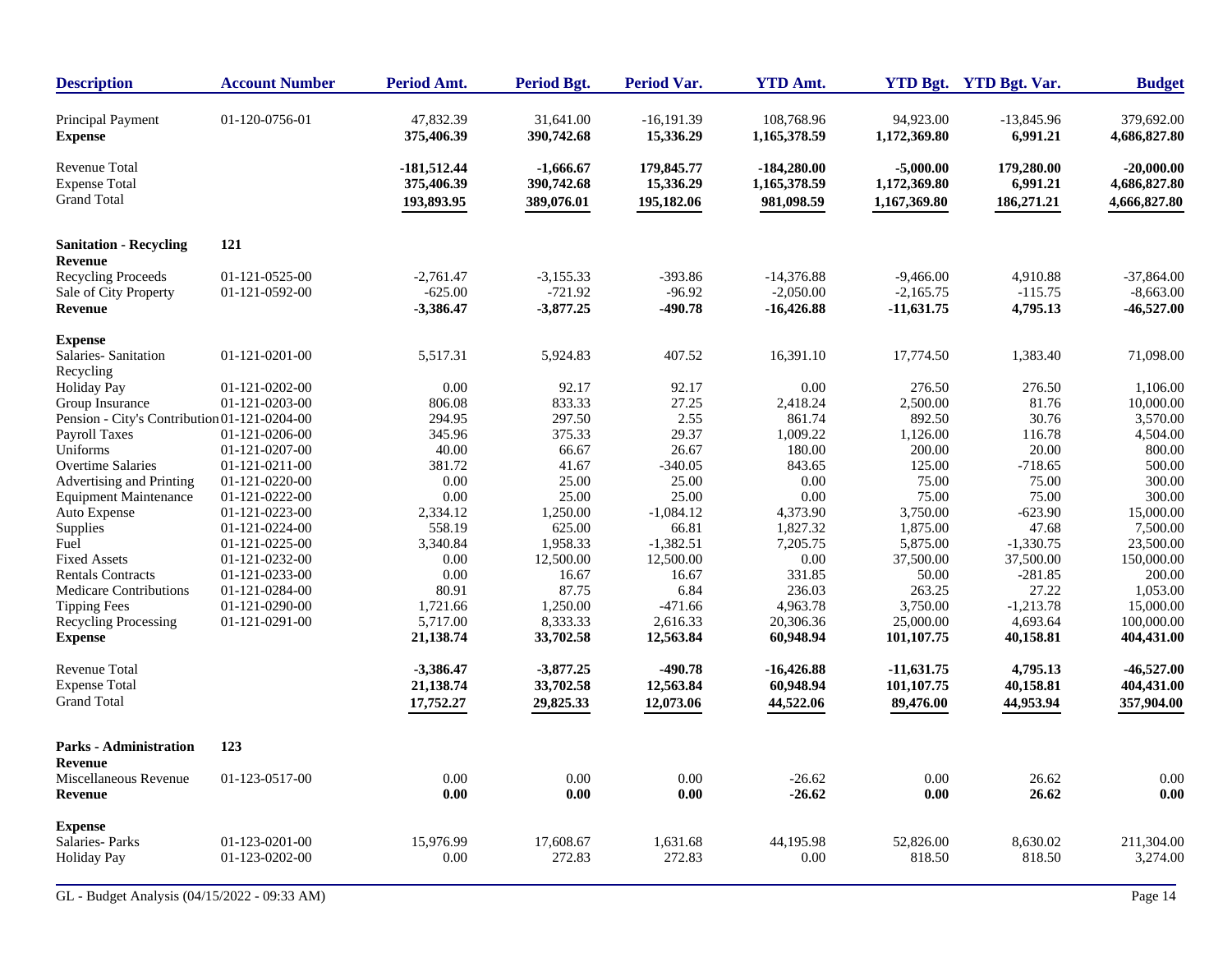| Description | Account Number | Period Amt. | Period Bgt. | Period Var. | YTD Amt. | YTD Bgt. | YTD Bgt. Var. | Budget |
|---|---|---|---|---|---|---|---|---|
| Principal Payment | 01-120-0756-01 | 47,832.39 | 31,641.00 | -16,191.39 | 108,768.96 | 94,923.00 | -13,845.96 | 379,692.00 |
| **Expense** | | **375,406.39** | **390,742.68** | **15,336.29** | **1,165,378.59** | **1,172,369.80** | **6,991.21** | **4,686,827.80** |
| Revenue Total | | **-181,512.44** | **-1,666.67** | **179,845.77** | **-184,280.00** | **-5,000.00** | **179,280.00** | **-20,000.00** |
| Expense Total | | **375,406.39** | **390,742.68** | **15,336.29** | **1,165,378.59** | **1,172,369.80** | **6,991.21** | **4,686,827.80** |
| Grand Total | | **193,893.95** | **389,076.01** | **195,182.06** | **981,098.59** | **1,167,369.80** | **186,271.21** | **4,666,827.80** |
| **Sanitation - Recycling** | **121** | | | | | | | |
| **Revenue** | | | | | | | | |
| Recycling Proceeds | 01-121-0525-00 | -2,761.47 | -3,155.33 | -393.86 | -14,376.88 | -9,466.00 | 4,910.88 | -37,864.00 |
| Sale of City Property | 01-121-0592-00 | -625.00 | -721.92 | -96.92 | -2,050.00 | -2,165.75 | -115.75 | -8,663.00 |
| **Revenue** | | **-3,386.47** | **-3,877.25** | **-490.78** | **-16,426.88** | **-11,631.75** | **4,795.13** | **-46,527.00** |
| **Expense** | | | | | | | | |
| Salaries- Sanitation Recycling | 01-121-0201-00 | 5,517.31 | 5,924.83 | 407.52 | 16,391.10 | 17,774.50 | 1,383.40 | 71,098.00 |
| Holiday Pay | 01-121-0202-00 | 0.00 | 92.17 | 92.17 | 0.00 | 276.50 | 276.50 | 1,106.00 |
| Group Insurance | 01-121-0203-00 | 806.08 | 833.33 | 27.25 | 2,418.24 | 2,500.00 | 81.76 | 10,000.00 |
| Pension - City's Contribution | 01-121-0204-00 | 294.95 | 297.50 | 2.55 | 861.74 | 892.50 | 30.76 | 3,570.00 |
| Payroll Taxes | 01-121-0206-00 | 345.96 | 375.33 | 29.37 | 1,009.22 | 1,126.00 | 116.78 | 4,504.00 |
| Uniforms | 01-121-0207-00 | 40.00 | 66.67 | 26.67 | 180.00 | 200.00 | 20.00 | 800.00 |
| Overtime Salaries | 01-121-0211-00 | 381.72 | 41.67 | -340.05 | 843.65 | 125.00 | -718.65 | 500.00 |
| Advertising and Printing | 01-121-0220-00 | 0.00 | 25.00 | 25.00 | 0.00 | 75.00 | 75.00 | 300.00 |
| Equipment Maintenance | 01-121-0222-00 | 0.00 | 25.00 | 25.00 | 0.00 | 75.00 | 75.00 | 300.00 |
| Auto Expense | 01-121-0223-00 | 2,334.12 | 1,250.00 | -1,084.12 | 4,373.90 | 3,750.00 | -623.90 | 15,000.00 |
| Supplies | 01-121-0224-00 | 558.19 | 625.00 | 66.81 | 1,827.32 | 1,875.00 | 47.68 | 7,500.00 |
| Fuel | 01-121-0225-00 | 3,340.84 | 1,958.33 | -1,382.51 | 7,205.75 | 5,875.00 | -1,330.75 | 23,500.00 |
| Fixed Assets | 01-121-0232-00 | 0.00 | 12,500.00 | 12,500.00 | 0.00 | 37,500.00 | 37,500.00 | 150,000.00 |
| Rentals Contracts | 01-121-0233-00 | 0.00 | 16.67 | 16.67 | 331.85 | 50.00 | -281.85 | 200.00 |
| Medicare Contributions | 01-121-0284-00 | 80.91 | 87.75 | 6.84 | 236.03 | 263.25 | 27.22 | 1,053.00 |
| Tipping Fees | 01-121-0290-00 | 1,721.66 | 1,250.00 | -471.66 | 4,963.78 | 3,750.00 | -1,213.78 | 15,000.00 |
| Recycling Processing | 01-121-0291-00 | 5,717.00 | 8,333.33 | 2,616.33 | 20,306.36 | 25,000.00 | 4,693.64 | 100,000.00 |
| **Expense** | | **21,138.74** | **33,702.58** | **12,563.84** | **60,948.94** | **101,107.75** | **40,158.81** | **404,431.00** |
| Revenue Total | | **-3,386.47** | **-3,877.25** | **-490.78** | **-16,426.88** | **-11,631.75** | **4,795.13** | **-46,527.00** |
| Expense Total | | **21,138.74** | **33,702.58** | **12,563.84** | **60,948.94** | **101,107.75** | **40,158.81** | **404,431.00** |
| Grand Total | | **17,752.27** | **29,825.33** | **12,073.06** | **44,522.06** | **89,476.00** | **44,953.94** | **357,904.00** |
| **Parks - Administration** | **123** | | | | | | | |
| **Revenue** | | | | | | | | |
| Miscellaneous Revenue | 01-123-0517-00 | 0.00 | 0.00 | 0.00 | -26.62 | 0.00 | 26.62 | 0.00 |
| **Revenue** | | **0.00** | **0.00** | **0.00** | **-26.62** | **0.00** | **26.62** | **0.00** |
| **Expense** | | | | | | | | |
| Salaries- Parks | 01-123-0201-00 | 15,976.99 | 17,608.67 | 1,631.68 | 44,195.98 | 52,826.00 | 8,630.02 | 211,304.00 |
| Holiday Pay | 01-123-0202-00 | 0.00 | 272.83 | 272.83 | 0.00 | 818.50 | 818.50 | 3,274.00 |

GL - Budget Analysis (04/15/2022 - 09:33 AM)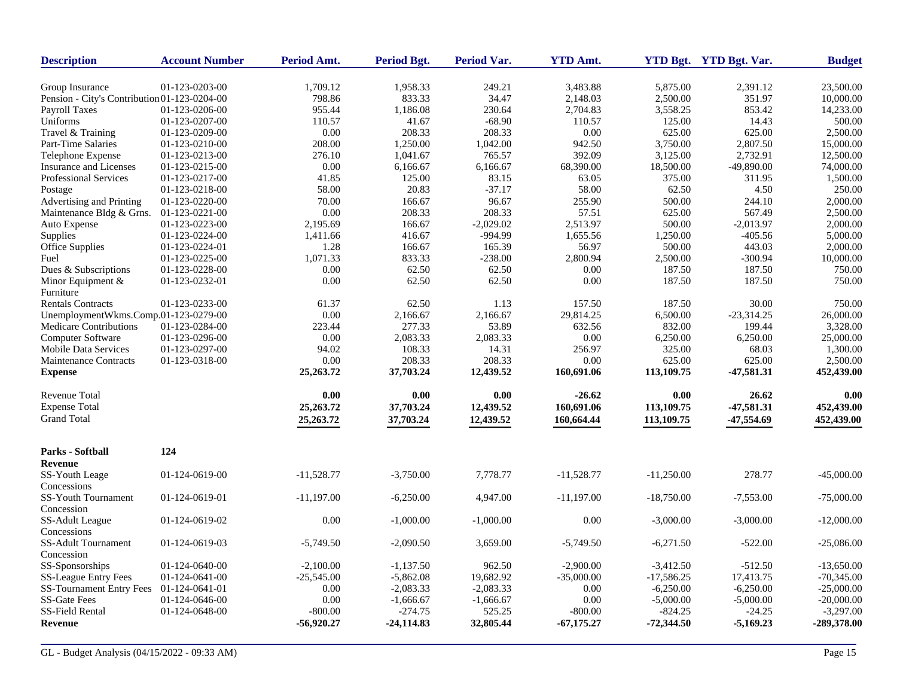| Description | Account Number | Period Amt. | Period Bgt. | Period Var. | YTD Amt. | YTD Bgt. | YTD Bgt. Var. | Budget |
|---|---|---|---|---|---|---|---|---|
| Group Insurance | 01-123-0203-00 | 1,709.12 | 1,958.33 | 249.21 | 3,483.88 | 5,875.00 | 2,391.12 | 23,500.00 |
| Pension - City's Contribution | 01-123-0204-00 | 798.86 | 833.33 | 34.47 | 2,148.03 | 2,500.00 | 351.97 | 10,000.00 |
| Payroll Taxes | 01-123-0206-00 | 955.44 | 1,186.08 | 230.64 | 2,704.83 | 3,558.25 | 853.42 | 14,233.00 |
| Uniforms | 01-123-0207-00 | 110.57 | 41.67 | -68.90 | 110.57 | 125.00 | 14.43 | 500.00 |
| Travel & Training | 01-123-0209-00 | 0.00 | 208.33 | 208.33 | 0.00 | 625.00 | 625.00 | 2,500.00 |
| Part-Time Salaries | 01-123-0210-00 | 208.00 | 1,250.00 | 1,042.00 | 942.50 | 3,750.00 | 2,807.50 | 15,000.00 |
| Telephone Expense | 01-123-0213-00 | 276.10 | 1,041.67 | 765.57 | 392.09 | 3,125.00 | 2,732.91 | 12,500.00 |
| Insurance and Licenses | 01-123-0215-00 | 0.00 | 6,166.67 | 6,166.67 | 68,390.00 | 18,500.00 | -49,890.00 | 74,000.00 |
| Professional Services | 01-123-0217-00 | 41.85 | 125.00 | 83.15 | 63.05 | 375.00 | 311.95 | 1,500.00 |
| Postage | 01-123-0218-00 | 58.00 | 20.83 | -37.17 | 58.00 | 62.50 | 4.50 | 250.00 |
| Advertising and Printing | 01-123-0220-00 | 70.00 | 166.67 | 96.67 | 255.90 | 500.00 | 244.10 | 2,000.00 |
| Maintenance Bldg & Grns. | 01-123-0221-00 | 0.00 | 208.33 | 208.33 | 57.51 | 625.00 | 567.49 | 2,500.00 |
| Auto Expense | 01-123-0223-00 | 2,195.69 | 166.67 | -2,029.02 | 2,513.97 | 500.00 | -2,013.97 | 2,000.00 |
| Supplies | 01-123-0224-00 | 1,411.66 | 416.67 | -994.99 | 1,655.56 | 1,250.00 | -405.56 | 5,000.00 |
| Office Supplies | 01-123-0224-01 | 1.28 | 166.67 | 165.39 | 56.97 | 500.00 | 443.03 | 2,000.00 |
| Fuel | 01-123-0225-00 | 1,071.33 | 833.33 | -238.00 | 2,800.94 | 2,500.00 | -300.94 | 10,000.00 |
| Dues & Subscriptions | 01-123-0228-00 | 0.00 | 62.50 | 62.50 | 0.00 | 187.50 | 187.50 | 750.00 |
| Minor Equipment & Furniture | 01-123-0232-01 | 0.00 | 62.50 | 62.50 | 0.00 | 187.50 | 187.50 | 750.00 |
| Rentals Contracts | 01-123-0233-00 | 61.37 | 62.50 | 1.13 | 157.50 | 187.50 | 30.00 | 750.00 |
| UnemploymentWkms.Comp. | 01-123-0279-00 | 0.00 | 2,166.67 | 2,166.67 | 29,814.25 | 6,500.00 | -23,314.25 | 26,000.00 |
| Medicare Contributions | 01-123-0284-00 | 223.44 | 277.33 | 53.89 | 632.56 | 832.00 | 199.44 | 3,328.00 |
| Computer Software | 01-123-0296-00 | 0.00 | 2,083.33 | 2,083.33 | 0.00 | 6,250.00 | 6,250.00 | 25,000.00 |
| Mobile Data Services | 01-123-0297-00 | 94.02 | 108.33 | 14.31 | 256.97 | 325.00 | 68.03 | 1,300.00 |
| Maintenance Contracts | 01-123-0318-00 | 0.00 | 208.33 | 208.33 | 0.00 | 625.00 | 625.00 | 2,500.00 |
| **Expense** | | **25,263.72** | **37,703.24** | **12,439.52** | **160,691.06** | **113,109.75** | **-47,581.31** | **452,439.00** |
| Revenue Total | | **0.00** | **0.00** | **0.00** | **-26.62** | **0.00** | **26.62** | **0.00** |
| Expense Total | | **25,263.72** | **37,703.24** | **12,439.52** | **160,691.06** | **113,109.75** | **-47,581.31** | **452,439.00** |
| Grand Total | | **25,263.72** | **37,703.24** | **12,439.52** | **160,664.44** | **113,109.75** | **-47,554.69** | **452,439.00** |
| **Parks - Softball** | **124** | | | | | | | |
| **Revenue** | | | | | | | | |
| SS-Youth Leage Concessions | 01-124-0619-00 | -11,528.77 | -3,750.00 | 7,778.77 | -11,528.77 | -11,250.00 | 278.77 | -45,000.00 |
| SS-Youth Tournament Concession | 01-124-0619-01 | -11,197.00 | -6,250.00 | 4,947.00 | -11,197.00 | -18,750.00 | -7,553.00 | -75,000.00 |
| SS-Adult League Concessions | 01-124-0619-02 | 0.00 | -1,000.00 | -1,000.00 | 0.00 | -3,000.00 | -3,000.00 | -12,000.00 |
| SS-Adult Tournament Concession | 01-124-0619-03 | -5,749.50 | -2,090.50 | 3,659.00 | -5,749.50 | -6,271.50 | -522.00 | -25,086.00 |
| SS-Sponsorships | 01-124-0640-00 | -2,100.00 | -1,137.50 | 962.50 | -2,900.00 | -3,412.50 | -512.50 | -13,650.00 |
| SS-League Entry Fees | 01-124-0641-00 | -25,545.00 | -5,862.08 | 19,682.92 | -35,000.00 | -17,586.25 | 17,413.75 | -70,345.00 |
| SS-Tournament Entry Fees | 01-124-0641-01 | 0.00 | -2,083.33 | -2,083.33 | 0.00 | -6,250.00 | -6,250.00 | -25,000.00 |
| SS-Gate Fees | 01-124-0646-00 | 0.00 | -1,666.67 | -1,666.67 | 0.00 | -5,000.00 | -5,000.00 | -20,000.00 |
| SS-Field Rental | 01-124-0648-00 | -800.00 | -274.75 | 525.25 | -800.00 | -824.25 | -24.25 | -3,297.00 |
| **Revenue** | | **-56,920.27** | **-24,114.83** | **32,805.44** | **-67,175.27** | **-72,344.50** | **-5,169.23** | **-289,378.00** |

GL - Budget Analysis (04/15/2022 - 09:33 AM)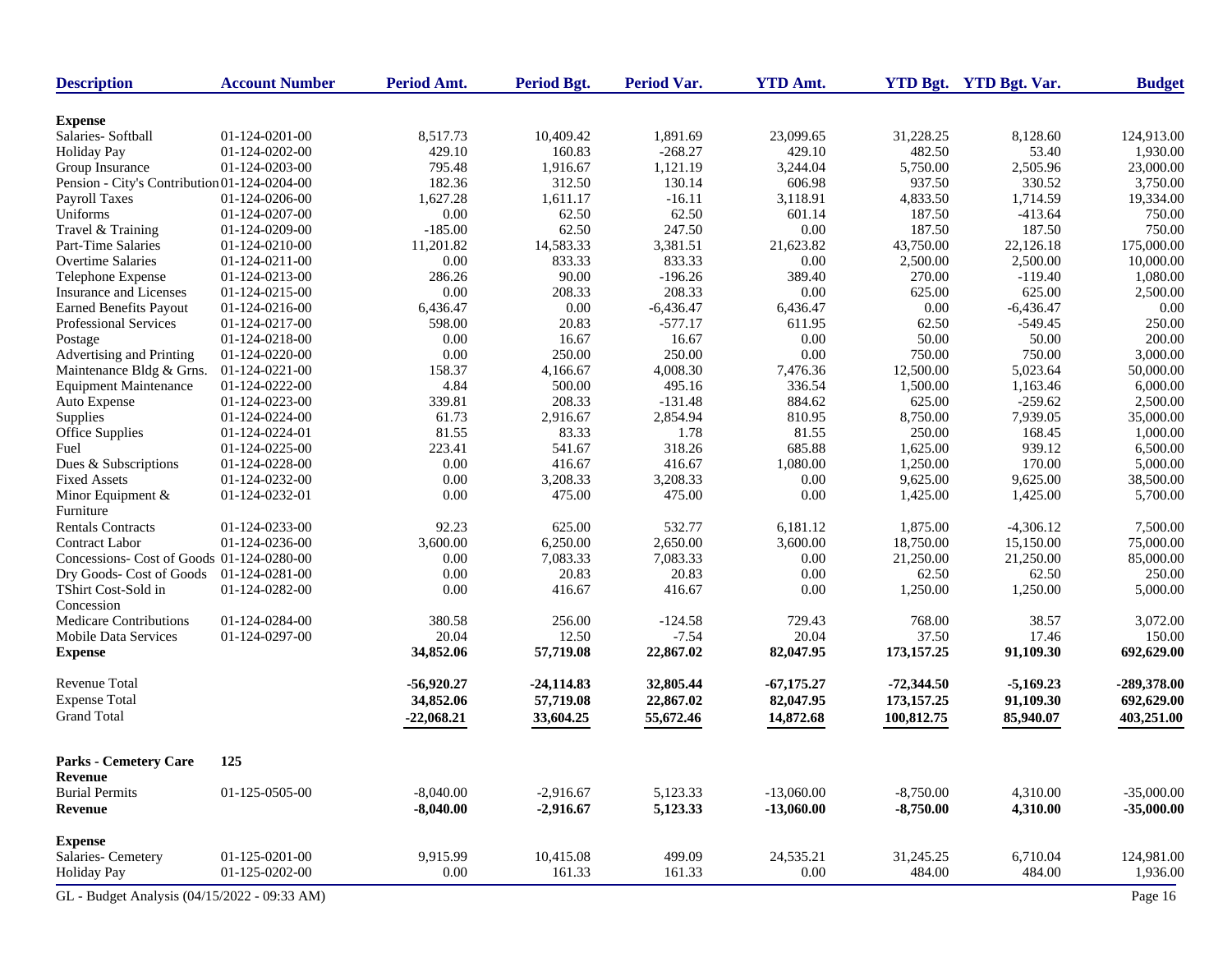| Description | Account Number | Period Amt. | Period Bgt. | Period Var. | YTD Amt. | YTD Bgt. | YTD Bgt. Var. | Budget |
|---|---|---|---|---|---|---|---|---|
| **Expense** | | | | | | | | |
| Salaries- Softball | 01-124-0201-00 | 8,517.73 | 10,409.42 | 1,891.69 | 23,099.65 | 31,228.25 | 8,128.60 | 124,913.00 |
| Holiday Pay | 01-124-0202-00 | 429.10 | 160.83 | -268.27 | 429.10 | 482.50 | 53.40 | 1,930.00 |
| Group Insurance | 01-124-0203-00 | 795.48 | 1,916.67 | 1,121.19 | 3,244.04 | 5,750.00 | 2,505.96 | 23,000.00 |
| Pension - City's Contribution | 01-124-0204-00 | 182.36 | 312.50 | 130.14 | 606.98 | 937.50 | 330.52 | 3,750.00 |
| Payroll Taxes | 01-124-0206-00 | 1,627.28 | 1,611.17 | -16.11 | 3,118.91 | 4,833.50 | 1,714.59 | 19,334.00 |
| Uniforms | 01-124-0207-00 | 0.00 | 62.50 | 62.50 | 601.14 | 187.50 | -413.64 | 750.00 |
| Travel & Training | 01-124-0209-00 | -185.00 | 62.50 | 247.50 | 0.00 | 187.50 | 187.50 | 750.00 |
| Part-Time Salaries | 01-124-0210-00 | 11,201.82 | 14,583.33 | 3,381.51 | 21,623.82 | 43,750.00 | 22,126.18 | 175,000.00 |
| Overtime Salaries | 01-124-0211-00 | 0.00 | 833.33 | 833.33 | 0.00 | 2,500.00 | 2,500.00 | 10,000.00 |
| Telephone Expense | 01-124-0213-00 | 286.26 | 90.00 | -196.26 | 389.40 | 270.00 | -119.40 | 1,080.00 |
| Insurance and Licenses | 01-124-0215-00 | 0.00 | 208.33 | 208.33 | 0.00 | 625.00 | 625.00 | 2,500.00 |
| Earned Benefits Payout | 01-124-0216-00 | 6,436.47 | 0.00 | -6,436.47 | 6,436.47 | 0.00 | -6,436.47 | 0.00 |
| Professional Services | 01-124-0217-00 | 598.00 | 20.83 | -577.17 | 611.95 | 62.50 | -549.45 | 250.00 |
| Postage | 01-124-0218-00 | 0.00 | 16.67 | 16.67 | 0.00 | 50.00 | 50.00 | 200.00 |
| Advertising and Printing | 01-124-0220-00 | 0.00 | 250.00 | 250.00 | 0.00 | 750.00 | 750.00 | 3,000.00 |
| Maintenance Bldg & Grns. | 01-124-0221-00 | 158.37 | 4,166.67 | 4,008.30 | 7,476.36 | 12,500.00 | 5,023.64 | 50,000.00 |
| Equipment Maintenance | 01-124-0222-00 | 4.84 | 500.00 | 495.16 | 336.54 | 1,500.00 | 1,163.46 | 6,000.00 |
| Auto Expense | 01-124-0223-00 | 339.81 | 208.33 | -131.48 | 884.62 | 625.00 | -259.62 | 2,500.00 |
| Supplies | 01-124-0224-00 | 61.73 | 2,916.67 | 2,854.94 | 810.95 | 8,750.00 | 7,939.05 | 35,000.00 |
| Office Supplies | 01-124-0224-01 | 81.55 | 83.33 | 1.78 | 81.55 | 250.00 | 168.45 | 1,000.00 |
| Fuel | 01-124-0225-00 | 223.41 | 541.67 | 318.26 | 685.88 | 1,625.00 | 939.12 | 6,500.00 |
| Dues & Subscriptions | 01-124-0228-00 | 0.00 | 416.67 | 416.67 | 1,080.00 | 1,250.00 | 170.00 | 5,000.00 |
| Fixed Assets | 01-124-0232-00 | 0.00 | 3,208.33 | 3,208.33 | 0.00 | 9,625.00 | 9,625.00 | 38,500.00 |
| Minor Equipment & Furniture | 01-124-0232-01 | 0.00 | 475.00 | 475.00 | 0.00 | 1,425.00 | 1,425.00 | 5,700.00 |
| Rentals Contracts | 01-124-0233-00 | 92.23 | 625.00 | 532.77 | 6,181.12 | 1,875.00 | -4,306.12 | 7,500.00 |
| Contract Labor | 01-124-0236-00 | 3,600.00 | 6,250.00 | 2,650.00 | 3,600.00 | 18,750.00 | 15,150.00 | 75,000.00 |
| Concessions- Cost of Goods | 01-124-0280-00 | 0.00 | 7,083.33 | 7,083.33 | 0.00 | 21,250.00 | 21,250.00 | 85,000.00 |
| Dry Goods- Cost of Goods | 01-124-0281-00 | 0.00 | 20.83 | 20.83 | 0.00 | 62.50 | 62.50 | 250.00 |
| TShirt Cost-Sold in Concession | 01-124-0282-00 | 0.00 | 416.67 | 416.67 | 0.00 | 1,250.00 | 1,250.00 | 5,000.00 |
| Medicare Contributions | 01-124-0284-00 | 380.58 | 256.00 | -124.58 | 729.43 | 768.00 | 38.57 | 3,072.00 |
| Mobile Data Services | 01-124-0297-00 | 20.04 | 12.50 | -7.54 | 20.04 | 37.50 | 17.46 | 150.00 |
| **Expense** | | **34,852.06** | **57,719.08** | **22,867.02** | **82,047.95** | **173,157.25** | **91,109.30** | **692,629.00** |
| Revenue Total | | **-56,920.27** | **-24,114.83** | **32,805.44** | **-67,175.27** | **-72,344.50** | **-5,169.23** | **-289,378.00** |
| Expense Total | | **34,852.06** | **57,719.08** | **22,867.02** | **82,047.95** | **173,157.25** | **91,109.30** | **692,629.00** |
| Grand Total | | **-22,068.21** | **33,604.25** | **55,672.46** | **14,872.68** | **100,812.75** | **85,940.07** | **403,251.00** |
| **Parks - Cemetery Care** | **125** | | | | | | | |
| **Revenue** | | | | | | | | |
| Burial Permits | 01-125-0505-00 | -8,040.00 | -2,916.67 | 5,123.33 | -13,060.00 | -8,750.00 | 4,310.00 | -35,000.00 |
| **Revenue** | | **-8,040.00** | **-2,916.67** | **5,123.33** | **-13,060.00** | **-8,750.00** | **4,310.00** | **-35,000.00** |
| **Expense** | | | | | | | | |
| Salaries- Cemetery | 01-125-0201-00 | 9,915.99 | 10,415.08 | 499.09 | 24,535.21 | 31,245.25 | 6,710.04 | 124,981.00 |
| Holiday Pay | 01-125-0202-00 | 0.00 | 161.33 | 161.33 | 0.00 | 484.00 | 484.00 | 1,936.00 |

GL - Budget Analysis (04/15/2022 - 09:33 AM)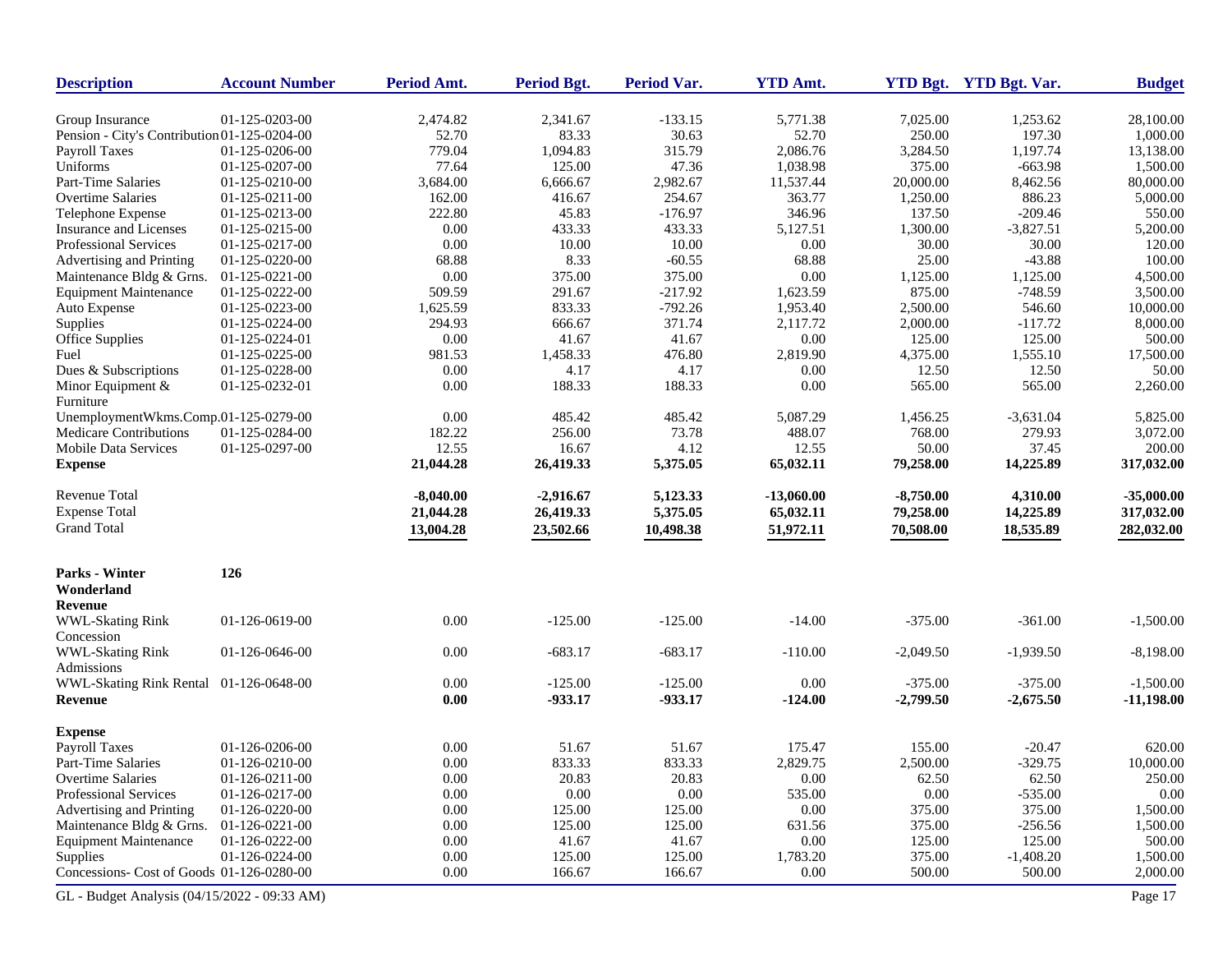| Description | Account Number | Period Amt. | Period Bgt. | Period Var. | YTD Amt. | YTD Bgt. | YTD Bgt. Var. | Budget |
|---|---|---|---|---|---|---|---|---|
| Group Insurance | 01-125-0203-00 | 2,474.82 | 2,341.67 | -133.15 | 5,771.38 | 7,025.00 | 1,253.62 | 28,100.00 |
| Pension - City's Contribution | 01-125-0204-00 | 52.70 | 83.33 | 30.63 | 52.70 | 250.00 | 197.30 | 1,000.00 |
| Payroll Taxes | 01-125-0206-00 | 779.04 | 1,094.83 | 315.79 | 2,086.76 | 3,284.50 | 1,197.74 | 13,138.00 |
| Uniforms | 01-125-0207-00 | 77.64 | 125.00 | 47.36 | 1,038.98 | 375.00 | -663.98 | 1,500.00 |
| Part-Time Salaries | 01-125-0210-00 | 3,684.00 | 6,666.67 | 2,982.67 | 11,537.44 | 20,000.00 | 8,462.56 | 80,000.00 |
| Overtime Salaries | 01-125-0211-00 | 162.00 | 416.67 | 254.67 | 363.77 | 1,250.00 | 886.23 | 5,000.00 |
| Telephone Expense | 01-125-0213-00 | 222.80 | 45.83 | -176.97 | 346.96 | 137.50 | -209.46 | 550.00 |
| Insurance and Licenses | 01-125-0215-00 | 0.00 | 433.33 | 433.33 | 5,127.51 | 1,300.00 | -3,827.51 | 5,200.00 |
| Professional Services | 01-125-0217-00 | 0.00 | 10.00 | 10.00 | 0.00 | 30.00 | 30.00 | 120.00 |
| Advertising and Printing | 01-125-0220-00 | 68.88 | 8.33 | -60.55 | 68.88 | 25.00 | -43.88 | 100.00 |
| Maintenance Bldg & Grns. | 01-125-0221-00 | 0.00 | 375.00 | 375.00 | 0.00 | 1,125.00 | 1,125.00 | 4,500.00 |
| Equipment Maintenance | 01-125-0222-00 | 509.59 | 291.67 | -217.92 | 1,623.59 | 875.00 | -748.59 | 3,500.00 |
| Auto Expense | 01-125-0223-00 | 1,625.59 | 833.33 | -792.26 | 1,953.40 | 2,500.00 | 546.60 | 10,000.00 |
| Supplies | 01-125-0224-00 | 294.93 | 666.67 | 371.74 | 2,117.72 | 2,000.00 | -117.72 | 8,000.00 |
| Office Supplies | 01-125-0224-01 | 0.00 | 41.67 | 41.67 | 0.00 | 125.00 | 125.00 | 500.00 |
| Fuel | 01-125-0225-00 | 981.53 | 1,458.33 | 476.80 | 2,819.90 | 4,375.00 | 1,555.10 | 17,500.00 |
| Dues & Subscriptions | 01-125-0228-00 | 0.00 | 4.17 | 4.17 | 0.00 | 12.50 | 12.50 | 50.00 |
| Minor Equipment & Furniture | 01-125-0232-01 | 0.00 | 188.33 | 188.33 | 0.00 | 565.00 | 565.00 | 2,260.00 |
| UnemploymentWkms.Comp. | 01-125-0279-00 | 0.00 | 485.42 | 485.42 | 5,087.29 | 1,456.25 | -3,631.04 | 5,825.00 |
| Medicare Contributions | 01-125-0284-00 | 182.22 | 256.00 | 73.78 | 488.07 | 768.00 | 279.93 | 3,072.00 |
| Mobile Data Services | 01-125-0297-00 | 12.55 | 16.67 | 4.12 | 12.55 | 50.00 | 37.45 | 200.00 |
| **Expense** | | **21,044.28** | **26,419.33** | **5,375.05** | **65,032.11** | **79,258.00** | **14,225.89** | **317,032.00** |
| Revenue Total | | **-8,040.00** | **-2,916.67** | **5,123.33** | **-13,060.00** | **-8,750.00** | **4,310.00** | **-35,000.00** |
| Expense Total | | **21,044.28** | **26,419.33** | **5,375.05** | **65,032.11** | **79,258.00** | **14,225.89** | **317,032.00** |
| Grand Total | | **13,004.28** | **23,502.66** | **10,498.38** | **51,972.11** | **70,508.00** | **18,535.89** | **282,032.00** |

**Parks - Winter Wonderland** **126**

| Description | Account Number | Period Amt. | Period Bgt. | Period Var. | YTD Amt. | YTD Bgt. | YTD Bgt. Var. | Budget |
|---|---|---|---|---|---|---|---|---|
| **Revenue** | | | | | | | | |
| WWL-Skating Rink Concession | 01-126-0619-00 | 0.00 | -125.00 | -125.00 | -14.00 | -375.00 | -361.00 | -1,500.00 |
| WWL-Skating Rink Admissions | 01-126-0646-00 | 0.00 | -683.17 | -683.17 | -110.00 | -2,049.50 | -1,939.50 | -8,198.00 |
| WWL-Skating Rink Rental | 01-126-0648-00 | 0.00 | -125.00 | -125.00 | 0.00 | -375.00 | -375.00 | -1,500.00 |
| **Revenue** | | **0.00** | **-933.17** | **-933.17** | **-124.00** | **-2,799.50** | **-2,675.50** | **-11,198.00** |
| **Expense** | | | | | | | | |
| Payroll Taxes | 01-126-0206-00 | 0.00 | 51.67 | 51.67 | 175.47 | 155.00 | -20.47 | 620.00 |
| Part-Time Salaries | 01-126-0210-00 | 0.00 | 833.33 | 833.33 | 2,829.75 | 2,500.00 | -329.75 | 10,000.00 |
| Overtime Salaries | 01-126-0211-00 | 0.00 | 20.83 | 20.83 | 0.00 | 62.50 | 62.50 | 250.00 |
| Professional Services | 01-126-0217-00 | 0.00 | 0.00 | 0.00 | 535.00 | 0.00 | -535.00 | 0.00 |
| Advertising and Printing | 01-126-0220-00 | 0.00 | 125.00 | 125.00 | 0.00 | 375.00 | 375.00 | 1,500.00 |
| Maintenance Bldg & Grns. | 01-126-0221-00 | 0.00 | 125.00 | 125.00 | 631.56 | 375.00 | -256.56 | 1,500.00 |
| Equipment Maintenance | 01-126-0222-00 | 0.00 | 41.67 | 41.67 | 0.00 | 125.00 | 125.00 | 500.00 |
| Supplies | 01-126-0224-00 | 0.00 | 125.00 | 125.00 | 1,783.20 | 375.00 | -1,408.20 | 1,500.00 |
| Concessions- Cost of Goods | 01-126-0280-00 | 0.00 | 166.67 | 166.67 | 0.00 | 500.00 | 500.00 | 2,000.00 |

GL - Budget Analysis (04/15/2022 - 09:33 AM)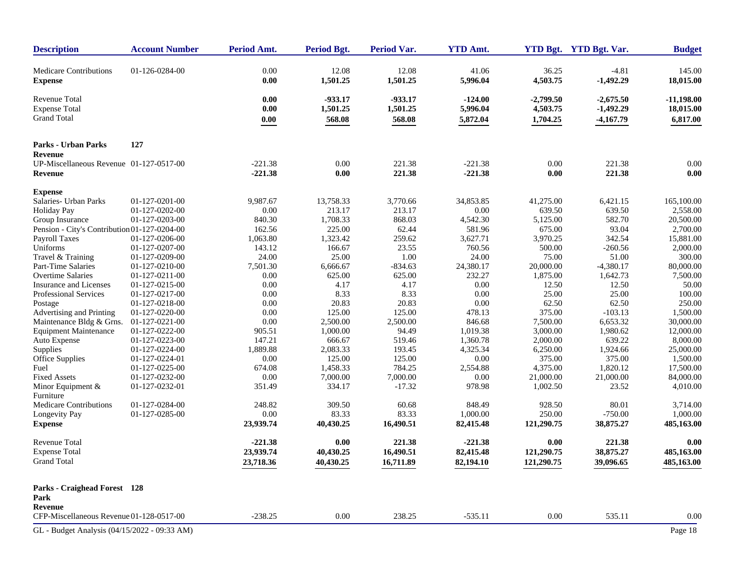| Description | Account Number | Period Amt. | Period Bgt. | Period Var. | YTD Amt. | YTD Bgt. | YTD Bgt. Var. | Budget |
|---|---|---|---|---|---|---|---|---|
| Medicare Contributions | 01-126-0284-00 | 0.00 | 12.08 | 12.08 | 41.06 | 36.25 | -4.81 | 145.00 |
| **Expense** | | **0.00** | **1,501.25** | **1,501.25** | **5,996.04** | **4,503.75** | **-1,492.29** | **18,015.00** |
| Revenue Total | | **0.00** | **-933.17** | **-933.17** | **-124.00** | **-2,799.50** | **-2,675.50** | **-11,198.00** |
| Expense Total | | **0.00** | **1,501.25** | **1,501.25** | **5,996.04** | **4,503.75** | **-1,492.29** | **18,015.00** |
| Grand Total | | **0.00** | **568.08** | **568.08** | **5,872.04** | **1,704.25** | **-4,167.79** | **6,817.00** |
| **Parks - Urban Parks** | **127** | | | | | | | |
| **Revenue** | | | | | | | | |
| UP-Miscellaneous Revenue | 01-127-0517-00 | -221.38 | 0.00 | 221.38 | -221.38 | 0.00 | 221.38 | 0.00 |
| **Revenue** | | **-221.38** | **0.00** | **221.38** | **-221.38** | **0.00** | **221.38** | **0.00** |
| **Expense** | | | | | | | | |
| Salaries- Urban Parks | 01-127-0201-00 | 9,987.67 | 13,758.33 | 3,770.66 | 34,853.85 | 41,275.00 | 6,421.15 | 165,100.00 |
| Holiday Pay | 01-127-0202-00 | 0.00 | 213.17 | 213.17 | 0.00 | 639.50 | 639.50 | 2,558.00 |
| Group Insurance | 01-127-0203-00 | 840.30 | 1,708.33 | 868.03 | 4,542.30 | 5,125.00 | 582.70 | 20,500.00 |
| Pension - City's Contribution | 01-127-0204-00 | 162.56 | 225.00 | 62.44 | 581.96 | 675.00 | 93.04 | 2,700.00 |
| Payroll Taxes | 01-127-0206-00 | 1,063.80 | 1,323.42 | 259.62 | 3,627.71 | 3,970.25 | 342.54 | 15,881.00 |
| Uniforms | 01-127-0207-00 | 143.12 | 166.67 | 23.55 | 760.56 | 500.00 | -260.56 | 2,000.00 |
| Travel & Training | 01-127-0209-00 | 24.00 | 25.00 | 1.00 | 24.00 | 75.00 | 51.00 | 300.00 |
| Part-Time Salaries | 01-127-0210-00 | 7,501.30 | 6,666.67 | -834.63 | 24,380.17 | 20,000.00 | -4,380.17 | 80,000.00 |
| Overtime Salaries | 01-127-0211-00 | 0.00 | 625.00 | 625.00 | 232.27 | 1,875.00 | 1,642.73 | 7,500.00 |
| Insurance and Licenses | 01-127-0215-00 | 0.00 | 4.17 | 4.17 | 0.00 | 12.50 | 12.50 | 50.00 |
| Professional Services | 01-127-0217-00 | 0.00 | 8.33 | 8.33 | 0.00 | 25.00 | 25.00 | 100.00 |
| Postage | 01-127-0218-00 | 0.00 | 20.83 | 20.83 | 0.00 | 62.50 | 62.50 | 250.00 |
| Advertising and Printing | 01-127-0220-00 | 0.00 | 125.00 | 125.00 | 478.13 | 375.00 | -103.13 | 1,500.00 |
| Maintenance Bldg & Grns. | 01-127-0221-00 | 0.00 | 2,500.00 | 2,500.00 | 846.68 | 7,500.00 | 6,653.32 | 30,000.00 |
| Equipment Maintenance | 01-127-0222-00 | 905.51 | 1,000.00 | 94.49 | 1,019.38 | 3,000.00 | 1,980.62 | 12,000.00 |
| Auto Expense | 01-127-0223-00 | 147.21 | 666.67 | 519.46 | 1,360.78 | 2,000.00 | 639.22 | 8,000.00 |
| Supplies | 01-127-0224-00 | 1,889.88 | 2,083.33 | 193.45 | 4,325.34 | 6,250.00 | 1,924.66 | 25,000.00 |
| Office Supplies | 01-127-0224-01 | 0.00 | 125.00 | 125.00 | 0.00 | 375.00 | 375.00 | 1,500.00 |
| Fuel | 01-127-0225-00 | 674.08 | 1,458.33 | 784.25 | 2,554.88 | 4,375.00 | 1,820.12 | 17,500.00 |
| Fixed Assets | 01-127-0232-00 | 0.00 | 7,000.00 | 7,000.00 | 0.00 | 21,000.00 | 21,000.00 | 84,000.00 |
| Minor Equipment & Furniture | 01-127-0232-01 | 351.49 | 334.17 | -17.32 | 978.98 | 1,002.50 | 23.52 | 4,010.00 |
| Medicare Contributions | 01-127-0284-00 | 248.82 | 309.50 | 60.68 | 848.49 | 928.50 | 80.01 | 3,714.00 |
| Longevity Pay | 01-127-0285-00 | 0.00 | 83.33 | 83.33 | 1,000.00 | 250.00 | -750.00 | 1,000.00 |
| **Expense** | | **23,939.74** | **40,430.25** | **16,490.51** | **82,415.48** | **121,290.75** | **38,875.27** | **485,163.00** |
| Revenue Total | | **-221.38** | **0.00** | **221.38** | **-221.38** | **0.00** | **221.38** | **0.00** |
| Expense Total | | **23,939.74** | **40,430.25** | **16,490.51** | **82,415.48** | **121,290.75** | **38,875.27** | **485,163.00** |
| Grand Total | | **23,718.36** | **40,430.25** | **16,711.89** | **82,194.10** | **121,290.75** | **39,096.65** | **485,163.00** |
| **Parks - Craighead Forest Park** | **128** | | | | | | | |
| **Revenue** | | | | | | | | |
| CFP-Miscellaneous Revenue | 01-128-0517-00 | -238.25 | 0.00 | 238.25 | -535.11 | 0.00 | 535.11 | 0.00 |

GL - Budget Analysis (04/15/2022 - 09:33 AM)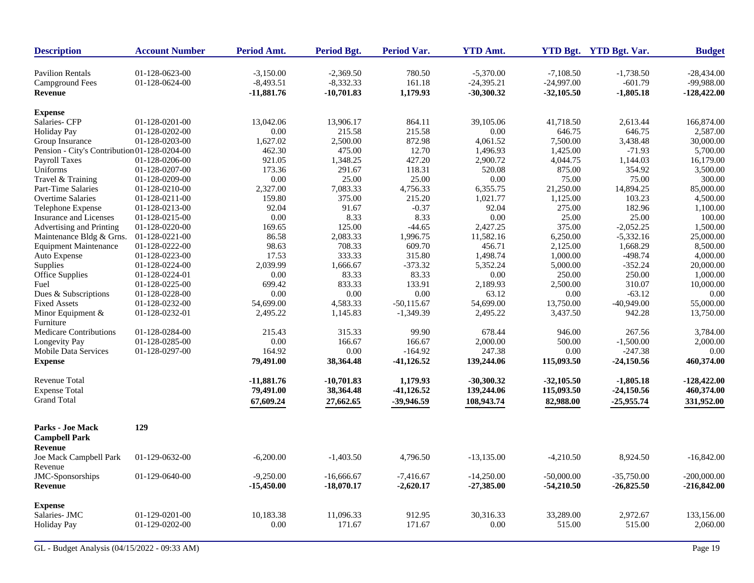| Description | Account Number | Period Amt. | Period Bgt. | Period Var. | YTD Amt. | YTD Bgt. | YTD Bgt. Var. | Budget |
|---|---|---|---|---|---|---|---|---|
| Pavilion Rentals | 01-128-0623-00 | -3,150.00 | -2,369.50 | 780.50 | -5,370.00 | -7,108.50 | -1,738.50 | -28,434.00 |
| Campground Fees | 01-128-0624-00 | -8,493.51 | -8,332.33 | 161.18 | -24,395.21 | -24,997.00 | -601.79 | -99,988.00 |
| **Revenue** | | **-11,881.76** | **-10,701.83** | **1,179.93** | **-30,300.32** | **-32,105.50** | **-1,805.18** | **-128,422.00** |
| **Expense** | | | | | | | | |
| Salaries- CFP | 01-128-0201-00 | 13,042.06 | 13,906.17 | 864.11 | 39,105.06 | 41,718.50 | 2,613.44 | 166,874.00 |
| Holiday Pay | 01-128-0202-00 | 0.00 | 215.58 | 215.58 | 0.00 | 646.75 | 646.75 | 2,587.00 |
| Group Insurance | 01-128-0203-00 | 1,627.02 | 2,500.00 | 872.98 | 4,061.52 | 7,500.00 | 3,438.48 | 30,000.00 |
| Pension - City's Contribution | 01-128-0204-00 | 462.30 | 475.00 | 12.70 | 1,496.93 | 1,425.00 | -71.93 | 5,700.00 |
| Payroll Taxes | 01-128-0206-00 | 921.05 | 1,348.25 | 427.20 | 2,900.72 | 4,044.75 | 1,144.03 | 16,179.00 |
| Uniforms | 01-128-0207-00 | 173.36 | 291.67 | 118.31 | 520.08 | 875.00 | 354.92 | 3,500.00 |
| Travel & Training | 01-128-0209-00 | 0.00 | 25.00 | 25.00 | 0.00 | 75.00 | 75.00 | 300.00 |
| Part-Time Salaries | 01-128-0210-00 | 2,327.00 | 7,083.33 | 4,756.33 | 6,355.75 | 21,250.00 | 14,894.25 | 85,000.00 |
| Overtime Salaries | 01-128-0211-00 | 159.80 | 375.00 | 215.20 | 1,021.77 | 1,125.00 | 103.23 | 4,500.00 |
| Telephone Expense | 01-128-0213-00 | 92.04 | 91.67 | -0.37 | 92.04 | 275.00 | 182.96 | 1,100.00 |
| Insurance and Licenses | 01-128-0215-00 | 0.00 | 8.33 | 8.33 | 0.00 | 25.00 | 25.00 | 100.00 |
| Advertising and Printing | 01-128-0220-00 | 169.65 | 125.00 | -44.65 | 2,427.25 | 375.00 | -2,052.25 | 1,500.00 |
| Maintenance Bldg & Grns. | 01-128-0221-00 | 86.58 | 2,083.33 | 1,996.75 | 11,582.16 | 6,250.00 | -5,332.16 | 25,000.00 |
| Equipment Maintenance | 01-128-0222-00 | 98.63 | 708.33 | 609.70 | 456.71 | 2,125.00 | 1,668.29 | 8,500.00 |
| Auto Expense | 01-128-0223-00 | 17.53 | 333.33 | 315.80 | 1,498.74 | 1,000.00 | -498.74 | 4,000.00 |
| Supplies | 01-128-0224-00 | 2,039.99 | 1,666.67 | -373.32 | 5,352.24 | 5,000.00 | -352.24 | 20,000.00 |
| Office Supplies | 01-128-0224-01 | 0.00 | 83.33 | 83.33 | 0.00 | 250.00 | 250.00 | 1,000.00 |
| Fuel | 01-128-0225-00 | 699.42 | 833.33 | 133.91 | 2,189.93 | 2,500.00 | 310.07 | 10,000.00 |
| Dues & Subscriptions | 01-128-0228-00 | 0.00 | 0.00 | 0.00 | 63.12 | 0.00 | -63.12 | 0.00 |
| Fixed Assets | 01-128-0232-00 | 54,699.00 | 4,583.33 | -50,115.67 | 54,699.00 | 13,750.00 | -40,949.00 | 55,000.00 |
| Minor Equipment & Furniture | 01-128-0232-01 | 2,495.22 | 1,145.83 | -1,349.39 | 2,495.22 | 3,437.50 | 942.28 | 13,750.00 |
| Medicare Contributions | 01-128-0284-00 | 215.43 | 315.33 | 99.90 | 678.44 | 946.00 | 267.56 | 3,784.00 |
| Longevity Pay | 01-128-0285-00 | 0.00 | 166.67 | 166.67 | 2,000.00 | 500.00 | -1,500.00 | 2,000.00 |
| Mobile Data Services | 01-128-0297-00 | 164.92 | 0.00 | -164.92 | 247.38 | 0.00 | -247.38 | 0.00 |
| **Expense** | | **79,491.00** | **38,364.48** | **-41,126.52** | **139,244.06** | **115,093.50** | **-24,150.56** | **460,374.00** |
| Revenue Total | | **-11,881.76** | **-10,701.83** | **1,179.93** | **-30,300.32** | **-32,105.50** | **-1,805.18** | **-128,422.00** |
| Expense Total | | **79,491.00** | **38,364.48** | **-41,126.52** | **139,244.06** | **115,093.50** | **-24,150.56** | **460,374.00** |
| Grand Total | | **67,609.24** | **27,662.65** | **-39,946.59** | **108,943.74** | **82,988.00** | **-25,955.74** | **331,952.00** |

| Description | Account Number | Period Amt. | Period Bgt. | Period Var. | YTD Amt. | YTD Bgt. | YTD Bgt. Var. | Budget |
|---|---|---|---|---|---|---|---|---|
| **Parks - Joe Mack Campbell Park** | **129** | | | | | | | |
| **Revenue** | | | | | | | | |
| Joe Mack Campbell Park Revenue | 01-129-0632-00 | -6,200.00 | -1,403.50 | 4,796.50 | -13,135.00 | -4,210.50 | 8,924.50 | -16,842.00 |
| JMC-Sponsorships | 01-129-0640-00 | -9,250.00 | -16,666.67 | -7,416.67 | -14,250.00 | -50,000.00 | -35,750.00 | -200,000.00 |
| **Revenue** | | **-15,450.00** | **-18,070.17** | **-2,620.17** | **-27,385.00** | **-54,210.50** | **-26,825.50** | **-216,842.00** |
| **Expense** | | | | | | | | |
| Salaries- JMC | 01-129-0201-00 | 10,183.38 | 11,096.33 | 912.95 | 30,316.33 | 33,289.00 | 2,972.67 | 133,156.00 |
| Holiday Pay | 01-129-0202-00 | 0.00 | 171.67 | 171.67 | 0.00 | 515.00 | 515.00 | 2,060.00 |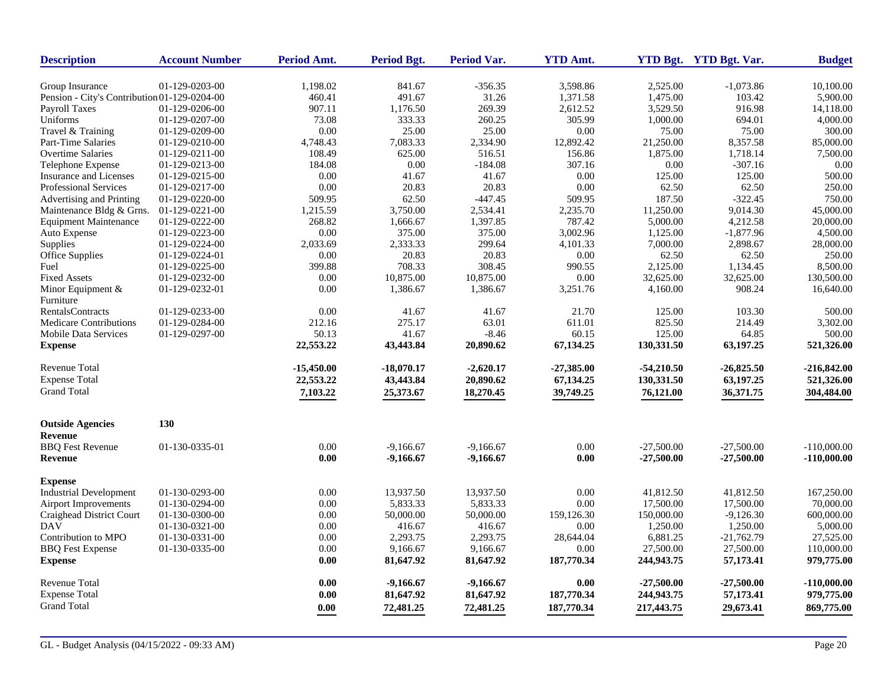| Description | Account Number | Period Amt. | Period Bgt. | Period Var. | YTD Amt. | YTD Bgt. | YTD Bgt. Var. | Budget |
|---|---|---|---|---|---|---|---|---|
| Group Insurance | 01-129-0203-00 | 1,198.02 | 841.67 | -356.35 | 3,598.86 | 2,525.00 | -1,073.86 | 10,100.00 |
| Pension - City's Contribution | 01-129-0204-00 | 460.41 | 491.67 | 31.26 | 1,371.58 | 1,475.00 | 103.42 | 5,900.00 |
| Payroll Taxes | 01-129-0206-00 | 907.11 | 1,176.50 | 269.39 | 2,612.52 | 3,529.50 | 916.98 | 14,118.00 |
| Uniforms | 01-129-0207-00 | 73.08 | 333.33 | 260.25 | 305.99 | 1,000.00 | 694.01 | 4,000.00 |
| Travel & Training | 01-129-0209-00 | 0.00 | 25.00 | 25.00 | 0.00 | 75.00 | 75.00 | 300.00 |
| Part-Time Salaries | 01-129-0210-00 | 4,748.43 | 7,083.33 | 2,334.90 | 12,892.42 | 21,250.00 | 8,357.58 | 85,000.00 |
| Overtime Salaries | 01-129-0211-00 | 108.49 | 625.00 | 516.51 | 156.86 | 1,875.00 | 1,718.14 | 7,500.00 |
| Telephone Expense | 01-129-0213-00 | 184.08 | 0.00 | -184.08 | 307.16 | 0.00 | -307.16 | 0.00 |
| Insurance and Licenses | 01-129-0215-00 | 0.00 | 41.67 | 41.67 | 0.00 | 125.00 | 125.00 | 500.00 |
| Professional Services | 01-129-0217-00 | 0.00 | 20.83 | 20.83 | 0.00 | 62.50 | 62.50 | 250.00 |
| Advertising and Printing | 01-129-0220-00 | 509.95 | 62.50 | -447.45 | 509.95 | 187.50 | -322.45 | 750.00 |
| Maintenance Bldg & Grns. | 01-129-0221-00 | 1,215.59 | 3,750.00 | 2,534.41 | 2,235.70 | 11,250.00 | 9,014.30 | 45,000.00 |
| Equipment Maintenance | 01-129-0222-00 | 268.82 | 1,666.67 | 1,397.85 | 787.42 | 5,000.00 | 4,212.58 | 20,000.00 |
| Auto Expense | 01-129-0223-00 | 0.00 | 375.00 | 375.00 | 3,002.96 | 1,125.00 | -1,877.96 | 4,500.00 |
| Supplies | 01-129-0224-00 | 2,033.69 | 2,333.33 | 299.64 | 4,101.33 | 7,000.00 | 2,898.67 | 28,000.00 |
| Office Supplies | 01-129-0224-01 | 0.00 | 20.83 | 20.83 | 0.00 | 62.50 | 62.50 | 250.00 |
| Fuel | 01-129-0225-00 | 399.88 | 708.33 | 308.45 | 990.55 | 2,125.00 | 1,134.45 | 8,500.00 |
| Fixed Assets | 01-129-0232-00 | 0.00 | 10,875.00 | 10,875.00 | 0.00 | 32,625.00 | 32,625.00 | 130,500.00 |
| Minor Equipment & Furniture | 01-129-0232-01 | 0.00 | 1,386.67 | 1,386.67 | 3,251.76 | 4,160.00 | 908.24 | 16,640.00 |
| RentalsContracts | 01-129-0233-00 | 0.00 | 41.67 | 41.67 | 21.70 | 125.00 | 103.30 | 500.00 |
| Medicare Contributions | 01-129-0284-00 | 212.16 | 275.17 | 63.01 | 611.01 | 825.50 | 214.49 | 3,302.00 |
| Mobile Data Services | 01-129-0297-00 | 50.13 | 41.67 | -8.46 | 60.15 | 125.00 | 64.85 | 500.00 |
| **Expense** | | **22,553.22** | **43,443.84** | **20,890.62** | **67,134.25** | **130,331.50** | **63,197.25** | **521,326.00** |
| Revenue Total | | **-15,450.00** | **-18,070.17** | **-2,620.17** | **-27,385.00** | **-54,210.50** | **-26,825.50** | **-216,842.00** |
| Expense Total | | **22,553.22** | **43,443.84** | **20,890.62** | **67,134.25** | **130,331.50** | **63,197.25** | **521,326.00** |
| Grand Total | | **7,103.22** | **25,373.67** | **18,270.45** | **39,749.25** | **76,121.00** | **36,371.75** | **304,484.00** |

| Description | Account Number | Period Amt. | Period Bgt. | Period Var. | YTD Amt. | YTD Bgt. | YTD Bgt. Var. | Budget |
|---|---|---|---|---|---|---|---|---|
| **Outside Agencies** | **130** | | | | | | | |
| **Revenue** | | | | | | | | |
| BBQ Fest Revenue | 01-130-0335-01 | 0.00 | -9,166.67 | -9,166.67 | 0.00 | -27,500.00 | -27,500.00 | -110,000.00 |
| **Revenue** | | **0.00** | **-9,166.67** | **-9,166.67** | **0.00** | **-27,500.00** | **-27,500.00** | **-110,000.00** |
| **Expense** | | | | | | | | |
| Industrial Development | 01-130-0293-00 | 0.00 | 13,937.50 | 13,937.50 | 0.00 | 41,812.50 | 41,812.50 | 167,250.00 |
| Airport Improvements | 01-130-0294-00 | 0.00 | 5,833.33 | 5,833.33 | 0.00 | 17,500.00 | 17,500.00 | 70,000.00 |
| Craighead District Court | 01-130-0300-00 | 0.00 | 50,000.00 | 50,000.00 | 159,126.30 | 150,000.00 | -9,126.30 | 600,000.00 |
| DAV | 01-130-0321-00 | 0.00 | 416.67 | 416.67 | 0.00 | 1,250.00 | 1,250.00 | 5,000.00 |
| Contribution to MPO | 01-130-0331-00 | 0.00 | 2,293.75 | 2,293.75 | 28,644.04 | 6,881.25 | -21,762.79 | 27,525.00 |
| BBQ Fest Expense | 01-130-0335-00 | 0.00 | 9,166.67 | 9,166.67 | 0.00 | 27,500.00 | 27,500.00 | 110,000.00 |
| **Expense** | | **0.00** | **81,647.92** | **81,647.92** | **187,770.34** | **244,943.75** | **57,173.41** | **979,775.00** |
| Revenue Total | | **0.00** | **-9,166.67** | **-9,166.67** | **0.00** | **-27,500.00** | **-27,500.00** | **-110,000.00** |
| Expense Total | | **0.00** | **81,647.92** | **81,647.92** | **187,770.34** | **244,943.75** | **57,173.41** | **979,775.00** |
| Grand Total | | **0.00** | **72,481.25** | **72,481.25** | **187,770.34** | **217,443.75** | **29,673.41** | **869,775.00** |

GL - Budget Analysis (04/15/2022 - 09:33 AM)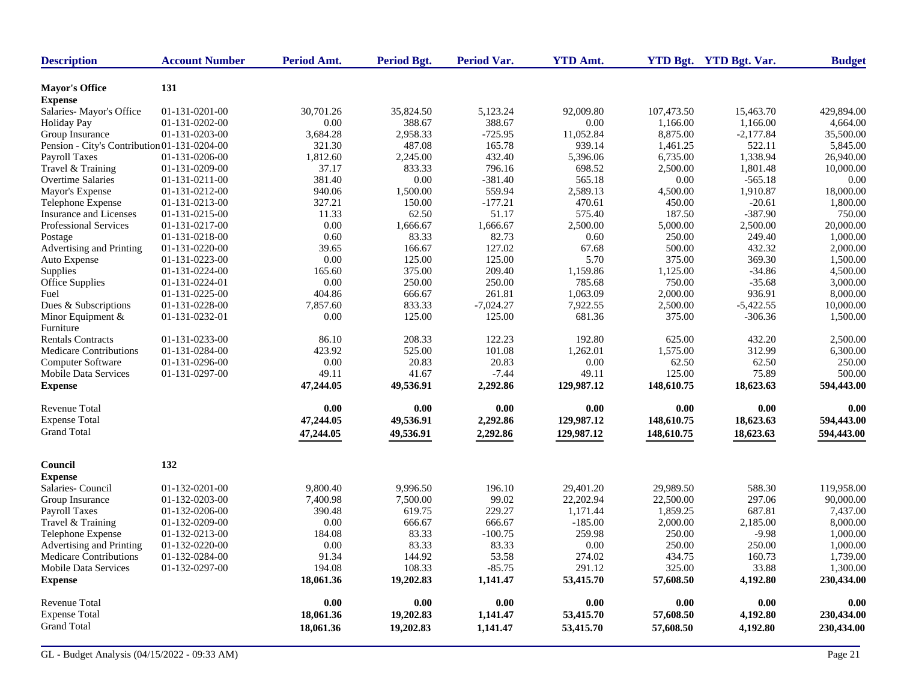| Description | Account Number | Period Amt. | Period Bgt. | Period Var. | YTD Amt. | YTD Bgt. | YTD Bgt. Var. | Budget |
|---|---|---|---|---|---|---|---|---|
| **Mayor's Office** | **131** | | | | | | | |
| **Expense** | | | | | | | | |
| Salaries- Mayor's Office | 01-131-0201-00 | 30,701.26 | 35,824.50 | 5,123.24 | 92,009.80 | 107,473.50 | 15,463.70 | 429,894.00 |
| Holiday Pay | 01-131-0202-00 | 0.00 | 388.67 | 388.67 | 0.00 | 1,166.00 | 1,166.00 | 4,664.00 |
| Group Insurance | 01-131-0203-00 | 3,684.28 | 2,958.33 | -725.95 | 11,052.84 | 8,875.00 | -2,177.84 | 35,500.00 |
| Pension - City's Contribution | 01-131-0204-00 | 321.30 | 487.08 | 165.78 | 939.14 | 1,461.25 | 522.11 | 5,845.00 |
| Payroll Taxes | 01-131-0206-00 | 1,812.60 | 2,245.00 | 432.40 | 5,396.06 | 6,735.00 | 1,338.94 | 26,940.00 |
| Travel & Training | 01-131-0209-00 | 37.17 | 833.33 | 796.16 | 698.52 | 2,500.00 | 1,801.48 | 10,000.00 |
| Overtime Salaries | 01-131-0211-00 | 381.40 | 0.00 | -381.40 | 565.18 | 0.00 | -565.18 | 0.00 |
| Mayor's Expense | 01-131-0212-00 | 940.06 | 1,500.00 | 559.94 | 2,589.13 | 4,500.00 | 1,910.87 | 18,000.00 |
| Telephone Expense | 01-131-0213-00 | 327.21 | 150.00 | -177.21 | 470.61 | 450.00 | -20.61 | 1,800.00 |
| Insurance and Licenses | 01-131-0215-00 | 11.33 | 62.50 | 51.17 | 575.40 | 187.50 | -387.90 | 750.00 |
| Professional Services | 01-131-0217-00 | 0.00 | 1,666.67 | 1,666.67 | 2,500.00 | 5,000.00 | 2,500.00 | 20,000.00 |
| Postage | 01-131-0218-00 | 0.60 | 83.33 | 82.73 | 0.60 | 250.00 | 249.40 | 1,000.00 |
| Advertising and Printing | 01-131-0220-00 | 39.65 | 166.67 | 127.02 | 67.68 | 500.00 | 432.32 | 2,000.00 |
| Auto Expense | 01-131-0223-00 | 0.00 | 125.00 | 125.00 | 5.70 | 375.00 | 369.30 | 1,500.00 |
| Supplies | 01-131-0224-00 | 165.60 | 375.00 | 209.40 | 1,159.86 | 1,125.00 | -34.86 | 4,500.00 |
| Office Supplies | 01-131-0224-01 | 0.00 | 250.00 | 250.00 | 785.68 | 750.00 | -35.68 | 3,000.00 |
| Fuel | 01-131-0225-00 | 404.86 | 666.67 | 261.81 | 1,063.09 | 2,000.00 | 936.91 | 8,000.00 |
| Dues & Subscriptions | 01-131-0228-00 | 7,857.60 | 833.33 | -7,024.27 | 7,922.55 | 2,500.00 | -5,422.55 | 10,000.00 |
| Minor Equipment & Furniture | 01-131-0232-01 | 0.00 | 125.00 | 125.00 | 681.36 | 375.00 | -306.36 | 1,500.00 |
| Rentals Contracts | 01-131-0233-00 | 86.10 | 208.33 | 122.23 | 192.80 | 625.00 | 432.20 | 2,500.00 |
| Medicare Contributions | 01-131-0284-00 | 423.92 | 525.00 | 101.08 | 1,262.01 | 1,575.00 | 312.99 | 6,300.00 |
| Computer Software | 01-131-0296-00 | 0.00 | 20.83 | 20.83 | 0.00 | 62.50 | 62.50 | 250.00 |
| Mobile Data Services | 01-131-0297-00 | 49.11 | 41.67 | -7.44 | 49.11 | 125.00 | 75.89 | 500.00 |
| **Expense** | | **47,244.05** | **49,536.91** | **2,292.86** | **129,987.12** | **148,610.75** | **18,623.63** | **594,443.00** |
| Revenue Total | | **0.00** | **0.00** | **0.00** | **0.00** | **0.00** | **0.00** | **0.00** |
| Expense Total | | **47,244.05** | **49,536.91** | **2,292.86** | **129,987.12** | **148,610.75** | **18,623.63** | **594,443.00** |
| Grand Total | | **47,244.05** | **49,536.91** | **2,292.86** | **129,987.12** | **148,610.75** | **18,623.63** | **594,443.00** |
| **Council** | **132** | | | | | | | |
| **Expense** | | | | | | | | |
| Salaries- Council | 01-132-0201-00 | 9,800.40 | 9,996.50 | 196.10 | 29,401.20 | 29,989.50 | 588.30 | 119,958.00 |
| Group Insurance | 01-132-0203-00 | 7,400.98 | 7,500.00 | 99.02 | 22,202.94 | 22,500.00 | 297.06 | 90,000.00 |
| Payroll Taxes | 01-132-0206-00 | 390.48 | 619.75 | 229.27 | 1,171.44 | 1,859.25 | 687.81 | 7,437.00 |
| Travel & Training | 01-132-0209-00 | 0.00 | 666.67 | 666.67 | -185.00 | 2,000.00 | 2,185.00 | 8,000.00 |
| Telephone Expense | 01-132-0213-00 | 184.08 | 83.33 | -100.75 | 259.98 | 250.00 | -9.98 | 1,000.00 |
| Advertising and Printing | 01-132-0220-00 | 0.00 | 83.33 | 83.33 | 0.00 | 250.00 | 250.00 | 1,000.00 |
| Medicare Contributions | 01-132-0284-00 | 91.34 | 144.92 | 53.58 | 274.02 | 434.75 | 160.73 | 1,739.00 |
| Mobile Data Services | 01-132-0297-00 | 194.08 | 108.33 | -85.75 | 291.12 | 325.00 | 33.88 | 1,300.00 |
| **Expense** | | **18,061.36** | **19,202.83** | **1,141.47** | **53,415.70** | **57,608.50** | **4,192.80** | **230,434.00** |
| Revenue Total | | **0.00** | **0.00** | **0.00** | **0.00** | **0.00** | **0.00** | **0.00** |
| Expense Total | | **18,061.36** | **19,202.83** | **1,141.47** | **53,415.70** | **57,608.50** | **4,192.80** | **230,434.00** |
| Grand Total | | **18,061.36** | **19,202.83** | **1,141.47** | **53,415.70** | **57,608.50** | **4,192.80** | **230,434.00** |

GL - Budget Analysis (04/15/2022 - 09:33 AM)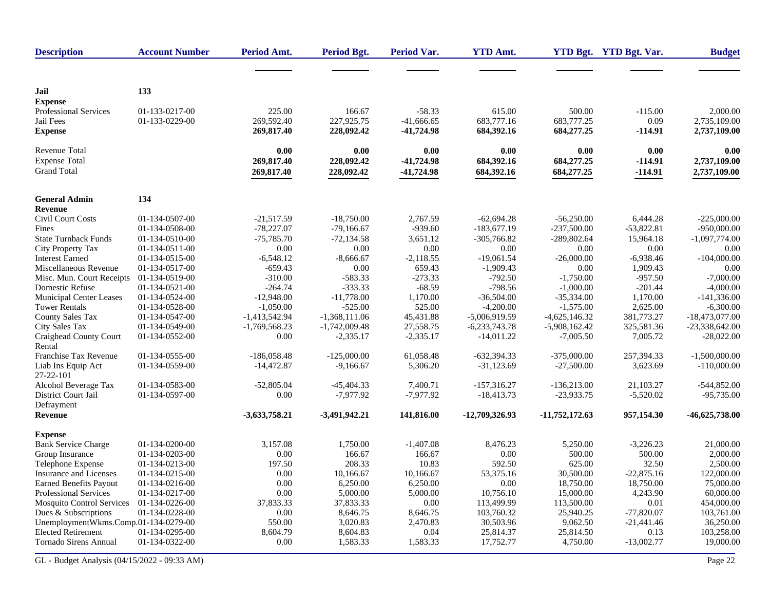| Description | Account Number | Period Amt. | Period Bgt. | Period Var. | YTD Amt. | YTD Bgt. | YTD Bgt. Var. | Budget |
|---|---|---|---|---|---|---|---|---|
| **Jail** | **133** | | | | | | | |
| **Expense** | | | | | | | | |
| Professional Services | 01-133-0217-00 | 225.00 | 166.67 | -58.33 | 615.00 | 500.00 | -115.00 | 2,000.00 |
| Jail Fees | 01-133-0229-00 | 269,592.40 | 227,925.75 | -41,666.65 | 683,777.16 | 683,777.25 | 0.09 | 2,735,109.00 |
| **Expense** | | **269,817.40** | **228,092.42** | **-41,724.98** | **684,392.16** | **684,277.25** | **-114.91** | **2,737,109.00** |
| Revenue Total | | **0.00** | **0.00** | **0.00** | **0.00** | **0.00** | **0.00** | **0.00** |
| Expense Total | | **269,817.40** | **228,092.42** | **-41,724.98** | **684,392.16** | **684,277.25** | **-114.91** | **2,737,109.00** |
| Grand Total | | **269,817.40** | **228,092.42** | **-41,724.98** | **684,392.16** | **684,277.25** | **-114.91** | **2,737,109.00** |
| **General Admin** | **134** | | | | | | | |
| **Revenue** | | | | | | | | |
| Civil Court Costs | 01-134-0507-00 | -21,517.59 | -18,750.00 | 2,767.59 | -62,694.28 | -56,250.00 | 6,444.28 | -225,000.00 |
| Fines | 01-134-0508-00 | -78,227.07 | -79,166.67 | -939.60 | -183,677.19 | -237,500.00 | -53,822.81 | -950,000.00 |
| State Turnback Funds | 01-134-0510-00 | -75,785.70 | -72,134.58 | 3,651.12 | -305,766.82 | -289,802.64 | 15,964.18 | -1,097,774.00 |
| City Property Tax | 01-134-0511-00 | 0.00 | 0.00 | 0.00 | 0.00 | 0.00 | 0.00 | 0.00 |
| Interest Earned | 01-134-0515-00 | -6,548.12 | -8,666.67 | -2,118.55 | -19,061.54 | -26,000.00 | -6,938.46 | -104,000.00 |
| Miscellaneous Revenue | 01-134-0517-00 | -659.43 | 0.00 | 659.43 | -1,909.43 | 0.00 | 1,909.43 | 0.00 |
| Misc. Mun. Court Receipts | 01-134-0519-00 | -310.00 | -583.33 | -273.33 | -792.50 | -1,750.00 | -957.50 | -7,000.00 |
| Domestic Refuse | 01-134-0521-00 | -264.74 | -333.33 | -68.59 | -798.56 | -1,000.00 | -201.44 | -4,000.00 |
| Municipal Center Leases | 01-134-0524-00 | -12,948.00 | -11,778.00 | 1,170.00 | -36,504.00 | -35,334.00 | 1,170.00 | -141,336.00 |
| Tower Rentals | 01-134-0528-00 | -1,050.00 | -525.00 | 525.00 | -4,200.00 | -1,575.00 | 2,625.00 | -6,300.00 |
| County Sales Tax | 01-134-0547-00 | -1,413,542.94 | -1,368,111.06 | 45,431.88 | -5,006,919.59 | -4,625,146.32 | 381,773.27 | -18,473,077.00 |
| City Sales Tax | 01-134-0549-00 | -1,769,568.23 | -1,742,009.48 | 27,558.75 | -6,233,743.78 | -5,908,162.42 | 325,581.36 | -23,338,642.00 |
| Craighead County Court Rental | 01-134-0552-00 | 0.00 | -2,335.17 | -2,335.17 | -14,011.22 | -7,005.50 | 7,005.72 | -28,022.00 |
| Franchise Tax Revenue | 01-134-0555-00 | -186,058.48 | -125,000.00 | 61,058.48 | -632,394.33 | -375,000.00 | 257,394.33 | -1,500,000.00 |
| Liab Ins Equip Act 27-22-101 | 01-134-0559-00 | -14,472.87 | -9,166.67 | 5,306.20 | -31,123.69 | -27,500.00 | 3,623.69 | -110,000.00 |
| Alcohol Beverage Tax | 01-134-0583-00 | -52,805.04 | -45,404.33 | 7,400.71 | -157,316.27 | -136,213.00 | 21,103.27 | -544,852.00 |
| District Court Jail Defrayment | 01-134-0597-00 | 0.00 | -7,977.92 | -7,977.92 | -18,413.73 | -23,933.75 | -5,520.02 | -95,735.00 |
| **Revenue** | | **-3,633,758.21** | **-3,491,942.21** | **141,816.00** | **-12,709,326.93** | **-11,752,172.63** | **957,154.30** | **-46,625,738.00** |
| **Expense** | | | | | | | | |
| Bank Service Charge | 01-134-0200-00 | 3,157.08 | 1,750.00 | -1,407.08 | 8,476.23 | 5,250.00 | -3,226.23 | 21,000.00 |
| Group Insurance | 01-134-0203-00 | 0.00 | 166.67 | 166.67 | 0.00 | 500.00 | 500.00 | 2,000.00 |
| Telephone Expense | 01-134-0213-00 | 197.50 | 208.33 | 10.83 | 592.50 | 625.00 | 32.50 | 2,500.00 |
| Insurance and Licenses | 01-134-0215-00 | 0.00 | 10,166.67 | 10,166.67 | 53,375.16 | 30,500.00 | -22,875.16 | 122,000.00 |
| Earned Benefits Payout | 01-134-0216-00 | 0.00 | 6,250.00 | 6,250.00 | 0.00 | 18,750.00 | 18,750.00 | 75,000.00 |
| Professional Services | 01-134-0217-00 | 0.00 | 5,000.00 | 5,000.00 | 10,756.10 | 15,000.00 | 4,243.90 | 60,000.00 |
| Mosquito Control Services | 01-134-0226-00 | 37,833.33 | 37,833.33 | 0.00 | 113,499.99 | 113,500.00 | 0.01 | 454,000.00 |
| Dues & Subscriptions | 01-134-0228-00 | 0.00 | 8,646.75 | 8,646.75 | 103,760.32 | 25,940.25 | -77,820.07 | 103,761.00 |
| UnemploymentWkms.Comp. | 01-134-0279-00 | 550.00 | 3,020.83 | 2,470.83 | 30,503.96 | 9,062.50 | -21,441.46 | 36,250.00 |
| Elected Retirement | 01-134-0295-00 | 8,604.79 | 8,604.83 | 0.04 | 25,814.37 | 25,814.50 | 0.13 | 103,258.00 |
| Tornado Sirens Annual | 01-134-0322-00 | 0.00 | 1,583.33 | 1,583.33 | 17,752.77 | 4,750.00 | -13,002.77 | 19,000.00 |

GL - Budget Analysis (04/15/2022 - 09:33 AM)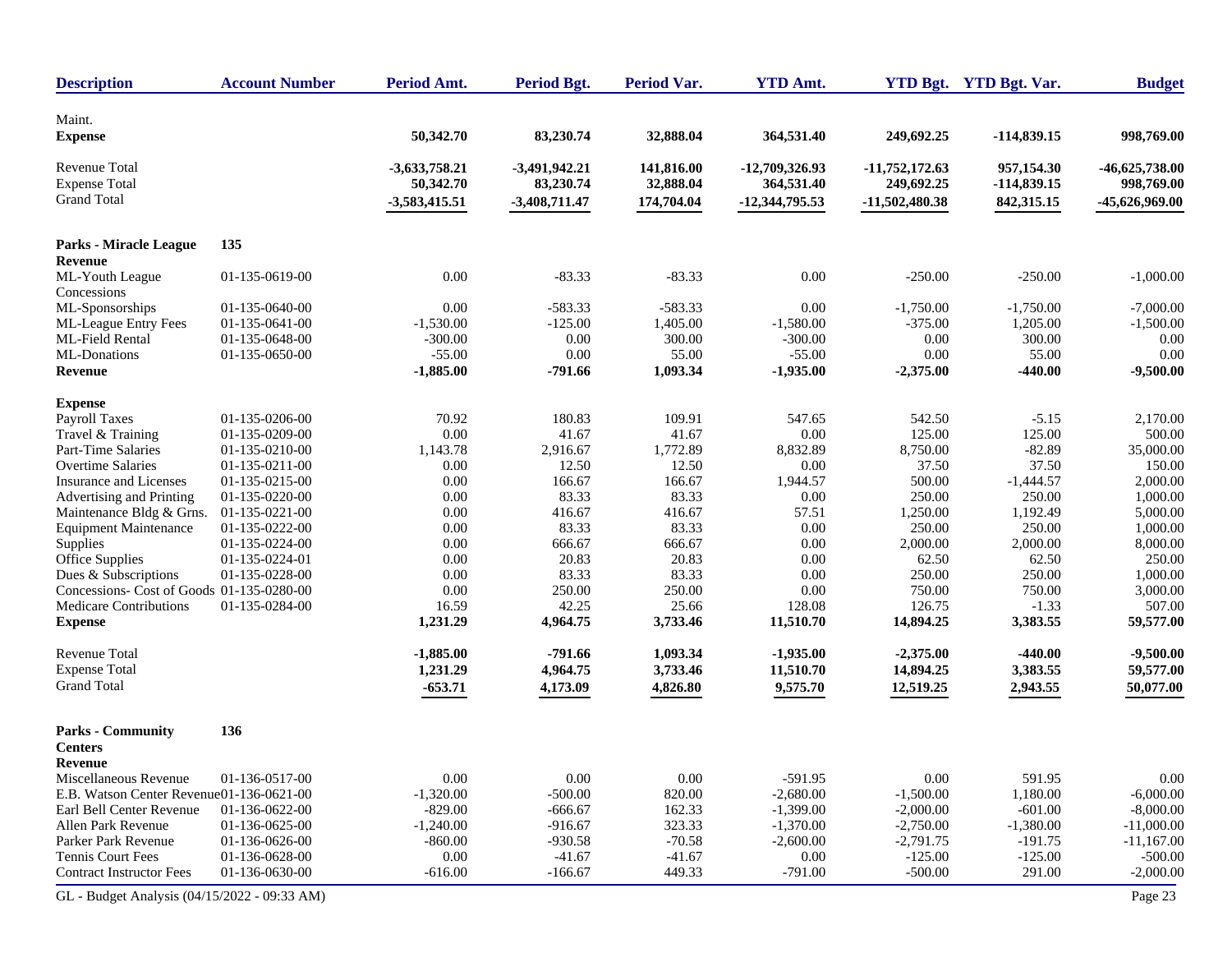| Description | Account Number | Period Amt. | Period Bgt. | Period Var. | YTD Amt. | YTD Bgt. | YTD Bgt. Var. | Budget |
|---|---|---|---|---|---|---|---|---|
| Maint. | | | | | | | | |
| **Expense** | | **50,342.70** | **83,230.74** | **32,888.04** | **364,531.40** | **249,692.25** | **-114,839.15** | **998,769.00** |
| Revenue Total | | **-3,633,758.21** | **-3,491,942.21** | **141,816.00** | **-12,709,326.93** | **-11,752,172.63** | **957,154.30** | **-46,625,738.00** |
| Expense Total | | **50,342.70** | **83,230.74** | **32,888.04** | **364,531.40** | **249,692.25** | **-114,839.15** | **998,769.00** |
| Grand Total | | **-3,583,415.51** | **-3,408,711.47** | **174,704.04** | **-12,344,795.53** | **-11,502,480.38** | **842,315.15** | **-45,626,969.00** |
| **Parks - Miracle League** | **135** | | | | | | | |
| **Revenue** | | | | | | | | |
| ML-Youth League Concessions | 01-135-0619-00 | 0.00 | -83.33 | -83.33 | 0.00 | -250.00 | -250.00 | -1,000.00 |
| ML-Sponsorships | 01-135-0640-00 | 0.00 | -583.33 | -583.33 | 0.00 | -1,750.00 | -1,750.00 | -7,000.00 |
| ML-League Entry Fees | 01-135-0641-00 | -1,530.00 | -125.00 | 1,405.00 | -1,580.00 | -375.00 | 1,205.00 | -1,500.00 |
| ML-Field Rental | 01-135-0648-00 | -300.00 | 0.00 | 300.00 | -300.00 | 0.00 | 300.00 | 0.00 |
| ML-Donations | 01-135-0650-00 | -55.00 | 0.00 | 55.00 | -55.00 | 0.00 | 55.00 | 0.00 |
| **Revenue** | | **-1,885.00** | **-791.66** | **1,093.34** | **-1,935.00** | **-2,375.00** | **-440.00** | **-9,500.00** |
| **Expense** | | | | | | | | |
| Payroll Taxes | 01-135-0206-00 | 70.92 | 180.83 | 109.91 | 547.65 | 542.50 | -5.15 | 2,170.00 |
| Travel & Training | 01-135-0209-00 | 0.00 | 41.67 | 41.67 | 0.00 | 125.00 | 125.00 | 500.00 |
| Part-Time Salaries | 01-135-0210-00 | 1,143.78 | 2,916.67 | 1,772.89 | 8,832.89 | 8,750.00 | -82.89 | 35,000.00 |
| Overtime Salaries | 01-135-0211-00 | 0.00 | 12.50 | 12.50 | 0.00 | 37.50 | 37.50 | 150.00 |
| Insurance and Licenses | 01-135-0215-00 | 0.00 | 166.67 | 166.67 | 1,944.57 | 500.00 | -1,444.57 | 2,000.00 |
| Advertising and Printing | 01-135-0220-00 | 0.00 | 83.33 | 83.33 | 0.00 | 250.00 | 250.00 | 1,000.00 |
| Maintenance Bldg & Grns. | 01-135-0221-00 | 0.00 | 416.67 | 416.67 | 57.51 | 1,250.00 | 1,192.49 | 5,000.00 |
| Equipment Maintenance | 01-135-0222-00 | 0.00 | 83.33 | 83.33 | 0.00 | 250.00 | 250.00 | 1,000.00 |
| Supplies | 01-135-0224-00 | 0.00 | 666.67 | 666.67 | 0.00 | 2,000.00 | 2,000.00 | 8,000.00 |
| Office Supplies | 01-135-0224-01 | 0.00 | 20.83 | 20.83 | 0.00 | 62.50 | 62.50 | 250.00 |
| Dues & Subscriptions | 01-135-0228-00 | 0.00 | 83.33 | 83.33 | 0.00 | 250.00 | 250.00 | 1,000.00 |
| Concessions- Cost of Goods | 01-135-0280-00 | 0.00 | 250.00 | 250.00 | 0.00 | 750.00 | 750.00 | 3,000.00 |
| Medicare Contributions | 01-135-0284-00 | 16.59 | 42.25 | 25.66 | 128.08 | 126.75 | -1.33 | 507.00 |
| **Expense** | | **1,231.29** | **4,964.75** | **3,733.46** | **11,510.70** | **14,894.25** | **3,383.55** | **59,577.00** |
| Revenue Total | | **-1,885.00** | **-791.66** | **1,093.34** | **-1,935.00** | **-2,375.00** | **-440.00** | **-9,500.00** |
| Expense Total | | **1,231.29** | **4,964.75** | **3,733.46** | **11,510.70** | **14,894.25** | **3,383.55** | **59,577.00** |
| Grand Total | | **-653.71** | **4,173.09** | **4,826.80** | **9,575.70** | **12,519.25** | **2,943.55** | **50,077.00** |
| **Parks - Community Centers** | **136** | | | | | | | |
| **Revenue** | | | | | | | | |
| Miscellaneous Revenue | 01-136-0517-00 | 0.00 | 0.00 | 0.00 | -591.95 | 0.00 | 591.95 | 0.00 |
| E.B. Watson Center Revenue | 01-136-0621-00 | -1,320.00 | -500.00 | 820.00 | -2,680.00 | -1,500.00 | 1,180.00 | -6,000.00 |
| Earl Bell Center Revenue | 01-136-0622-00 | -829.00 | -666.67 | 162.33 | -1,399.00 | -2,000.00 | -601.00 | -8,000.00 |
| Allen Park Revenue | 01-136-0625-00 | -1,240.00 | -916.67 | 323.33 | -1,370.00 | -2,750.00 | -1,380.00 | -11,000.00 |
| Parker Park Revenue | 01-136-0626-00 | -860.00 | -930.58 | -70.58 | -2,600.00 | -2,791.75 | -191.75 | -11,167.00 |
| Tennis Court Fees | 01-136-0628-00 | 0.00 | -41.67 | -41.67 | 0.00 | -125.00 | -125.00 | -500.00 |
| Contract Instructor Fees | 01-136-0630-00 | -616.00 | -166.67 | 449.33 | -791.00 | -500.00 | 291.00 | -2,000.00 |

GL - Budget Analysis (04/15/2022 - 09:33 AM)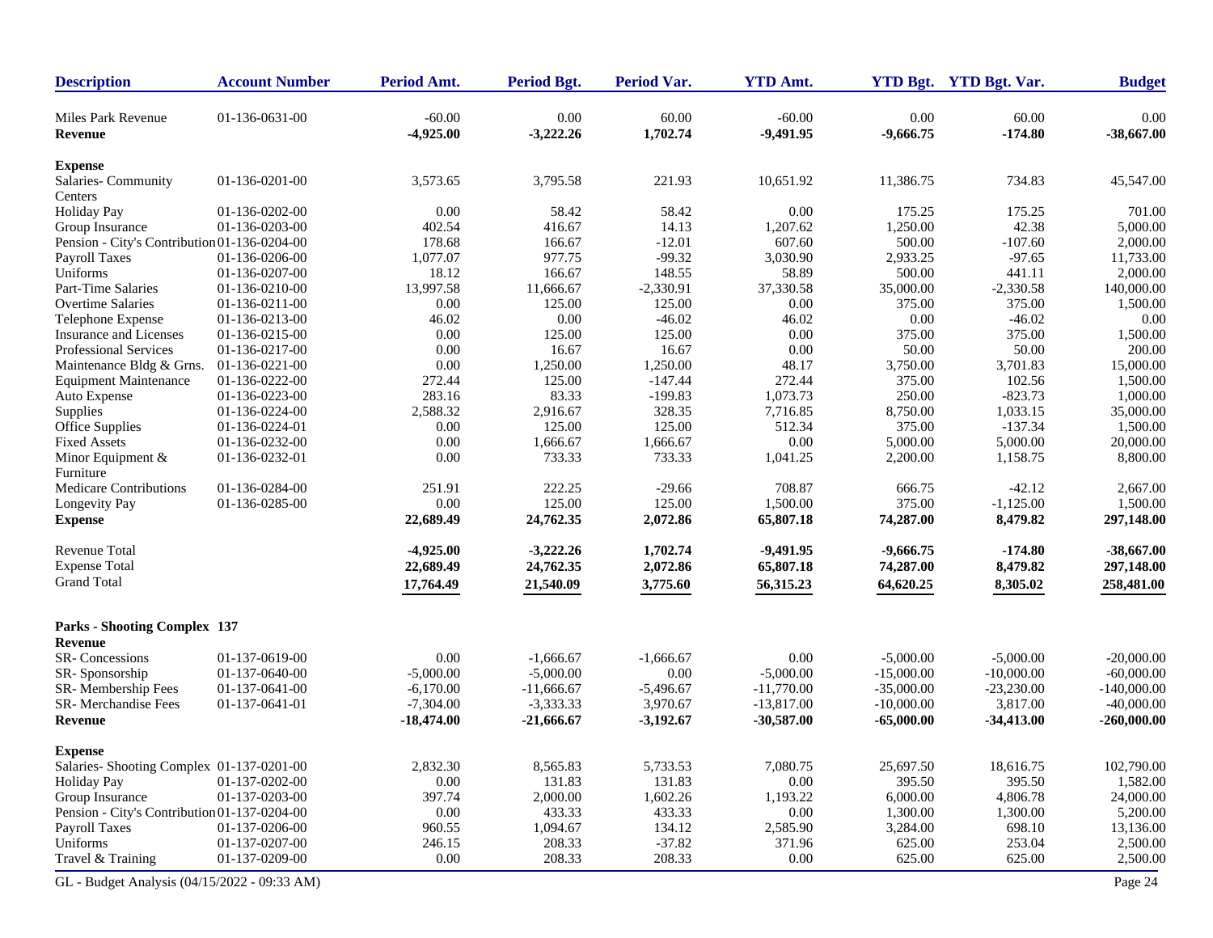| Description | Account Number | Period Amt. | Period Bgt. | Period Var. | YTD Amt. | YTD Bgt. | YTD Bgt. Var. | Budget |
|---|---|---|---|---|---|---|---|---|
| Miles Park Revenue | 01-136-0631-00 | -60.00 | 0.00 | 60.00 | -60.00 | 0.00 | 60.00 | 0.00 |
| **Revenue** | | **-4,925.00** | **-3,222.26** | **1,702.74** | **-9,491.95** | **-9,666.75** | **-174.80** | **-38,667.00** |
| **Expense** | | | | | | | | |
| Salaries- Community Centers | 01-136-0201-00 | 3,573.65 | 3,795.58 | 221.93 | 10,651.92 | 11,386.75 | 734.83 | 45,547.00 |
| Holiday Pay | 01-136-0202-00 | 0.00 | 58.42 | 58.42 | 0.00 | 175.25 | 175.25 | 701.00 |
| Group Insurance | 01-136-0203-00 | 402.54 | 416.67 | 14.13 | 1,207.62 | 1,250.00 | 42.38 | 5,000.00 |
| Pension - City's Contribution | 01-136-0204-00 | 178.68 | 166.67 | -12.01 | 607.60 | 500.00 | -107.60 | 2,000.00 |
| Payroll Taxes | 01-136-0206-00 | 1,077.07 | 977.75 | -99.32 | 3,030.90 | 2,933.25 | -97.65 | 11,733.00 |
| Uniforms | 01-136-0207-00 | 18.12 | 166.67 | 148.55 | 58.89 | 500.00 | 441.11 | 2,000.00 |
| Part-Time Salaries | 01-136-0210-00 | 13,997.58 | 11,666.67 | -2,330.91 | 37,330.58 | 35,000.00 | -2,330.58 | 140,000.00 |
| Overtime Salaries | 01-136-0211-00 | 0.00 | 125.00 | 125.00 | 0.00 | 375.00 | 375.00 | 1,500.00 |
| Telephone Expense | 01-136-0213-00 | 46.02 | 0.00 | -46.02 | 46.02 | 0.00 | -46.02 | 0.00 |
| Insurance and Licenses | 01-136-0215-00 | 0.00 | 125.00 | 125.00 | 0.00 | 375.00 | 375.00 | 1,500.00 |
| Professional Services | 01-136-0217-00 | 0.00 | 16.67 | 16.67 | 0.00 | 50.00 | 50.00 | 200.00 |
| Maintenance Bldg & Grns. | 01-136-0221-00 | 0.00 | 1,250.00 | 1,250.00 | 48.17 | 3,750.00 | 3,701.83 | 15,000.00 |
| Equipment Maintenance | 01-136-0222-00 | 272.44 | 125.00 | -147.44 | 272.44 | 375.00 | 102.56 | 1,500.00 |
| Auto Expense | 01-136-0223-00 | 283.16 | 83.33 | -199.83 | 1,073.73 | 250.00 | -823.73 | 1,000.00 |
| Supplies | 01-136-0224-00 | 2,588.32 | 2,916.67 | 328.35 | 7,716.85 | 8,750.00 | 1,033.15 | 35,000.00 |
| Office Supplies | 01-136-0224-01 | 0.00 | 125.00 | 125.00 | 512.34 | 375.00 | -137.34 | 1,500.00 |
| Fixed Assets | 01-136-0232-00 | 0.00 | 1,666.67 | 1,666.67 | 0.00 | 5,000.00 | 5,000.00 | 20,000.00 |
| Minor Equipment & Furniture | 01-136-0232-01 | 0.00 | 733.33 | 733.33 | 1,041.25 | 2,200.00 | 1,158.75 | 8,800.00 |
| Medicare Contributions | 01-136-0284-00 | 251.91 | 222.25 | -29.66 | 708.87 | 666.75 | -42.12 | 2,667.00 |
| Longevity Pay | 01-136-0285-00 | 0.00 | 125.00 | 125.00 | 1,500.00 | 375.00 | -1,125.00 | 1,500.00 |
| **Expense** | | **22,689.49** | **24,762.35** | **2,072.86** | **65,807.18** | **74,287.00** | **8,479.82** | **297,148.00** |
| Revenue Total | | **-4,925.00** | **-3,222.26** | **1,702.74** | **-9,491.95** | **-9,666.75** | **-174.80** | **-38,667.00** |
| Expense Total | | **22,689.49** | **24,762.35** | **2,072.86** | **65,807.18** | **74,287.00** | **8,479.82** | **297,148.00** |
| Grand Total | | **17,764.49** | **21,540.09** | **3,775.60** | **56,315.23** | **64,620.25** | **8,305.02** | **258,481.00** |

**Parks - Shooting Complex 137**

| Description | Account Number | Period Amt. | Period Bgt. | Period Var. | YTD Amt. | YTD Bgt. | YTD Bgt. Var. | Budget |
|---|---|---|---|---|---|---|---|---|
| **Revenue** | | | | | | | | |
| SR- Concessions | 01-137-0619-00 | 0.00 | -1,666.67 | -1,666.67 | 0.00 | -5,000.00 | -5,000.00 | -20,000.00 |
| SR- Sponsorship | 01-137-0640-00 | -5,000.00 | -5,000.00 | 0.00 | -5,000.00 | -15,000.00 | -10,000.00 | -60,000.00 |
| SR- Membership Fees | 01-137-0641-00 | -6,170.00 | -11,666.67 | -5,496.67 | -11,770.00 | -35,000.00 | -23,230.00 | -140,000.00 |
| SR- Merchandise Fees | 01-137-0641-01 | -7,304.00 | -3,333.33 | 3,970.67 | -13,817.00 | -10,000.00 | 3,817.00 | -40,000.00 |
| **Revenue** | | **-18,474.00** | **-21,666.67** | **-3,192.67** | **-30,587.00** | **-65,000.00** | **-34,413.00** | **-260,000.00** |
| **Expense** | | | | | | | | |
| Salaries- Shooting Complex | 01-137-0201-00 | 2,832.30 | 8,565.83 | 5,733.53 | 7,080.75 | 25,697.50 | 18,616.75 | 102,790.00 |
| Holiday Pay | 01-137-0202-00 | 0.00 | 131.83 | 131.83 | 0.00 | 395.50 | 395.50 | 1,582.00 |
| Group Insurance | 01-137-0203-00 | 397.74 | 2,000.00 | 1,602.26 | 1,193.22 | 6,000.00 | 4,806.78 | 24,000.00 |
| Pension - City's Contribution | 01-137-0204-00 | 0.00 | 433.33 | 433.33 | 0.00 | 1,300.00 | 1,300.00 | 5,200.00 |
| Payroll Taxes | 01-137-0206-00 | 960.55 | 1,094.67 | 134.12 | 2,585.90 | 3,284.00 | 698.10 | 13,136.00 |
| Uniforms | 01-137-0207-00 | 246.15 | 208.33 | -37.82 | 371.96 | 625.00 | 253.04 | 2,500.00 |
| Travel & Training | 01-137-0209-00 | 0.00 | 208.33 | 208.33 | 0.00 | 625.00 | 625.00 | 2,500.00 |

GL - Budget Analysis (04/15/2022 - 09:33 AM)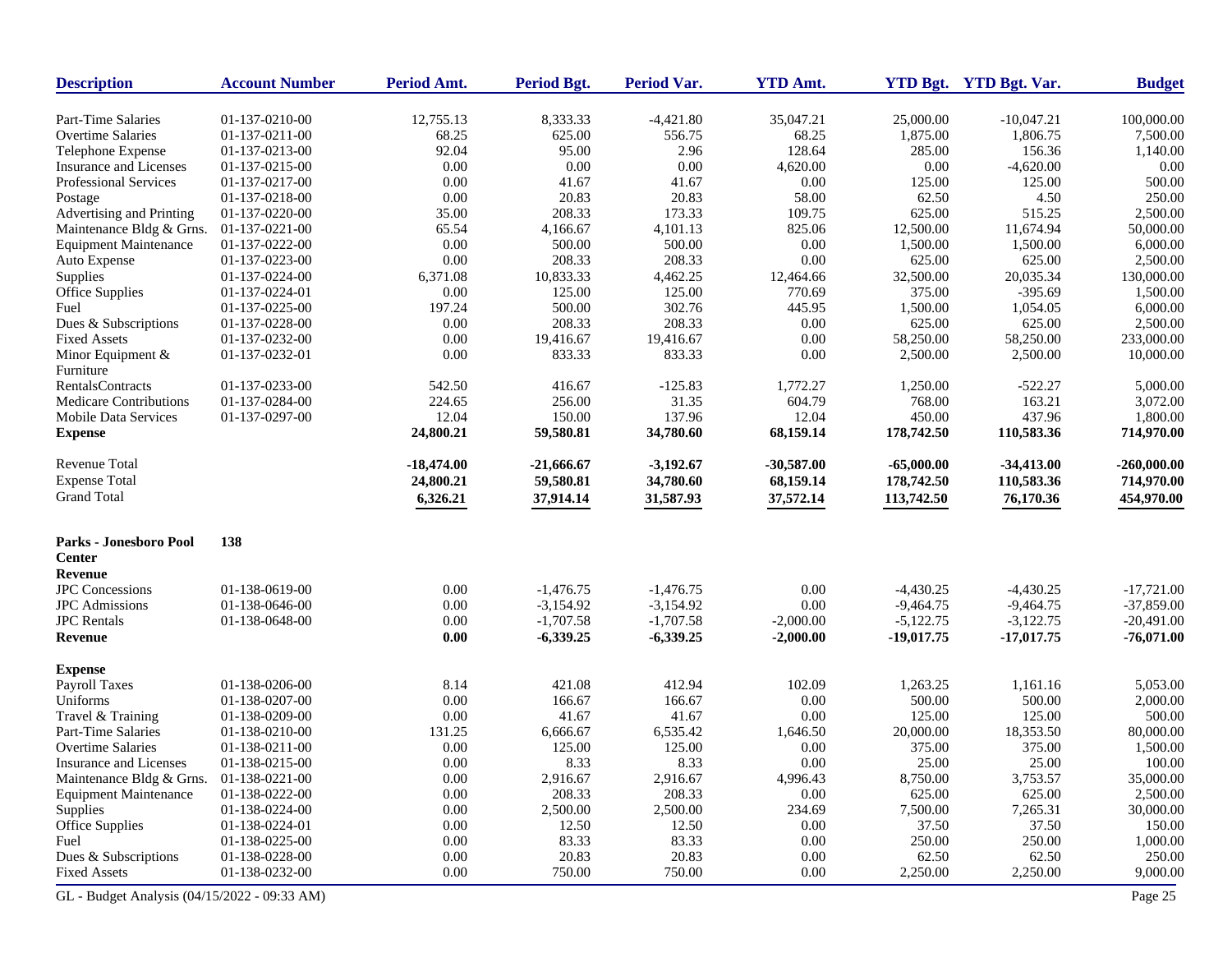| Description | Account Number | Period Amt. | Period Bgt. | Period Var. | YTD Amt. | YTD Bgt. | YTD Bgt. Var. | Budget |
|---|---|---|---|---|---|---|---|---|
| Part-Time Salaries | 01-137-0210-00 | 12,755.13 | 8,333.33 | -4,421.80 | 35,047.21 | 25,000.00 | -10,047.21 | 100,000.00 |
| Overtime Salaries | 01-137-0211-00 | 68.25 | 625.00 | 556.75 | 68.25 | 1,875.00 | 1,806.75 | 7,500.00 |
| Telephone Expense | 01-137-0213-00 | 92.04 | 95.00 | 2.96 | 128.64 | 285.00 | 156.36 | 1,140.00 |
| Insurance and Licenses | 01-137-0215-00 | 0.00 | 0.00 | 0.00 | 4,620.00 | 0.00 | -4,620.00 | 0.00 |
| Professional Services | 01-137-0217-00 | 0.00 | 41.67 | 41.67 | 0.00 | 125.00 | 125.00 | 500.00 |
| Postage | 01-137-0218-00 | 0.00 | 20.83 | 20.83 | 58.00 | 62.50 | 4.50 | 250.00 |
| Advertising and Printing | 01-137-0220-00 | 35.00 | 208.33 | 173.33 | 109.75 | 625.00 | 515.25 | 2,500.00 |
| Maintenance Bldg & Grns. | 01-137-0221-00 | 65.54 | 4,166.67 | 4,101.13 | 825.06 | 12,500.00 | 11,674.94 | 50,000.00 |
| Equipment Maintenance | 01-137-0222-00 | 0.00 | 500.00 | 500.00 | 0.00 | 1,500.00 | 1,500.00 | 6,000.00 |
| Auto Expense | 01-137-0223-00 | 0.00 | 208.33 | 208.33 | 0.00 | 625.00 | 625.00 | 2,500.00 |
| Supplies | 01-137-0224-00 | 6,371.08 | 10,833.33 | 4,462.25 | 12,464.66 | 32,500.00 | 20,035.34 | 130,000.00 |
| Office Supplies | 01-137-0224-01 | 0.00 | 125.00 | 125.00 | 770.69 | 375.00 | -395.69 | 1,500.00 |
| Fuel | 01-137-0225-00 | 197.24 | 500.00 | 302.76 | 445.95 | 1,500.00 | 1,054.05 | 6,000.00 |
| Dues & Subscriptions | 01-137-0228-00 | 0.00 | 208.33 | 208.33 | 0.00 | 625.00 | 625.00 | 2,500.00 |
| Fixed Assets | 01-137-0232-00 | 0.00 | 19,416.67 | 19,416.67 | 0.00 | 58,250.00 | 58,250.00 | 233,000.00 |
| Minor Equipment & Furniture | 01-137-0232-01 | 0.00 | 833.33 | 833.33 | 0.00 | 2,500.00 | 2,500.00 | 10,000.00 |
| RentalsContracts | 01-137-0233-00 | 542.50 | 416.67 | -125.83 | 1,772.27 | 1,250.00 | -522.27 | 5,000.00 |
| Medicare Contributions | 01-137-0284-00 | 224.65 | 256.00 | 31.35 | 604.79 | 768.00 | 163.21 | 3,072.00 |
| Mobile Data Services | 01-137-0297-00 | 12.04 | 150.00 | 137.96 | 12.04 | 450.00 | 437.96 | 1,800.00 |
| **Expense** | | **24,800.21** | **59,580.81** | **34,780.60** | **68,159.14** | **178,742.50** | **110,583.36** | **714,970.00** |
| Revenue Total | | **-18,474.00** | **-21,666.67** | **-3,192.67** | **-30,587.00** | **-65,000.00** | **-34,413.00** | **-260,000.00** |
| Expense Total | | **24,800.21** | **59,580.81** | **34,780.60** | **68,159.14** | **178,742.50** | **110,583.36** | **714,970.00** |
| Grand Total | | **6,326.21** | **37,914.14** | **31,587.93** | **37,572.14** | **113,742.50** | **76,170.36** | **454,970.00** |

**Parks - Jonesboro Pool Center 138**

| Description | Account Number | Period Amt. | Period Bgt. | Period Var. | YTD Amt. | YTD Bgt. | YTD Bgt. Var. | Budget |
|---|---|---|---|---|---|---|---|---|
| **Revenue** | | | | | | | | |
| JPC Concessions | 01-138-0619-00 | 0.00 | -1,476.75 | -1,476.75 | 0.00 | -4,430.25 | -4,430.25 | -17,721.00 |
| JPC Admissions | 01-138-0646-00 | 0.00 | -3,154.92 | -3,154.92 | 0.00 | -9,464.75 | -9,464.75 | -37,859.00 |
| JPC Rentals | 01-138-0648-00 | 0.00 | -1,707.58 | -1,707.58 | -2,000.00 | -5,122.75 | -3,122.75 | -20,491.00 |
| **Revenue** | | **0.00** | **-6,339.25** | **-6,339.25** | **-2,000.00** | **-19,017.75** | **-17,017.75** | **-76,071.00** |
| **Expense** | | | | | | | | |
| Payroll Taxes | 01-138-0206-00 | 8.14 | 421.08 | 412.94 | 102.09 | 1,263.25 | 1,161.16 | 5,053.00 |
| Uniforms | 01-138-0207-00 | 0.00 | 166.67 | 166.67 | 0.00 | 500.00 | 500.00 | 2,000.00 |
| Travel & Training | 01-138-0209-00 | 0.00 | 41.67 | 41.67 | 0.00 | 125.00 | 125.00 | 500.00 |
| Part-Time Salaries | 01-138-0210-00 | 131.25 | 6,666.67 | 6,535.42 | 1,646.50 | 20,000.00 | 18,353.50 | 80,000.00 |
| Overtime Salaries | 01-138-0211-00 | 0.00 | 125.00 | 125.00 | 0.00 | 375.00 | 375.00 | 1,500.00 |
| Insurance and Licenses | 01-138-0215-00 | 0.00 | 8.33 | 8.33 | 0.00 | 25.00 | 25.00 | 100.00 |
| Maintenance Bldg & Grns. | 01-138-0221-00 | 0.00 | 2,916.67 | 2,916.67 | 4,996.43 | 8,750.00 | 3,753.57 | 35,000.00 |
| Equipment Maintenance | 01-138-0222-00 | 0.00 | 208.33 | 208.33 | 0.00 | 625.00 | 625.00 | 2,500.00 |
| Supplies | 01-138-0224-00 | 0.00 | 2,500.00 | 2,500.00 | 234.69 | 7,500.00 | 7,265.31 | 30,000.00 |
| Office Supplies | 01-138-0224-01 | 0.00 | 12.50 | 12.50 | 0.00 | 37.50 | 37.50 | 150.00 |
| Fuel | 01-138-0225-00 | 0.00 | 83.33 | 83.33 | 0.00 | 250.00 | 250.00 | 1,000.00 |
| Dues & Subscriptions | 01-138-0228-00 | 0.00 | 20.83 | 20.83 | 0.00 | 62.50 | 62.50 | 250.00 |
| Fixed Assets | 01-138-0232-00 | 0.00 | 750.00 | 750.00 | 0.00 | 2,250.00 | 2,250.00 | 9,000.00 |

GL - Budget Analysis (04/15/2022 - 09:33 AM)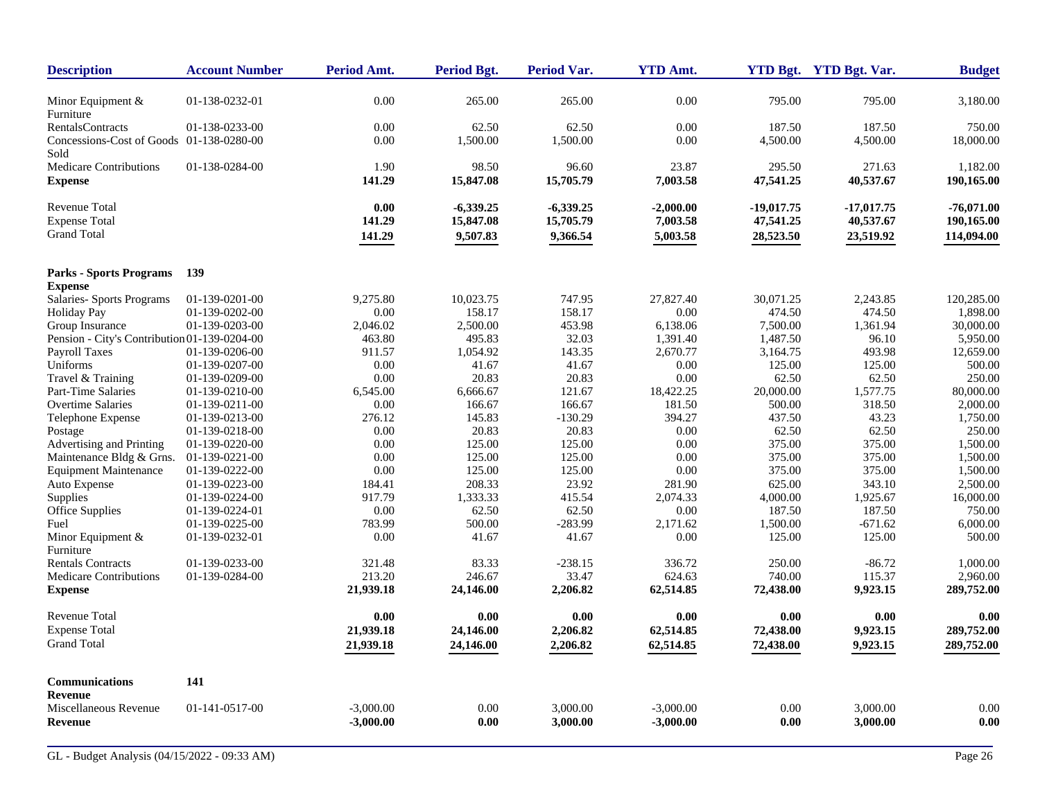| Description | Account Number | Period Amt. | Period Bgt. | Period Var. | YTD Amt. | YTD Bgt. | YTD Bgt. Var. | Budget |
|---|---|---|---|---|---|---|---|---|
| Minor Equipment & Furniture | 01-138-0232-01 | 0.00 | 265.00 | 265.00 | 0.00 | 795.00 | 795.00 | 3,180.00 |
| RentalsContracts | 01-138-0233-00 | 0.00 | 62.50 | 62.50 | 0.00 | 187.50 | 187.50 | 750.00 |
| Concessions-Cost of Goods Sold | 01-138-0280-00 | 0.00 | 1,500.00 | 1,500.00 | 0.00 | 4,500.00 | 4,500.00 | 18,000.00 |
| Medicare Contributions | 01-138-0284-00 | 1.90 | 98.50 | 96.60 | 23.87 | 295.50 | 271.63 | 1,182.00 |
| **Expense** | | **141.29** | **15,847.08** | **15,705.79** | **7,003.58** | **47,541.25** | **40,537.67** | **190,165.00** |
| Revenue Total | | **0.00** | **-6,339.25** | **-6,339.25** | **-2,000.00** | **-19,017.75** | **-17,017.75** | **-76,071.00** |
| Expense Total | | **141.29** | **15,847.08** | **15,705.79** | **7,003.58** | **47,541.25** | **40,537.67** | **190,165.00** |
| Grand Total | | **141.29** | **9,507.83** | **9,366.54** | **5,003.58** | **28,523.50** | **23,519.92** | **114,094.00** |
| **Parks - Sports Programs** | **139** | | | | | | | |
| **Expense** | | | | | | | | |
| Salaries- Sports Programs | 01-139-0201-00 | 9,275.80 | 10,023.75 | 747.95 | 27,827.40 | 30,071.25 | 2,243.85 | 120,285.00 |
| Holiday Pay | 01-139-0202-00 | 0.00 | 158.17 | 158.17 | 0.00 | 474.50 | 474.50 | 1,898.00 |
| Group Insurance | 01-139-0203-00 | 2,046.02 | 2,500.00 | 453.98 | 6,138.06 | 7,500.00 | 1,361.94 | 30,000.00 |
| Pension - City's Contribution | 01-139-0204-00 | 463.80 | 495.83 | 32.03 | 1,391.40 | 1,487.50 | 96.10 | 5,950.00 |
| Payroll Taxes | 01-139-0206-00 | 911.57 | 1,054.92 | 143.35 | 2,670.77 | 3,164.75 | 493.98 | 12,659.00 |
| Uniforms | 01-139-0207-00 | 0.00 | 41.67 | 41.67 | 0.00 | 125.00 | 125.00 | 500.00 |
| Travel & Training | 01-139-0209-00 | 0.00 | 20.83 | 20.83 | 0.00 | 62.50 | 62.50 | 250.00 |
| Part-Time Salaries | 01-139-0210-00 | 6,545.00 | 6,666.67 | 121.67 | 18,422.25 | 20,000.00 | 1,577.75 | 80,000.00 |
| Overtime Salaries | 01-139-0211-00 | 0.00 | 166.67 | 166.67 | 181.50 | 500.00 | 318.50 | 2,000.00 |
| Telephone Expense | 01-139-0213-00 | 276.12 | 145.83 | -130.29 | 394.27 | 437.50 | 43.23 | 1,750.00 |
| Postage | 01-139-0218-00 | 0.00 | 20.83 | 20.83 | 0.00 | 62.50 | 62.50 | 250.00 |
| Advertising and Printing | 01-139-0220-00 | 0.00 | 125.00 | 125.00 | 0.00 | 375.00 | 375.00 | 1,500.00 |
| Maintenance Bldg & Grns. | 01-139-0221-00 | 0.00 | 125.00 | 125.00 | 0.00 | 375.00 | 375.00 | 1,500.00 |
| Equipment Maintenance | 01-139-0222-00 | 0.00 | 125.00 | 125.00 | 0.00 | 375.00 | 375.00 | 1,500.00 |
| Auto Expense | 01-139-0223-00 | 184.41 | 208.33 | 23.92 | 281.90 | 625.00 | 343.10 | 2,500.00 |
| Supplies | 01-139-0224-00 | 917.79 | 1,333.33 | 415.54 | 2,074.33 | 4,000.00 | 1,925.67 | 16,000.00 |
| Office Supplies | 01-139-0224-01 | 0.00 | 62.50 | 62.50 | 0.00 | 187.50 | 187.50 | 750.00 |
| Fuel | 01-139-0225-00 | 783.99 | 500.00 | -283.99 | 2,171.62 | 1,500.00 | -671.62 | 6,000.00 |
| Minor Equipment & Furniture | 01-139-0232-01 | 0.00 | 41.67 | 41.67 | 0.00 | 125.00 | 125.00 | 500.00 |
| Rentals Contracts | 01-139-0233-00 | 321.48 | 83.33 | -238.15 | 336.72 | 250.00 | -86.72 | 1,000.00 |
| Medicare Contributions | 01-139-0284-00 | 213.20 | 246.67 | 33.47 | 624.63 | 740.00 | 115.37 | 2,960.00 |
| **Expense** | | **21,939.18** | **24,146.00** | **2,206.82** | **62,514.85** | **72,438.00** | **9,923.15** | **289,752.00** |
| Revenue Total | | **0.00** | **0.00** | **0.00** | **0.00** | **0.00** | **0.00** | **0.00** |
| Expense Total | | **21,939.18** | **24,146.00** | **2,206.82** | **62,514.85** | **72,438.00** | **9,923.15** | **289,752.00** |
| Grand Total | | **21,939.18** | **24,146.00** | **2,206.82** | **62,514.85** | **72,438.00** | **9,923.15** | **289,752.00** |
| **Communications** | **141** | | | | | | | |
| **Revenue** | | | | | | | | |
| Miscellaneous Revenue | 01-141-0517-00 | -3,000.00 | 0.00 | 3,000.00 | -3,000.00 | 0.00 | 3,000.00 | 0.00 |
| **Revenue** | | **-3,000.00** | **0.00** | **3,000.00** | **-3,000.00** | **0.00** | **3,000.00** | **0.00** |

GL - Budget Analysis (04/15/2022 - 09:33 AM)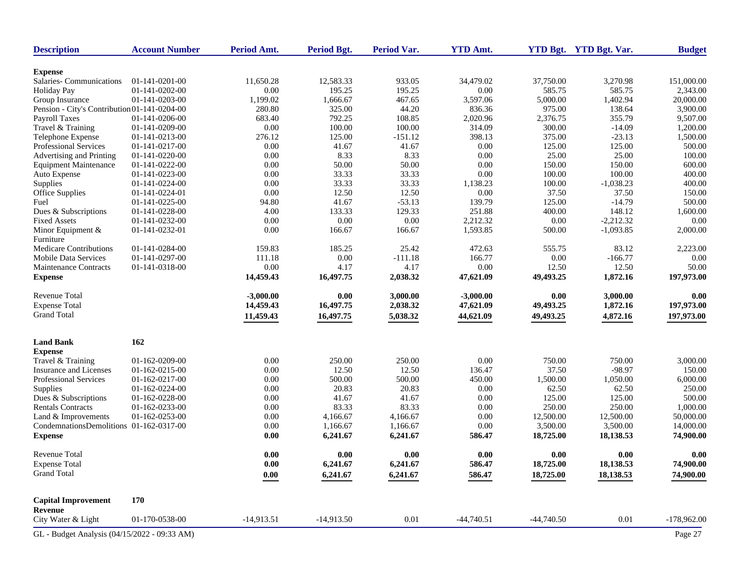| Description | Account Number | Period Amt. | Period Bgt. | Period Var. | YTD Amt. | YTD Bgt. | YTD Bgt. Var. | Budget |
|---|---|---|---|---|---|---|---|---|
| **Expense** | | | | | | | | |
| Salaries- Communications | 01-141-0201-00 | 11,650.28 | 12,583.33 | 933.05 | 34,479.02 | 37,750.00 | 3,270.98 | 151,000.00 |
| Holiday Pay | 01-141-0202-00 | 0.00 | 195.25 | 195.25 | 0.00 | 585.75 | 585.75 | 2,343.00 |
| Group Insurance | 01-141-0203-00 | 1,199.02 | 1,666.67 | 467.65 | 3,597.06 | 5,000.00 | 1,402.94 | 20,000.00 |
| Pension - City's Contribution | 01-141-0204-00 | 280.80 | 325.00 | 44.20 | 836.36 | 975.00 | 138.64 | 3,900.00 |
| Payroll Taxes | 01-141-0206-00 | 683.40 | 792.25 | 108.85 | 2,020.96 | 2,376.75 | 355.79 | 9,507.00 |
| Travel & Training | 01-141-0209-00 | 0.00 | 100.00 | 100.00 | 314.09 | 300.00 | -14.09 | 1,200.00 |
| Telephone Expense | 01-141-0213-00 | 276.12 | 125.00 | -151.12 | 398.13 | 375.00 | -23.13 | 1,500.00 |
| Professional Services | 01-141-0217-00 | 0.00 | 41.67 | 41.67 | 0.00 | 125.00 | 125.00 | 500.00 |
| Advertising and Printing | 01-141-0220-00 | 0.00 | 8.33 | 8.33 | 0.00 | 25.00 | 25.00 | 100.00 |
| Equipment Maintenance | 01-141-0222-00 | 0.00 | 50.00 | 50.00 | 0.00 | 150.00 | 150.00 | 600.00 |
| Auto Expense | 01-141-0223-00 | 0.00 | 33.33 | 33.33 | 0.00 | 100.00 | 100.00 | 400.00 |
| Supplies | 01-141-0224-00 | 0.00 | 33.33 | 33.33 | 1,138.23 | 100.00 | -1,038.23 | 400.00 |
| Office Supplies | 01-141-0224-01 | 0.00 | 12.50 | 12.50 | 0.00 | 37.50 | 37.50 | 150.00 |
| Fuel | 01-141-0225-00 | 94.80 | 41.67 | -53.13 | 139.79 | 125.00 | -14.79 | 500.00 |
| Dues & Subscriptions | 01-141-0228-00 | 4.00 | 133.33 | 129.33 | 251.88 | 400.00 | 148.12 | 1,600.00 |
| Fixed Assets | 01-141-0232-00 | 0.00 | 0.00 | 0.00 | 2,212.32 | 0.00 | -2,212.32 | 0.00 |
| Minor Equipment & Furniture | 01-141-0232-01 | 0.00 | 166.67 | 166.67 | 1,593.85 | 500.00 | -1,093.85 | 2,000.00 |
| Medicare Contributions | 01-141-0284-00 | 159.83 | 185.25 | 25.42 | 472.63 | 555.75 | 83.12 | 2,223.00 |
| Mobile Data Services | 01-141-0297-00 | 111.18 | 0.00 | -111.18 | 166.77 | 0.00 | -166.77 | 0.00 |
| Maintenance Contracts | 01-141-0318-00 | 0.00 | 4.17 | 4.17 | 0.00 | 12.50 | 12.50 | 50.00 |
| **Expense** | | **14,459.43** | **16,497.75** | **2,038.32** | **47,621.09** | **49,493.25** | **1,872.16** | **197,973.00** |
| Revenue Total | | **-3,000.00** | **0.00** | **3,000.00** | **-3,000.00** | **0.00** | **3,000.00** | **0.00** |
| Expense Total | | **14,459.43** | **16,497.75** | **2,038.32** | **47,621.09** | **49,493.25** | **1,872.16** | **197,973.00** |
| Grand Total | | **11,459.43** | **16,497.75** | **5,038.32** | **44,621.09** | **49,493.25** | **4,872.16** | **197,973.00** |
| **Land Bank** | **162** | | | | | | | |
| **Expense** | | | | | | | | |
| Travel & Training | 01-162-0209-00 | 0.00 | 250.00 | 250.00 | 0.00 | 750.00 | 750.00 | 3,000.00 |
| Insurance and Licenses | 01-162-0215-00 | 0.00 | 12.50 | 12.50 | 136.47 | 37.50 | -98.97 | 150.00 |
| Professional Services | 01-162-0217-00 | 0.00 | 500.00 | 500.00 | 450.00 | 1,500.00 | 1,050.00 | 6,000.00 |
| Supplies | 01-162-0224-00 | 0.00 | 20.83 | 20.83 | 0.00 | 62.50 | 62.50 | 250.00 |
| Dues & Subscriptions | 01-162-0228-00 | 0.00 | 41.67 | 41.67 | 0.00 | 125.00 | 125.00 | 500.00 |
| Rentals Contracts | 01-162-0233-00 | 0.00 | 83.33 | 83.33 | 0.00 | 250.00 | 250.00 | 1,000.00 |
| Land & Improvements | 01-162-0253-00 | 0.00 | 4,166.67 | 4,166.67 | 0.00 | 12,500.00 | 12,500.00 | 50,000.00 |
| CondemnationsDemolitions | 01-162-0317-00 | 0.00 | 1,166.67 | 1,166.67 | 0.00 | 3,500.00 | 3,500.00 | 14,000.00 |
| **Expense** | | **0.00** | **6,241.67** | **6,241.67** | **586.47** | **18,725.00** | **18,138.53** | **74,900.00** |
| Revenue Total | | **0.00** | **0.00** | **0.00** | **0.00** | **0.00** | **0.00** | **0.00** |
| Expense Total | | **0.00** | **6,241.67** | **6,241.67** | **586.47** | **18,725.00** | **18,138.53** | **74,900.00** |
| Grand Total | | **0.00** | **6,241.67** | **6,241.67** | **586.47** | **18,725.00** | **18,138.53** | **74,900.00** |
| **Capital Improvement** | **170** | | | | | | | |
| **Revenue** | | | | | | | | |
| City Water & Light | 01-170-0538-00 | -14,913.51 | -14,913.50 | 0.01 | -44,740.51 | -44,740.50 | 0.01 | -178,962.00 |

GL - Budget Analysis (04/15/2022 - 09:33 AM)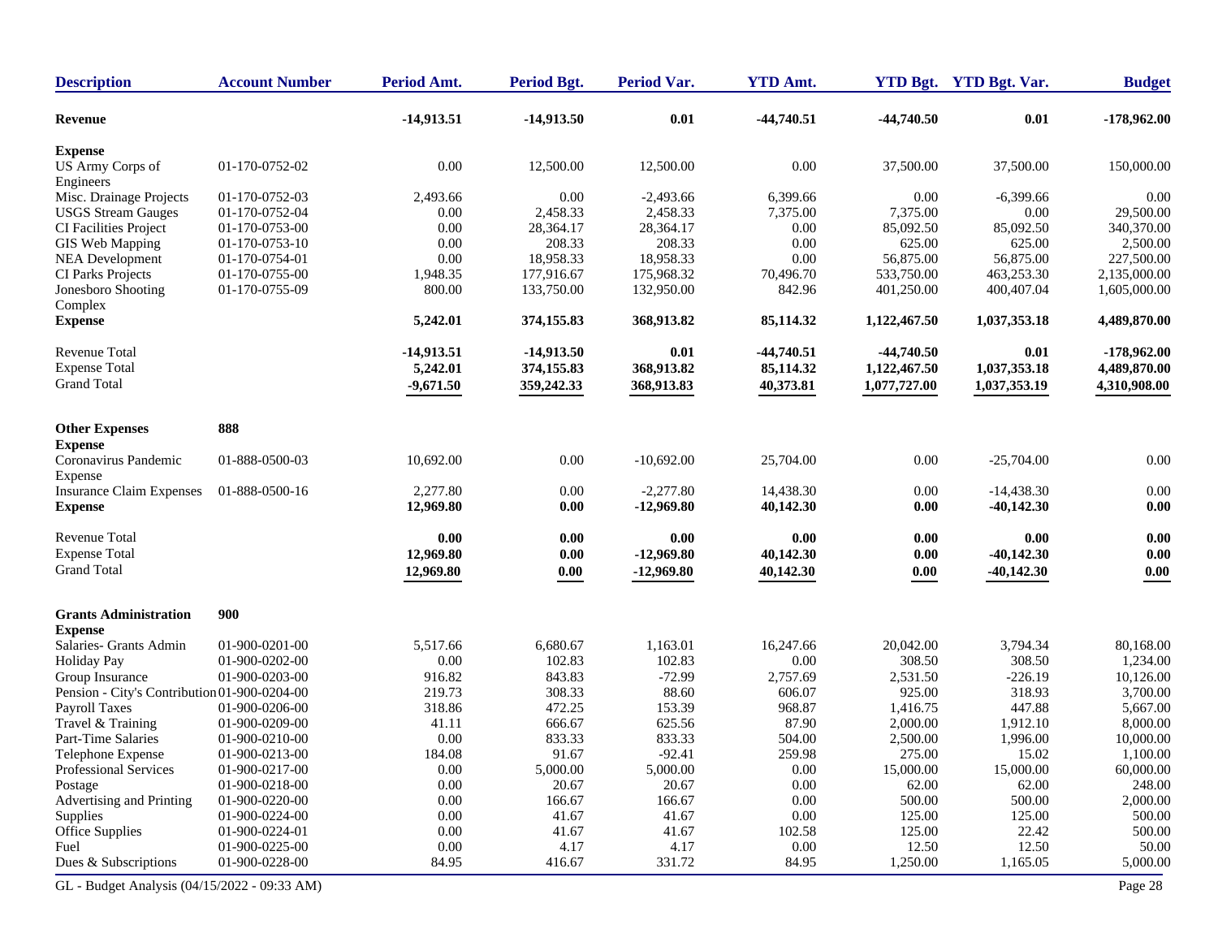| Description | Account Number | Period Amt. | Period Bgt. | Period Var. | YTD Amt. | YTD Bgt. | YTD Bgt. Var. | Budget |
|---|---|---|---|---|---|---|---|---|
| **Revenue** | | **-14,913.51** | **-14,913.50** | **0.01** | **-44,740.51** | **-44,740.50** | **0.01** | **-178,962.00** |
| **Expense** | | | | | | | | |
| US Army Corps of Engineers | 01-170-0752-02 | 0.00 | 12,500.00 | 12,500.00 | 0.00 | 37,500.00 | 37,500.00 | 150,000.00 |
| Misc. Drainage Projects | 01-170-0752-03 | 2,493.66 | 0.00 | -2,493.66 | 6,399.66 | 0.00 | -6,399.66 | 0.00 |
| USGS Stream Gauges | 01-170-0752-04 | 0.00 | 2,458.33 | 2,458.33 | 7,375.00 | 7,375.00 | 0.00 | 29,500.00 |
| CI Facilities Project | 01-170-0753-00 | 0.00 | 28,364.17 | 28,364.17 | 0.00 | 85,092.50 | 85,092.50 | 340,370.00 |
| GIS Web Mapping | 01-170-0753-10 | 0.00 | 208.33 | 208.33 | 0.00 | 625.00 | 625.00 | 2,500.00 |
| NEA Development | 01-170-0754-01 | 0.00 | 18,958.33 | 18,958.33 | 0.00 | 56,875.00 | 56,875.00 | 227,500.00 |
| CI Parks Projects | 01-170-0755-00 | 1,948.35 | 177,916.67 | 175,968.32 | 70,496.70 | 533,750.00 | 463,253.30 | 2,135,000.00 |
| Jonesboro Shooting Complex | 01-170-0755-09 | 800.00 | 133,750.00 | 132,950.00 | 842.96 | 401,250.00 | 400,407.04 | 1,605,000.00 |
| **Expense** | | **5,242.01** | **374,155.83** | **368,913.82** | **85,114.32** | **1,122,467.50** | **1,037,353.18** | **4,489,870.00** |
| Revenue Total | | **-14,913.51** | **-14,913.50** | **0.01** | **-44,740.51** | **-44,740.50** | **0.01** | **-178,962.00** |
| Expense Total | | **5,242.01** | **374,155.83** | **368,913.82** | **85,114.32** | **1,122,467.50** | **1,037,353.18** | **4,489,870.00** |
| Grand Total | | **-9,671.50** | **359,242.33** | **368,913.83** | **40,373.81** | **1,077,727.00** | **1,037,353.19** | **4,310,908.00** |
| **Other Expenses** | **888** | | | | | | | |
| **Expense** | | | | | | | | |
| Coronavirus Pandemic Expense | 01-888-0500-03 | 10,692.00 | 0.00 | -10,692.00 | 25,704.00 | 0.00 | -25,704.00 | 0.00 |
| Insurance Claim Expenses | 01-888-0500-16 | 2,277.80 | 0.00 | -2,277.80 | 14,438.30 | 0.00 | -14,438.30 | 0.00 |
| **Expense** | | **12,969.80** | **0.00** | **-12,969.80** | **40,142.30** | **0.00** | **-40,142.30** | **0.00** |
| Revenue Total | | **0.00** | **0.00** | **0.00** | **0.00** | **0.00** | **0.00** | **0.00** |
| Expense Total | | **12,969.80** | **0.00** | **-12,969.80** | **40,142.30** | **0.00** | **-40,142.30** | **0.00** |
| Grand Total | | **12,969.80** | **0.00** | **-12,969.80** | **40,142.30** | **0.00** | **-40,142.30** | **0.00** |
| **Grants Administration** | **900** | | | | | | | |
| **Expense** | | | | | | | | |
| Salaries- Grants Admin | 01-900-0201-00 | 5,517.66 | 6,680.67 | 1,163.01 | 16,247.66 | 20,042.00 | 3,794.34 | 80,168.00 |
| Holiday Pay | 01-900-0202-00 | 0.00 | 102.83 | 102.83 | 0.00 | 308.50 | 308.50 | 1,234.00 |
| Group Insurance | 01-900-0203-00 | 916.82 | 843.83 | -72.99 | 2,757.69 | 2,531.50 | -226.19 | 10,126.00 |
| Pension - City's Contribution | 01-900-0204-00 | 219.73 | 308.33 | 88.60 | 606.07 | 925.00 | 318.93 | 3,700.00 |
| Payroll Taxes | 01-900-0206-00 | 318.86 | 472.25 | 153.39 | 968.87 | 1,416.75 | 447.88 | 5,667.00 |
| Travel & Training | 01-900-0209-00 | 41.11 | 666.67 | 625.56 | 87.90 | 2,000.00 | 1,912.10 | 8,000.00 |
| Part-Time Salaries | 01-900-0210-00 | 0.00 | 833.33 | 833.33 | 504.00 | 2,500.00 | 1,996.00 | 10,000.00 |
| Telephone Expense | 01-900-0213-00 | 184.08 | 91.67 | -92.41 | 259.98 | 275.00 | 15.02 | 1,100.00 |
| Professional Services | 01-900-0217-00 | 0.00 | 5,000.00 | 5,000.00 | 0.00 | 15,000.00 | 15,000.00 | 60,000.00 |
| Postage | 01-900-0218-00 | 0.00 | 20.67 | 20.67 | 0.00 | 62.00 | 62.00 | 248.00 |
| Advertising and Printing | 01-900-0220-00 | 0.00 | 166.67 | 166.67 | 0.00 | 500.00 | 500.00 | 2,000.00 |
| Supplies | 01-900-0224-00 | 0.00 | 41.67 | 41.67 | 0.00 | 125.00 | 125.00 | 500.00 |
| Office Supplies | 01-900-0224-01 | 0.00 | 41.67 | 41.67 | 102.58 | 125.00 | 22.42 | 500.00 |
| Fuel | 01-900-0225-00 | 0.00 | 4.17 | 4.17 | 0.00 | 12.50 | 12.50 | 50.00 |
| Dues & Subscriptions | 01-900-0228-00 | 84.95 | 416.67 | 331.72 | 84.95 | 1,250.00 | 1,165.05 | 5,000.00 |

GL - Budget Analysis (04/15/2022 - 09:33 AM)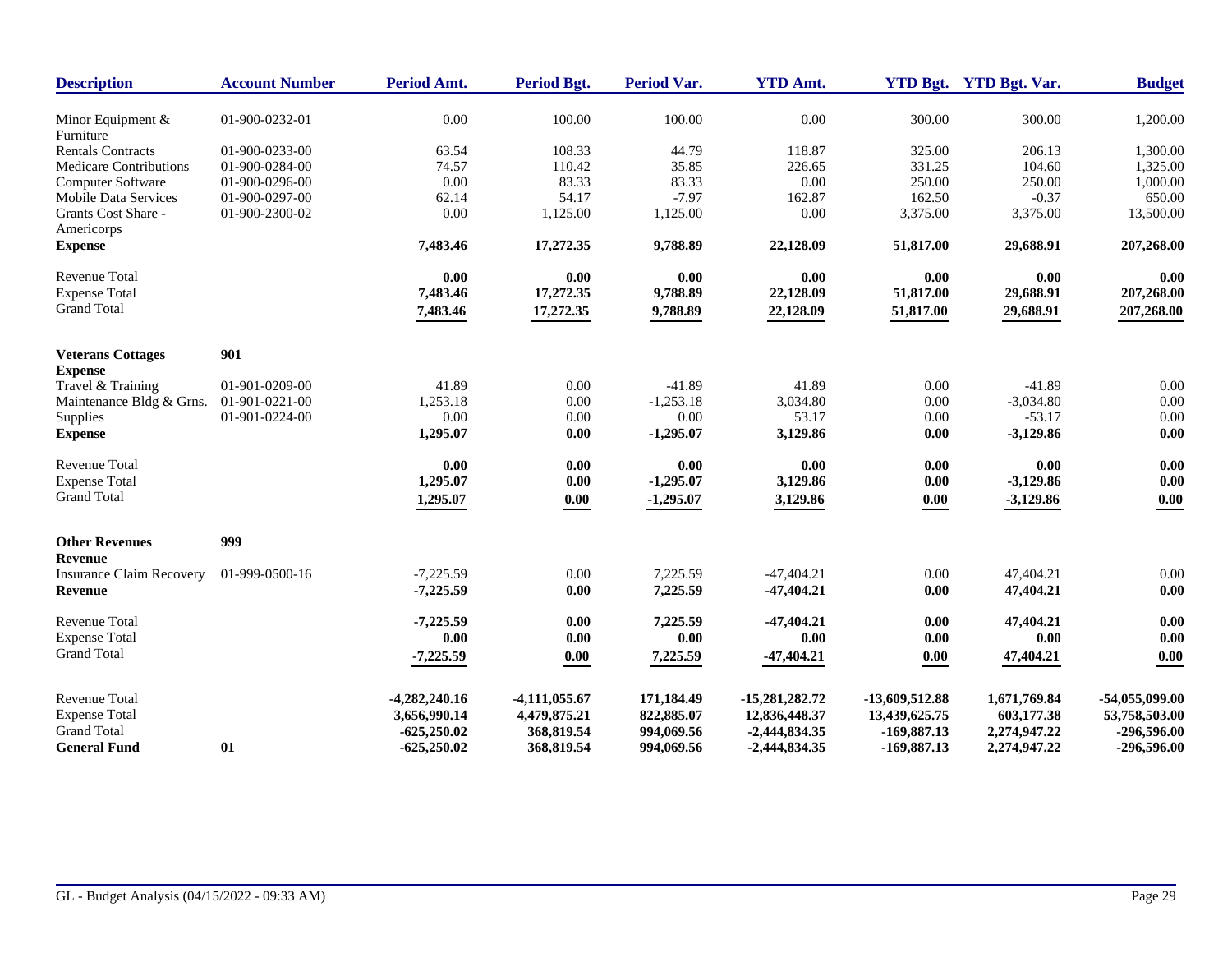| Description | Account Number | Period Amt. | Period Bgt. | Period Var. | YTD Amt. | YTD Bgt. | YTD Bgt. Var. | Budget |
|---|---|---|---|---|---|---|---|---|
| Minor Equipment & Furniture | 01-900-0232-01 | 0.00 | 100.00 | 100.00 | 0.00 | 300.00 | 300.00 | 1,200.00 |
| Rentals Contracts | 01-900-0233-00 | 63.54 | 108.33 | 44.79 | 118.87 | 325.00 | 206.13 | 1,300.00 |
| Medicare Contributions | 01-900-0284-00 | 74.57 | 110.42 | 35.85 | 226.65 | 331.25 | 104.60 | 1,325.00 |
| Computer Software | 01-900-0296-00 | 0.00 | 83.33 | 83.33 | 0.00 | 250.00 | 250.00 | 1,000.00 |
| Mobile Data Services | 01-900-0297-00 | 62.14 | 54.17 | -7.97 | 162.87 | 162.50 | -0.37 | 650.00 |
| Grants Cost Share - Americorps | 01-900-2300-02 | 0.00 | 1,125.00 | 1,125.00 | 0.00 | 3,375.00 | 3,375.00 | 13,500.00 |
| **Expense** | | **7,483.46** | **17,272.35** | **9,788.89** | **22,128.09** | **51,817.00** | **29,688.91** | **207,268.00** |
| Revenue Total | | **0.00** | **0.00** | **0.00** | **0.00** | **0.00** | **0.00** | **0.00** |
| Expense Total | | **7,483.46** | **17,272.35** | **9,788.89** | **22,128.09** | **51,817.00** | **29,688.91** | **207,268.00** |
| Grand Total | | **7,483.46** | **17,272.35** | **9,788.89** | **22,128.09** | **51,817.00** | **29,688.91** | **207,268.00** |
| **Veterans Cottages** | **901** | | | | | | | |
| **Expense** | | | | | | | | |
| Travel & Training | 01-901-0209-00 | 41.89 | 0.00 | -41.89 | 41.89 | 0.00 | -41.89 | 0.00 |
| Maintenance Bldg & Grns. | 01-901-0221-00 | 1,253.18 | 0.00 | -1,253.18 | 3,034.80 | 0.00 | -3,034.80 | 0.00 |
| Supplies | 01-901-0224-00 | 0.00 | 0.00 | 0.00 | 53.17 | 0.00 | -53.17 | 0.00 |
| **Expense** | | **1,295.07** | **0.00** | **-1,295.07** | **3,129.86** | **0.00** | **-3,129.86** | **0.00** |
| Revenue Total | | **0.00** | **0.00** | **0.00** | **0.00** | **0.00** | **0.00** | **0.00** |
| Expense Total | | **1,295.07** | **0.00** | **-1,295.07** | **3,129.86** | **0.00** | **-3,129.86** | **0.00** |
| Grand Total | | **1,295.07** | **0.00** | **-1,295.07** | **3,129.86** | **0.00** | **-3,129.86** | **0.00** |
| **Other Revenues** | **999** | | | | | | | |
| **Revenue** | | | | | | | | |
| Insurance Claim Recovery | 01-999-0500-16 | -7,225.59 | 0.00 | 7,225.59 | -47,404.21 | 0.00 | 47,404.21 | 0.00 |
| **Revenue** | | **-7,225.59** | **0.00** | **7,225.59** | **-47,404.21** | **0.00** | **47,404.21** | **0.00** |
| Revenue Total | | **-7,225.59** | **0.00** | **7,225.59** | **-47,404.21** | **0.00** | **47,404.21** | **0.00** |
| Expense Total | | **0.00** | **0.00** | **0.00** | **0.00** | **0.00** | **0.00** | **0.00** |
| Grand Total | | **-7,225.59** | **0.00** | **7,225.59** | **-47,404.21** | **0.00** | **47,404.21** | **0.00** |
| Revenue Total | | **-4,282,240.16** | **-4,111,055.67** | **171,184.49** | **-15,281,282.72** | **-13,609,512.88** | **1,671,769.84** | **-54,055,099.00** |
| Expense Total | | **3,656,990.14** | **4,479,875.21** | **822,885.07** | **12,836,448.37** | **13,439,625.75** | **603,177.38** | **53,758,503.00** |
| Grand Total | | **-625,250.02** | **368,819.54** | **994,069.56** | **-2,444,834.35** | **-169,887.13** | **2,274,947.22** | **-296,596.00** |
| **General Fund** | **01** | **-625,250.02** | **368,819.54** | **994,069.56** | **-2,444,834.35** | **-169,887.13** | **2,274,947.22** | **-296,596.00** |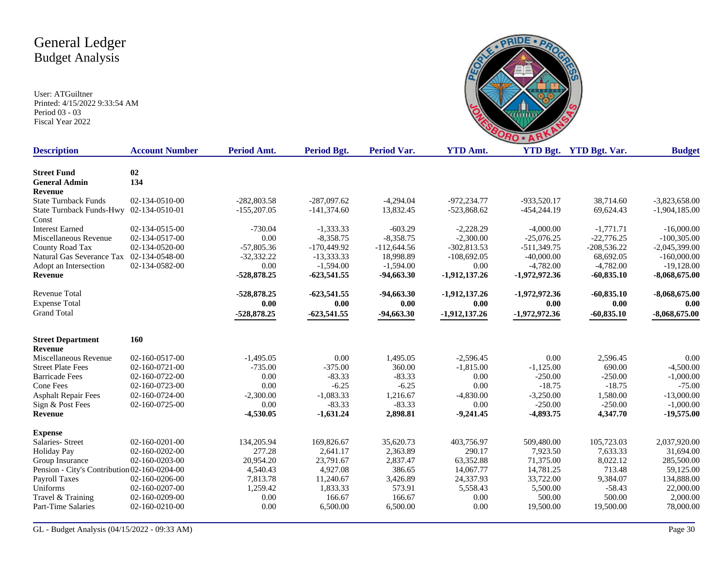# General Ledger
## Budget Analysis

User: ATGuiltner
Printed: 4/15/2022 9:33:54 AM
Period 03 - 03
Fiscal Year 2022

| Description | Account Number | Period Amt. | Period Bgt. | Period Var. | YTD Amt. | YTD Bgt. | YTD Bgt. Var. | Budget |
|---|---|---|---|---|---|---|---|---|
| **Street Fund** | **02** | | | | | | | |
| **General Admin** | **134** | | | | | | | |
| **Revenue** | | | | | | | | |
| State Turnback Funds | 02-134-0510-00 | -282,803.58 | -287,097.62 | -4,294.04 | -972,234.77 | -933,520.17 | 38,714.60 | -3,823,658.00 |
| State Turnback Funds-Hwy Const | 02-134-0510-01 | -155,207.05 | -141,374.60 | 13,832.45 | -523,868.62 | -454,244.19 | 69,624.43 | -1,904,185.00 |
| Interest Earned | 02-134-0515-00 | -730.04 | -1,333.33 | -603.29 | -2,228.29 | -4,000.00 | -1,771.71 | -16,000.00 |
| Miscellaneous Revenue | 02-134-0517-00 | 0.00 | -8,358.75 | -8,358.75 | -2,300.00 | -25,076.25 | -22,776.25 | -100,305.00 |
| County Road Tax | 02-134-0520-00 | -57,805.36 | -170,449.92 | -112,644.56 | -302,813.53 | -511,349.75 | -208,536.22 | -2,045,399.00 |
| Natural Gas Severance Tax | 02-134-0548-00 | -32,332.22 | -13,333.33 | 18,998.89 | -108,692.05 | -40,000.00 | 68,692.05 | -160,000.00 |
| Adopt an Intersection | 02-134-0582-00 | 0.00 | -1,594.00 | -1,594.00 | 0.00 | -4,782.00 | -4,782.00 | -19,128.00 |
| **Revenue** | | **-528,878.25** | **-623,541.55** | **-94,663.30** | **-1,912,137.26** | **-1,972,972.36** | **-60,835.10** | **-8,068,675.00** |
| Revenue Total | | **-528,878.25** | **-623,541.55** | **-94,663.30** | **-1,912,137.26** | **-1,972,972.36** | **-60,835.10** | **-8,068,675.00** |
| Expense Total | | **0.00** | **0.00** | **0.00** | **0.00** | **0.00** | **0.00** | **0.00** |
| Grand Total | | **-528,878.25** | **-623,541.55** | **-94,663.30** | **-1,912,137.26** | **-1,972,972.36** | **-60,835.10** | **-8,068,675.00** |
| **Street Department** | **160** | | | | | | | |
| **Revenue** | | | | | | | | |
| Miscellaneous Revenue | 02-160-0517-00 | -1,495.05 | 0.00 | 1,495.05 | -2,596.45 | 0.00 | 2,596.45 | 0.00 |
| Street Plate Fees | 02-160-0721-00 | -735.00 | -375.00 | 360.00 | -1,815.00 | -1,125.00 | 690.00 | -4,500.00 |
| Barricade Fees | 02-160-0722-00 | 0.00 | -83.33 | -83.33 | 0.00 | -250.00 | -250.00 | -1,000.00 |
| Cone Fees | 02-160-0723-00 | 0.00 | -6.25 | -6.25 | 0.00 | -18.75 | -18.75 | -75.00 |
| Asphalt Repair Fees | 02-160-0724-00 | -2,300.00 | -1,083.33 | 1,216.67 | -4,830.00 | -3,250.00 | 1,580.00 | -13,000.00 |
| Sign & Post Fees | 02-160-0725-00 | 0.00 | -83.33 | -83.33 | 0.00 | -250.00 | -250.00 | -1,000.00 |
| **Revenue** | | **-4,530.05** | **-1,631.24** | **2,898.81** | **-9,241.45** | **-4,893.75** | **4,347.70** | **-19,575.00** |
| **Expense** | | | | | | | | |
| Salaries- Street | 02-160-0201-00 | 134,205.94 | 169,826.67 | 35,620.73 | 403,756.97 | 509,480.00 | 105,723.03 | 2,037,920.00 |
| Holiday Pay | 02-160-0202-00 | 277.28 | 2,641.17 | 2,363.89 | 290.17 | 7,923.50 | 7,633.33 | 31,694.00 |
| Group Insurance | 02-160-0203-00 | 20,954.20 | 23,791.67 | 2,837.47 | 63,352.88 | 71,375.00 | 8,022.12 | 285,500.00 |
| Pension - City's Contribution | 02-160-0204-00 | 4,540.43 | 4,927.08 | 386.65 | 14,067.77 | 14,781.25 | 713.48 | 59,125.00 |
| Payroll Taxes | 02-160-0206-00 | 7,813.78 | 11,240.67 | 3,426.89 | 24,337.93 | 33,722.00 | 9,384.07 | 134,888.00 |
| Uniforms | 02-160-0207-00 | 1,259.42 | 1,833.33 | 573.91 | 5,558.43 | 5,500.00 | -58.43 | 22,000.00 |
| Travel & Training | 02-160-0209-00 | 0.00 | 166.67 | 166.67 | 0.00 | 500.00 | 500.00 | 2,000.00 |
| Part-Time Salaries | 02-160-0210-00 | 0.00 | 6,500.00 | 6,500.00 | 0.00 | 19,500.00 | 19,500.00 | 78,000.00 |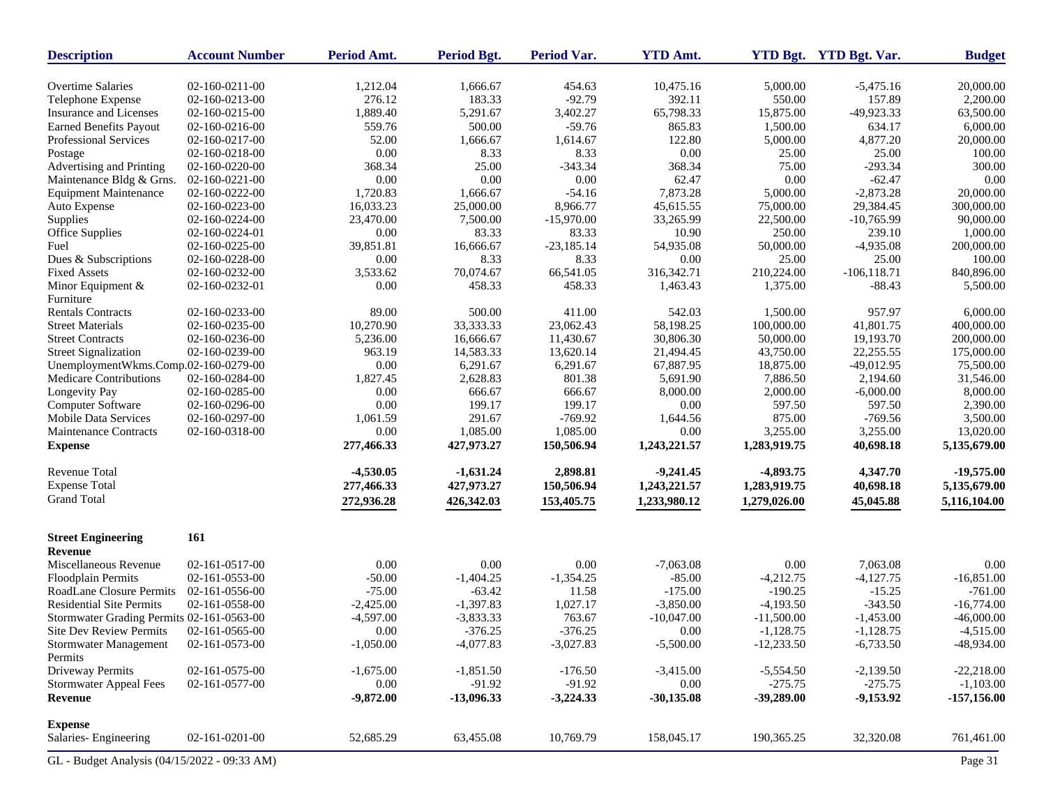| Description | Account Number | Period Amt. | Period Bgt. | Period Var. | YTD Amt. | YTD Bgt. | YTD Bgt. Var. | Budget |
|---|---|---|---|---|---|---|---|---|
| Overtime Salaries | 02-160-0211-00 | 1,212.04 | 1,666.67 | 454.63 | 10,475.16 | 5,000.00 | -5,475.16 | 20,000.00 |
| Telephone Expense | 02-160-0213-00 | 276.12 | 183.33 | -92.79 | 392.11 | 550.00 | 157.89 | 2,200.00 |
| Insurance and Licenses | 02-160-0215-00 | 1,889.40 | 5,291.67 | 3,402.27 | 65,798.33 | 15,875.00 | -49,923.33 | 63,500.00 |
| Earned Benefits Payout | 02-160-0216-00 | 559.76 | 500.00 | -59.76 | 865.83 | 1,500.00 | 634.17 | 6,000.00 |
| Professional Services | 02-160-0217-00 | 52.00 | 1,666.67 | 1,614.67 | 122.80 | 5,000.00 | 4,877.20 | 20,000.00 |
| Postage | 02-160-0218-00 | 0.00 | 8.33 | 8.33 | 0.00 | 25.00 | 25.00 | 100.00 |
| Advertising and Printing | 02-160-0220-00 | 368.34 | 25.00 | -343.34 | 368.34 | 75.00 | -293.34 | 300.00 |
| Maintenance Bldg & Grns. | 02-160-0221-00 | 0.00 | 0.00 | 0.00 | 62.47 | 0.00 | -62.47 | 0.00 |
| Equipment Maintenance | 02-160-0222-00 | 1,720.83 | 1,666.67 | -54.16 | 7,873.28 | 5,000.00 | -2,873.28 | 20,000.00 |
| Auto Expense | 02-160-0223-00 | 16,033.23 | 25,000.00 | 8,966.77 | 45,615.55 | 75,000.00 | 29,384.45 | 300,000.00 |
| Supplies | 02-160-0224-00 | 23,470.00 | 7,500.00 | -15,970.00 | 33,265.99 | 22,500.00 | -10,765.99 | 90,000.00 |
| Office Supplies | 02-160-0224-01 | 0.00 | 83.33 | 83.33 | 10.90 | 250.00 | 239.10 | 1,000.00 |
| Fuel | 02-160-0225-00 | 39,851.81 | 16,666.67 | -23,185.14 | 54,935.08 | 50,000.00 | -4,935.08 | 200,000.00 |
| Dues & Subscriptions | 02-160-0228-00 | 0.00 | 8.33 | 8.33 | 0.00 | 25.00 | 25.00 | 100.00 |
| Fixed Assets | 02-160-0232-00 | 3,533.62 | 70,074.67 | 66,541.05 | 316,342.71 | 210,224.00 | -106,118.71 | 840,896.00 |
| Minor Equipment & Furniture | 02-160-0232-01 | 0.00 | 458.33 | 458.33 | 1,463.43 | 1,375.00 | -88.43 | 5,500.00 |
| Rentals Contracts | 02-160-0233-00 | 89.00 | 500.00 | 411.00 | 542.03 | 1,500.00 | 957.97 | 6,000.00 |
| Street Materials | 02-160-0235-00 | 10,270.90 | 33,333.33 | 23,062.43 | 58,198.25 | 100,000.00 | 41,801.75 | 400,000.00 |
| Street Contracts | 02-160-0236-00 | 5,236.00 | 16,666.67 | 11,430.67 | 30,806.30 | 50,000.00 | 19,193.70 | 200,000.00 |
| Street Signalization | 02-160-0239-00 | 963.19 | 14,583.33 | 13,620.14 | 21,494.45 | 43,750.00 | 22,255.55 | 175,000.00 |
| UnemploymentWkms.Comp. | 02-160-0279-00 | 0.00 | 6,291.67 | 6,291.67 | 67,887.95 | 18,875.00 | -49,012.95 | 75,500.00 |
| Medicare Contributions | 02-160-0284-00 | 1,827.45 | 2,628.83 | 801.38 | 5,691.90 | 7,886.50 | 2,194.60 | 31,546.00 |
| Longevity Pay | 02-160-0285-00 | 0.00 | 666.67 | 666.67 | 8,000.00 | 2,000.00 | -6,000.00 | 8,000.00 |
| Computer Software | 02-160-0296-00 | 0.00 | 199.17 | 199.17 | 0.00 | 597.50 | 597.50 | 2,390.00 |
| Mobile Data Services | 02-160-0297-00 | 1,061.59 | 291.67 | -769.92 | 1,644.56 | 875.00 | -769.56 | 3,500.00 |
| Maintenance Contracts | 02-160-0318-00 | 0.00 | 1,085.00 | 1,085.00 | 0.00 | 3,255.00 | 3,255.00 | 13,020.00 |
| **Expense** | | **277,466.33** | **427,973.27** | **150,506.94** | **1,243,221.57** | **1,283,919.75** | **40,698.18** | **5,135,679.00** |
| Revenue Total | | **-4,530.05** | **-1,631.24** | **2,898.81** | **-9,241.45** | **-4,893.75** | **4,347.70** | **-19,575.00** |
| Expense Total | | **277,466.33** | **427,973.27** | **150,506.94** | **1,243,221.57** | **1,283,919.75** | **40,698.18** | **5,135,679.00** |
| Grand Total | | **272,936.28** | **426,342.03** | **153,405.75** | **1,233,980.12** | **1,279,026.00** | **45,045.88** | **5,116,104.00** |
| **Street Engineering** | **161** | | | | | | | |
| **Revenue** | | | | | | | | |
| Miscellaneous Revenue | 02-161-0517-00 | 0.00 | 0.00 | 0.00 | -7,063.08 | 0.00 | 7,063.08 | 0.00 |
| Floodplain Permits | 02-161-0553-00 | -50.00 | -1,404.25 | -1,354.25 | -85.00 | -4,212.75 | -4,127.75 | -16,851.00 |
| RoadLane Closure Permits | 02-161-0556-00 | -75.00 | -63.42 | 11.58 | -175.00 | -190.25 | -15.25 | -761.00 |
| Residential Site Permits | 02-161-0558-00 | -2,425.00 | -1,397.83 | 1,027.17 | -3,850.00 | -4,193.50 | -343.50 | -16,774.00 |
| Stormwater Grading Permits | 02-161-0563-00 | -4,597.00 | -3,833.33 | 763.67 | -10,047.00 | -11,500.00 | -1,453.00 | -46,000.00 |
| Site Dev Review Permits | 02-161-0565-00 | 0.00 | -376.25 | -376.25 | 0.00 | -1,128.75 | -1,128.75 | -4,515.00 |
| Stormwater Management Permits | 02-161-0573-00 | -1,050.00 | -4,077.83 | -3,027.83 | -5,500.00 | -12,233.50 | -6,733.50 | -48,934.00 |
| Driveway Permits | 02-161-0575-00 | -1,675.00 | -1,851.50 | -176.50 | -3,415.00 | -5,554.50 | -2,139.50 | -22,218.00 |
| Stormwater Appeal Fees | 02-161-0577-00 | 0.00 | -91.92 | -91.92 | 0.00 | -275.75 | -275.75 | -1,103.00 |
| **Revenue** | | **-9,872.00** | **-13,096.33** | **-3,224.33** | **-30,135.08** | **-39,289.00** | **-9,153.92** | **-157,156.00** |
| **Expense** | | | | | | | | |
| Salaries- Engineering | 02-161-0201-00 | 52,685.29 | 63,455.08 | 10,769.79 | 158,045.17 | 190,365.25 | 32,320.08 | 761,461.00 |

GL - Budget Analysis (04/15/2022 - 09:33 AM)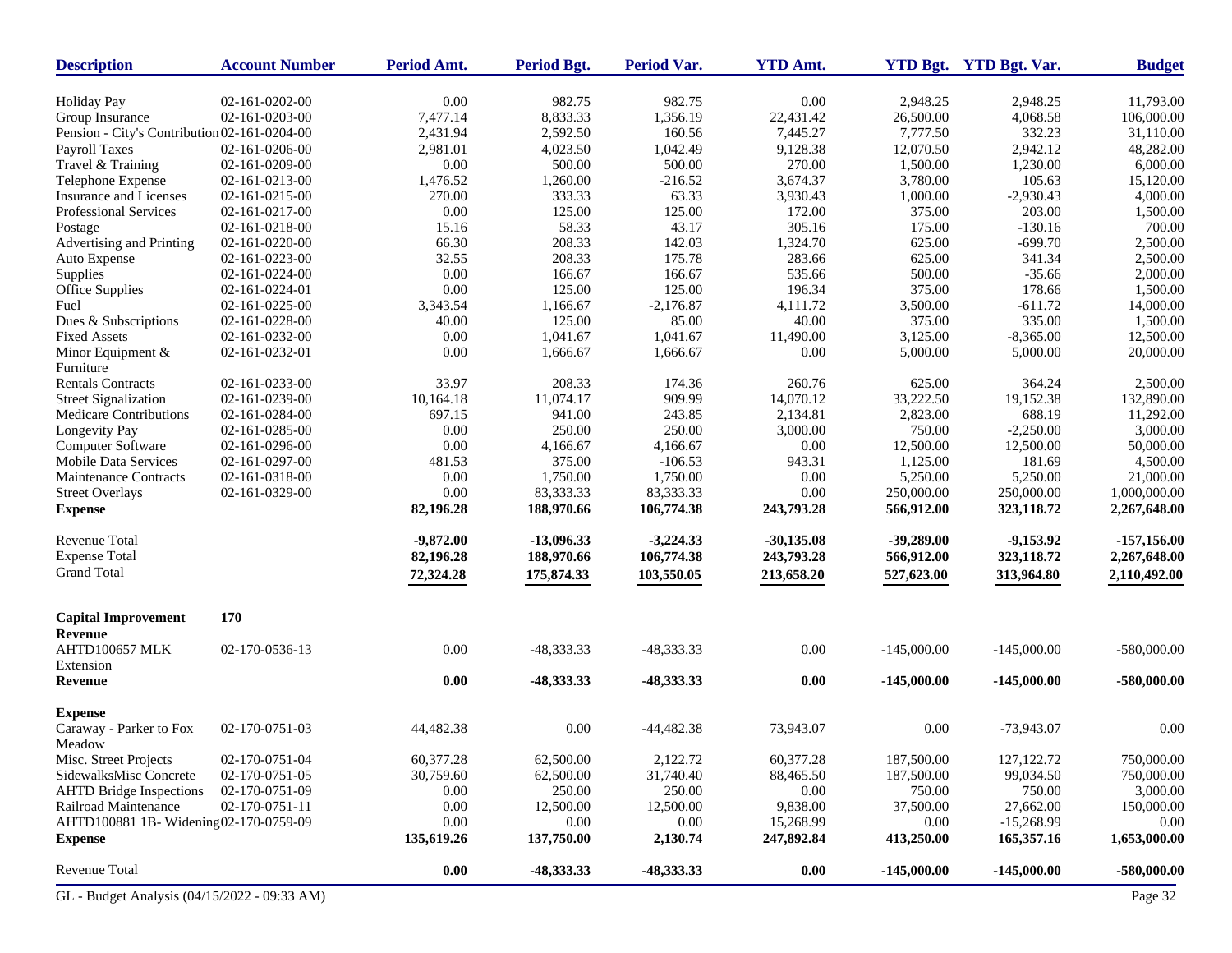| Description | Account Number | Period Amt. | Period Bgt. | Period Var. | YTD Amt. | YTD Bgt. | YTD Bgt. Var. | Budget |
|---|---|---|---|---|---|---|---|---|
| Holiday Pay | 02-161-0202-00 | 0.00 | 982.75 | 982.75 | 0.00 | 2,948.25 | 2,948.25 | 11,793.00 |
| Group Insurance | 02-161-0203-00 | 7,477.14 | 8,833.33 | 1,356.19 | 22,431.42 | 26,500.00 | 4,068.58 | 106,000.00 |
| Pension - City's Contribution | 02-161-0204-00 | 2,431.94 | 2,592.50 | 160.56 | 7,445.27 | 7,777.50 | 332.23 | 31,110.00 |
| Payroll Taxes | 02-161-0206-00 | 2,981.01 | 4,023.50 | 1,042.49 | 9,128.38 | 12,070.50 | 2,942.12 | 48,282.00 |
| Travel & Training | 02-161-0209-00 | 0.00 | 500.00 | 500.00 | 270.00 | 1,500.00 | 1,230.00 | 6,000.00 |
| Telephone Expense | 02-161-0213-00 | 1,476.52 | 1,260.00 | -216.52 | 3,674.37 | 3,780.00 | 105.63 | 15,120.00 |
| Insurance and Licenses | 02-161-0215-00 | 270.00 | 333.33 | 63.33 | 3,930.43 | 1,000.00 | -2,930.43 | 4,000.00 |
| Professional Services | 02-161-0217-00 | 0.00 | 125.00 | 125.00 | 172.00 | 375.00 | 203.00 | 1,500.00 |
| Postage | 02-161-0218-00 | 15.16 | 58.33 | 43.17 | 305.16 | 175.00 | -130.16 | 700.00 |
| Advertising and Printing | 02-161-0220-00 | 66.30 | 208.33 | 142.03 | 1,324.70 | 625.00 | -699.70 | 2,500.00 |
| Auto Expense | 02-161-0223-00 | 32.55 | 208.33 | 175.78 | 283.66 | 625.00 | 341.34 | 2,500.00 |
| Supplies | 02-161-0224-00 | 0.00 | 166.67 | 166.67 | 535.66 | 500.00 | -35.66 | 2,000.00 |
| Office Supplies | 02-161-0224-01 | 0.00 | 125.00 | 125.00 | 196.34 | 375.00 | 178.66 | 1,500.00 |
| Fuel | 02-161-0225-00 | 3,343.54 | 1,166.67 | -2,176.87 | 4,111.72 | 3,500.00 | -611.72 | 14,000.00 |
| Dues & Subscriptions | 02-161-0228-00 | 40.00 | 125.00 | 85.00 | 40.00 | 375.00 | 335.00 | 1,500.00 |
| Fixed Assets | 02-161-0232-00 | 0.00 | 1,041.67 | 1,041.67 | 11,490.00 | 3,125.00 | -8,365.00 | 12,500.00 |
| Minor Equipment & Furniture | 02-161-0232-01 | 0.00 | 1,666.67 | 1,666.67 | 0.00 | 5,000.00 | 5,000.00 | 20,000.00 |
| Rentals Contracts | 02-161-0233-00 | 33.97 | 208.33 | 174.36 | 260.76 | 625.00 | 364.24 | 2,500.00 |
| Street Signalization | 02-161-0239-00 | 10,164.18 | 11,074.17 | 909.99 | 14,070.12 | 33,222.50 | 19,152.38 | 132,890.00 |
| Medicare Contributions | 02-161-0284-00 | 697.15 | 941.00 | 243.85 | 2,134.81 | 2,823.00 | 688.19 | 11,292.00 |
| Longevity Pay | 02-161-0285-00 | 0.00 | 250.00 | 250.00 | 3,000.00 | 750.00 | -2,250.00 | 3,000.00 |
| Computer Software | 02-161-0296-00 | 0.00 | 4,166.67 | 4,166.67 | 0.00 | 12,500.00 | 12,500.00 | 50,000.00 |
| Mobile Data Services | 02-161-0297-00 | 481.53 | 375.00 | -106.53 | 943.31 | 1,125.00 | 181.69 | 4,500.00 |
| Maintenance Contracts | 02-161-0318-00 | 0.00 | 1,750.00 | 1,750.00 | 0.00 | 5,250.00 | 5,250.00 | 21,000.00 |
| Street Overlays | 02-161-0329-00 | 0.00 | 83,333.33 | 83,333.33 | 0.00 | 250,000.00 | 250,000.00 | 1,000,000.00 |
| **Expense** | | **82,196.28** | **188,970.66** | **106,774.38** | **243,793.28** | **566,912.00** | **323,118.72** | **2,267,648.00** |
| Revenue Total | | **-9,872.00** | **-13,096.33** | **-3,224.33** | **-30,135.08** | **-39,289.00** | **-9,153.92** | **-157,156.00** |
| Expense Total | | **82,196.28** | **188,970.66** | **106,774.38** | **243,793.28** | **566,912.00** | **323,118.72** | **2,267,648.00** |
| Grand Total | | **72,324.28** | **175,874.33** | **103,550.05** | **213,658.20** | **527,623.00** | **313,964.80** | **2,110,492.00** |
| **Capital Improvement** | **170** | | | | | | | |
| **Revenue** | | | | | | | | |
| AHTD100657 MLK Extension | 02-170-0536-13 | 0.00 | -48,333.33 | -48,333.33 | 0.00 | -145,000.00 | -145,000.00 | -580,000.00 |
| **Revenue** | | **0.00** | **-48,333.33** | **-48,333.33** | **0.00** | **-145,000.00** | **-145,000.00** | **-580,000.00** |
| **Expense** | | | | | | | | |
| Caraway - Parker to Fox Meadow | 02-170-0751-03 | 44,482.38 | 0.00 | -44,482.38 | 73,943.07 | 0.00 | -73,943.07 | 0.00 |
| Misc. Street Projects | 02-170-0751-04 | 60,377.28 | 62,500.00 | 2,122.72 | 60,377.28 | 187,500.00 | 127,122.72 | 750,000.00 |
| SidewalksMisc Concrete | 02-170-0751-05 | 30,759.60 | 62,500.00 | 31,740.40 | 88,465.50 | 187,500.00 | 99,034.50 | 750,000.00 |
| AHTD Bridge Inspections | 02-170-0751-09 | 0.00 | 250.00 | 250.00 | 0.00 | 750.00 | 750.00 | 3,000.00 |
| Railroad Maintenance | 02-170-0751-11 | 0.00 | 12,500.00 | 12,500.00 | 9,838.00 | 37,500.00 | 27,662.00 | 150,000.00 |
| AHTD100881 1B- Widening | 02-170-0759-09 | 0.00 | 0.00 | 0.00 | 15,268.99 | 0.00 | -15,268.99 | 0.00 |
| **Expense** | | **135,619.26** | **137,750.00** | **2,130.74** | **247,892.84** | **413,250.00** | **165,357.16** | **1,653,000.00** |
| Revenue Total | | **0.00** | **-48,333.33** | **-48,333.33** | **0.00** | **-145,000.00** | **-145,000.00** | **-580,000.00** |

GL - Budget Analysis (04/15/2022 - 09:33 AM)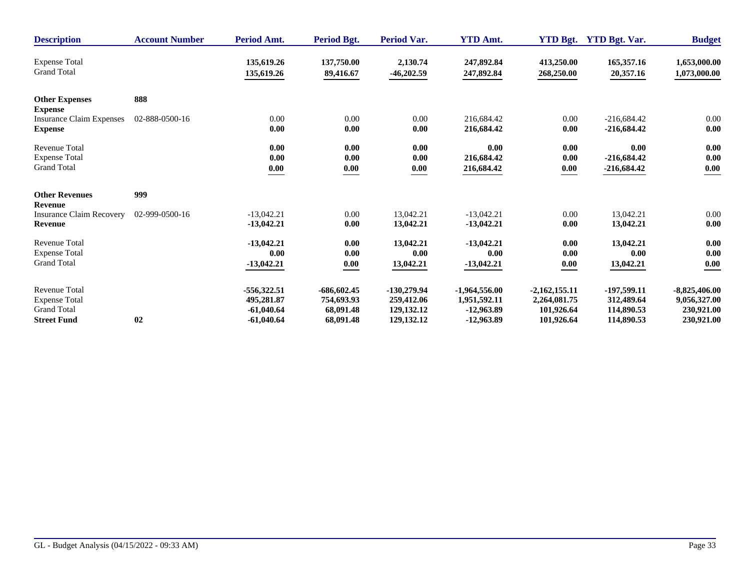| Description | Account Number | Period Amt. | Period Bgt. | Period Var. | YTD Amt. | YTD Bgt. | YTD Bgt. Var. | Budget |
|---|---|---|---|---|---|---|---|---|
| Expense Total | | **135,619.26** | **137,750.00** | **2,130.74** | **247,892.84** | **413,250.00** | **165,357.16** | **1,653,000.00** |
| Grand Total | | **135,619.26** | **89,416.67** | **-46,202.59** | **247,892.84** | **268,250.00** | **20,357.16** | **1,073,000.00** |
| **Other Expenses** | **888** | | | | | | | |
| **Expense** | | | | | | | | |
| Insurance Claim Expenses | 02-888-0500-16 | 0.00 | 0.00 | 0.00 | 216,684.42 | 0.00 | -216,684.42 | 0.00 |
| **Expense** | | **0.00** | **0.00** | **0.00** | **216,684.42** | **0.00** | **-216,684.42** | **0.00** |
| Revenue Total | | **0.00** | **0.00** | **0.00** | **0.00** | **0.00** | **0.00** | **0.00** |
| Expense Total | | **0.00** | **0.00** | **0.00** | **216,684.42** | **0.00** | **-216,684.42** | **0.00** |
| Grand Total | | **0.00** | **0.00** | **0.00** | **216,684.42** | **0.00** | **-216,684.42** | **0.00** |
| **Other Revenues** | **999** | | | | | | | |
| **Revenue** | | | | | | | | |
| Insurance Claim Recovery | 02-999-0500-16 | -13,042.21 | 0.00 | 13,042.21 | -13,042.21 | 0.00 | 13,042.21 | 0.00 |
| **Revenue** | | **-13,042.21** | **0.00** | **13,042.21** | **-13,042.21** | **0.00** | **13,042.21** | **0.00** |
| Revenue Total | | **-13,042.21** | **0.00** | **13,042.21** | **-13,042.21** | **0.00** | **13,042.21** | **0.00** |
| Expense Total | | **0.00** | **0.00** | **0.00** | **0.00** | **0.00** | **0.00** | **0.00** |
| Grand Total | | **-13,042.21** | **0.00** | **13,042.21** | **-13,042.21** | **0.00** | **13,042.21** | **0.00** |
| Revenue Total | | **-556,322.51** | **-686,602.45** | **-130,279.94** | **-1,964,556.00** | **-2,162,155.11** | **-197,599.11** | **-8,825,406.00** |
| Expense Total | | **495,281.87** | **754,693.93** | **259,412.06** | **1,951,592.11** | **2,264,081.75** | **312,489.64** | **9,056,327.00** |
| Grand Total | | **-61,040.64** | **68,091.48** | **129,132.12** | **-12,963.89** | **101,926.64** | **114,890.53** | **230,921.00** |
| **Street Fund** | **02** | **-61,040.64** | **68,091.48** | **129,132.12** | **-12,963.89** | **101,926.64** | **114,890.53** | **230,921.00** |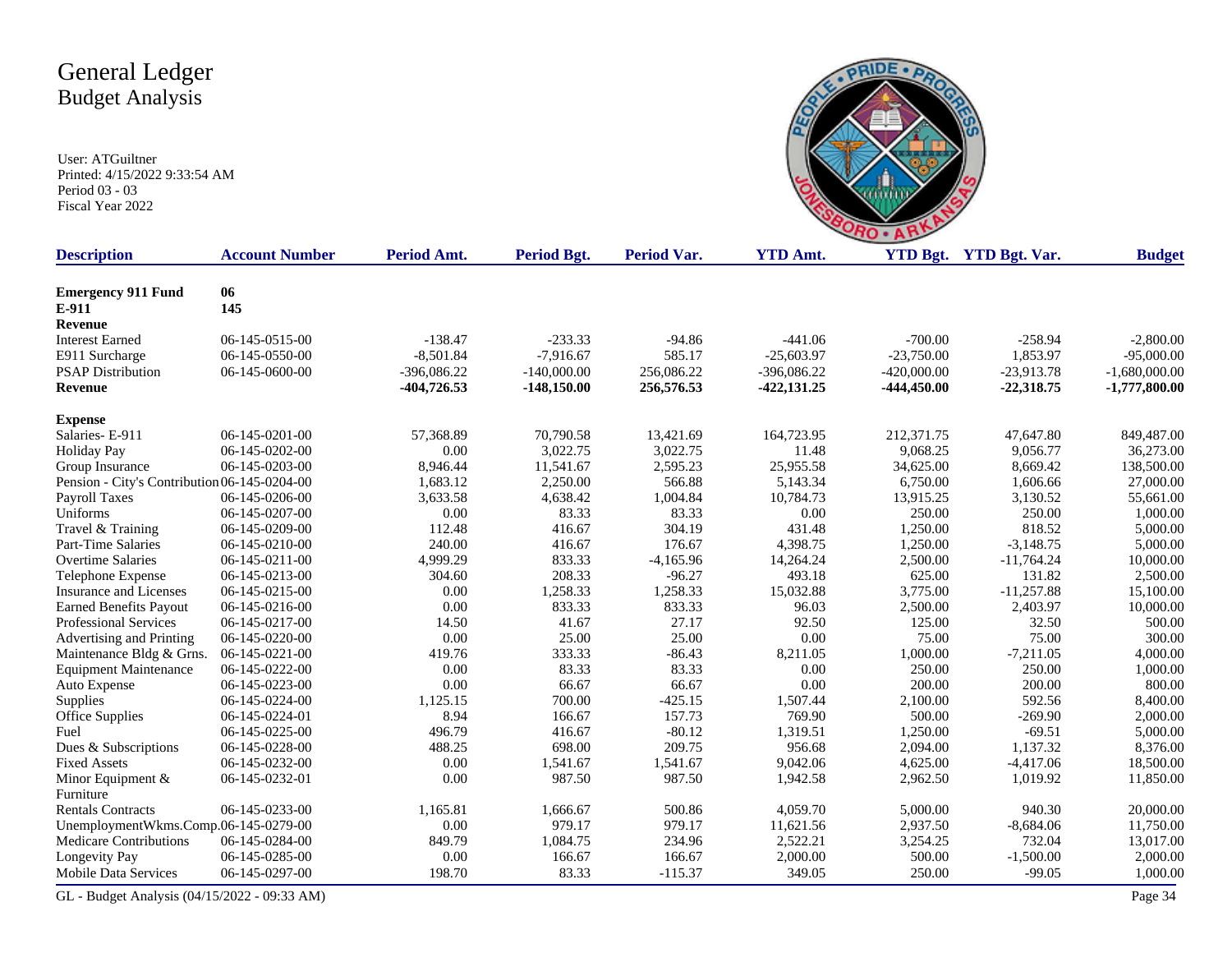# General Ledger
## Budget Analysis

User: ATGuiltner
Printed: 4/15/2022 9:33:54 AM
Period 03 - 03
Fiscal Year 2022

| Description | Account Number | Period Amt. | Period Bgt. | Period Var. | YTD Amt. | YTD Bgt. | YTD Bgt. Var. | Budget |
|---|---|---|---|---|---|---|---|---|
| **Emergency 911 Fund** | **06** | | | | | | | |
| **E-911** | **145** | | | | | | | |
| **Revenue** | | | | | | | | |
| Interest Earned | 06-145-0515-00 | -138.47 | -233.33 | -94.86 | -441.06 | -700.00 | -258.94 | -2,800.00 |
| E911 Surcharge | 06-145-0550-00 | -8,501.84 | -7,916.67 | 585.17 | -25,603.97 | -23,750.00 | 1,853.97 | -95,000.00 |
| PSAP Distribution | 06-145-0600-00 | -396,086.22 | -140,000.00 | 256,086.22 | -396,086.22 | -420,000.00 | -23,913.78 | -1,680,000.00 |
| **Revenue** | | **-404,726.53** | **-148,150.00** | **256,576.53** | **-422,131.25** | **-444,450.00** | **-22,318.75** | **-1,777,800.00** |
| **Expense** | | | | | | | | |
| Salaries- E-911 | 06-145-0201-00 | 57,368.89 | 70,790.58 | 13,421.69 | 164,723.95 | 212,371.75 | 47,647.80 | 849,487.00 |
| Holiday Pay | 06-145-0202-00 | 0.00 | 3,022.75 | 3,022.75 | 11.48 | 9,068.25 | 9,056.77 | 36,273.00 |
| Group Insurance | 06-145-0203-00 | 8,946.44 | 11,541.67 | 2,595.23 | 25,955.58 | 34,625.00 | 8,669.42 | 138,500.00 |
| Pension - City's Contribution | 06-145-0204-00 | 1,683.12 | 2,250.00 | 566.88 | 5,143.34 | 6,750.00 | 1,606.66 | 27,000.00 |
| Payroll Taxes | 06-145-0206-00 | 3,633.58 | 4,638.42 | 1,004.84 | 10,784.73 | 13,915.25 | 3,130.52 | 55,661.00 |
| Uniforms | 06-145-0207-00 | 0.00 | 83.33 | 83.33 | 0.00 | 250.00 | 250.00 | 1,000.00 |
| Travel & Training | 06-145-0209-00 | 112.48 | 416.67 | 304.19 | 431.48 | 1,250.00 | 818.52 | 5,000.00 |
| Part-Time Salaries | 06-145-0210-00 | 240.00 | 416.67 | 176.67 | 4,398.75 | 1,250.00 | -3,148.75 | 5,000.00 |
| Overtime Salaries | 06-145-0211-00 | 4,999.29 | 833.33 | -4,165.96 | 14,264.24 | 2,500.00 | -11,764.24 | 10,000.00 |
| Telephone Expense | 06-145-0213-00 | 304.60 | 208.33 | -96.27 | 493.18 | 625.00 | 131.82 | 2,500.00 |
| Insurance and Licenses | 06-145-0215-00 | 0.00 | 1,258.33 | 1,258.33 | 15,032.88 | 3,775.00 | -11,257.88 | 15,100.00 |
| Earned Benefits Payout | 06-145-0216-00 | 0.00 | 833.33 | 833.33 | 96.03 | 2,500.00 | 2,403.97 | 10,000.00 |
| Professional Services | 06-145-0217-00 | 14.50 | 41.67 | 27.17 | 92.50 | 125.00 | 32.50 | 500.00 |
| Advertising and Printing | 06-145-0220-00 | 0.00 | 25.00 | 25.00 | 0.00 | 75.00 | 75.00 | 300.00 |
| Maintenance Bldg & Grns. | 06-145-0221-00 | 419.76 | 333.33 | -86.43 | 8,211.05 | 1,000.00 | -7,211.05 | 4,000.00 |
| Equipment Maintenance | 06-145-0222-00 | 0.00 | 83.33 | 83.33 | 0.00 | 250.00 | 250.00 | 1,000.00 |
| Auto Expense | 06-145-0223-00 | 0.00 | 66.67 | 66.67 | 0.00 | 200.00 | 200.00 | 800.00 |
| Supplies | 06-145-0224-00 | 1,125.15 | 700.00 | -425.15 | 1,507.44 | 2,100.00 | 592.56 | 8,400.00 |
| Office Supplies | 06-145-0224-01 | 8.94 | 166.67 | 157.73 | 769.90 | 500.00 | -269.90 | 2,000.00 |
| Fuel | 06-145-0225-00 | 496.79 | 416.67 | -80.12 | 1,319.51 | 1,250.00 | -69.51 | 5,000.00 |
| Dues & Subscriptions | 06-145-0228-00 | 488.25 | 698.00 | 209.75 | 956.68 | 2,094.00 | 1,137.32 | 8,376.00 |
| Fixed Assets | 06-145-0232-00 | 0.00 | 1,541.67 | 1,541.67 | 9,042.06 | 4,625.00 | -4,417.06 | 18,500.00 |
| Minor Equipment & Furniture | 06-145-0232-01 | 0.00 | 987.50 | 987.50 | 1,942.58 | 2,962.50 | 1,019.92 | 11,850.00 |
| Rentals Contracts | 06-145-0233-00 | 1,165.81 | 1,666.67 | 500.86 | 4,059.70 | 5,000.00 | 940.30 | 20,000.00 |
| UnemploymentWkms.Comp. | 06-145-0279-00 | 0.00 | 979.17 | 979.17 | 11,621.56 | 2,937.50 | -8,684.06 | 11,750.00 |
| Medicare Contributions | 06-145-0284-00 | 849.79 | 1,084.75 | 234.96 | 2,522.21 | 3,254.25 | 732.04 | 13,017.00 |
| Longevity Pay | 06-145-0285-00 | 0.00 | 166.67 | 166.67 | 2,000.00 | 500.00 | -1,500.00 | 2,000.00 |
| Mobile Data Services | 06-145-0297-00 | 198.70 | 83.33 | -115.37 | 349.05 | 250.00 | -99.05 | 1,000.00 |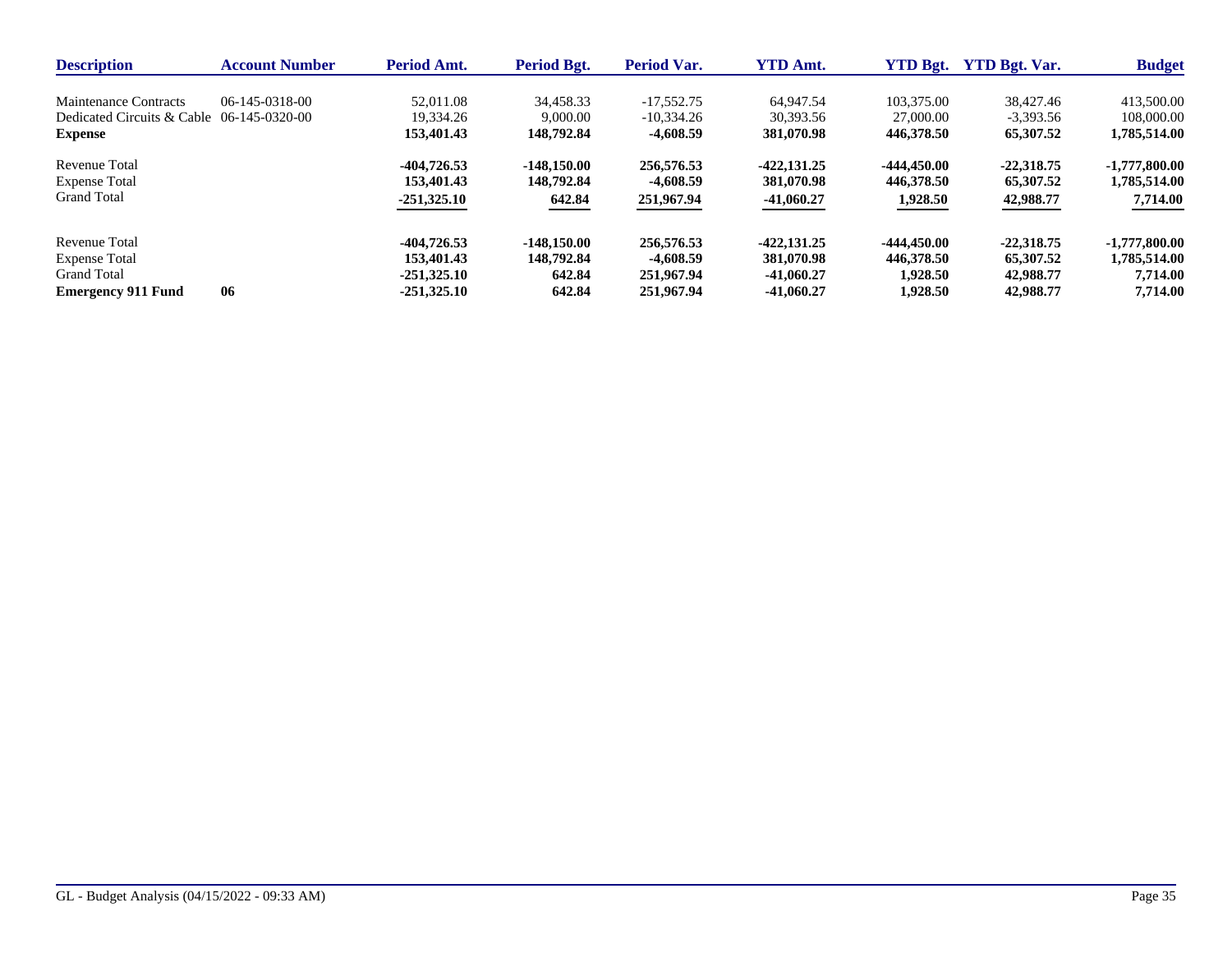| Description | Account Number | Period Amt. | Period Bgt. | Period Var. | YTD Amt. | YTD Bgt. | YTD Bgt. Var. | Budget |
|---|---|---|---|---|---|---|---|---|
| Maintenance Contracts | 06-145-0318-00 | 52,011.08 | 34,458.33 | -17,552.75 | 64,947.54 | 103,375.00 | 38,427.46 | 413,500.00 |
| Dedicated Circuits & Cable | 06-145-0320-00 | 19,334.26 | 9,000.00 | -10,334.26 | 30,393.56 | 27,000.00 | -3,393.56 | 108,000.00 |
| **Expense** | | **153,401.43** | **148,792.84** | **-4,608.59** | **381,070.98** | **446,378.50** | **65,307.52** | **1,785,514.00** |
| Revenue Total | | **-404,726.53** | **-148,150.00** | **256,576.53** | **-422,131.25** | **-444,450.00** | **-22,318.75** | **-1,777,800.00** |
| Expense Total | | **153,401.43** | **148,792.84** | **-4,608.59** | **381,070.98** | **446,378.50** | **65,307.52** | **1,785,514.00** |
| Grand Total | | **-251,325.10** | **642.84** | **251,967.94** | **-41,060.27** | **1,928.50** | **42,988.77** | **7,714.00** |
| Revenue Total | | **-404,726.53** | **-148,150.00** | **256,576.53** | **-422,131.25** | **-444,450.00** | **-22,318.75** | **-1,777,800.00** |
| Expense Total | | **153,401.43** | **148,792.84** | **-4,608.59** | **381,070.98** | **446,378.50** | **65,307.52** | **1,785,514.00** |
| Grand Total | | **-251,325.10** | **642.84** | **251,967.94** | **-41,060.27** | **1,928.50** | **42,988.77** | **7,714.00** |
| **Emergency 911 Fund** | **06** | **-251,325.10** | **642.84** | **251,967.94** | **-41,060.27** | **1,928.50** | **42,988.77** | **7,714.00** |

GL - Budget Analysis (04/15/2022 - 09:33 AM)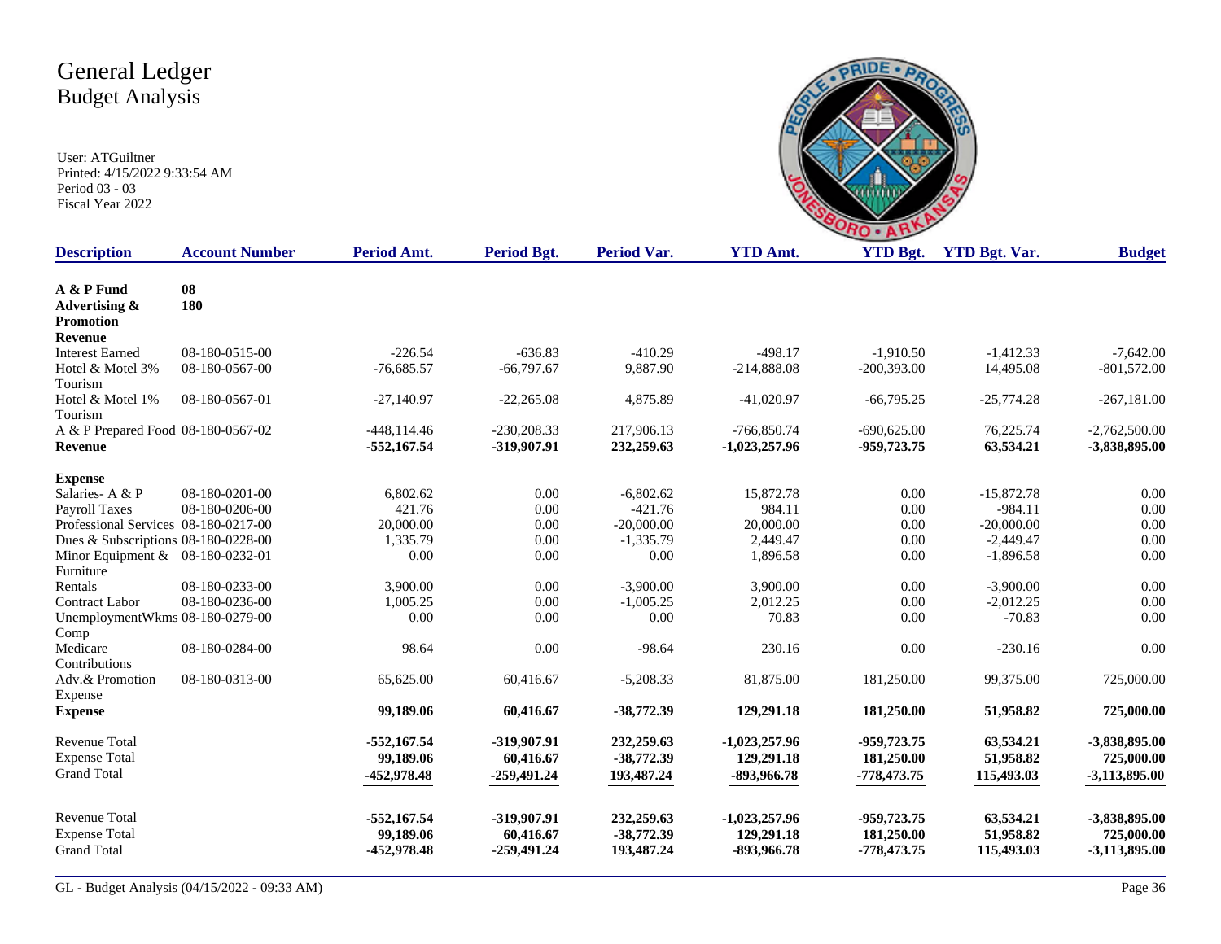# General Ledger
## Budget Analysis

User: ATGuiltner
Printed: 4/15/2022 9:33:54 AM
Period 03 - 03
Fiscal Year 2022

| Description | Account Number | Period Amt. | Period Bgt. | Period Var. | YTD Amt. | YTD Bgt. | YTD Bgt. Var. | Budget |
|---|---|---|---|---|---|---|---|---|
| **A & P Fund** | **08** | | | | | | | |
| **Advertising & Promotion** | **180** | | | | | | | |
| **Revenue** | | | | | | | | |
| Interest Earned | 08-180-0515-00 | -226.54 | -636.83 | -410.29 | -498.17 | -1,910.50 | -1,412.33 | -7,642.00 |
| Hotel & Motel 3% Tourism | 08-180-0567-00 | -76,685.57 | -66,797.67 | 9,887.90 | -214,888.08 | -200,393.00 | 14,495.08 | -801,572.00 |
| Hotel & Motel 1% Tourism | 08-180-0567-01 | -27,140.97 | -22,265.08 | 4,875.89 | -41,020.97 | -66,795.25 | -25,774.28 | -267,181.00 |
| A & P Prepared Food | 08-180-0567-02 | -448,114.46 | -230,208.33 | 217,906.13 | -766,850.74 | -690,625.00 | 76,225.74 | -2,762,500.00 |
| **Revenue** | | **-552,167.54** | **-319,907.91** | **232,259.63** | **-1,023,257.96** | **-959,723.75** | **63,534.21** | **-3,838,895.00** |
| **Expense** | | | | | | | | |
| Salaries- A & P | 08-180-0201-00 | 6,802.62 | 0.00 | -6,802.62 | 15,872.78 | 0.00 | -15,872.78 | 0.00 |
| Payroll Taxes | 08-180-0206-00 | 421.76 | 0.00 | -421.76 | 984.11 | 0.00 | -984.11 | 0.00 |
| Professional Services | 08-180-0217-00 | 20,000.00 | 0.00 | -20,000.00 | 20,000.00 | 0.00 | -20,000.00 | 0.00 |
| Dues & Subscriptions | 08-180-0228-00 | 1,335.79 | 0.00 | -1,335.79 | 2,449.47 | 0.00 | -2,449.47 | 0.00 |
| Minor Equipment & Furniture | 08-180-0232-01 | 0.00 | 0.00 | 0.00 | 1,896.58 | 0.00 | -1,896.58 | 0.00 |
| Rentals | 08-180-0233-00 | 3,900.00 | 0.00 | -3,900.00 | 3,900.00 | 0.00 | -3,900.00 | 0.00 |
| Contract Labor | 08-180-0236-00 | 1,005.25 | 0.00 | -1,005.25 | 2,012.25 | 0.00 | -2,012.25 | 0.00 |
| UnemploymentWkms Comp | 08-180-0279-00 | 0.00 | 0.00 | 0.00 | 70.83 | 0.00 | -70.83 | 0.00 |
| Medicare Contributions | 08-180-0284-00 | 98.64 | 0.00 | -98.64 | 230.16 | 0.00 | -230.16 | 0.00 |
| Adv.& Promotion Expense | 08-180-0313-00 | 65,625.00 | 60,416.67 | -5,208.33 | 81,875.00 | 181,250.00 | 99,375.00 | 725,000.00 |
| **Expense** | | **99,189.06** | **60,416.67** | **-38,772.39** | **129,291.18** | **181,250.00** | **51,958.82** | **725,000.00** |
| Revenue Total | | **-552,167.54** | **-319,907.91** | **232,259.63** | **-1,023,257.96** | **-959,723.75** | **63,534.21** | **-3,838,895.00** |
| Expense Total | | **99,189.06** | **60,416.67** | **-38,772.39** | **129,291.18** | **181,250.00** | **51,958.82** | **725,000.00** |
| Grand Total | | **-452,978.48** | **-259,491.24** | **193,487.24** | **-893,966.78** | **-778,473.75** | **115,493.03** | **-3,113,895.00** |
| Revenue Total | | **-552,167.54** | **-319,907.91** | **232,259.63** | **-1,023,257.96** | **-959,723.75** | **63,534.21** | **-3,838,895.00** |
| Expense Total | | **99,189.06** | **60,416.67** | **-38,772.39** | **129,291.18** | **181,250.00** | **51,958.82** | **725,000.00** |
| Grand Total | | **-452,978.48** | **-259,491.24** | **193,487.24** | **-893,966.78** | **-778,473.75** | **115,493.03** | **-3,113,895.00** |

GL - Budget Analysis (04/15/2022 - 09:33 AM)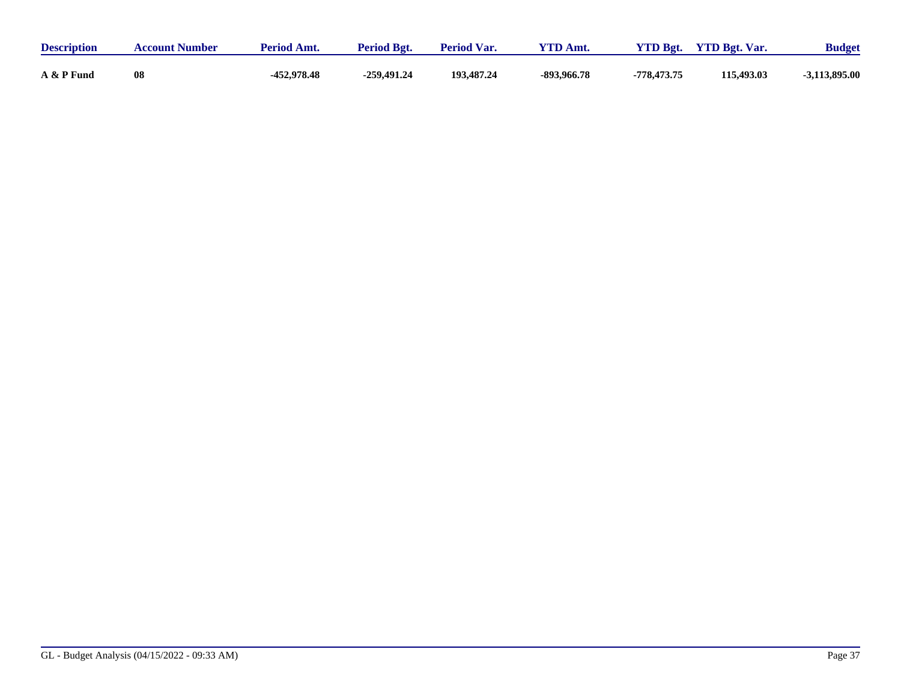| Description | Account Number | Period Amt. | Period Bgt. | Period Var. | YTD Amt. | YTD Bgt. | YTD Bgt. Var. | Budget |
|---|---|---|---|---|---|---|---|---|
| **A & P Fund** | **08** | **-452,978.48** | **-259,491.24** | **193,487.24** | **-893,966.78** | **-778,473.75** | **115,493.03** | **-3,113,895.00** |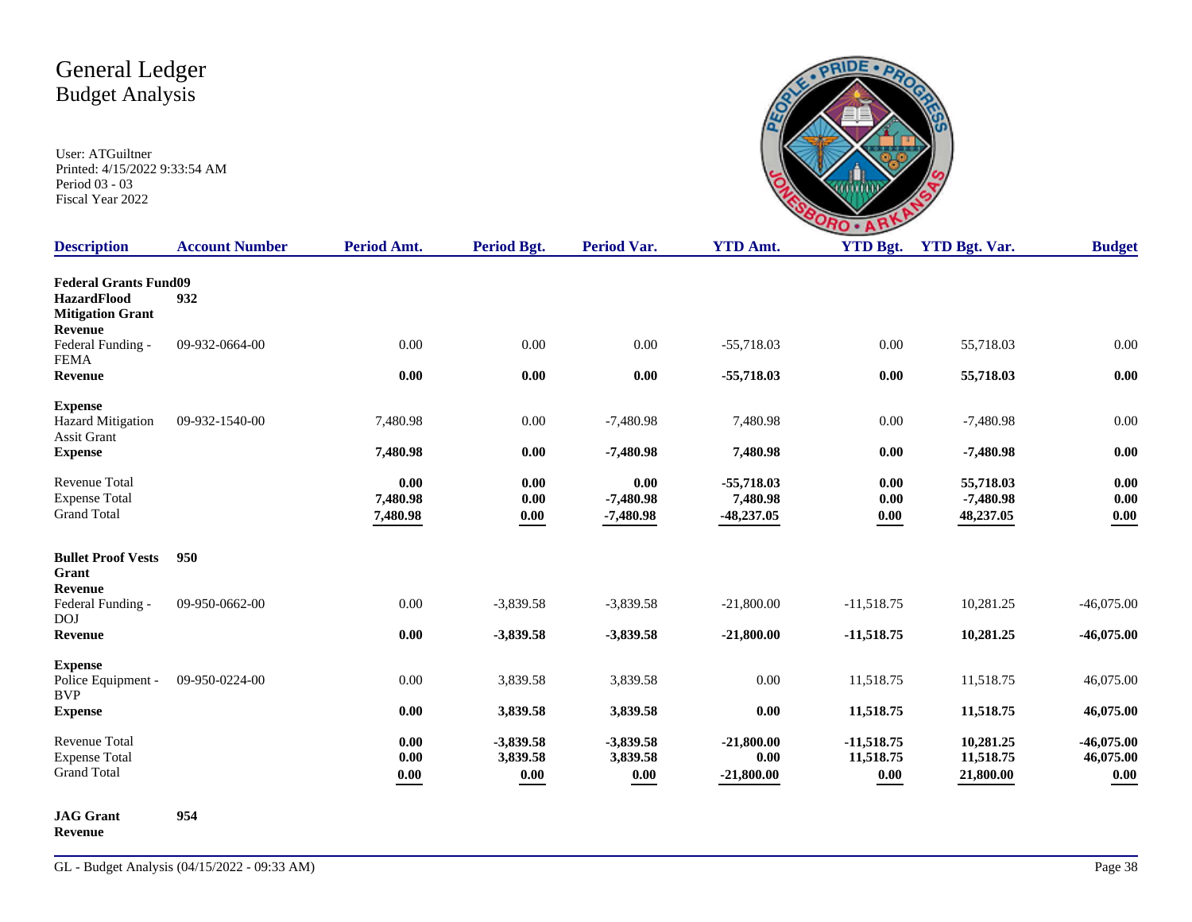# General Ledger
## Budget Analysis

User: ATGuiltner
Printed: 4/15/2022 9:33:54 AM
Period 03 - 03
Fiscal Year 2022

| Description | Account Number | Period Amt. | Period Bgt. | Period Var. | YTD Amt. | YTD Bgt. | YTD Bgt. Var. | Budget |
|---|---|---|---|---|---|---|---|---|
| **Federal Grants Fund09** | | | | | | | | |
| **HazardFlood Mitigation Grant** | **932** | | | | | | | |
| **Revenue** | | | | | | | | |
| Federal Funding - FEMA | 09-932-0664-00 | 0.00 | 0.00 | 0.00 | -55,718.03 | 0.00 | 55,718.03 | 0.00 |
| **Revenue** | | **0.00** | **0.00** | **0.00** | **-55,718.03** | **0.00** | **55,718.03** | **0.00** |
| **Expense** | | | | | | | | |
| Hazard Mitigation Assit Grant | 09-932-1540-00 | 7,480.98 | 0.00 | -7,480.98 | 7,480.98 | 0.00 | -7,480.98 | 0.00 |
| **Expense** | | **7,480.98** | **0.00** | **-7,480.98** | **7,480.98** | **0.00** | **-7,480.98** | **0.00** |
| Revenue Total | | **0.00** | **0.00** | **0.00** | **-55,718.03** | **0.00** | **55,718.03** | **0.00** |
| Expense Total | | **7,480.98** | **0.00** | **-7,480.98** | **7,480.98** | **0.00** | **-7,480.98** | **0.00** |
| Grand Total | | **7,480.98** | **0.00** | **-7,480.98** | **-48,237.05** | **0.00** | **48,237.05** | **0.00** |
| **Bullet Proof Vests Grant** | **950** | | | | | | | |
| **Revenue** | | | | | | | | |
| Federal Funding - DOJ | 09-950-0662-00 | 0.00 | -3,839.58 | -3,839.58 | -21,800.00 | -11,518.75 | 10,281.25 | -46,075.00 |
| **Revenue** | | **0.00** | **-3,839.58** | **-3,839.58** | **-21,800.00** | **-11,518.75** | **10,281.25** | **-46,075.00** |
| **Expense** | | | | | | | | |
| Police Equipment - BVP | 09-950-0224-00 | 0.00 | 3,839.58 | 3,839.58 | 0.00 | 11,518.75 | 11,518.75 | 46,075.00 |
| **Expense** | | **0.00** | **3,839.58** | **3,839.58** | **0.00** | **11,518.75** | **11,518.75** | **46,075.00** |
| Revenue Total | | **0.00** | **-3,839.58** | **-3,839.58** | **-21,800.00** | **-11,518.75** | **10,281.25** | **-46,075.00** |
| Expense Total | | **0.00** | **3,839.58** | **3,839.58** | **0.00** | **11,518.75** | **11,518.75** | **46,075.00** |
| Grand Total | | **0.00** | **0.00** | **0.00** | **-21,800.00** | **0.00** | **21,800.00** | **0.00** |
| **JAG Grant** | **954** | | | | | | | |
| **Revenue** | | | | | | | | |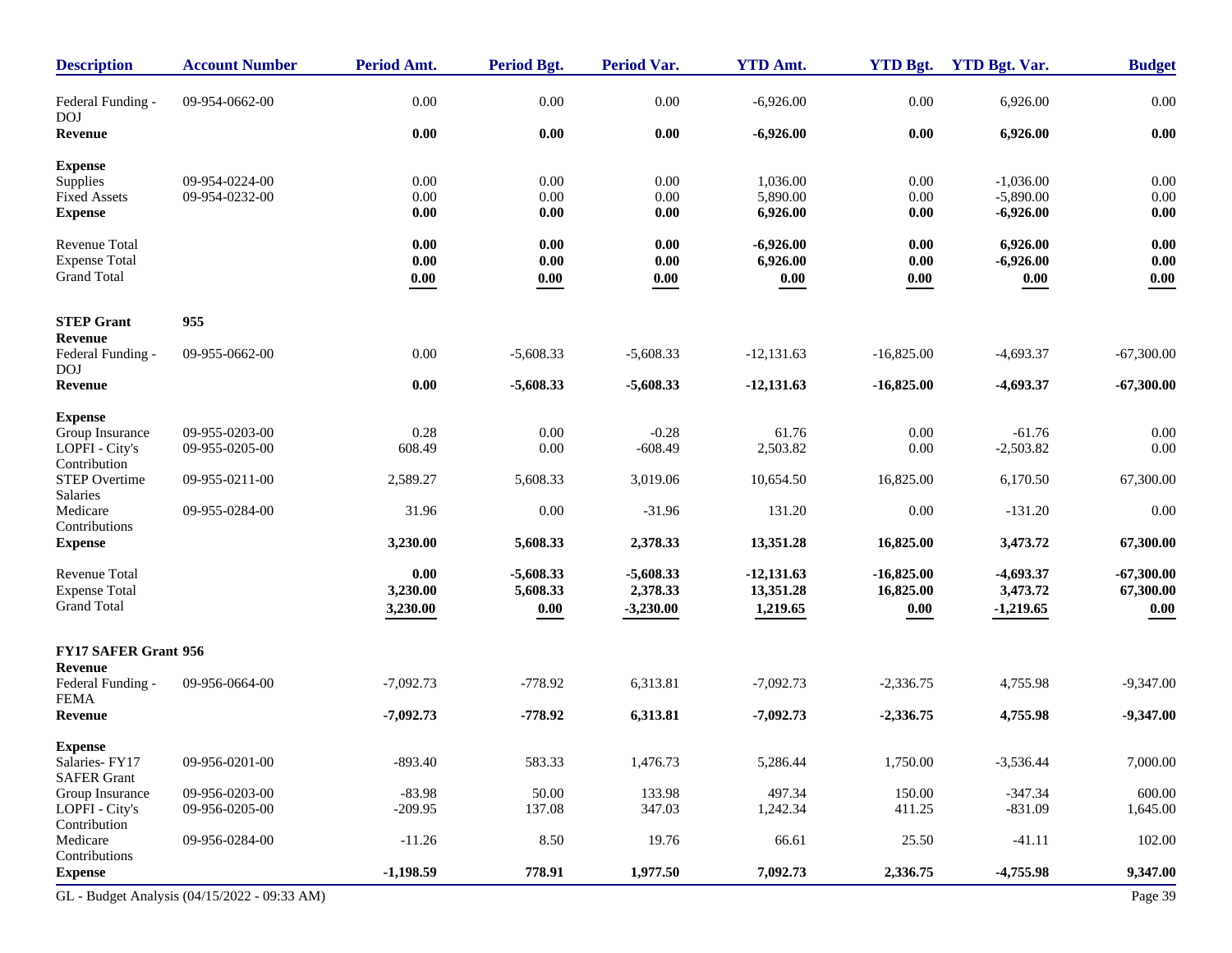| Description | Account Number | Period Amt. | Period Bgt. | Period Var. | YTD Amt. | YTD Bgt. | YTD Bgt. Var. | Budget |
|---|---|---|---|---|---|---|---|---|
| Federal Funding - DOJ | 09-954-0662-00 | 0.00 | 0.00 | 0.00 | -6,926.00 | 0.00 | 6,926.00 | 0.00 |
| **Revenue** | | **0.00** | **0.00** | **0.00** | **-6,926.00** | **0.00** | **6,926.00** | **0.00** |
| **Expense** | | | | | | | | |
| Supplies | 09-954-0224-00 | 0.00 | 0.00 | 0.00 | 1,036.00 | 0.00 | -1,036.00 | 0.00 |
| Fixed Assets | 09-954-0232-00 | 0.00 | 0.00 | 0.00 | 5,890.00 | 0.00 | -5,890.00 | 0.00 |
| **Expense** | | **0.00** | **0.00** | **0.00** | **6,926.00** | **0.00** | **-6,926.00** | **0.00** |
| Revenue Total | | **0.00** | **0.00** | **0.00** | **-6,926.00** | **0.00** | **6,926.00** | **0.00** |
| Expense Total | | **0.00** | **0.00** | **0.00** | **6,926.00** | **0.00** | **-6,926.00** | **0.00** |
| Grand Total | | **0.00** | **0.00** | **0.00** | **0.00** | **0.00** | **0.00** | **0.00** |
| **STEP Grant** | **955** | | | | | | | |
| **Revenue** | | | | | | | | |
| Federal Funding - DOJ | 09-955-0662-00 | 0.00 | -5,608.33 | -5,608.33 | -12,131.63 | -16,825.00 | -4,693.37 | -67,300.00 |
| **Revenue** | | **0.00** | **-5,608.33** | **-5,608.33** | **-12,131.63** | **-16,825.00** | **-4,693.37** | **-67,300.00** |
| **Expense** | | | | | | | | |
| Group Insurance | 09-955-0203-00 | 0.28 | 0.00 | -0.28 | 61.76 | 0.00 | -61.76 | 0.00 |
| LOPFI - City's Contribution | 09-955-0205-00 | 608.49 | 0.00 | -608.49 | 2,503.82 | 0.00 | -2,503.82 | 0.00 |
| STEP Overtime Salaries | 09-955-0211-00 | 2,589.27 | 5,608.33 | 3,019.06 | 10,654.50 | 16,825.00 | 6,170.50 | 67,300.00 |
| Medicare Contributions | 09-955-0284-00 | 31.96 | 0.00 | -31.96 | 131.20 | 0.00 | -131.20 | 0.00 |
| **Expense** | | **3,230.00** | **5,608.33** | **2,378.33** | **13,351.28** | **16,825.00** | **3,473.72** | **67,300.00** |
| Revenue Total | | **0.00** | **-5,608.33** | **-5,608.33** | **-12,131.63** | **-16,825.00** | **-4,693.37** | **-67,300.00** |
| Expense Total | | **3,230.00** | **5,608.33** | **2,378.33** | **13,351.28** | **16,825.00** | **3,473.72** | **67,300.00** |
| Grand Total | | **3,230.00** | **0.00** | **-3,230.00** | **1,219.65** | **0.00** | **-1,219.65** | **0.00** |
| **FY17 SAFER Grant 956** | | | | | | | | |
| **Revenue** | | | | | | | | |
| Federal Funding - FEMA | 09-956-0664-00 | -7,092.73 | -778.92 | 6,313.81 | -7,092.73 | -2,336.75 | 4,755.98 | -9,347.00 |
| **Revenue** | | **-7,092.73** | **-778.92** | **6,313.81** | **-7,092.73** | **-2,336.75** | **4,755.98** | **-9,347.00** |
| **Expense** | | | | | | | | |
| Salaries- FY17 SAFER Grant | 09-956-0201-00 | -893.40 | 583.33 | 1,476.73 | 5,286.44 | 1,750.00 | -3,536.44 | 7,000.00 |
| Group Insurance | 09-956-0203-00 | -83.98 | 50.00 | 133.98 | 497.34 | 150.00 | -347.34 | 600.00 |
| LOPFI - City's Contribution | 09-956-0205-00 | -209.95 | 137.08 | 347.03 | 1,242.34 | 411.25 | -831.09 | 1,645.00 |
| Medicare Contributions | 09-956-0284-00 | -11.26 | 8.50 | 19.76 | 66.61 | 25.50 | -41.11 | 102.00 |
| **Expense** | | **-1,198.59** | **778.91** | **1,977.50** | **7,092.73** | **2,336.75** | **-4,755.98** | **9,347.00** |

GL - Budget Analysis (04/15/2022 - 09:33 AM)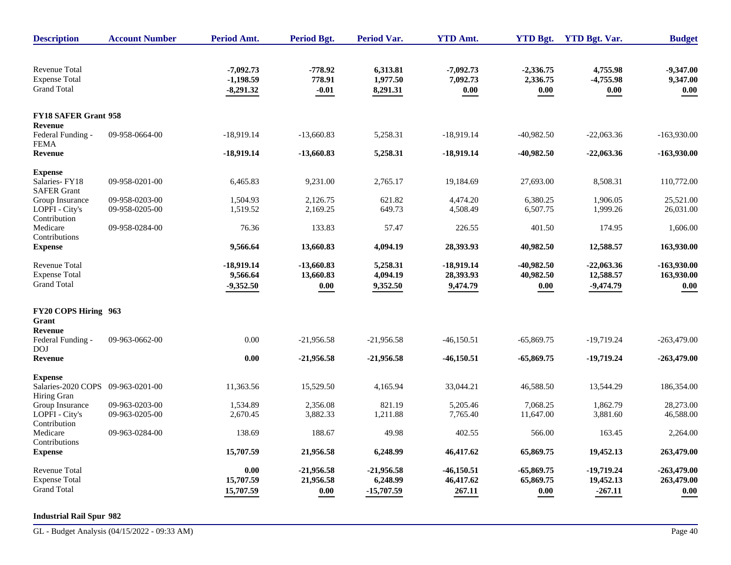| Description | Account Number | Period Amt. | Period Bgt. | Period Var. | YTD Amt. | YTD Bgt. | YTD Bgt. Var. | Budget |
|---|---|---|---|---|---|---|---|---|
| Revenue Total | | **-7,092.73** | **-778.92** | **6,313.81** | **-7,092.73** | **-2,336.75** | **4,755.98** | **-9,347.00** |
| Expense Total | | **-1,198.59** | **778.91** | **1,977.50** | **7,092.73** | **2,336.75** | **-4,755.98** | **9,347.00** |
| Grand Total | | **-8,291.32** | **-0.01** | **8,291.31** | **0.00** | **0.00** | **0.00** | **0.00** |
| **FY18 SAFER Grant 958** | | | | | | | | |
| **Revenue** | | | | | | | | |
| Federal Funding - FEMA | 09-958-0664-00 | -18,919.14 | -13,660.83 | 5,258.31 | -18,919.14 | -40,982.50 | -22,063.36 | -163,930.00 |
| **Revenue** | | **-18,919.14** | **-13,660.83** | **5,258.31** | **-18,919.14** | **-40,982.50** | **-22,063.36** | **-163,930.00** |
| **Expense** | | | | | | | | |
| Salaries- FY18 SAFER Grant | 09-958-0201-00 | 6,465.83 | 9,231.00 | 2,765.17 | 19,184.69 | 27,693.00 | 8,508.31 | 110,772.00 |
| Group Insurance | 09-958-0203-00 | 1,504.93 | 2,126.75 | 621.82 | 4,474.20 | 6,380.25 | 1,906.05 | 25,521.00 |
| LOPFI - City's Contribution | 09-958-0205-00 | 1,519.52 | 2,169.25 | 649.73 | 4,508.49 | 6,507.75 | 1,999.26 | 26,031.00 |
| Medicare Contributions | 09-958-0284-00 | 76.36 | 133.83 | 57.47 | 226.55 | 401.50 | 174.95 | 1,606.00 |
| **Expense** | | **9,566.64** | **13,660.83** | **4,094.19** | **28,393.93** | **40,982.50** | **12,588.57** | **163,930.00** |
| Revenue Total | | **-18,919.14** | **-13,660.83** | **5,258.31** | **-18,919.14** | **-40,982.50** | **-22,063.36** | **-163,930.00** |
| Expense Total | | **9,566.64** | **13,660.83** | **4,094.19** | **28,393.93** | **40,982.50** | **12,588.57** | **163,930.00** |
| Grand Total | | **-9,352.50** | **0.00** | **9,352.50** | **9,474.79** | **0.00** | **-9,474.79** | **0.00** |
| **FY20 COPS Hiring Grant 963** | | | | | | | | |
| **Revenue** | | | | | | | | |
| Federal Funding - DOJ | 09-963-0662-00 | 0.00 | -21,956.58 | -21,956.58 | -46,150.51 | -65,869.75 | -19,719.24 | -263,479.00 |
| **Revenue** | | **0.00** | **-21,956.58** | **-21,956.58** | **-46,150.51** | **-65,869.75** | **-19,719.24** | **-263,479.00** |
| **Expense** | | | | | | | | |
| Salaries-2020 COPS Hiring Gran | 09-963-0201-00 | 11,363.56 | 15,529.50 | 4,165.94 | 33,044.21 | 46,588.50 | 13,544.29 | 186,354.00 |
| Group Insurance | 09-963-0203-00 | 1,534.89 | 2,356.08 | 821.19 | 5,205.46 | 7,068.25 | 1,862.79 | 28,273.00 |
| LOPFI - City's Contribution | 09-963-0205-00 | 2,670.45 | 3,882.33 | 1,211.88 | 7,765.40 | 11,647.00 | 3,881.60 | 46,588.00 |
| Medicare Contributions | 09-963-0284-00 | 138.69 | 188.67 | 49.98 | 402.55 | 566.00 | 163.45 | 2,264.00 |
| **Expense** | | **15,707.59** | **21,956.58** | **6,248.99** | **46,417.62** | **65,869.75** | **19,452.13** | **263,479.00** |
| Revenue Total | | **0.00** | **-21,956.58** | **-21,956.58** | **-46,150.51** | **-65,869.75** | **-19,719.24** | **-263,479.00** |
| Expense Total | | **15,707.59** | **21,956.58** | **6,248.99** | **46,417.62** | **65,869.75** | **19,452.13** | **263,479.00** |
| Grand Total | | **15,707.59** | **0.00** | **-15,707.59** | **267.11** | **0.00** | **-267.11** | **0.00** |

**Industrial Rail Spur 982**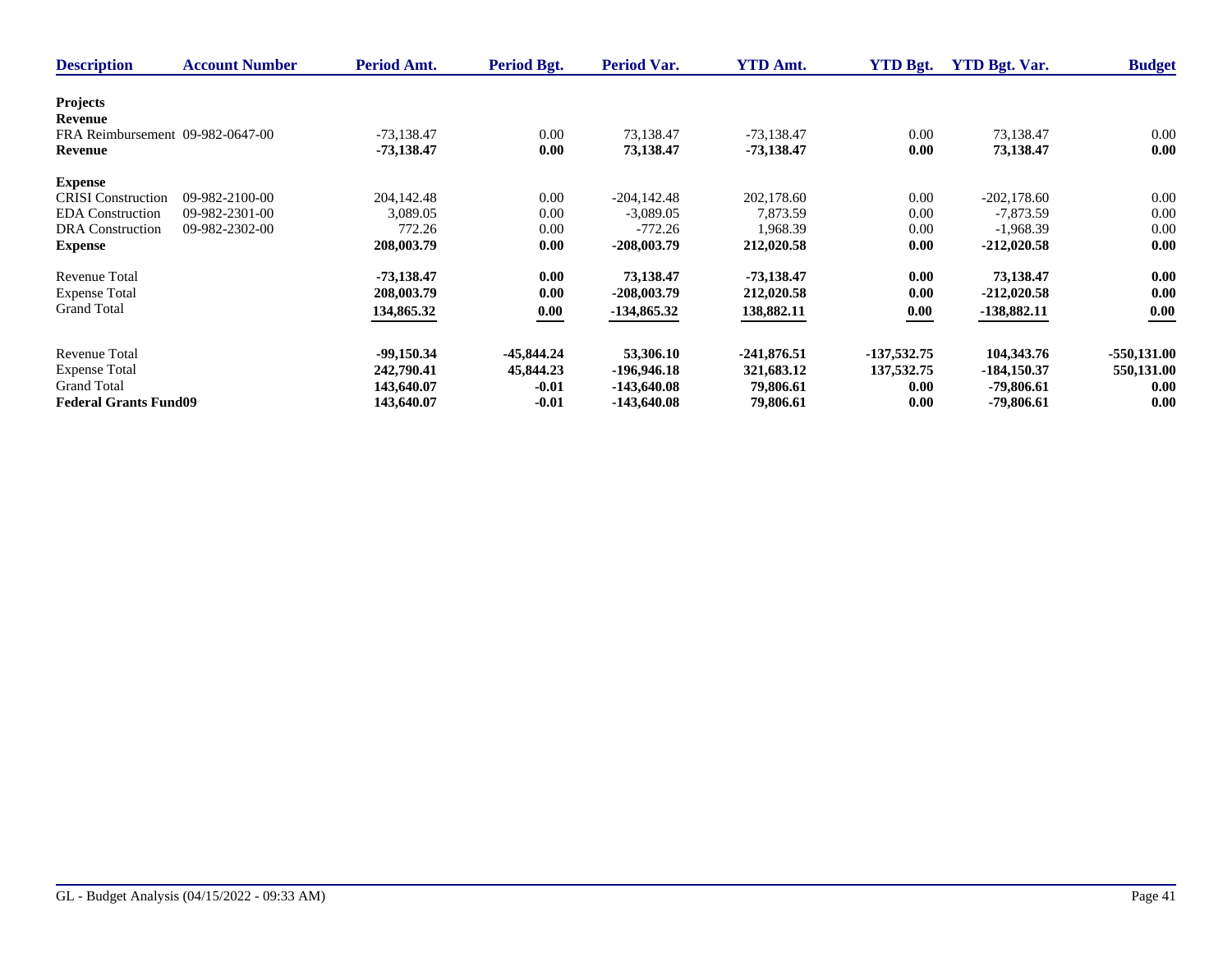| Description | Account Number | Period Amt. | Period Bgt. | Period Var. | YTD Amt. | YTD Bgt. | YTD Bgt. Var. | Budget |
|---|---|---|---|---|---|---|---|---|
| **Projects** | | | | | | | | |
| **Revenue** | | | | | | | | |
| FRA Reimbursement | 09-982-0647-00 | -73,138.47 | 0.00 | 73,138.47 | -73,138.47 | 0.00 | 73,138.47 | 0.00 |
| **Revenue** | | **-73,138.47** | **0.00** | **73,138.47** | **-73,138.47** | **0.00** | **73,138.47** | **0.00** |
| **Expense** | | | | | | | | |
| CRISI Construction | 09-982-2100-00 | 204,142.48 | 0.00 | -204,142.48 | 202,178.60 | 0.00 | -202,178.60 | 0.00 |
| EDA Construction | 09-982-2301-00 | 3,089.05 | 0.00 | -3,089.05 | 7,873.59 | 0.00 | -7,873.59 | 0.00 |
| DRA Construction | 09-982-2302-00 | 772.26 | 0.00 | -772.26 | 1,968.39 | 0.00 | -1,968.39 | 0.00 |
| **Expense** | | **208,003.79** | **0.00** | **-208,003.79** | **212,020.58** | **0.00** | **-212,020.58** | **0.00** |
| Revenue Total | | **-73,138.47** | **0.00** | **73,138.47** | **-73,138.47** | **0.00** | **73,138.47** | **0.00** |
| Expense Total | | **208,003.79** | **0.00** | **-208,003.79** | **212,020.58** | **0.00** | **-212,020.58** | **0.00** |
| Grand Total | | **134,865.32** | **0.00** | **-134,865.32** | **138,882.11** | **0.00** | **-138,882.11** | **0.00** |
| Revenue Total | | **-99,150.34** | **-45,844.24** | **53,306.10** | **-241,876.51** | **-137,532.75** | **104,343.76** | **-550,131.00** |
| Expense Total | | **242,790.41** | **45,844.23** | **-196,946.18** | **321,683.12** | **137,532.75** | **-184,150.37** | **550,131.00** |
| Grand Total | | **143,640.07** | **-0.01** | **-143,640.08** | **79,806.61** | **0.00** | **-79,806.61** | **0.00** |
| **Federal Grants Fund09** | | **143,640.07** | **-0.01** | **-143,640.08** | **79,806.61** | **0.00** | **-79,806.61** | **0.00** |

GL - Budget Analysis (04/15/2022 - 09:33 AM)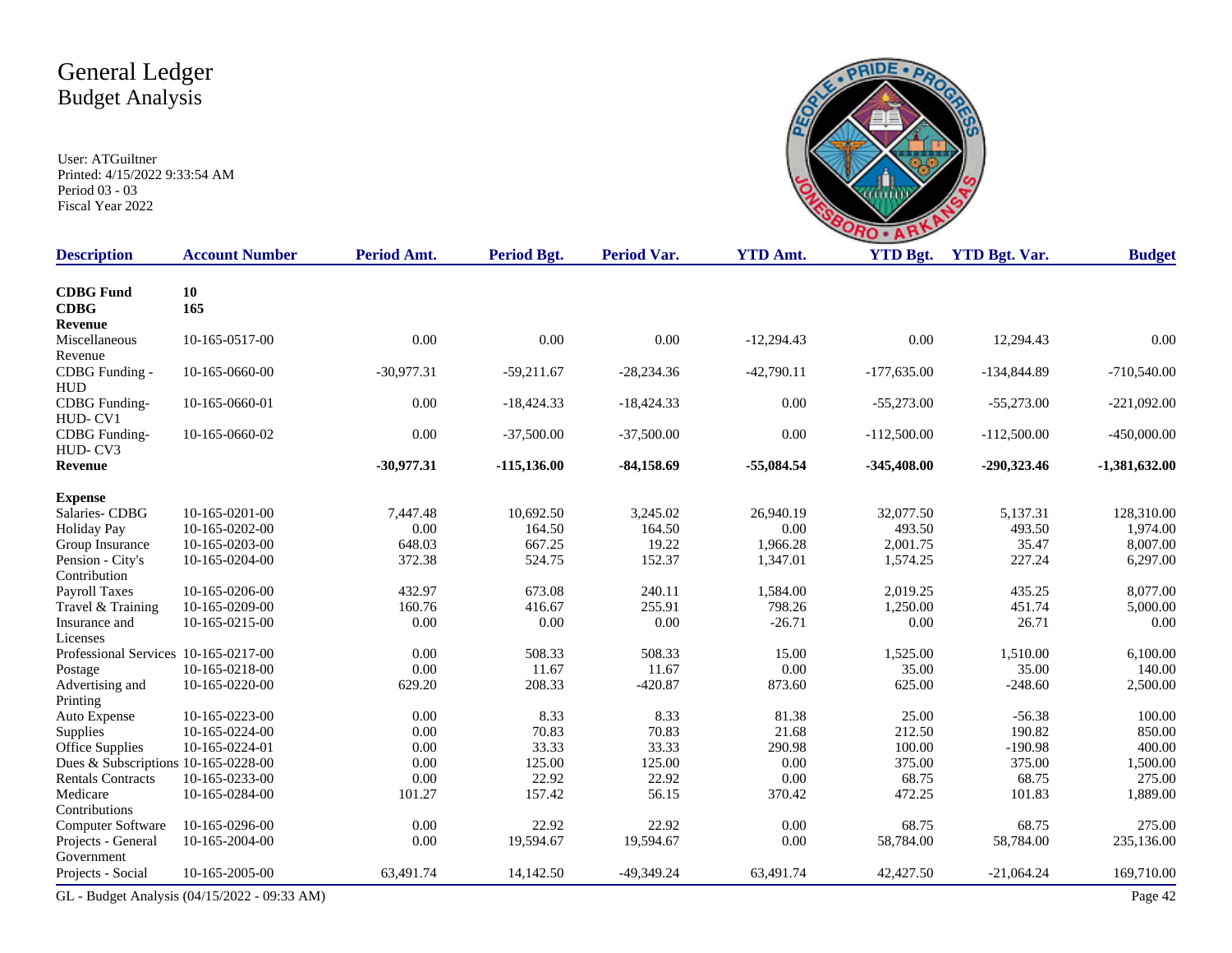# General Ledger
## Budget Analysis

User: ATGuiltner
Printed: 4/15/2022 9:33:54 AM
Period 03 - 03
Fiscal Year 2022

| Description | Account Number | Period Amt. | Period Bgt. | Period Var. | YTD Amt. | YTD Bgt. | YTD Bgt. Var. | Budget |
|---|---|---|---|---|---|---|---|---|
| **CDBG Fund** | **10** | | | | | | | |
| **CDBG** | **165** | | | | | | | |
| **Revenue** | | | | | | | | |
| Miscellaneous Revenue | 10-165-0517-00 | 0.00 | 0.00 | 0.00 | -12,294.43 | 0.00 | 12,294.43 | 0.00 |
| CDBG Funding - HUD | 10-165-0660-00 | -30,977.31 | -59,211.67 | -28,234.36 | -42,790.11 | -177,635.00 | -134,844.89 | -710,540.00 |
| CDBG Funding- HUD- CV1 | 10-165-0660-01 | 0.00 | -18,424.33 | -18,424.33 | 0.00 | -55,273.00 | -55,273.00 | -221,092.00 |
| CDBG Funding- HUD- CV3 | 10-165-0660-02 | 0.00 | -37,500.00 | -37,500.00 | 0.00 | -112,500.00 | -112,500.00 | -450,000.00 |
| **Revenue** | | **-30,977.31** | **-115,136.00** | **-84,158.69** | **-55,084.54** | **-345,408.00** | **-290,323.46** | **-1,381,632.00** |
| **Expense** | | | | | | | | |
| Salaries- CDBG | 10-165-0201-00 | 7,447.48 | 10,692.50 | 3,245.02 | 26,940.19 | 32,077.50 | 5,137.31 | 128,310.00 |
| Holiday Pay | 10-165-0202-00 | 0.00 | 164.50 | 164.50 | 0.00 | 493.50 | 493.50 | 1,974.00 |
| Group Insurance | 10-165-0203-00 | 648.03 | 667.25 | 19.22 | 1,966.28 | 2,001.75 | 35.47 | 8,007.00 |
| Pension - City's Contribution | 10-165-0204-00 | 372.38 | 524.75 | 152.37 | 1,347.01 | 1,574.25 | 227.24 | 6,297.00 |
| Payroll Taxes | 10-165-0206-00 | 432.97 | 673.08 | 240.11 | 1,584.00 | 2,019.25 | 435.25 | 8,077.00 |
| Travel & Training | 10-165-0209-00 | 160.76 | 416.67 | 255.91 | 798.26 | 1,250.00 | 451.74 | 5,000.00 |
| Insurance and Licenses | 10-165-0215-00 | 0.00 | 0.00 | 0.00 | -26.71 | 0.00 | 26.71 | 0.00 |
| Professional Services | 10-165-0217-00 | 0.00 | 508.33 | 508.33 | 15.00 | 1,525.00 | 1,510.00 | 6,100.00 |
| Postage | 10-165-0218-00 | 0.00 | 11.67 | 11.67 | 0.00 | 35.00 | 35.00 | 140.00 |
| Advertising and Printing | 10-165-0220-00 | 629.20 | 208.33 | -420.87 | 873.60 | 625.00 | -248.60 | 2,500.00 |
| Auto Expense | 10-165-0223-00 | 0.00 | 8.33 | 8.33 | 81.38 | 25.00 | -56.38 | 100.00 |
| Supplies | 10-165-0224-00 | 0.00 | 70.83 | 70.83 | 21.68 | 212.50 | 190.82 | 850.00 |
| Office Supplies | 10-165-0224-01 | 0.00 | 33.33 | 33.33 | 290.98 | 100.00 | -190.98 | 400.00 |
| Dues & Subscriptions | 10-165-0228-00 | 0.00 | 125.00 | 125.00 | 0.00 | 375.00 | 375.00 | 1,500.00 |
| Rentals Contracts | 10-165-0233-00 | 0.00 | 22.92 | 22.92 | 0.00 | 68.75 | 68.75 | 275.00 |
| Medicare Contributions | 10-165-0284-00 | 101.27 | 157.42 | 56.15 | 370.42 | 472.25 | 101.83 | 1,889.00 |
| Computer Software | 10-165-0296-00 | 0.00 | 22.92 | 22.92 | 0.00 | 68.75 | 68.75 | 275.00 |
| Projects - General Government | 10-165-2004-00 | 0.00 | 19,594.67 | 19,594.67 | 0.00 | 58,784.00 | 58,784.00 | 235,136.00 |
| Projects - Social | 10-165-2005-00 | 63,491.74 | 14,142.50 | -49,349.24 | 63,491.74 | 42,427.50 | -21,064.24 | 169,710.00 |

GL - Budget Analysis (04/15/2022 - 09:33 AM)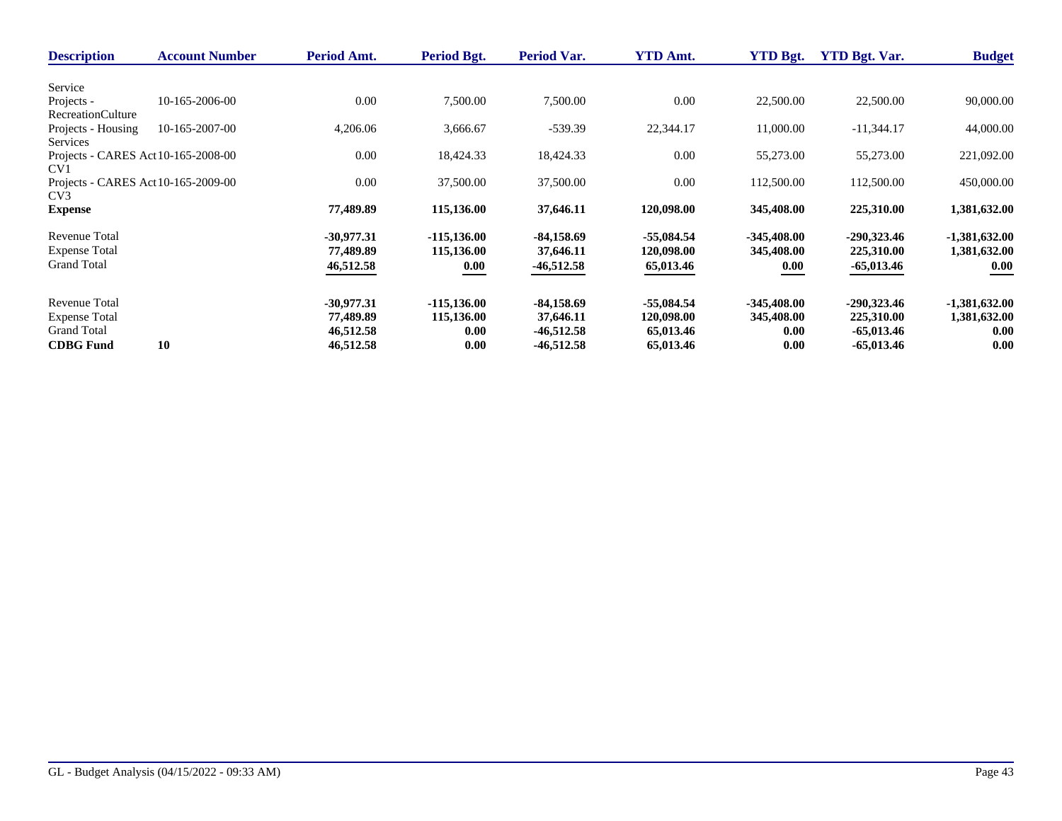| Description | Account Number | Period Amt. | Period Bgt. | Period Var. | YTD Amt. | YTD Bgt. | YTD Bgt. Var. | Budget |
|---|---|---|---|---|---|---|---|---|
| Service | | | | | | | | |
| Projects - RecreationCulture | 10-165-2006-00 | 0.00 | 7,500.00 | 7,500.00 | 0.00 | 22,500.00 | 22,500.00 | 90,000.00 |
| Projects - Housing Services | 10-165-2007-00 | 4,206.06 | 3,666.67 | -539.39 | 22,344.17 | 11,000.00 | -11,344.17 | 44,000.00 |
| Projects - CARES Act CV1 | 10-165-2008-00 | 0.00 | 18,424.33 | 18,424.33 | 0.00 | 55,273.00 | 55,273.00 | 221,092.00 |
| Projects - CARES Act CV3 | 10-165-2009-00 | 0.00 | 37,500.00 | 37,500.00 | 0.00 | 112,500.00 | 112,500.00 | 450,000.00 |
| **Expense** | | **77,489.89** | **115,136.00** | **37,646.11** | **120,098.00** | **345,408.00** | **225,310.00** | **1,381,632.00** |
| Revenue Total | | **-30,977.31** | **-115,136.00** | **-84,158.69** | **-55,084.54** | **-345,408.00** | **-290,323.46** | **-1,381,632.00** |
| Expense Total | | **77,489.89** | **115,136.00** | **37,646.11** | **120,098.00** | **345,408.00** | **225,310.00** | **1,381,632.00** |
| Grand Total | | **46,512.58** | **0.00** | **-46,512.58** | **65,013.46** | **0.00** | **-65,013.46** | **0.00** |
| Revenue Total | | **-30,977.31** | **-115,136.00** | **-84,158.69** | **-55,084.54** | **-345,408.00** | **-290,323.46** | **-1,381,632.00** |
| Expense Total | | **77,489.89** | **115,136.00** | **37,646.11** | **120,098.00** | **345,408.00** | **225,310.00** | **1,381,632.00** |
| Grand Total | | **46,512.58** | **0.00** | **-46,512.58** | **65,013.46** | **0.00** | **-65,013.46** | **0.00** |
| **CDBG Fund** | **10** | **46,512.58** | **0.00** | **-46,512.58** | **65,013.46** | **0.00** | **-65,013.46** | **0.00** |

GL - Budget Analysis (04/15/2022 - 09:33 AM)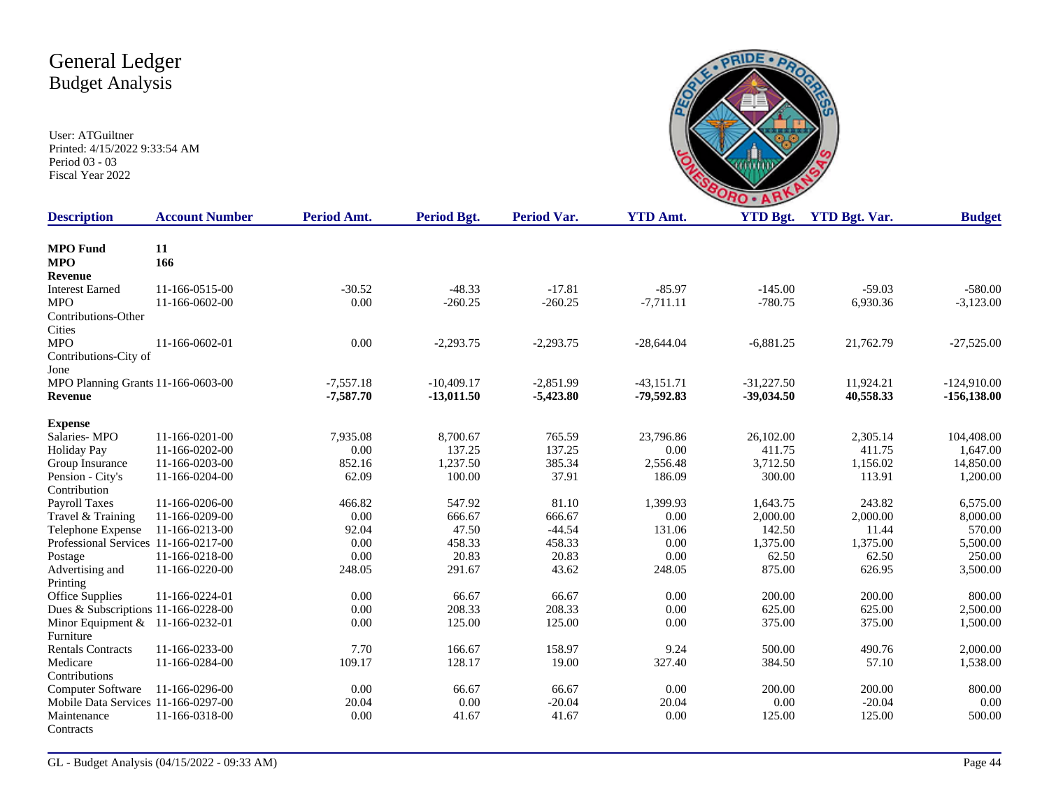# General Ledger
## Budget Analysis

User: ATGuiltner
Printed: 4/15/2022 9:33:54 AM
Period 03 - 03
Fiscal Year 2022

| Description | Account Number | Period Amt. | Period Bgt. | Period Var. | YTD Amt. | YTD Bgt. | YTD Bgt. Var. | Budget |
|---|---|---|---|---|---|---|---|---|
| **MPO Fund** | **11** | | | | | | | |
| **MPO** | **166** | | | | | | | |
| **Revenue** | | | | | | | | |
| Interest Earned | 11-166-0515-00 | -30.52 | -48.33 | -17.81 | -85.97 | -145.00 | -59.03 | -580.00 |
| MPO Contributions-Other Cities | 11-166-0602-00 | 0.00 | -260.25 | -260.25 | -7,711.11 | -780.75 | 6,930.36 | -3,123.00 |
| MPO Contributions-City of Jone | 11-166-0602-01 | 0.00 | -2,293.75 | -2,293.75 | -28,644.04 | -6,881.25 | 21,762.79 | -27,525.00 |
| MPO Planning Grants | 11-166-0603-00 | -7,557.18 | -10,409.17 | -2,851.99 | -43,151.71 | -31,227.50 | 11,924.21 | -124,910.00 |
| **Revenue** | | **-7,587.70** | **-13,011.50** | **-5,423.80** | **-79,592.83** | **-39,034.50** | **40,558.33** | **-156,138.00** |
| **Expense** | | | | | | | | |
| Salaries- MPO | 11-166-0201-00 | 7,935.08 | 8,700.67 | 765.59 | 23,796.86 | 26,102.00 | 2,305.14 | 104,408.00 |
| Holiday Pay | 11-166-0202-00 | 0.00 | 137.25 | 137.25 | 0.00 | 411.75 | 411.75 | 1,647.00 |
| Group Insurance | 11-166-0203-00 | 852.16 | 1,237.50 | 385.34 | 2,556.48 | 3,712.50 | 1,156.02 | 14,850.00 |
| Pension - City's Contribution | 11-166-0204-00 | 62.09 | 100.00 | 37.91 | 186.09 | 300.00 | 113.91 | 1,200.00 |
| Payroll Taxes | 11-166-0206-00 | 466.82 | 547.92 | 81.10 | 1,399.93 | 1,643.75 | 243.82 | 6,575.00 |
| Travel & Training | 11-166-0209-00 | 0.00 | 666.67 | 666.67 | 0.00 | 2,000.00 | 2,000.00 | 8,000.00 |
| Telephone Expense | 11-166-0213-00 | 92.04 | 47.50 | -44.54 | 131.06 | 142.50 | 11.44 | 570.00 |
| Professional Services | 11-166-0217-00 | 0.00 | 458.33 | 458.33 | 0.00 | 1,375.00 | 1,375.00 | 5,500.00 |
| Postage | 11-166-0218-00 | 0.00 | 20.83 | 20.83 | 0.00 | 62.50 | 62.50 | 250.00 |
| Advertising and Printing | 11-166-0220-00 | 248.05 | 291.67 | 43.62 | 248.05 | 875.00 | 626.95 | 3,500.00 |
| Office Supplies | 11-166-0224-01 | 0.00 | 66.67 | 66.67 | 0.00 | 200.00 | 200.00 | 800.00 |
| Dues & Subscriptions | 11-166-0228-00 | 0.00 | 208.33 | 208.33 | 0.00 | 625.00 | 625.00 | 2,500.00 |
| Minor Equipment & Furniture | 11-166-0232-01 | 0.00 | 125.00 | 125.00 | 0.00 | 375.00 | 375.00 | 1,500.00 |
| Rentals Contracts | 11-166-0233-00 | 7.70 | 166.67 | 158.97 | 9.24 | 500.00 | 490.76 | 2,000.00 |
| Medicare Contributions | 11-166-0284-00 | 109.17 | 128.17 | 19.00 | 327.40 | 384.50 | 57.10 | 1,538.00 |
| Computer Software | 11-166-0296-00 | 0.00 | 66.67 | 66.67 | 0.00 | 200.00 | 200.00 | 800.00 |
| Mobile Data Services | 11-166-0297-00 | 20.04 | 0.00 | -20.04 | 20.04 | 0.00 | -20.04 | 0.00 |
| Maintenance Contracts | 11-166-0318-00 | 0.00 | 41.67 | 41.67 | 0.00 | 125.00 | 125.00 | 500.00 |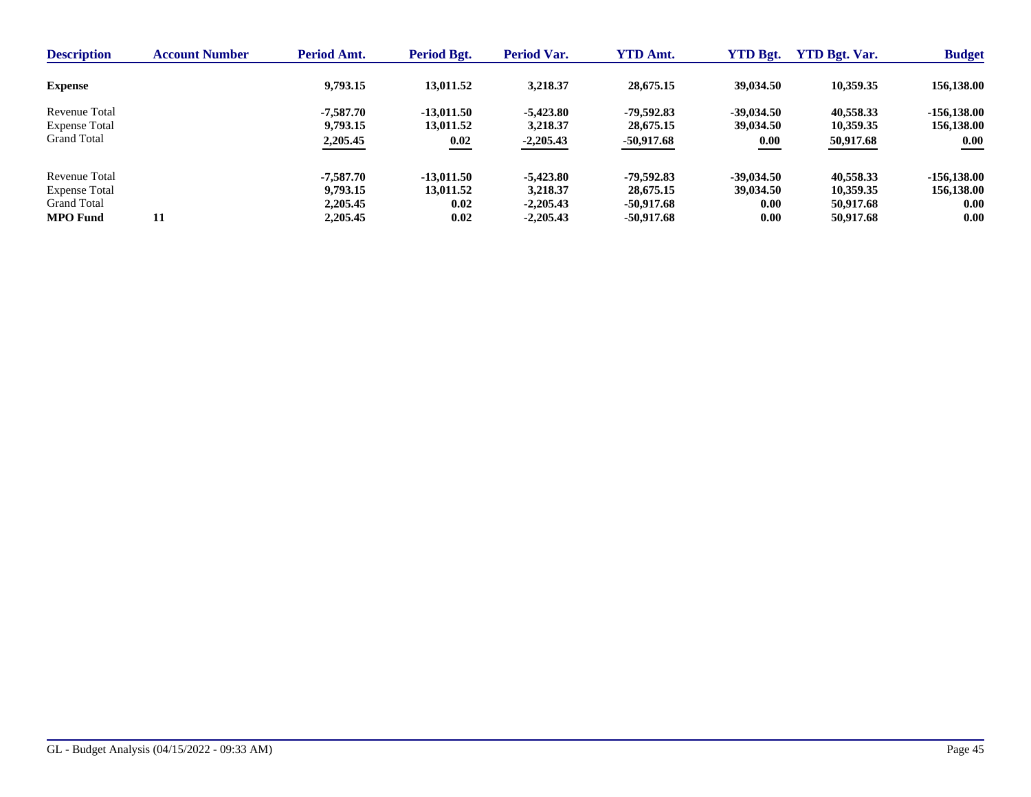| Description | Account Number | Period Amt. | Period Bgt. | Period Var. | YTD Amt. | YTD Bgt. | YTD Bgt. Var. | Budget |
|---|---|---|---|---|---|---|---|---|
| **Expense** | | **9,793.15** | **13,011.52** | **3,218.37** | **28,675.15** | **39,034.50** | **10,359.35** | **156,138.00** |
| Revenue Total | | **-7,587.70** | **-13,011.50** | **-5,423.80** | **-79,592.83** | **-39,034.50** | **40,558.33** | **-156,138.00** |
| Expense Total | | **9,793.15** | **13,011.52** | **3,218.37** | **28,675.15** | **39,034.50** | **10,359.35** | **156,138.00** |
| Grand Total | | **2,205.45** | **0.02** | **-2,205.43** | **-50,917.68** | **0.00** | **50,917.68** | **0.00** |
| Revenue Total | | **-7,587.70** | **-13,011.50** | **-5,423.80** | **-79,592.83** | **-39,034.50** | **40,558.33** | **-156,138.00** |
| Expense Total | | **9,793.15** | **13,011.52** | **3,218.37** | **28,675.15** | **39,034.50** | **10,359.35** | **156,138.00** |
| Grand Total | | **2,205.45** | **0.02** | **-2,205.43** | **-50,917.68** | **0.00** | **50,917.68** | **0.00** |
| **MPO Fund** | **11** | **2,205.45** | **0.02** | **-2,205.43** | **-50,917.68** | **0.00** | **50,917.68** | **0.00** |

GL - Budget Analysis (04/15/2022 - 09:33 AM)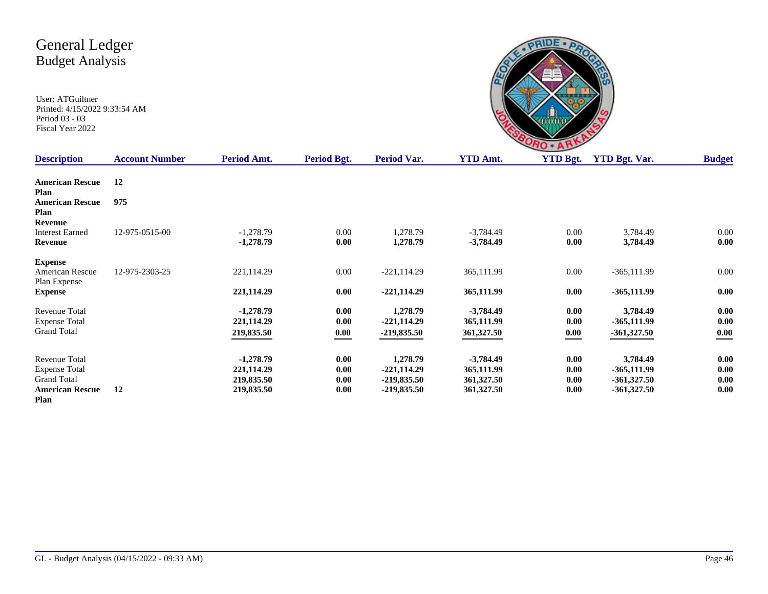# General Ledger
## Budget Analysis

User: ATGuiltner
Printed: 4/15/2022 9:33:54 AM
Period 03 - 03
Fiscal Year 2022

| Description | Account Number | Period Amt. | Period Bgt. | Period Var. | YTD Amt. | YTD Bgt. | YTD Bgt. Var. | Budget |
|---|---|---|---|---|---|---|---|---|
| **American Rescue Plan** | **12** | | | | | | | |
| **American Rescue Plan** | **975** | | | | | | | |
| **Revenue** | | | | | | | | |
| Interest Earned | 12-975-0515-00 | -1,278.79 | 0.00 | 1,278.79 | -3,784.49 | 0.00 | 3,784.49 | 0.00 |
| **Revenue** | | **-1,278.79** | **0.00** | **1,278.79** | **-3,784.49** | **0.00** | **3,784.49** | **0.00** |
| **Expense** | | | | | | | | |
| American Rescue Plan Expense | 12-975-2303-25 | 221,114.29 | 0.00 | -221,114.29 | 365,111.99 | 0.00 | -365,111.99 | 0.00 |
| **Expense** | | **221,114.29** | **0.00** | **-221,114.29** | **365,111.99** | **0.00** | **-365,111.99** | **0.00** |
| Revenue Total | | **-1,278.79** | **0.00** | **1,278.79** | **-3,784.49** | **0.00** | **3,784.49** | **0.00** |
| Expense Total | | **221,114.29** | **0.00** | **-221,114.29** | **365,111.99** | **0.00** | **-365,111.99** | **0.00** |
| Grand Total | | **219,835.50** | **0.00** | **-219,835.50** | **361,327.50** | **0.00** | **-361,327.50** | **0.00** |
| Revenue Total | | **-1,278.79** | **0.00** | **1,278.79** | **-3,784.49** | **0.00** | **3,784.49** | **0.00** |
| Expense Total | | **221,114.29** | **0.00** | **-221,114.29** | **365,111.99** | **0.00** | **-365,111.99** | **0.00** |
| Grand Total | | **219,835.50** | **0.00** | **-219,835.50** | **361,327.50** | **0.00** | **-361,327.50** | **0.00** |
| **American Rescue Plan** | **12** | **219,835.50** | **0.00** | **-219,835.50** | **361,327.50** | **0.00** | **-361,327.50** | **0.00** |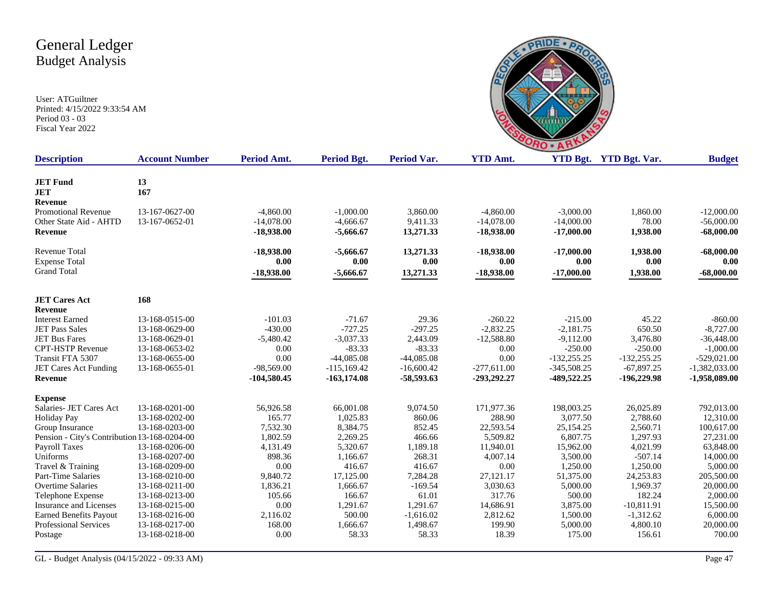# General Ledger
## Budget Analysis

User: ATGuiltner
Printed: 4/15/2022 9:33:54 AM
Period 03 - 03
Fiscal Year 2022

| Description | Account Number | Period Amt. | Period Bgt. | Period Var. | YTD Amt. | YTD Bgt. | YTD Bgt. Var. | Budget |
|---|---|---|---|---|---|---|---|---|
| **JET Fund** | **13** | | | | | | | |
| **JET** | **167** | | | | | | | |
| **Revenue** | | | | | | | | |
| Promotional Revenue | 13-167-0627-00 | -4,860.00 | -1,000.00 | 3,860.00 | -4,860.00 | -3,000.00 | 1,860.00 | -12,000.00 |
| Other State Aid - AHTD | 13-167-0652-01 | -14,078.00 | -4,666.67 | 9,411.33 | -14,078.00 | -14,000.00 | 78.00 | -56,000.00 |
| **Revenue** | | **-18,938.00** | **-5,666.67** | **13,271.33** | **-18,938.00** | **-17,000.00** | **1,938.00** | **-68,000.00** |
| Revenue Total | | **-18,938.00** | **-5,666.67** | **13,271.33** | **-18,938.00** | **-17,000.00** | **1,938.00** | **-68,000.00** |
| Expense Total | | **0.00** | **0.00** | **0.00** | **0.00** | **0.00** | **0.00** | **0.00** |
| Grand Total | | **-18,938.00** | **-5,666.67** | **13,271.33** | **-18,938.00** | **-17,000.00** | **1,938.00** | **-68,000.00** |
| **JET Cares Act** | **168** | | | | | | | |
| **Revenue** | | | | | | | | |
| Interest Earned | 13-168-0515-00 | -101.03 | -71.67 | 29.36 | -260.22 | -215.00 | 45.22 | -860.00 |
| JET Pass Sales | 13-168-0629-00 | -430.00 | -727.25 | -297.25 | -2,832.25 | -2,181.75 | 650.50 | -8,727.00 |
| JET Bus Fares | 13-168-0629-01 | -5,480.42 | -3,037.33 | 2,443.09 | -12,588.80 | -9,112.00 | 3,476.80 | -36,448.00 |
| CPT-HSTP Revenue | 13-168-0653-02 | 0.00 | -83.33 | -83.33 | 0.00 | -250.00 | -250.00 | -1,000.00 |
| Transit FTA 5307 | 13-168-0655-00 | 0.00 | -44,085.08 | -44,085.08 | 0.00 | -132,255.25 | -132,255.25 | -529,021.00 |
| JET Cares Act Funding | 13-168-0655-01 | -98,569.00 | -115,169.42 | -16,600.42 | -277,611.00 | -345,508.25 | -67,897.25 | -1,382,033.00 |
| **Revenue** | | **-104,580.45** | **-163,174.08** | **-58,593.63** | **-293,292.27** | **-489,522.25** | **-196,229.98** | **-1,958,089.00** |
| **Expense** | | | | | | | | |
| Salaries- JET Cares Act | 13-168-0201-00 | 56,926.58 | 66,001.08 | 9,074.50 | 171,977.36 | 198,003.25 | 26,025.89 | 792,013.00 |
| Holiday Pay | 13-168-0202-00 | 165.77 | 1,025.83 | 860.06 | 288.90 | 3,077.50 | 2,788.60 | 12,310.00 |
| Group Insurance | 13-168-0203-00 | 7,532.30 | 8,384.75 | 852.45 | 22,593.54 | 25,154.25 | 2,560.71 | 100,617.00 |
| Pension - City's Contribution | 13-168-0204-00 | 1,802.59 | 2,269.25 | 466.66 | 5,509.82 | 6,807.75 | 1,297.93 | 27,231.00 |
| Payroll Taxes | 13-168-0206-00 | 4,131.49 | 5,320.67 | 1,189.18 | 11,940.01 | 15,962.00 | 4,021.99 | 63,848.00 |
| Uniforms | 13-168-0207-00 | 898.36 | 1,166.67 | 268.31 | 4,007.14 | 3,500.00 | -507.14 | 14,000.00 |
| Travel & Training | 13-168-0209-00 | 0.00 | 416.67 | 416.67 | 0.00 | 1,250.00 | 1,250.00 | 5,000.00 |
| Part-Time Salaries | 13-168-0210-00 | 9,840.72 | 17,125.00 | 7,284.28 | 27,121.17 | 51,375.00 | 24,253.83 | 205,500.00 |
| Overtime Salaries | 13-168-0211-00 | 1,836.21 | 1,666.67 | -169.54 | 3,030.63 | 5,000.00 | 1,969.37 | 20,000.00 |
| Telephone Expense | 13-168-0213-00 | 105.66 | 166.67 | 61.01 | 317.76 | 500.00 | 182.24 | 2,000.00 |
| Insurance and Licenses | 13-168-0215-00 | 0.00 | 1,291.67 | 1,291.67 | 14,686.91 | 3,875.00 | -10,811.91 | 15,500.00 |
| Earned Benefits Payout | 13-168-0216-00 | 2,116.02 | 500.00 | -1,616.02 | 2,812.62 | 1,500.00 | -1,312.62 | 6,000.00 |
| Professional Services | 13-168-0217-00 | 168.00 | 1,666.67 | 1,498.67 | 199.90 | 5,000.00 | 4,800.10 | 20,000.00 |
| Postage | 13-168-0218-00 | 0.00 | 58.33 | 58.33 | 18.39 | 175.00 | 156.61 | 700.00 |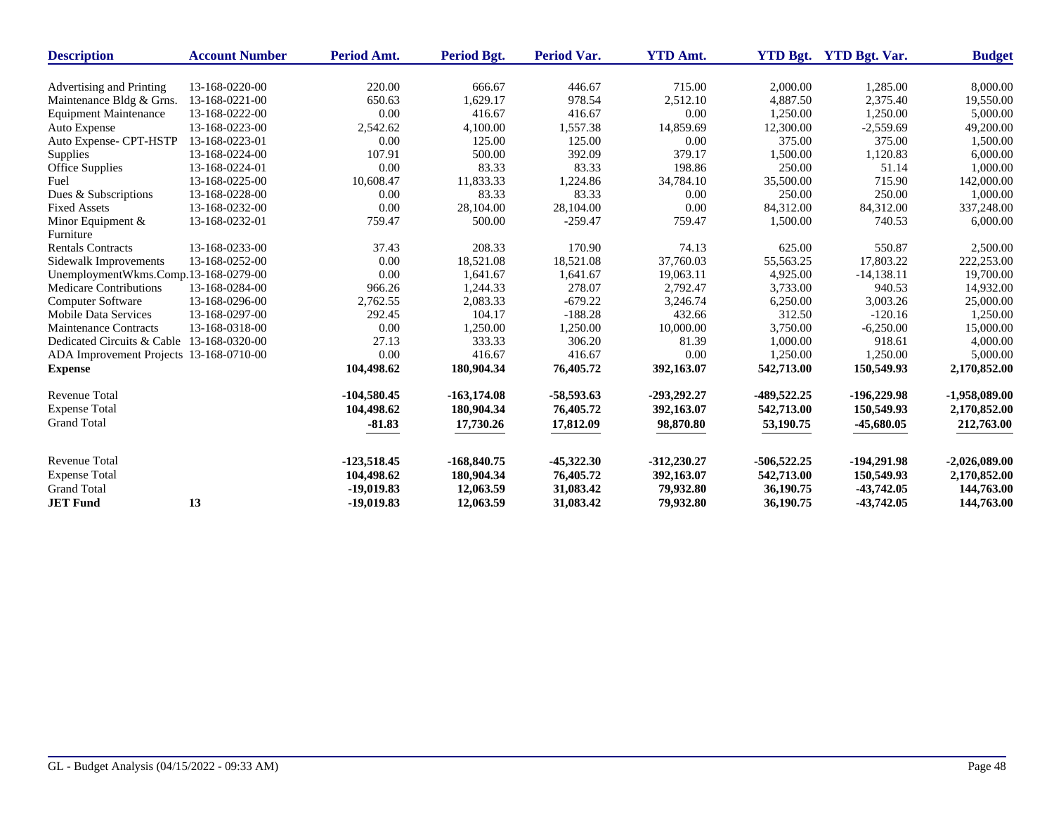| Description | Account Number | Period Amt. | Period Bgt. | Period Var. | YTD Amt. | YTD Bgt. | YTD Bgt. Var. | Budget |
|---|---|---|---|---|---|---|---|---|
| Advertising and Printing | 13-168-0220-00 | 220.00 | 666.67 | 446.67 | 715.00 | 2,000.00 | 1,285.00 | 8,000.00 |
| Maintenance Bldg & Grns. | 13-168-0221-00 | 650.63 | 1,629.17 | 978.54 | 2,512.10 | 4,887.50 | 2,375.40 | 19,550.00 |
| Equipment Maintenance | 13-168-0222-00 | 0.00 | 416.67 | 416.67 | 0.00 | 1,250.00 | 1,250.00 | 5,000.00 |
| Auto Expense | 13-168-0223-00 | 2,542.62 | 4,100.00 | 1,557.38 | 14,859.69 | 12,300.00 | -2,559.69 | 49,200.00 |
| Auto Expense- CPT-HSTP | 13-168-0223-01 | 0.00 | 125.00 | 125.00 | 0.00 | 375.00 | 375.00 | 1,500.00 |
| Supplies | 13-168-0224-00 | 107.91 | 500.00 | 392.09 | 379.17 | 1,500.00 | 1,120.83 | 6,000.00 |
| Office Supplies | 13-168-0224-01 | 0.00 | 83.33 | 83.33 | 198.86 | 250.00 | 51.14 | 1,000.00 |
| Fuel | 13-168-0225-00 | 10,608.47 | 11,833.33 | 1,224.86 | 34,784.10 | 35,500.00 | 715.90 | 142,000.00 |
| Dues & Subscriptions | 13-168-0228-00 | 0.00 | 83.33 | 83.33 | 0.00 | 250.00 | 250.00 | 1,000.00 |
| Fixed Assets | 13-168-0232-00 | 0.00 | 28,104.00 | 28,104.00 | 0.00 | 84,312.00 | 84,312.00 | 337,248.00 |
| Minor Equipment & Furniture | 13-168-0232-01 | 759.47 | 500.00 | -259.47 | 759.47 | 1,500.00 | 740.53 | 6,000.00 |
| Rentals Contracts | 13-168-0233-00 | 37.43 | 208.33 | 170.90 | 74.13 | 625.00 | 550.87 | 2,500.00 |
| Sidewalk Improvements | 13-168-0252-00 | 0.00 | 18,521.08 | 18,521.08 | 37,760.03 | 55,563.25 | 17,803.22 | 222,253.00 |
| UnemploymentWkms.Comp. | 13-168-0279-00 | 0.00 | 1,641.67 | 1,641.67 | 19,063.11 | 4,925.00 | -14,138.11 | 19,700.00 |
| Medicare Contributions | 13-168-0284-00 | 966.26 | 1,244.33 | 278.07 | 2,792.47 | 3,733.00 | 940.53 | 14,932.00 |
| Computer Software | 13-168-0296-00 | 2,762.55 | 2,083.33 | -679.22 | 3,246.74 | 6,250.00 | 3,003.26 | 25,000.00 |
| Mobile Data Services | 13-168-0297-00 | 292.45 | 104.17 | -188.28 | 432.66 | 312.50 | -120.16 | 1,250.00 |
| Maintenance Contracts | 13-168-0318-00 | 0.00 | 1,250.00 | 1,250.00 | 10,000.00 | 3,750.00 | -6,250.00 | 15,000.00 |
| Dedicated Circuits & Cable | 13-168-0320-00 | 27.13 | 333.33 | 306.20 | 81.39 | 1,000.00 | 918.61 | 4,000.00 |
| ADA Improvement Projects | 13-168-0710-00 | 0.00 | 416.67 | 416.67 | 0.00 | 1,250.00 | 1,250.00 | 5,000.00 |
| **Expense** | | **104,498.62** | **180,904.34** | **76,405.72** | **392,163.07** | **542,713.00** | **150,549.93** | **2,170,852.00** |
| Revenue Total | | **-104,580.45** | **-163,174.08** | **-58,593.63** | **-293,292.27** | **-489,522.25** | **-196,229.98** | **-1,958,089.00** |
| Expense Total | | **104,498.62** | **180,904.34** | **76,405.72** | **392,163.07** | **542,713.00** | **150,549.93** | **2,170,852.00** |
| Grand Total | | **-81.83** | **17,730.26** | **17,812.09** | **98,870.80** | **53,190.75** | **-45,680.05** | **212,763.00** |
| Revenue Total | | **-123,518.45** | **-168,840.75** | **-45,322.30** | **-312,230.27** | **-506,522.25** | **-194,291.98** | **-2,026,089.00** |
| Expense Total | | **104,498.62** | **180,904.34** | **76,405.72** | **392,163.07** | **542,713.00** | **150,549.93** | **2,170,852.00** |
| Grand Total | | **-19,019.83** | **12,063.59** | **31,083.42** | **79,932.80** | **36,190.75** | **-43,742.05** | **144,763.00** |
| **JET Fund** | **13** | **-19,019.83** | **12,063.59** | **31,083.42** | **79,932.80** | **36,190.75** | **-43,742.05** | **144,763.00** |

GL - Budget Analysis (04/15/2022 - 09:33 AM)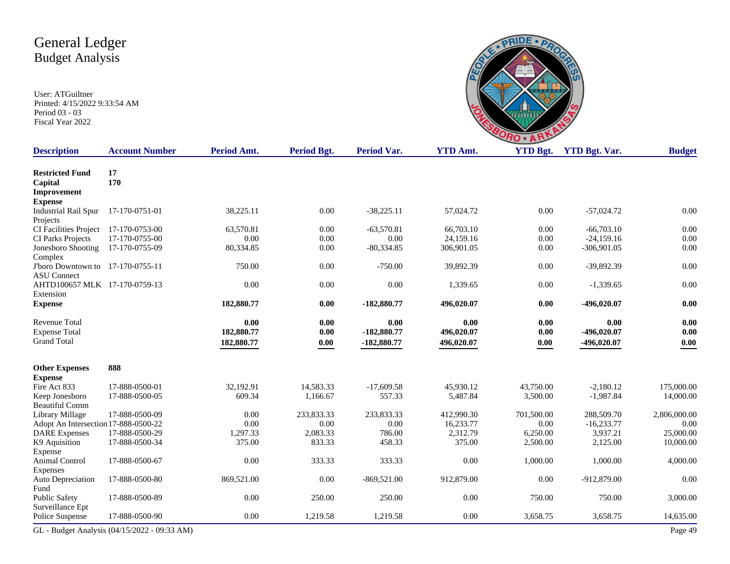# General Ledger
## Budget Analysis

User: ATGuiltner
Printed: 4/15/2022 9:33:54 AM
Period 03 - 03
Fiscal Year 2022

| Description | Account Number | Period Amt. | Period Bgt. | Period Var. | YTD Amt. | YTD Bgt. | YTD Bgt. Var. | Budget |
|---|---|---|---|---|---|---|---|---|
| **Restricted Fund** | **17** | | | | | | | |
| **Capital Improvement** | **170** | | | | | | | |
| **Expense** | | | | | | | | |
| Industrial Rail Spur Projects | 17-170-0751-01 | 38,225.11 | 0.00 | -38,225.11 | 57,024.72 | 0.00 | -57,024.72 | 0.00 |
| CI Facilities Project | 17-170-0753-00 | 63,570.81 | 0.00 | -63,570.81 | 66,703.10 | 0.00 | -66,703.10 | 0.00 |
| CI Parks Projects | 17-170-0755-00 | 0.00 | 0.00 | 0.00 | 24,159.16 | 0.00 | -24,159.16 | 0.00 |
| Jonesboro Shooting Complex | 17-170-0755-09 | 80,334.85 | 0.00 | -80,334.85 | 306,901.05 | 0.00 | -306,901.05 | 0.00 |
| J'boro Downtown to ASU Connect | 17-170-0755-11 | 750.00 | 0.00 | -750.00 | 39,892.39 | 0.00 | -39,892.39 | 0.00 |
| AHTD100657 MLK Extension | 17-170-0759-13 | 0.00 | 0.00 | 0.00 | 1,339.65 | 0.00 | -1,339.65 | 0.00 |
| **Expense** | | **182,880.77** | **0.00** | **-182,880.77** | **496,020.07** | **0.00** | **-496,020.07** | **0.00** |
| Revenue Total | | **0.00** | **0.00** | **0.00** | **0.00** | **0.00** | **0.00** | **0.00** |
| Expense Total | | **182,880.77** | **0.00** | **-182,880.77** | **496,020.07** | **0.00** | **-496,020.07** | **0.00** |
| Grand Total | | **182,880.77** | **0.00** | **-182,880.77** | **496,020.07** | **0.00** | **-496,020.07** | **0.00** |
| **Other Expenses** | **888** | | | | | | | |
| **Expense** | | | | | | | | |
| Fire Act 833 | 17-888-0500-01 | 32,192.91 | 14,583.33 | -17,609.58 | 45,930.12 | 43,750.00 | -2,180.12 | 175,000.00 |
| Keep Jonesboro Beautiful Comm | 17-888-0500-05 | 609.34 | 1,166.67 | 557.33 | 5,487.84 | 3,500.00 | -1,987.84 | 14,000.00 |
| Library Millage | 17-888-0500-09 | 0.00 | 233,833.33 | 233,833.33 | 412,990.30 | 701,500.00 | 288,509.70 | 2,806,000.00 |
| Adopt An Intersection | 17-888-0500-22 | 0.00 | 0.00 | 0.00 | 16,233.77 | 0.00 | -16,233.77 | 0.00 |
| DARE Expenses | 17-888-0500-29 | 1,297.33 | 2,083.33 | 786.00 | 2,312.79 | 6,250.00 | 3,937.21 | 25,000.00 |
| K9 Aquisition Expense | 17-888-0500-34 | 375.00 | 833.33 | 458.33 | 375.00 | 2,500.00 | 2,125.00 | 10,000.00 |
| Animal Control Expenses | 17-888-0500-67 | 0.00 | 333.33 | 333.33 | 0.00 | 1,000.00 | 1,000.00 | 4,000.00 |
| Auto Depreciation Fund | 17-888-0500-80 | 869,521.00 | 0.00 | -869,521.00 | 912,879.00 | 0.00 | -912,879.00 | 0.00 |
| Public Safety Surveillance Ept | 17-888-0500-89 | 0.00 | 250.00 | 250.00 | 0.00 | 750.00 | 750.00 | 3,000.00 |
| Police Suspense | 17-888-0500-90 | 0.00 | 1,219.58 | 1,219.58 | 0.00 | 3,658.75 | 3,658.75 | 14,635.00 |

GL - Budget Analysis (04/15/2022 - 09:33 AM)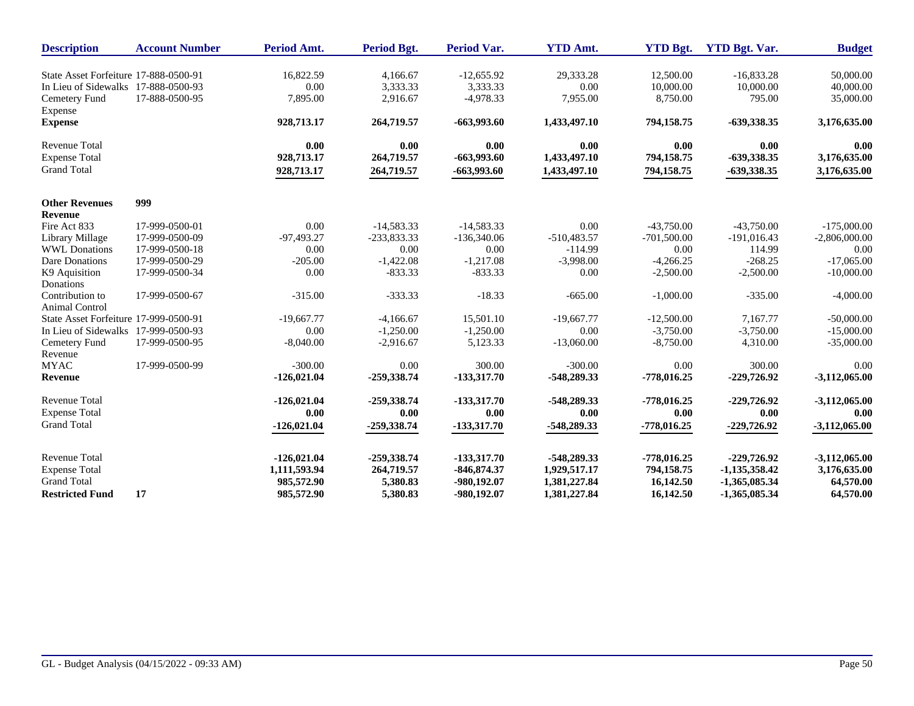| Description | Account Number | Period Amt. | Period Bgt. | Period Var. | YTD Amt. | YTD Bgt. | YTD Bgt. Var. | Budget |
|---|---|---|---|---|---|---|---|---|
| State Asset Forfeiture | 17-888-0500-91 | 16,822.59 | 4,166.67 | -12,655.92 | 29,333.28 | 12,500.00 | -16,833.28 | 50,000.00 |
| In Lieu of Sidewalks | 17-888-0500-93 | 0.00 | 3,333.33 | 3,333.33 | 0.00 | 10,000.00 | 10,000.00 | 40,000.00 |
| Cemetery Fund Expense | 17-888-0500-95 | 7,895.00 | 2,916.67 | -4,978.33 | 7,955.00 | 8,750.00 | 795.00 | 35,000.00 |
| **Expense** | | **928,713.17** | **264,719.57** | **-663,993.60** | **1,433,497.10** | **794,158.75** | **-639,338.35** | **3,176,635.00** |
| Revenue Total | | **0.00** | **0.00** | **0.00** | **0.00** | **0.00** | **0.00** | **0.00** |
| Expense Total | | **928,713.17** | **264,719.57** | **-663,993.60** | **1,433,497.10** | **794,158.75** | **-639,338.35** | **3,176,635.00** |
| Grand Total | | **928,713.17** | **264,719.57** | **-663,993.60** | **1,433,497.10** | **794,158.75** | **-639,338.35** | **3,176,635.00** |
| **Other Revenues** | **999** | | | | | | | |
| **Revenue** | | | | | | | | |
| Fire Act 833 | 17-999-0500-01 | 0.00 | -14,583.33 | -14,583.33 | 0.00 | -43,750.00 | -43,750.00 | -175,000.00 |
| Library Millage | 17-999-0500-09 | -97,493.27 | -233,833.33 | -136,340.06 | -510,483.57 | -701,500.00 | -191,016.43 | -2,806,000.00 |
| WWL Donations | 17-999-0500-18 | 0.00 | 0.00 | 0.00 | -114.99 | 0.00 | 114.99 | 0.00 |
| Dare Donations | 17-999-0500-29 | -205.00 | -1,422.08 | -1,217.08 | -3,998.00 | -4,266.25 | -268.25 | -17,065.00 |
| K9 Aquisition Donations | 17-999-0500-34 | 0.00 | -833.33 | -833.33 | 0.00 | -2,500.00 | -2,500.00 | -10,000.00 |
| Contribution to Animal Control | 17-999-0500-67 | -315.00 | -333.33 | -18.33 | -665.00 | -1,000.00 | -335.00 | -4,000.00 |
| State Asset Forfeiture | 17-999-0500-91 | -19,667.77 | -4,166.67 | 15,501.10 | -19,667.77 | -12,500.00 | 7,167.77 | -50,000.00 |
| In Lieu of Sidewalks | 17-999-0500-93 | 0.00 | -1,250.00 | -1,250.00 | 0.00 | -3,750.00 | -3,750.00 | -15,000.00 |
| Cemetery Fund Revenue | 17-999-0500-95 | -8,040.00 | -2,916.67 | 5,123.33 | -13,060.00 | -8,750.00 | 4,310.00 | -35,000.00 |
| MYAC | 17-999-0500-99 | -300.00 | 0.00 | 300.00 | -300.00 | 0.00 | 300.00 | 0.00 |
| **Revenue** | | **-126,021.04** | **-259,338.74** | **-133,317.70** | **-548,289.33** | **-778,016.25** | **-229,726.92** | **-3,112,065.00** |
| Revenue Total | | **-126,021.04** | **-259,338.74** | **-133,317.70** | **-548,289.33** | **-778,016.25** | **-229,726.92** | **-3,112,065.00** |
| Expense Total | | **0.00** | **0.00** | **0.00** | **0.00** | **0.00** | **0.00** | **0.00** |
| Grand Total | | **-126,021.04** | **-259,338.74** | **-133,317.70** | **-548,289.33** | **-778,016.25** | **-229,726.92** | **-3,112,065.00** |
| Revenue Total | | **-126,021.04** | **-259,338.74** | **-133,317.70** | **-548,289.33** | **-778,016.25** | **-229,726.92** | **-3,112,065.00** |
| Expense Total | | **1,111,593.94** | **264,719.57** | **-846,874.37** | **1,929,517.17** | **794,158.75** | **-1,135,358.42** | **3,176,635.00** |
| Grand Total | | **985,572.90** | **5,380.83** | **-980,192.07** | **1,381,227.84** | **16,142.50** | **-1,365,085.34** | **64,570.00** |
| **Restricted Fund** | **17** | **985,572.90** | **5,380.83** | **-980,192.07** | **1,381,227.84** | **16,142.50** | **-1,365,085.34** | **64,570.00** |

GL - Budget Analysis (04/15/2022 - 09:33 AM)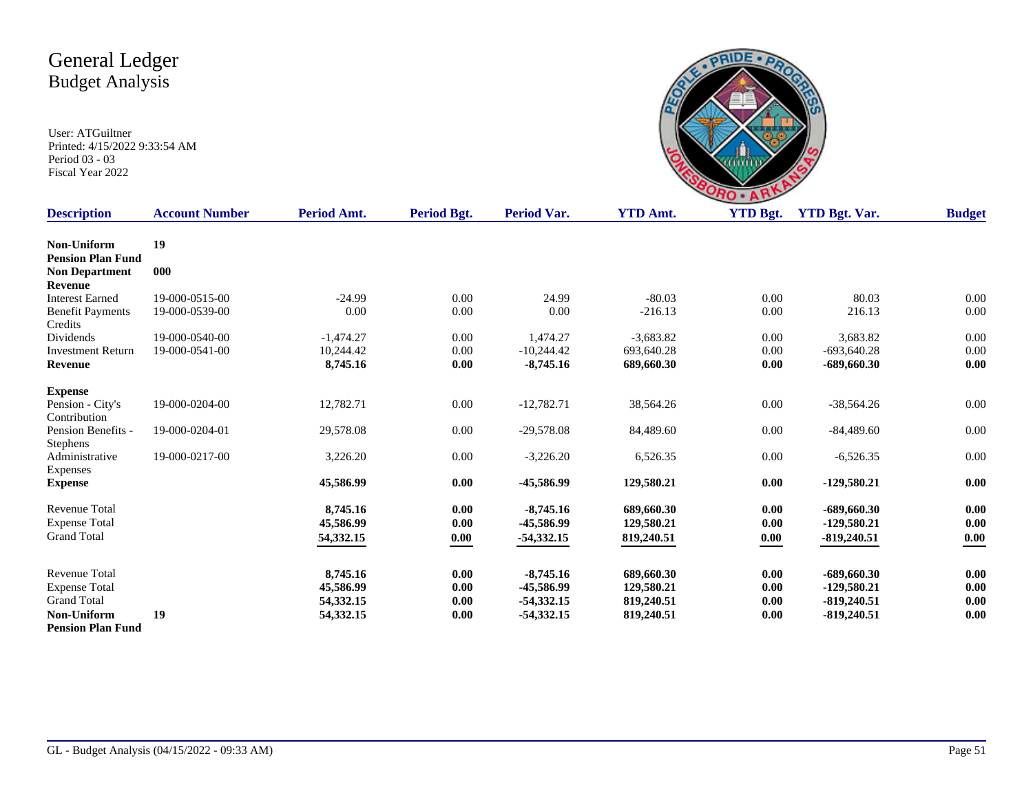# General Ledger
## Budget Analysis

User: ATGuiltner
Printed: 4/15/2022 9:33:54 AM
Period 03 - 03
Fiscal Year 2022

| Description | Account Number | Period Amt. | Period Bgt. | Period Var. | YTD Amt. | YTD Bgt. | YTD Bgt. Var. | Budget |
|---|---|---|---|---|---|---|---|---|
| **Non-Uniform Pension Plan Fund** | **19** | | | | | | | |
| **Non Department** | **000** | | | | | | | |
| **Revenue** | | | | | | | | |
| Interest Earned | 19-000-0515-00 | -24.99 | 0.00 | 24.99 | -80.03 | 0.00 | 80.03 | 0.00 |
| Benefit Payments Credits | 19-000-0539-00 | 0.00 | 0.00 | 0.00 | -216.13 | 0.00 | 216.13 | 0.00 |
| Dividends | 19-000-0540-00 | -1,474.27 | 0.00 | 1,474.27 | -3,683.82 | 0.00 | 3,683.82 | 0.00 |
| Investment Return | 19-000-0541-00 | 10,244.42 | 0.00 | -10,244.42 | 693,640.28 | 0.00 | -693,640.28 | 0.00 |
| **Revenue** | | **8,745.16** | **0.00** | **-8,745.16** | **689,660.30** | **0.00** | **-689,660.30** | **0.00** |
| **Expense** | | | | | | | | |
| Pension - City's Contribution | 19-000-0204-00 | 12,782.71 | 0.00 | -12,782.71 | 38,564.26 | 0.00 | -38,564.26 | 0.00 |
| Pension Benefits - Stephens | 19-000-0204-01 | 29,578.08 | 0.00 | -29,578.08 | 84,489.60 | 0.00 | -84,489.60 | 0.00 |
| Administrative Expenses | 19-000-0217-00 | 3,226.20 | 0.00 | -3,226.20 | 6,526.35 | 0.00 | -6,526.35 | 0.00 |
| **Expense** | | **45,586.99** | **0.00** | **-45,586.99** | **129,580.21** | **0.00** | **-129,580.21** | **0.00** |
| Revenue Total | | **8,745.16** | **0.00** | **-8,745.16** | **689,660.30** | **0.00** | **-689,660.30** | **0.00** |
| Expense Total | | **45,586.99** | **0.00** | **-45,586.99** | **129,580.21** | **0.00** | **-129,580.21** | **0.00** |
| Grand Total | | **54,332.15** | **0.00** | **-54,332.15** | **819,240.51** | **0.00** | **-819,240.51** | **0.00** |
| Revenue Total | | **8,745.16** | **0.00** | **-8,745.16** | **689,660.30** | **0.00** | **-689,660.30** | **0.00** |
| Expense Total | | **45,586.99** | **0.00** | **-45,586.99** | **129,580.21** | **0.00** | **-129,580.21** | **0.00** |
| Grand Total | | **54,332.15** | **0.00** | **-54,332.15** | **819,240.51** | **0.00** | **-819,240.51** | **0.00** |
| **Non-Uniform Pension Plan Fund** | **19** | **54,332.15** | **0.00** | **-54,332.15** | **819,240.51** | **0.00** | **-819,240.51** | **0.00** |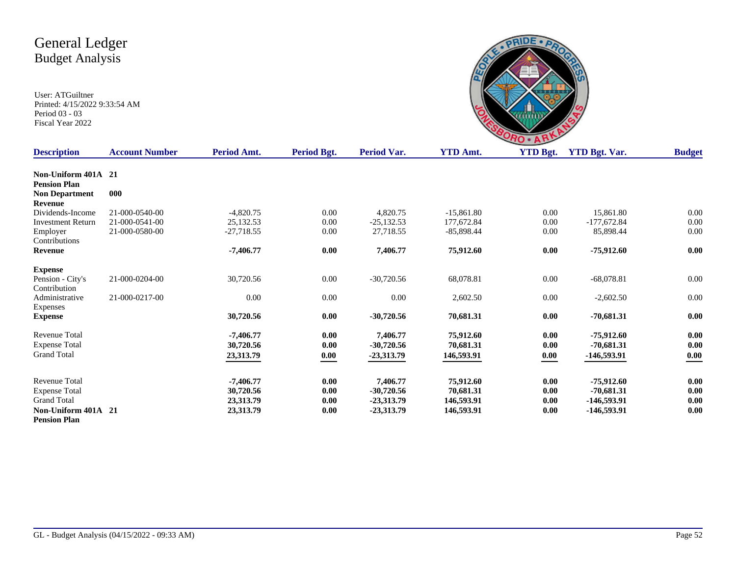# General Ledger
## Budget Analysis

User: ATGuiltner
Printed: 4/15/2022 9:33:54 AM
Period 03 - 03
Fiscal Year 2022

| Description | Account Number | Period Amt. | Period Bgt. | Period Var. | YTD Amt. | YTD Bgt. | YTD Bgt. Var. | Budget |
|---|---|---|---|---|---|---|---|---|
| **Non-Uniform 401A Pension Plan** | **21** | | | | | | | |
| **Non Department Revenue** | **000** | | | | | | | |
| Dividends-Income | 21-000-0540-00 | -4,820.75 | 0.00 | 4,820.75 | -15,861.80 | 0.00 | 15,861.80 | 0.00 |
| Investment Return | 21-000-0541-00 | 25,132.53 | 0.00 | -25,132.53 | 177,672.84 | 0.00 | -177,672.84 | 0.00 |
| Employer Contributions | 21-000-0580-00 | -27,718.55 | 0.00 | 27,718.55 | -85,898.44 | 0.00 | 85,898.44 | 0.00 |
| **Revenue** | | **-7,406.77** | **0.00** | **7,406.77** | **75,912.60** | **0.00** | **-75,912.60** | **0.00** |
| **Expense** | | | | | | | | |
| Pension - City's Contribution | 21-000-0204-00 | 30,720.56 | 0.00 | -30,720.56 | 68,078.81 | 0.00 | -68,078.81 | 0.00 |
| Administrative Expenses | 21-000-0217-00 | 0.00 | 0.00 | 0.00 | 2,602.50 | 0.00 | -2,602.50 | 0.00 |
| **Expense** | | **30,720.56** | **0.00** | **-30,720.56** | **70,681.31** | **0.00** | **-70,681.31** | **0.00** |
| Revenue Total | | **-7,406.77** | **0.00** | **7,406.77** | **75,912.60** | **0.00** | **-75,912.60** | **0.00** |
| Expense Total | | **30,720.56** | **0.00** | **-30,720.56** | **70,681.31** | **0.00** | **-70,681.31** | **0.00** |
| Grand Total | | **23,313.79** | **0.00** | **-23,313.79** | **146,593.91** | **0.00** | **-146,593.91** | **0.00** |
| Revenue Total | | **-7,406.77** | **0.00** | **7,406.77** | **75,912.60** | **0.00** | **-75,912.60** | **0.00** |
| Expense Total | | **30,720.56** | **0.00** | **-30,720.56** | **70,681.31** | **0.00** | **-70,681.31** | **0.00** |
| Grand Total | | **23,313.79** | **0.00** | **-23,313.79** | **146,593.91** | **0.00** | **-146,593.91** | **0.00** |
| **Non-Uniform 401A Pension Plan** | **21** | **23,313.79** | **0.00** | **-23,313.79** | **146,593.91** | **0.00** | **-146,593.91** | **0.00** |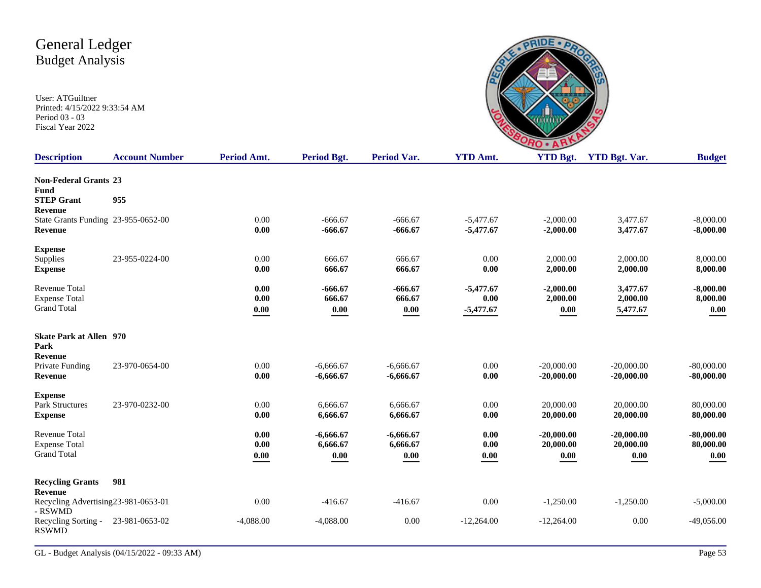# General Ledger
## Budget Analysis

User: ATGuiltner
Printed: 4/15/2022 9:33:54 AM
Period 03 - 03
Fiscal Year 2022

| Description | Account Number | Period Amt. | Period Bgt. | Period Var. | YTD Amt. | YTD Bgt. | YTD Bgt. Var. | Budget |
|---|---|---|---|---|---|---|---|---|
| **Non-Federal Grants Fund** | **23** | | | | | | | |
| **STEP Grant** | **955** | | | | | | | |
| **Revenue** | | | | | | | | |
| State Grants Funding | 23-955-0652-00 | 0.00 | -666.67 | -666.67 | -5,477.67 | -2,000.00 | 3,477.67 | -8,000.00 |
| **Revenue** | | **0.00** | **-666.67** | **-666.67** | **-5,477.67** | **-2,000.00** | **3,477.67** | **-8,000.00** |
| **Expense** | | | | | | | | |
| Supplies | 23-955-0224-00 | 0.00 | 666.67 | 666.67 | 0.00 | 2,000.00 | 2,000.00 | 8,000.00 |
| **Expense** | | **0.00** | **666.67** | **666.67** | **0.00** | **2,000.00** | **2,000.00** | **8,000.00** |
| Revenue Total | | **0.00** | **-666.67** | **-666.67** | **-5,477.67** | **-2,000.00** | **3,477.67** | **-8,000.00** |
| Expense Total | | **0.00** | **666.67** | **666.67** | **0.00** | **2,000.00** | **2,000.00** | **8,000.00** |
| Grand Total | | **0.00** | **0.00** | **0.00** | **-5,477.67** | **0.00** | **5,477.67** | **0.00** |
| **Skate Park at Allen Park** | **970** | | | | | | | |
| **Revenue** | | | | | | | | |
| Private Funding | 23-970-0654-00 | 0.00 | -6,666.67 | -6,666.67 | 0.00 | -20,000.00 | -20,000.00 | -80,000.00 |
| **Revenue** | | **0.00** | **-6,666.67** | **-6,666.67** | **0.00** | **-20,000.00** | **-20,000.00** | **-80,000.00** |
| **Expense** | | | | | | | | |
| Park Structures | 23-970-0232-00 | 0.00 | 6,666.67 | 6,666.67 | 0.00 | 20,000.00 | 20,000.00 | 80,000.00 |
| **Expense** | | **0.00** | **6,666.67** | **6,666.67** | **0.00** | **20,000.00** | **20,000.00** | **80,000.00** |
| Revenue Total | | **0.00** | **-6,666.67** | **-6,666.67** | **0.00** | **-20,000.00** | **-20,000.00** | **-80,000.00** |
| Expense Total | | **0.00** | **6,666.67** | **6,666.67** | **0.00** | **20,000.00** | **20,000.00** | **80,000.00** |
| Grand Total | | **0.00** | **0.00** | **0.00** | **0.00** | **0.00** | **0.00** | **0.00** |
| **Recycling Grants** | **981** | | | | | | | |
| **Revenue** | | | | | | | | |
| Recycling Advertising - RSWMD | 23-981-0653-01 | 0.00 | -416.67 | -416.67 | 0.00 | -1,250.00 | -1,250.00 | -5,000.00 |
| Recycling Sorting - RSWMD | 23-981-0653-02 | -4,088.00 | -4,088.00 | 0.00 | -12,264.00 | -12,264.00 | 0.00 | -49,056.00 |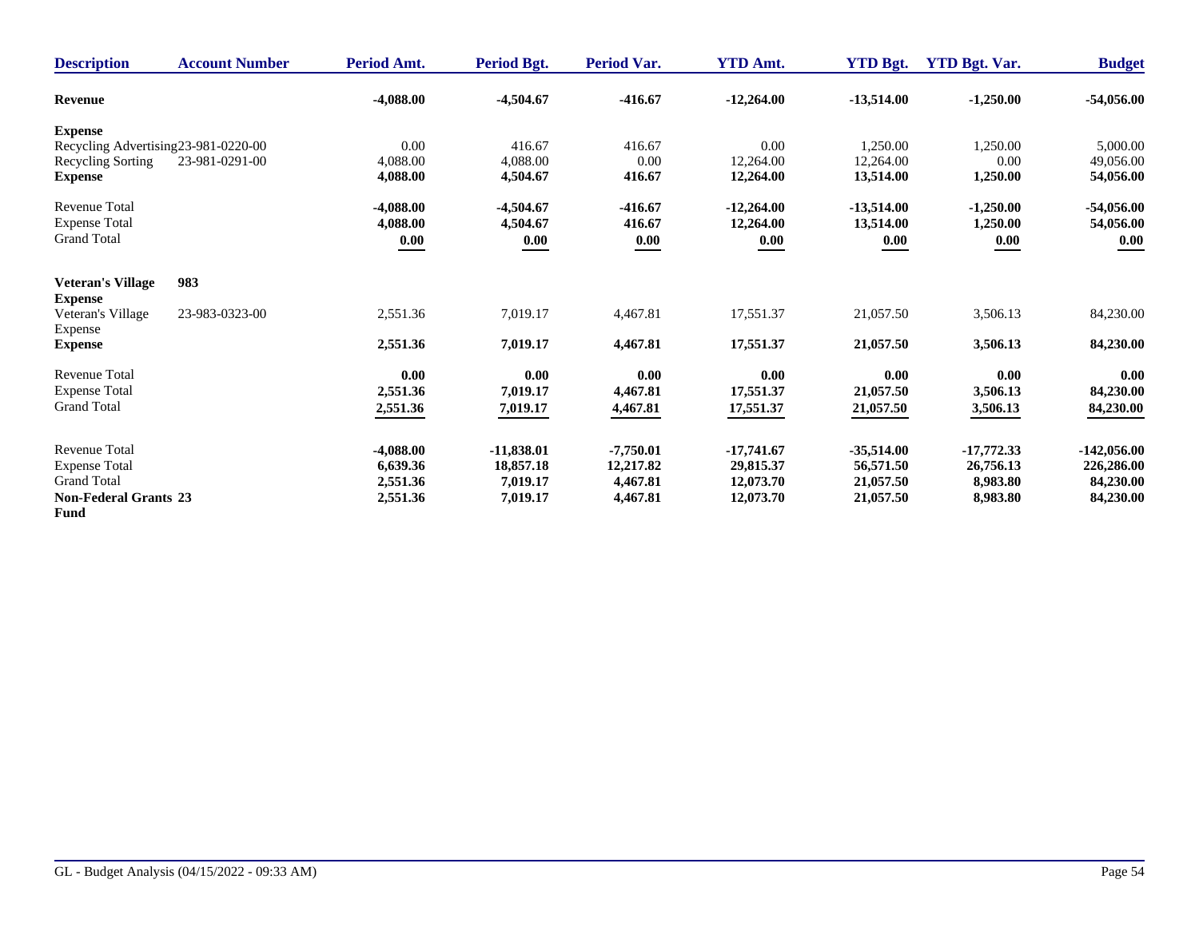| Description | Account Number | Period Amt. | Period Bgt. | Period Var. | YTD Amt. | YTD Bgt. | YTD Bgt. Var. | Budget |
|---|---|---|---|---|---|---|---|---|
| **Revenue** | | **-4,088.00** | **-4,504.67** | **-416.67** | **-12,264.00** | **-13,514.00** | **-1,250.00** | **-54,056.00** |
| **Expense** | | | | | | | | |
| Recycling Advertising | 23-981-0220-00 | 0.00 | 416.67 | 416.67 | 0.00 | 1,250.00 | 1,250.00 | 5,000.00 |
| Recycling Sorting | 23-981-0291-00 | 4,088.00 | 4,088.00 | 0.00 | 12,264.00 | 12,264.00 | 0.00 | 49,056.00 |
| **Expense** | | **4,088.00** | **4,504.67** | **416.67** | **12,264.00** | **13,514.00** | **1,250.00** | **54,056.00** |
| Revenue Total | | **-4,088.00** | **-4,504.67** | **-416.67** | **-12,264.00** | **-13,514.00** | **-1,250.00** | **-54,056.00** |
| Expense Total | | **4,088.00** | **4,504.67** | **416.67** | **12,264.00** | **13,514.00** | **1,250.00** | **54,056.00** |
| Grand Total | | **0.00** | **0.00** | **0.00** | **0.00** | **0.00** | **0.00** | **0.00** |
| **Veteran's Village** | **983** | | | | | | | |
| **Expense** | | | | | | | | |
| Veteran's Village Expense | 23-983-0323-00 | 2,551.36 | 7,019.17 | 4,467.81 | 17,551.37 | 21,057.50 | 3,506.13 | 84,230.00 |
| **Expense** | | **2,551.36** | **7,019.17** | **4,467.81** | **17,551.37** | **21,057.50** | **3,506.13** | **84,230.00** |
| Revenue Total | | **0.00** | **0.00** | **0.00** | **0.00** | **0.00** | **0.00** | **0.00** |
| Expense Total | | **2,551.36** | **7,019.17** | **4,467.81** | **17,551.37** | **21,057.50** | **3,506.13** | **84,230.00** |
| Grand Total | | **2,551.36** | **7,019.17** | **4,467.81** | **17,551.37** | **21,057.50** | **3,506.13** | **84,230.00** |
| Revenue Total | | **-4,088.00** | **-11,838.01** | **-7,750.01** | **-17,741.67** | **-35,514.00** | **-17,772.33** | **-142,056.00** |
| Expense Total | | **6,639.36** | **18,857.18** | **12,217.82** | **29,815.37** | **56,571.50** | **26,756.13** | **226,286.00** |
| Grand Total | | **2,551.36** | **7,019.17** | **4,467.81** | **12,073.70** | **21,057.50** | **8,983.80** | **84,230.00** |
| **Non-Federal Grants Fund** | **23** | **2,551.36** | **7,019.17** | **4,467.81** | **12,073.70** | **21,057.50** | **8,983.80** | **84,230.00** |

GL - Budget Analysis (04/15/2022 - 09:33 AM)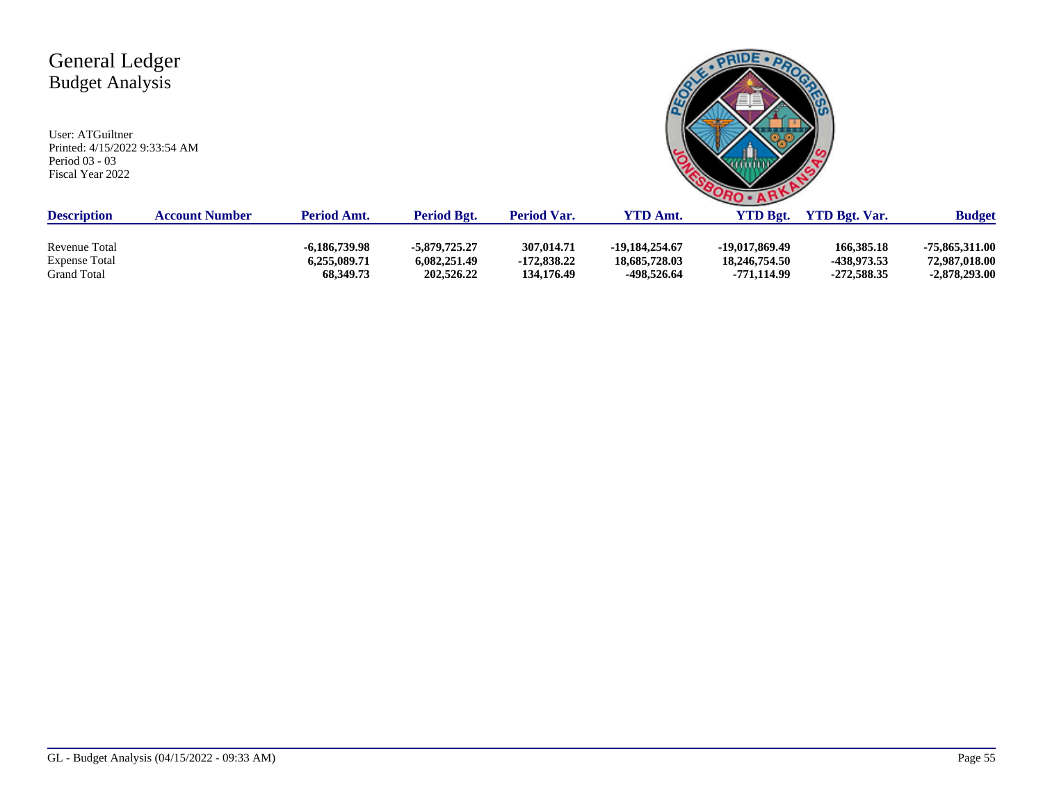# General Ledger
## Budget Analysis

User: ATGuiltner
Printed: 4/15/2022 9:33:54 AM
Period 03 - 03
Fiscal Year 2022

| Description | Account Number | Period Amt. | Period Bgt. | Period Var. | YTD Amt. | YTD Bgt. | YTD Bgt. Var. | Budget |
|---|---|---|---|---|---|---|---|---|
| Revenue Total | | **-6,186,739.98** | **-5,879,725.27** | **307,014.71** | **-19,184,254.67** | **-19,017,869.49** | **166,385.18** | **-75,865,311.00** |
| Expense Total | | **6,255,089.71** | **6,082,251.49** | **-172,838.22** | **18,685,728.03** | **18,246,754.50** | **-438,973.53** | **72,987,018.00** |
| Grand Total | | **68,349.73** | **202,526.22** | **134,176.49** | **-498,526.64** | **-771,114.99** | **-272,588.35** | **-2,878,293.00** |